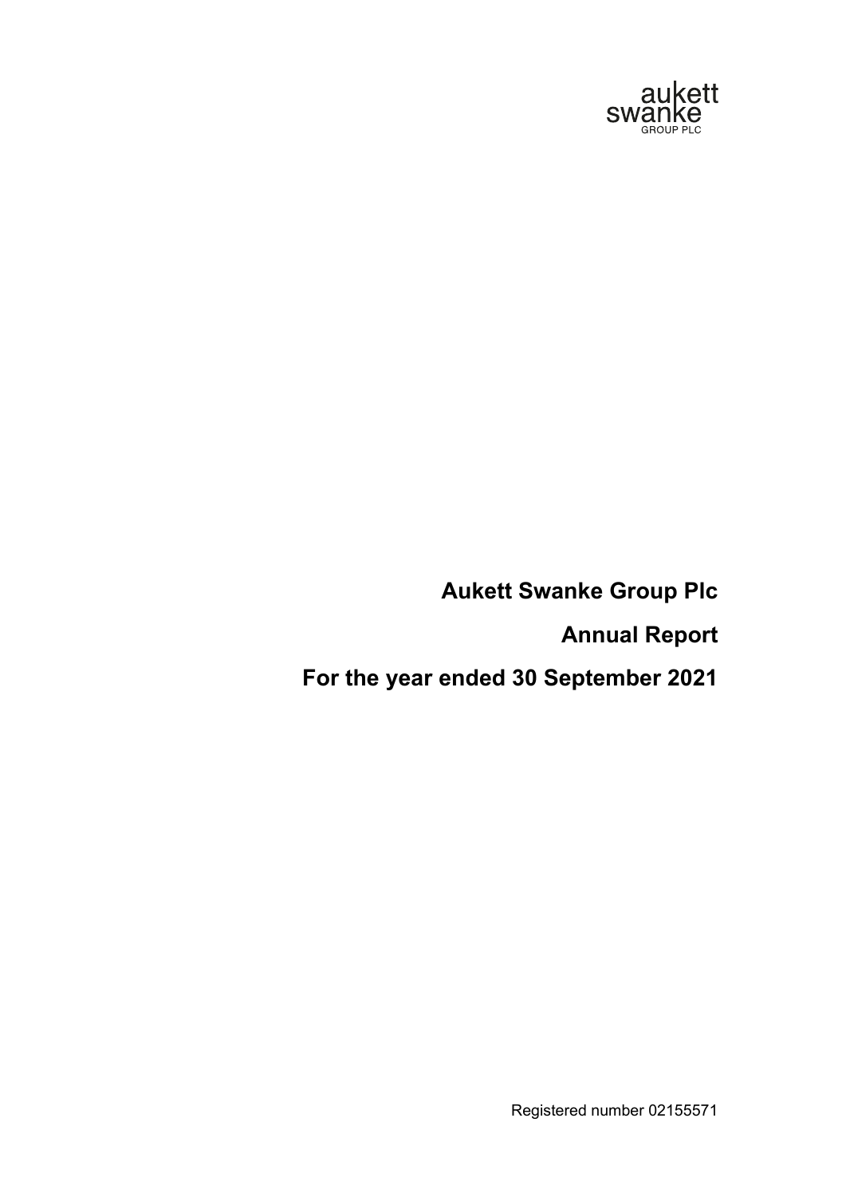aukett swanke GROUP PLC

# Aukett Swanke Group Plc

## Annual Report

## For the year ended 30 September 2021

Registered number 02155571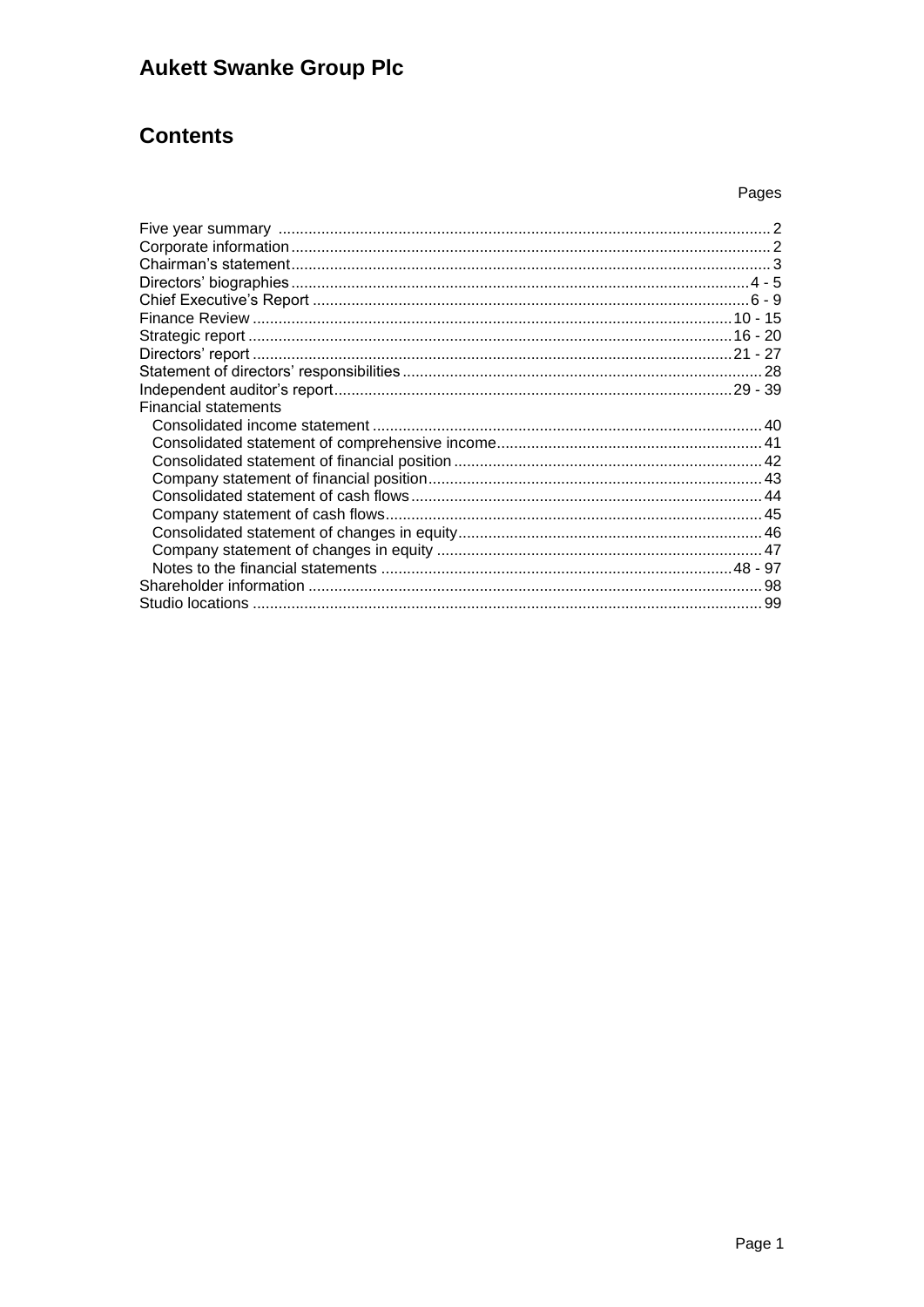# Aukett Swanke Group Plc

## Contents

| | Pages |
|---|---|
| Five year summary | 2 |
| Corporate information | 2 |
| Chairman's statement | 3 |
| Directors' biographies | 4 - 5 |
| Chief Executive's Report | 6 - 9 |
| Finance Review | 10 - 15 |
| Strategic report | 16 - 20 |
| Directors' report | 21 - 27 |
| Statement of directors' responsibilities | 28 |
| Independent auditor's report | 29 - 39 |
| Financial statements | |
| Consolidated income statement | 40 |
| Consolidated statement of comprehensive income | 41 |
| Consolidated statement of financial position | 42 |
| Company statement of financial position | 43 |
| Consolidated statement of cash flows | 44 |
| Company statement of cash flows | 45 |
| Consolidated statement of changes in equity | 46 |
| Company statement of changes in equity | 47 |
| Notes to the financial statements | 48 - 97 |
| Shareholder information | 98 |
| Studio locations | 99 |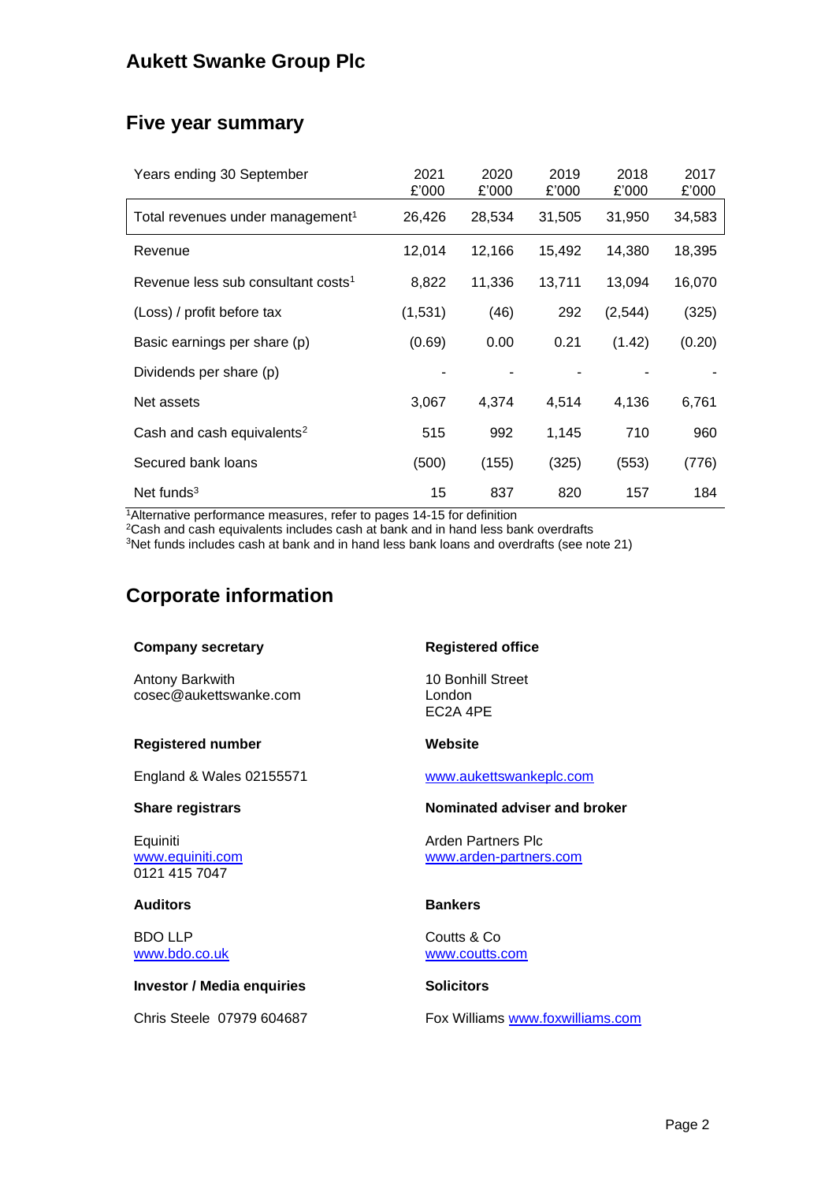# Aukett Swanke Group Plc

## Five year summary

| Years ending 30 September | 2021 £'000 | 2020 £'000 | 2019 £'000 | 2018 £'000 | 2017 £'000 |
|---|---|---|---|---|---|
| Total revenues under management[1] | 26,426 | 28,534 | 31,505 | 31,950 | 34,583 |
| Revenue | 12,014 | 12,166 | 15,492 | 14,380 | 18,395 |
| Revenue less sub consultant costs[1] | 8,822 | 11,336 | 13,711 | 13,094 | 16,070 |
| (Loss) / profit before tax | (1,531) | (46) | 292 | (2,544) | (325) |
| Basic earnings per share (p) | (0.69) | 0.00 | 0.21 | (1.42) | (0.20) |
| Dividends per share (p) | - | - | - | - | - |
| Net assets | 3,067 | 4,374 | 4,514 | 4,136 | 6,761 |
| Cash and cash equivalents[2] | 515 | 992 | 1,145 | 710 | 960 |
| Secured bank loans | (500) | (155) | (325) | (553) | (776) |
| Net funds[3] | 15 | 837 | 820 | 157 | 184 |

[1]Alternative performance measures, refer to pages 14-15 for definition
[2]Cash and cash equivalents includes cash at bank and in hand less bank overdrafts
[3]Net funds includes cash at bank and in hand less bank loans and overdrafts (see note 21)

## Corporate information

**Company secretary**

Antony Barkwith
cosec@aukettswanke.com

**Registered office**

10 Bonhill Street
London
EC2A 4PE

**Registered number**

England & Wales 02155571

**Website**

www.aukettswankeplc.com

**Share registrars**

Equiniti
www.equiniti.com
0121 415 7047

**Nominated adviser and broker**

Arden Partners Plc
www.arden-partners.com

**Auditors**

BDO LLP
www.bdo.co.uk

**Bankers**

Coutts & Co
www.coutts.com

**Investor / Media enquiries**

Chris Steele 07979 604687

**Solicitors**

Fox Williams www.foxwilliams.com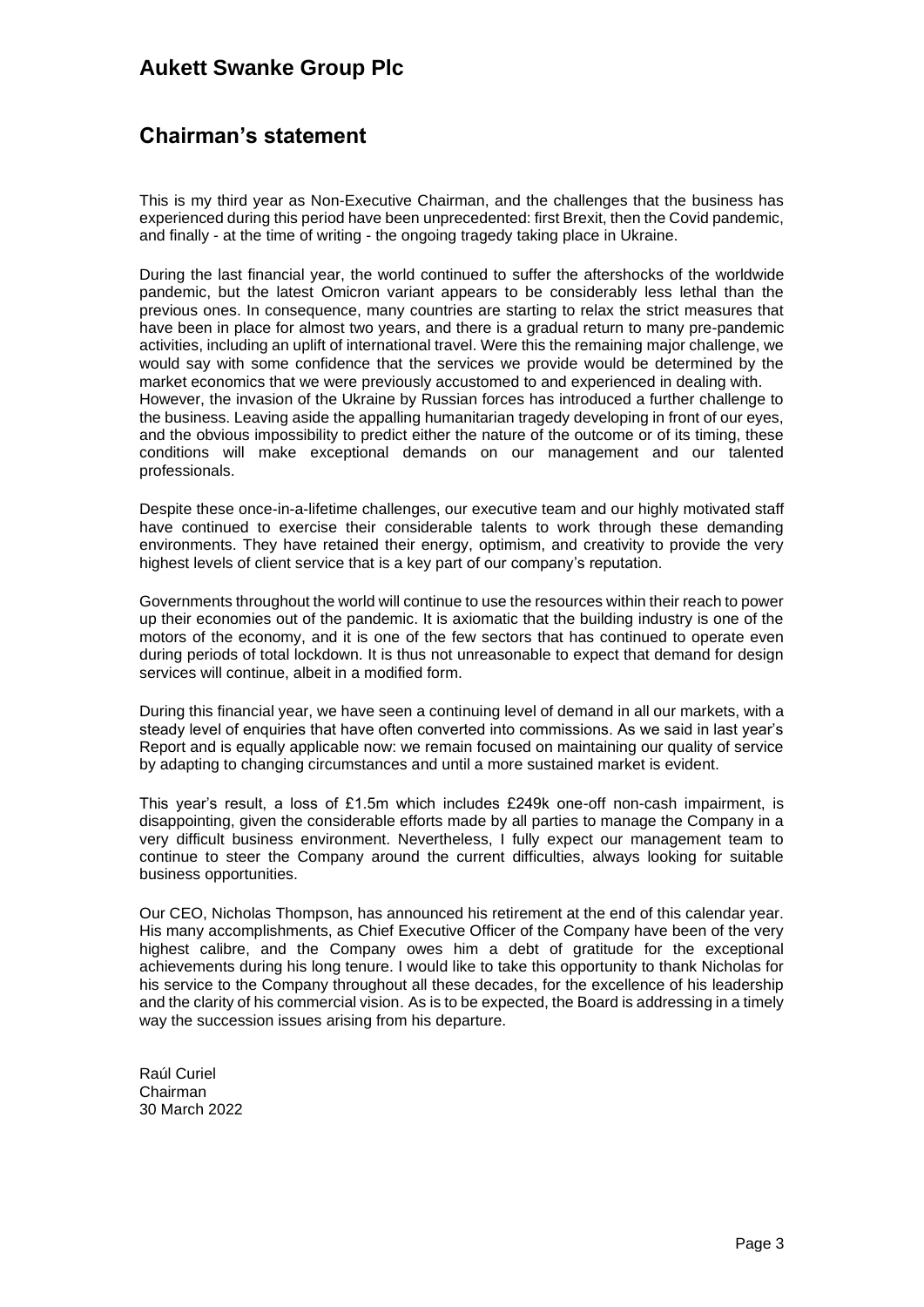# Aukett Swanke Group Plc

## Chairman's statement

This is my third year as Non-Executive Chairman, and the challenges that the business has experienced during this period have been unprecedented: first Brexit, then the Covid pandemic, and finally - at the time of writing - the ongoing tragedy taking place in Ukraine.

During the last financial year, the world continued to suffer the aftershocks of the worldwide pandemic, but the latest Omicron variant appears to be considerably less lethal than the previous ones. In consequence, many countries are starting to relax the strict measures that have been in place for almost two years, and there is a gradual return to many pre-pandemic activities, including an uplift of international travel. Were this the remaining major challenge, we would say with some confidence that the services we provide would be determined by the market economics that we were previously accustomed to and experienced in dealing with.
However, the invasion of the Ukraine by Russian forces has introduced a further challenge to the business. Leaving aside the appalling humanitarian tragedy developing in front of our eyes, and the obvious impossibility to predict either the nature of the outcome or of its timing, these conditions will make exceptional demands on our management and our talented professionals.

Despite these once-in-a-lifetime challenges, our executive team and our highly motivated staff have continued to exercise their considerable talents to work through these demanding environments. They have retained their energy, optimism, and creativity to provide the very highest levels of client service that is a key part of our company's reputation.

Governments throughout the world will continue to use the resources within their reach to power up their economies out of the pandemic. It is axiomatic that the building industry is one of the motors of the economy, and it is one of the few sectors that has continued to operate even during periods of total lockdown. It is thus not unreasonable to expect that demand for design services will continue, albeit in a modified form.

During this financial year, we have seen a continuing level of demand in all our markets, with a steady level of enquiries that have often converted into commissions. As we said in last year's Report and is equally applicable now: we remain focused on maintaining our quality of service by adapting to changing circumstances and until a more sustained market is evident.

This year's result, a loss of £1.5m which includes £249k one-off non-cash impairment, is disappointing, given the considerable efforts made by all parties to manage the Company in a very difficult business environment. Nevertheless, I fully expect our management team to continue to steer the Company around the current difficulties, always looking for suitable business opportunities.

Our CEO, Nicholas Thompson, has announced his retirement at the end of this calendar year. His many accomplishments, as Chief Executive Officer of the Company have been of the very highest calibre, and the Company owes him a debt of gratitude for the exceptional achievements during his long tenure. I would like to take this opportunity to thank Nicholas for his service to the Company throughout all these decades, for the excellence of his leadership and the clarity of his commercial vision. As is to be expected, the Board is addressing in a timely way the succession issues arising from his departure.

Raúl Curiel
Chairman
30 March 2022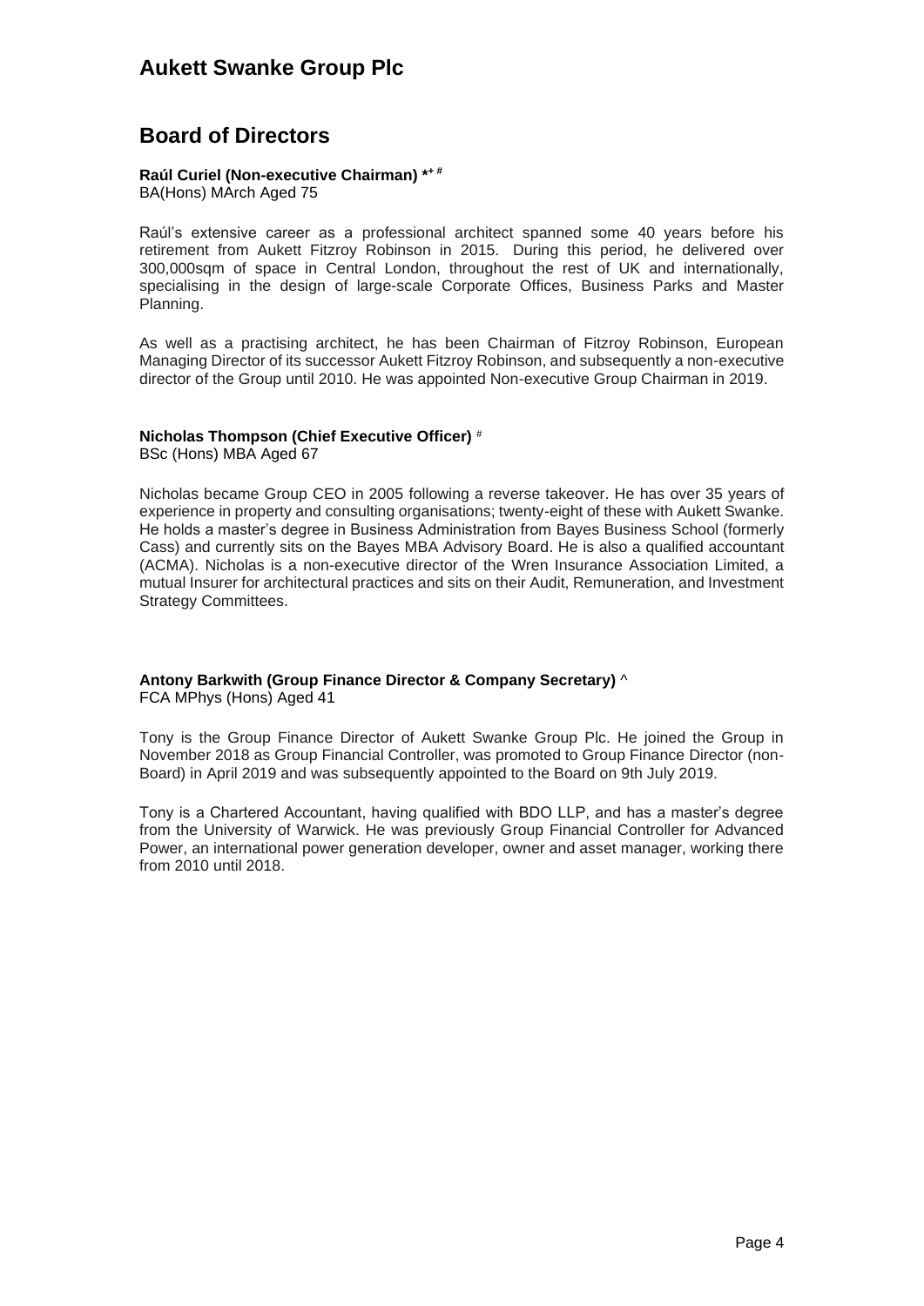# Board of Directors

**Raúl Curiel (Non-executive Chairman) *+ #**
BA(Hons) MArch Aged 75

Raúl's extensive career as a professional architect spanned some 40 years before his retirement from Aukett Fitzroy Robinson in 2015. During this period, he delivered over 300,000sqm of space in Central London, throughout the rest of UK and internationally, specialising in the design of large-scale Corporate Offices, Business Parks and Master Planning.

As well as a practising architect, he has been Chairman of Fitzroy Robinson, European Managing Director of its successor Aukett Fitzroy Robinson, and subsequently a non-executive director of the Group until 2010. He was appointed Non-executive Group Chairman in 2019.

**Nicholas Thompson (Chief Executive Officer) #**
BSc (Hons) MBA Aged 67

Nicholas became Group CEO in 2005 following a reverse takeover. He has over 35 years of experience in property and consulting organisations; twenty-eight of these with Aukett Swanke. He holds a master's degree in Business Administration from Bayes Business School (formerly Cass) and currently sits on the Bayes MBA Advisory Board. He is also a qualified accountant (ACMA). Nicholas is a non-executive director of the Wren Insurance Association Limited, a mutual Insurer for architectural practices and sits on their Audit, Remuneration, and Investment Strategy Committees.

**Antony Barkwith (Group Finance Director & Company Secretary) ^**
FCA MPhys (Hons) Aged 41

Tony is the Group Finance Director of Aukett Swanke Group Plc. He joined the Group in November 2018 as Group Financial Controller, was promoted to Group Finance Director (non-Board) in April 2019 and was subsequently appointed to the Board on 9th July 2019.

Tony is a Chartered Accountant, having qualified with BDO LLP, and has a master's degree from the University of Warwick. He was previously Group Financial Controller for Advanced Power, an international power generation developer, owner and asset manager, working there from 2010 until 2018.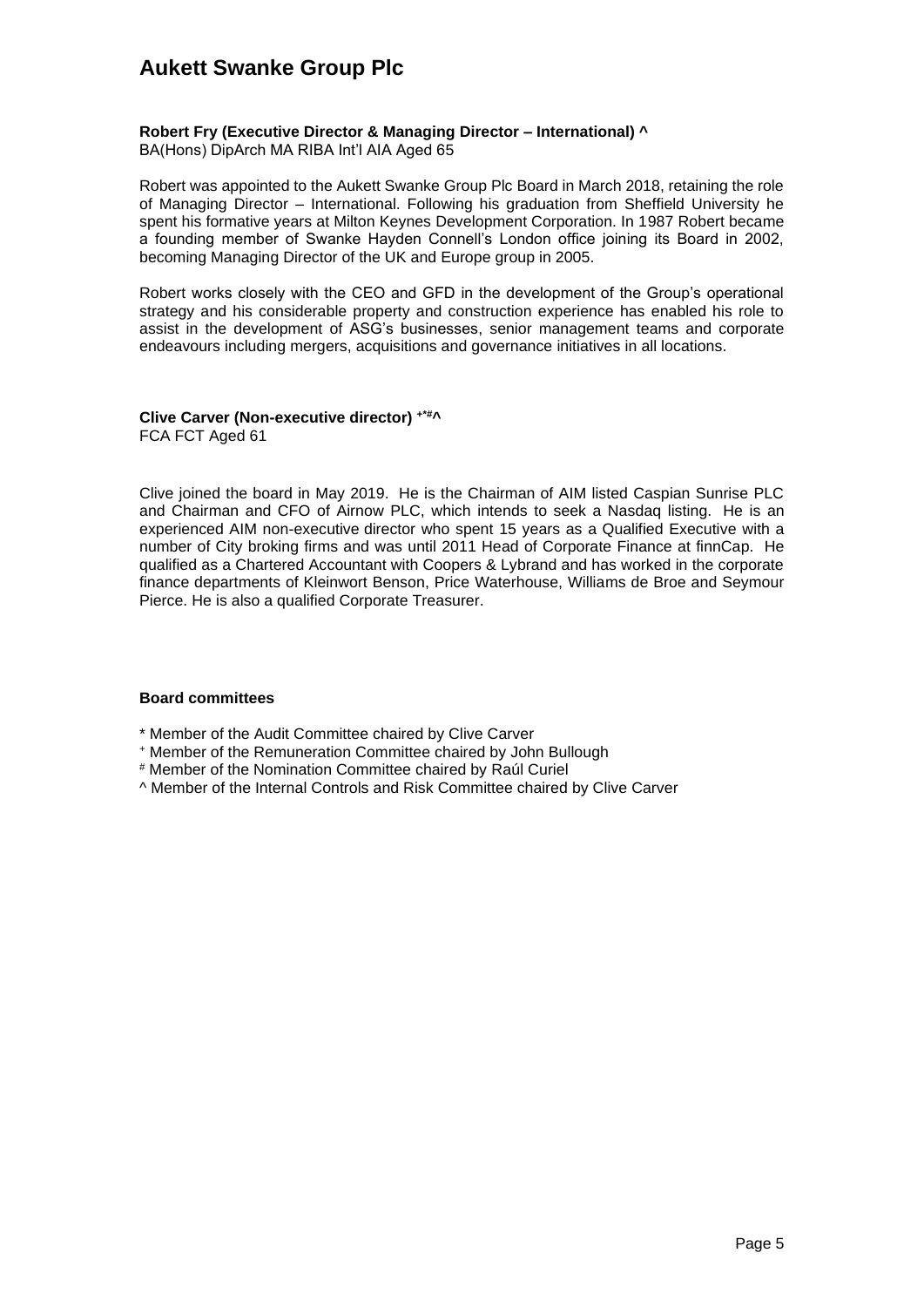**Robert Fry (Executive Director & Managing Director – International) ^**
BA(Hons) DipArch MA RIBA Int'l AIA Aged 65

Robert was appointed to the Aukett Swanke Group Plc Board in March 2018, retaining the role of Managing Director – International. Following his graduation from Sheffield University he spent his formative years at Milton Keynes Development Corporation. In 1987 Robert became a founding member of Swanke Hayden Connell's London office joining its Board in 2002, becoming Managing Director of the UK and Europe group in 2005.

Robert works closely with the CEO and GFD in the development of the Group's operational strategy and his considerable property and construction experience has enabled his role to assist in the development of ASG's businesses, senior management teams and corporate endeavours including mergers, acquisitions and governance initiatives in all locations.

**Clive Carver (Non-executive director) +*#^**
FCA FCT Aged 61

Clive joined the board in May 2019. He is the Chairman of AIM listed Caspian Sunrise PLC and Chairman and CFO of Airnow PLC, which intends to seek a Nasdaq listing. He is an experienced AIM non-executive director who spent 15 years as a Qualified Executive with a number of City broking firms and was until 2011 Head of Corporate Finance at finnCap. He qualified as a Chartered Accountant with Coopers & Lybrand and has worked in the corporate finance departments of Kleinwort Benson, Price Waterhouse, Williams de Broe and Seymour Pierce. He is also a qualified Corporate Treasurer.

**Board committees**

* Member of the Audit Committee chaired by Clive Carver
+ Member of the Remuneration Committee chaired by John Bullough
# Member of the Nomination Committee chaired by Raúl Curiel
^ Member of the Internal Controls and Risk Committee chaired by Clive Carver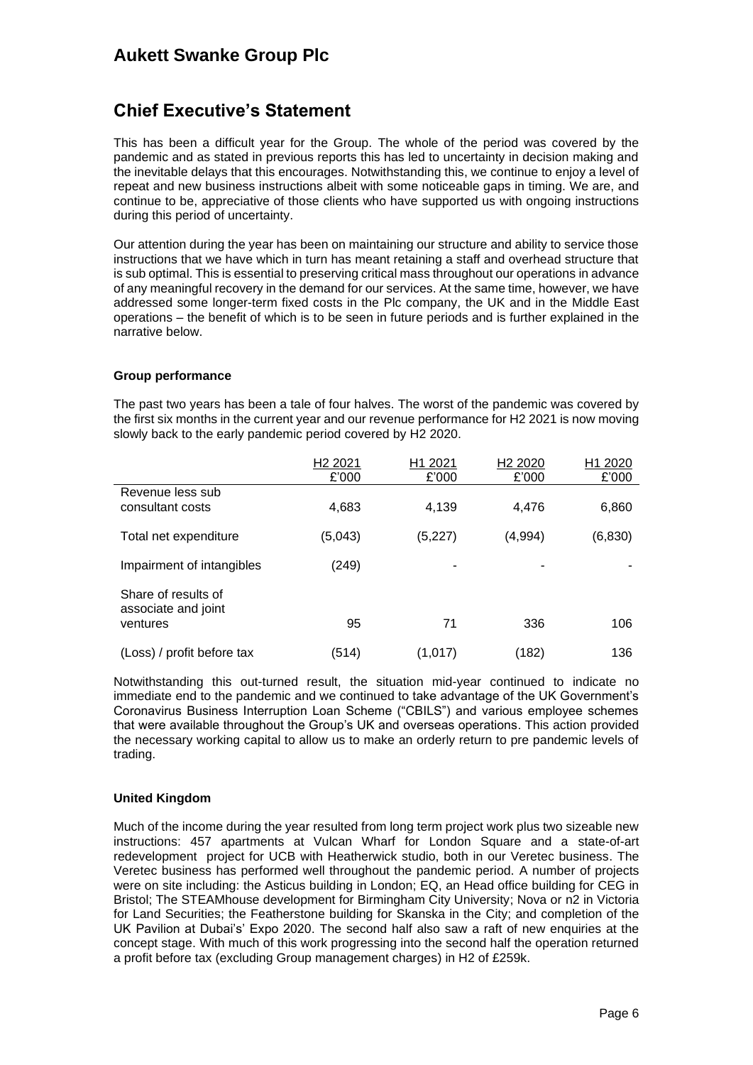## Chief Executive's Statement

This has been a difficult year for the Group. The whole of the period was covered by the pandemic and as stated in previous reports this has led to uncertainty in decision making and the inevitable delays that this encourages. Notwithstanding this, we continue to enjoy a level of repeat and new business instructions albeit with some noticeable gaps in timing. We are, and continue to be, appreciative of those clients who have supported us with ongoing instructions during this period of uncertainty.

Our attention during the year has been on maintaining our structure and ability to service those instructions that we have which in turn has meant retaining a staff and overhead structure that is sub optimal. This is essential to preserving critical mass throughout our operations in advance of any meaningful recovery in the demand for our services. At the same time, however, we have addressed some longer-term fixed costs in the Plc company, the UK and in the Middle East operations – the benefit of which is to be seen in future periods and is further explained in the narrative below.

**Group performance**

The past two years has been a tale of four halves. The worst of the pandemic was covered by the first six months in the current year and our revenue performance for H2 2021 is now moving slowly back to the early pandemic period covered by H2 2020.

| | H2 2021<br>£'000 | H1 2021<br>£'000 | H2 2020<br>£'000 | H1 2020<br>£'000 |
|---|---|---|---|---|
| Revenue less sub consultant costs | 4,683 | 4,139 | 4,476 | 6,860 |
| Total net expenditure | (5,043) | (5,227) | (4,994) | (6,830) |
| Impairment of intangibles | (249) | - | - | - |
| Share of results of associate and joint ventures | 95 | 71 | 336 | 106 |
| (Loss) / profit before tax | (514) | (1,017) | (182) | 136 |

Notwithstanding this out-turned result, the situation mid-year continued to indicate no immediate end to the pandemic and we continued to take advantage of the UK Government's Coronavirus Business Interruption Loan Scheme ("CBILS") and various employee schemes that were available throughout the Group's UK and overseas operations. This action provided the necessary working capital to allow us to make an orderly return to pre pandemic levels of trading.

**United Kingdom**

Much of the income during the year resulted from long term project work plus two sizeable new instructions: 457 apartments at Vulcan Wharf for London Square and a state-of-art redevelopment project for UCB with Heatherwick studio, both in our Veretec business. The Veretec business has performed well throughout the pandemic period. A number of projects were on site including: the Asticus building in London; EQ, an Head office building for CEG in Bristol; The STEAMhouse development for Birmingham City University; Nova or n2 in Victoria for Land Securities; the Featherstone building for Skanska in the City; and completion of the UK Pavilion at Dubai's' Expo 2020. The second half also saw a raft of new enquiries at the concept stage. With much of this work progressing into the second half the operation returned a profit before tax (excluding Group management charges) in H2 of £259k.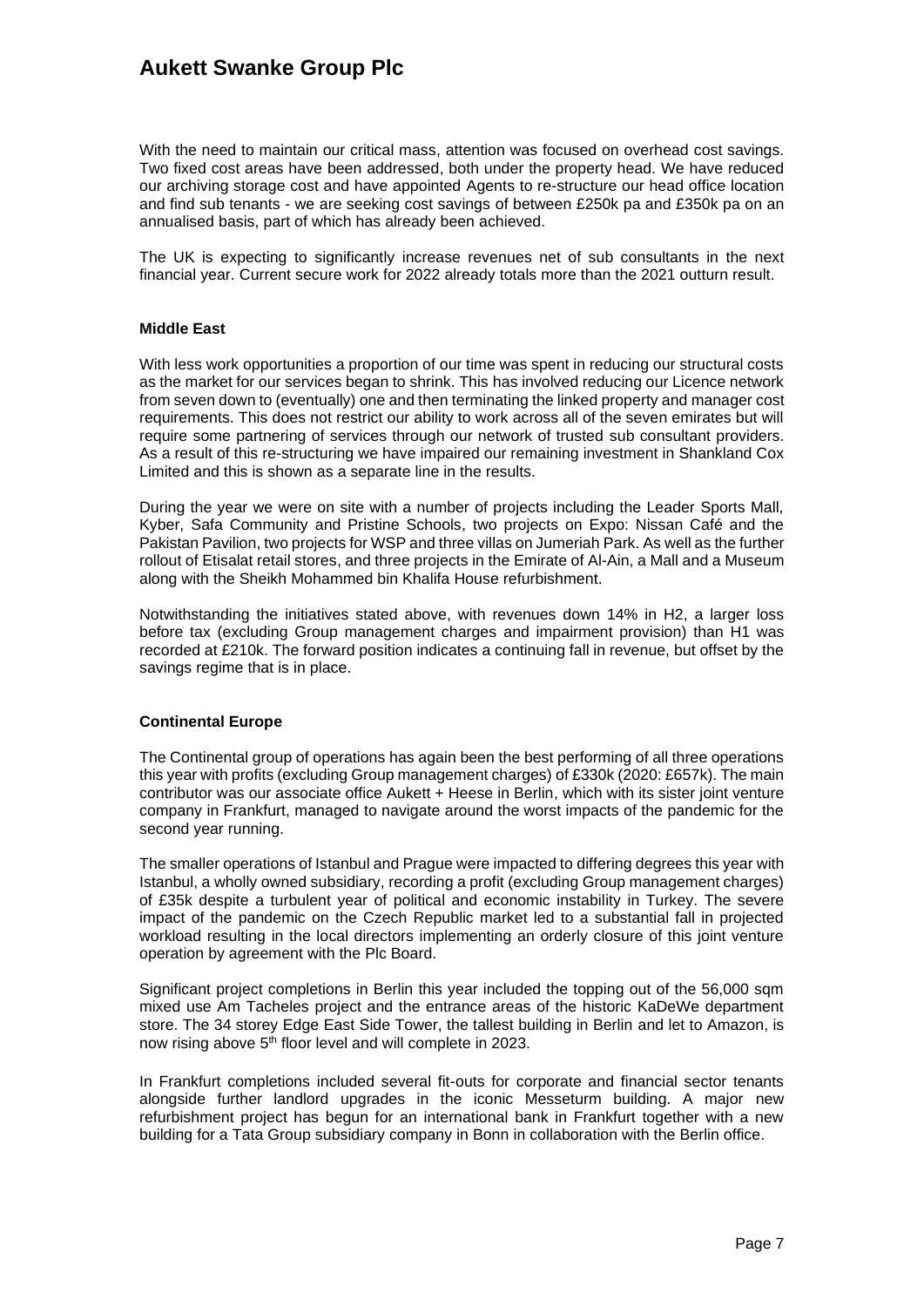With the need to maintain our critical mass, attention was focused on overhead cost savings. Two fixed cost areas have been addressed, both under the property head. We have reduced our archiving storage cost and have appointed Agents to re-structure our head office location and find sub tenants - we are seeking cost savings of between £250k pa and £350k pa on an annualised basis, part of which has already been achieved.

The UK is expecting to significantly increase revenues net of sub consultants in the next financial year. Current secure work for 2022 already totals more than the 2021 outturn result.

**Middle East**

With less work opportunities a proportion of our time was spent in reducing our structural costs as the market for our services began to shrink. This has involved reducing our Licence network from seven down to (eventually) one and then terminating the linked property and manager cost requirements. This does not restrict our ability to work across all of the seven emirates but will require some partnering of services through our network of trusted sub consultant providers. As a result of this re-structuring we have impaired our remaining investment in Shankland Cox Limited and this is shown as a separate line in the results.

During the year we were on site with a number of projects including the Leader Sports Mall, Kyber, Safa Community and Pristine Schools, two projects on Expo: Nissan Café and the Pakistan Pavilion, two projects for WSP and three villas on Jumeriah Park. As well as the further rollout of Etisalat retail stores, and three projects in the Emirate of Al-Ain, a Mall and a Museum along with the Sheikh Mohammed bin Khalifa House refurbishment.

Notwithstanding the initiatives stated above, with revenues down 14% in H2, a larger loss before tax (excluding Group management charges and impairment provision) than H1 was recorded at £210k. The forward position indicates a continuing fall in revenue, but offset by the savings regime that is in place.

**Continental Europe**

The Continental group of operations has again been the best performing of all three operations this year with profits (excluding Group management charges) of £330k (2020: £657k). The main contributor was our associate office Aukett + Heese in Berlin, which with its sister joint venture company in Frankfurt, managed to navigate around the worst impacts of the pandemic for the second year running.

The smaller operations of Istanbul and Prague were impacted to differing degrees this year with Istanbul, a wholly owned subsidiary, recording a profit (excluding Group management charges) of £35k despite a turbulent year of political and economic instability in Turkey. The severe impact of the pandemic on the Czech Republic market led to a substantial fall in projected workload resulting in the local directors implementing an orderly closure of this joint venture operation by agreement with the Plc Board.

Significant project completions in Berlin this year included the topping out of the 56,000 sqm mixed use Am Tacheles project and the entrance areas of the historic KaDeWe department store. The 34 storey Edge East Side Tower, the tallest building in Berlin and let to Amazon, is now rising above 5th floor level and will complete in 2023.

In Frankfurt completions included several fit-outs for corporate and financial sector tenants alongside further landlord upgrades in the iconic Messeturm building. A major new refurbishment project has begun for an international bank in Frankfurt together with a new building for a Tata Group subsidiary company in Bonn in collaboration with the Berlin office.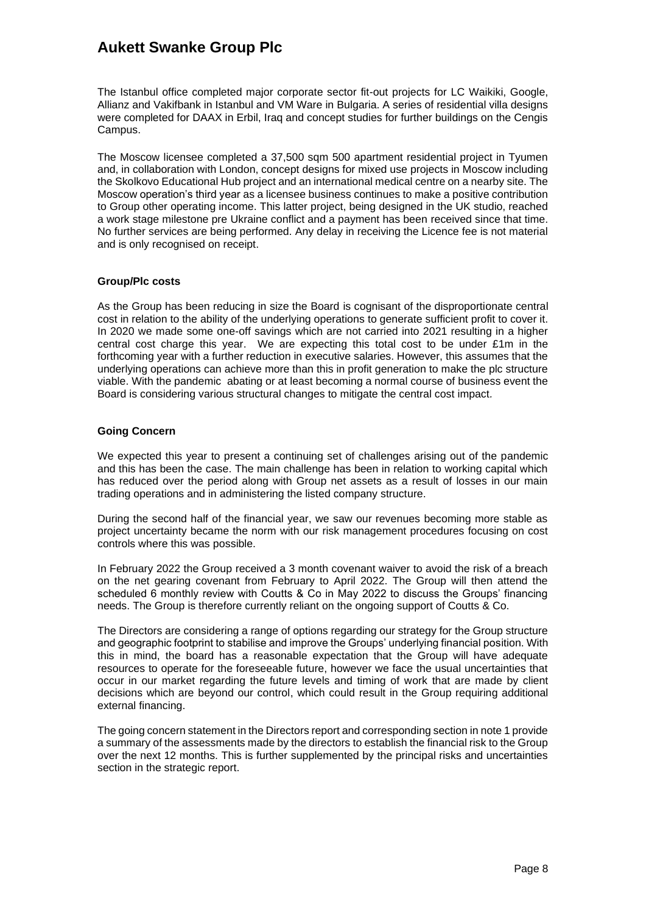The Istanbul office completed major corporate sector fit-out projects for LC Waikiki, Google, Allianz and Vakifbank in Istanbul and VM Ware in Bulgaria. A series of residential villa designs were completed for DAAX in Erbil, Iraq and concept studies for further buildings on the Cengis Campus.

The Moscow licensee completed a 37,500 sqm 500 apartment residential project in Tyumen and, in collaboration with London, concept designs for mixed use projects in Moscow including the Skolkovo Educational Hub project and an international medical centre on a nearby site. The Moscow operation's third year as a licensee business continues to make a positive contribution to Group other operating income. This latter project, being designed in the UK studio, reached a work stage milestone pre Ukraine conflict and a payment has been received since that time. No further services are being performed. Any delay in receiving the Licence fee is not material and is only recognised on receipt.

**Group/Plc costs**

As the Group has been reducing in size the Board is cognisant of the disproportionate central cost in relation to the ability of the underlying operations to generate sufficient profit to cover it. In 2020 we made some one-off savings which are not carried into 2021 resulting in a higher central cost charge this year. We are expecting this total cost to be under £1m in the forthcoming year with a further reduction in executive salaries. However, this assumes that the underlying operations can achieve more than this in profit generation to make the plc structure viable. With the pandemic abating or at least becoming a normal course of business event the Board is considering various structural changes to mitigate the central cost impact.

**Going Concern**

We expected this year to present a continuing set of challenges arising out of the pandemic and this has been the case. The main challenge has been in relation to working capital which has reduced over the period along with Group net assets as a result of losses in our main trading operations and in administering the listed company structure.

During the second half of the financial year, we saw our revenues becoming more stable as project uncertainty became the norm with our risk management procedures focusing on cost controls where this was possible.

In February 2022 the Group received a 3 month covenant waiver to avoid the risk of a breach on the net gearing covenant from February to April 2022. The Group will then attend the scheduled 6 monthly review with Coutts & Co in May 2022 to discuss the Groups' financing needs. The Group is therefore currently reliant on the ongoing support of Coutts & Co.

The Directors are considering a range of options regarding our strategy for the Group structure and geographic footprint to stabilise and improve the Groups' underlying financial position. With this in mind, the board has a reasonable expectation that the Group will have adequate resources to operate for the foreseeable future, however we face the usual uncertainties that occur in our market regarding the future levels and timing of work that are made by client decisions which are beyond our control, which could result in the Group requiring additional external financing.

The going concern statement in the Directors report and corresponding section in note 1 provide a summary of the assessments made by the directors to establish the financial risk to the Group over the next 12 months. This is further supplemented by the principal risks and uncertainties section in the strategic report.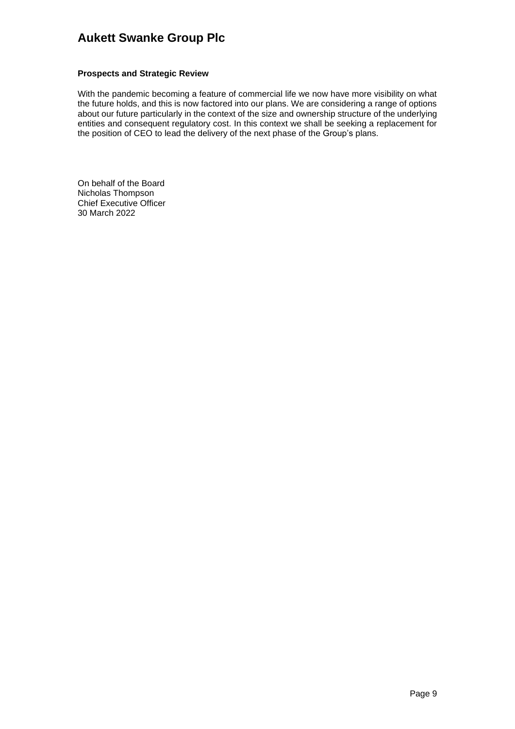**Prospects and Strategic Review**

With the pandemic becoming a feature of commercial life we now have more visibility on what the future holds, and this is now factored into our plans. We are considering a range of options about our future particularly in the context of the size and ownership structure of the underlying entities and consequent regulatory cost. In this context we shall be seeking a replacement for the position of CEO to lead the delivery of the next phase of the Group's plans.

On behalf of the Board
Nicholas Thompson
Chief Executive Officer
30 March 2022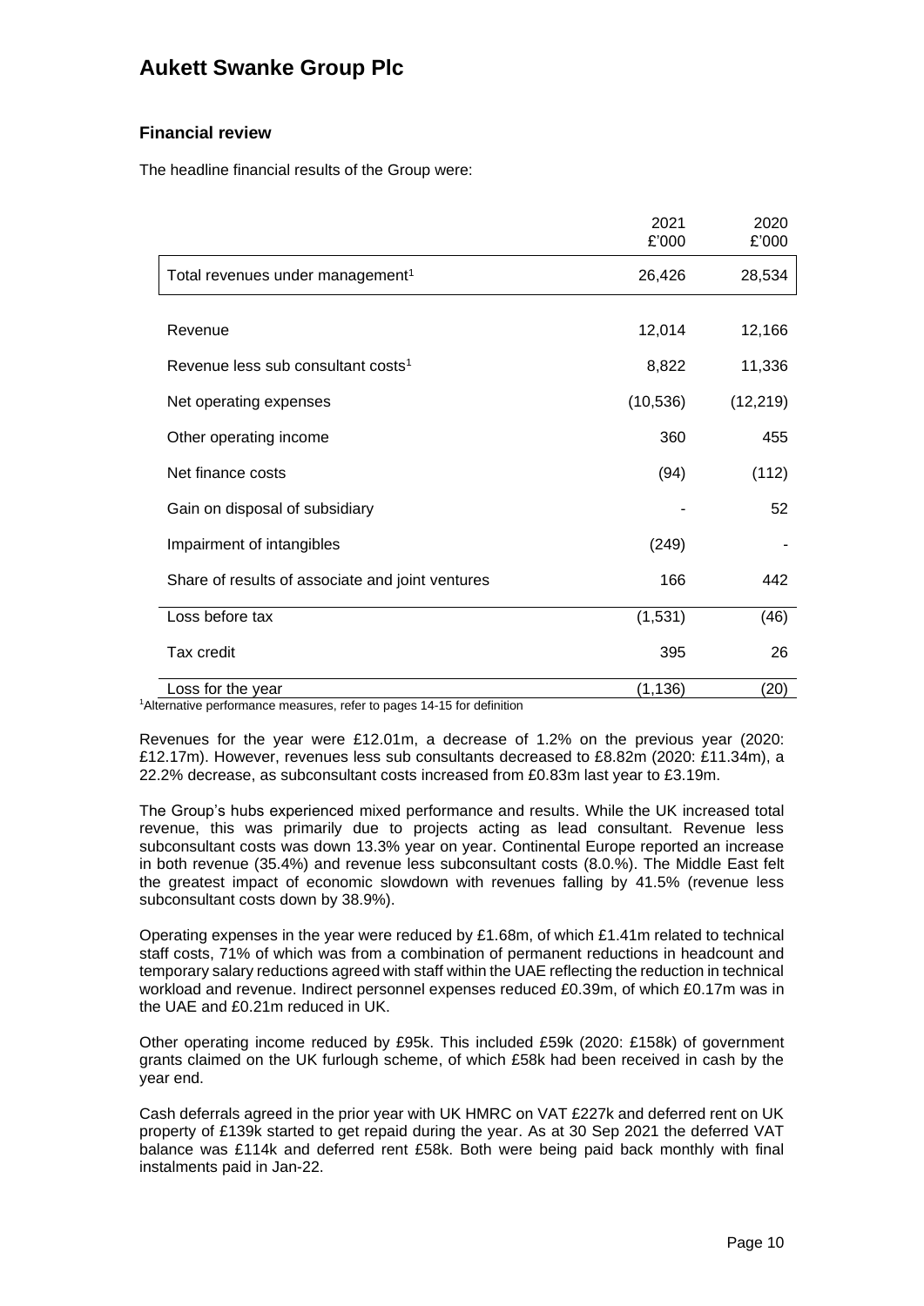## Financial review

The headline financial results of the Group were:

| | 2021<br>£'000 | 2020<br>£'000 |
|---|---|---|
| Total revenues under management[1] | 26,426 | 28,534 |
| Revenue | 12,014 | 12,166 |
| Revenue less sub consultant costs[1] | 8,822 | 11,336 |
| Net operating expenses | (10,536) | (12,219) |
| Other operating income | 360 | 455 |
| Net finance costs | (94) | (112) |
| Gain on disposal of subsidiary | - | 52 |
| Impairment of intangibles | (249) | - |
| Share of results of associate and joint ventures | 166 | 442 |
| Loss before tax | (1,531) | (46) |
| Tax credit | 395 | 26 |
| Loss for the year | (1,136) | (20) |

[1]Alternative performance measures, refer to pages 14-15 for definition

Revenues for the year were £12.01m, a decrease of 1.2% on the previous year (2020: £12.17m). However, revenues less sub consultants decreased to £8.82m (2020: £11.34m), a 22.2% decrease, as subconsultant costs increased from £0.83m last year to £3.19m.

The Group's hubs experienced mixed performance and results. While the UK increased total revenue, this was primarily due to projects acting as lead consultant. Revenue less subconsultant costs was down 13.3% year on year. Continental Europe reported an increase in both revenue (35.4%) and revenue less subconsultant costs (8.0.%). The Middle East felt the greatest impact of economic slowdown with revenues falling by 41.5% (revenue less subconsultant costs down by 38.9%).

Operating expenses in the year were reduced by £1.68m, of which £1.41m related to technical staff costs, 71% of which was from a combination of permanent reductions in headcount and temporary salary reductions agreed with staff within the UAE reflecting the reduction in technical workload and revenue. Indirect personnel expenses reduced £0.39m, of which £0.17m was in the UAE and £0.21m reduced in UK.

Other operating income reduced by £95k. This included £59k (2020: £158k) of government grants claimed on the UK furlough scheme, of which £58k had been received in cash by the year end.

Cash deferrals agreed in the prior year with UK HMRC on VAT £227k and deferred rent on UK property of £139k started to get repaid during the year. As at 30 Sep 2021 the deferred VAT balance was £114k and deferred rent £58k. Both were being paid back monthly with final instalments paid in Jan-22.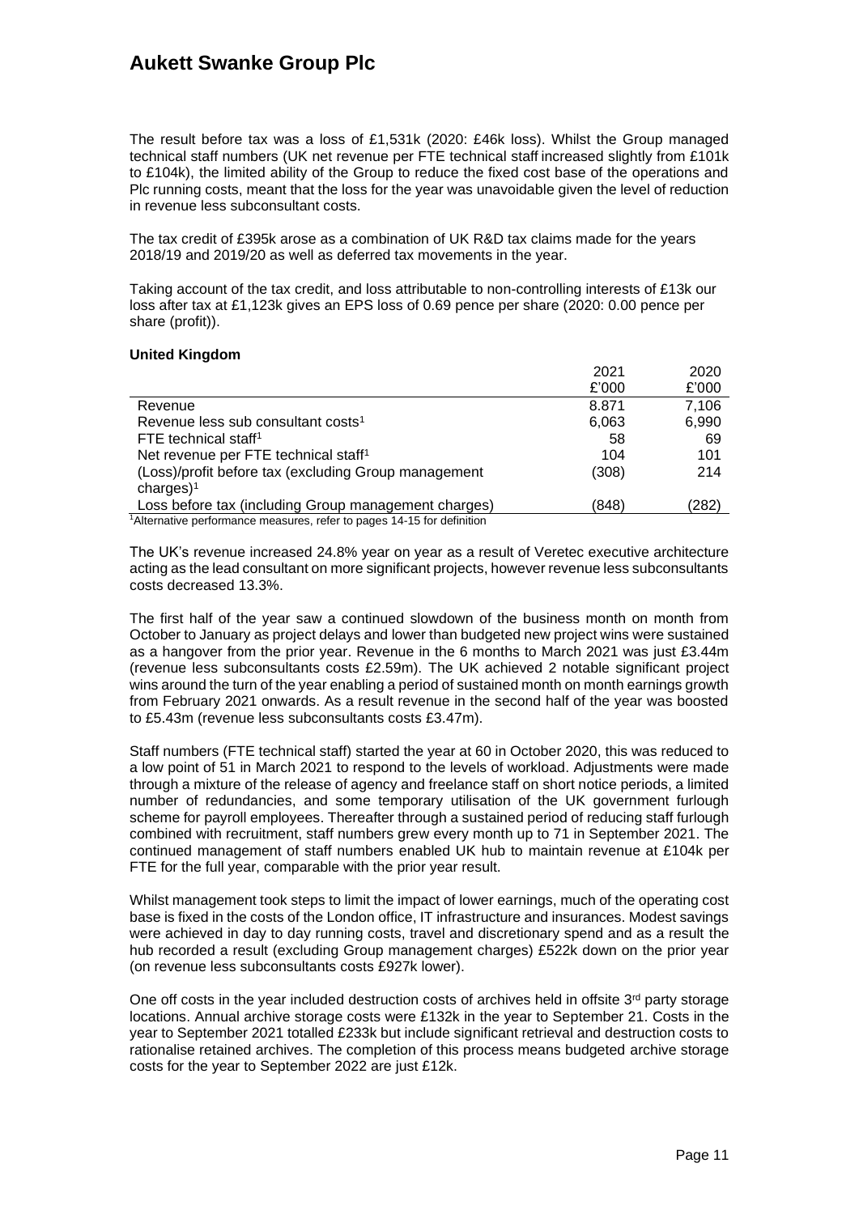The result before tax was a loss of £1,531k (2020: £46k loss). Whilst the Group managed technical staff numbers (UK net revenue per FTE technical staff increased slightly from £101k to £104k), the limited ability of the Group to reduce the fixed cost base of the operations and Plc running costs, meant that the loss for the year was unavoidable given the level of reduction in revenue less subconsultant costs.

The tax credit of £395k arose as a combination of UK R&D tax claims made for the years 2018/19 and 2019/20 as well as deferred tax movements in the year.

Taking account of the tax credit, and loss attributable to non-controlling interests of £13k our loss after tax at £1,123k gives an EPS loss of 0.69 pence per share (2020: 0.00 pence per share (profit)).

**United Kingdom**

| | 2021<br>£'000 | 2020<br>£'000 |
|---|---|---|
| Revenue | 8.871 | 7,106 |
| Revenue less sub consultant costs[1] | 6,063 | 6,990 |
| FTE technical staff[1] | 58 | 69 |
| Net revenue per FTE technical staff[1] | 104 | 101 |
| (Loss)/profit before tax (excluding Group management charges)[1] | (308) | 214 |
| Loss before tax (including Group management charges) | (848) | (282) |

[1]Alternative performance measures, refer to pages 14-15 for definition

The UK's revenue increased 24.8% year on year as a result of Veretec executive architecture acting as the lead consultant on more significant projects, however revenue less subconsultants costs decreased 13.3%.

The first half of the year saw a continued slowdown of the business month on month from October to January as project delays and lower than budgeted new project wins were sustained as a hangover from the prior year. Revenue in the 6 months to March 2021 was just £3.44m (revenue less subconsultants costs £2.59m). The UK achieved 2 notable significant project wins around the turn of the year enabling a period of sustained month on month earnings growth from February 2021 onwards. As a result revenue in the second half of the year was boosted to £5.43m (revenue less subconsultants costs £3.47m).

Staff numbers (FTE technical staff) started the year at 60 in October 2020, this was reduced to a low point of 51 in March 2021 to respond to the levels of workload. Adjustments were made through a mixture of the release of agency and freelance staff on short notice periods, a limited number of redundancies, and some temporary utilisation of the UK government furlough scheme for payroll employees. Thereafter through a sustained period of reducing staff furlough combined with recruitment, staff numbers grew every month up to 71 in September 2021. The continued management of staff numbers enabled UK hub to maintain revenue at £104k per FTE for the full year, comparable with the prior year result.

Whilst management took steps to limit the impact of lower earnings, much of the operating cost base is fixed in the costs of the London office, IT infrastructure and insurances. Modest savings were achieved in day to day running costs, travel and discretionary spend and as a result the hub recorded a result (excluding Group management charges) £522k down on the prior year (on revenue less subconsultants costs £927k lower).

One off costs in the year included destruction costs of archives held in offsite 3rd party storage locations. Annual archive storage costs were £132k in the year to September 21. Costs in the year to September 2021 totalled £233k but include significant retrieval and destruction costs to rationalise retained archives. The completion of this process means budgeted archive storage costs for the year to September 2022 are just £12k.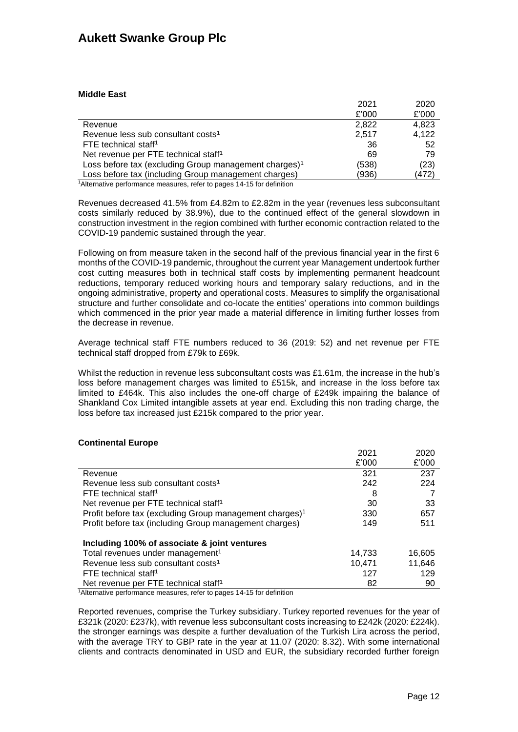### Middle East

| | 2021 | 2020 |
|---|---|---|
| | £'000 | £'000 |
| Revenue | 2,822 | 4,823 |
| Revenue less sub consultant costs[1] | 2,517 | 4,122 |
| FTE technical staff[1] | 36 | 52 |
| Net revenue per FTE technical staff[1] | 69 | 79 |
| Loss before tax (excluding Group management charges)[1] | (538) | (23) |
| Loss before tax (including Group management charges) | (936) | (472) |

[1]Alternative performance measures, refer to pages 14-15 for definition

Revenues decreased 41.5% from £4.82m to £2.82m in the year (revenues less subconsultant costs similarly reduced by 38.9%), due to the continued effect of the general slowdown in construction investment in the region combined with further economic contraction related to the COVID-19 pandemic sustained through the year.

Following on from measure taken in the second half of the previous financial year in the first 6 months of the COVID-19 pandemic, throughout the current year Management undertook further cost cutting measures both in technical staff costs by implementing permanent headcount reductions, temporary reduced working hours and temporary salary reductions, and in the ongoing administrative, property and operational costs. Measures to simplify the organisational structure and further consolidate and co-locate the entities' operations into common buildings which commenced in the prior year made a material difference in limiting further losses from the decrease in revenue.

Average technical staff FTE numbers reduced to 36 (2019: 52) and net revenue per FTE technical staff dropped from £79k to £69k.

Whilst the reduction in revenue less subconsultant costs was £1.61m, the increase in the hub's loss before management charges was limited to £515k, and increase in the loss before tax limited to £464k. This also includes the one-off charge of £249k impairing the balance of Shankland Cox Limited intangible assets at year end. Excluding this non trading charge, the loss before tax increased just £215k compared to the prior year.

### Continental Europe

| | 2021 | 2020 |
|---|---|---|
| | £'000 | £'000 |
| Revenue | 321 | 237 |
| Revenue less sub consultant costs[1] | 242 | 224 |
| FTE technical staff[1] | 8 | 7 |
| Net revenue per FTE technical staff[1] | 30 | 33 |
| Profit before tax (excluding Group management charges)[1] | 330 | 657 |
| Profit before tax (including Group management charges) | 149 | 511 |
| **Including 100% of associate & joint ventures** | | |
| Total revenues under management[1] | 14,733 | 16,605 |
| Revenue less sub consultant costs[1] | 10,471 | 11,646 |
| FTE technical staff[1] | 127 | 129 |
| Net revenue per FTE technical staff[1] | 82 | 90 |

[1]Alternative performance measures, refer to pages 14-15 for definition

Reported revenues, comprise the Turkey subsidiary. Turkey reported revenues for the year of £321k (2020: £237k), with revenue less subconsultant costs increasing to £242k (2020: £224k). the stronger earnings was despite a further devaluation of the Turkish Lira across the period, with the average TRY to GBP rate in the year at 11.07 (2020: 8.32). With some international clients and contracts denominated in USD and EUR, the subsidiary recorded further foreign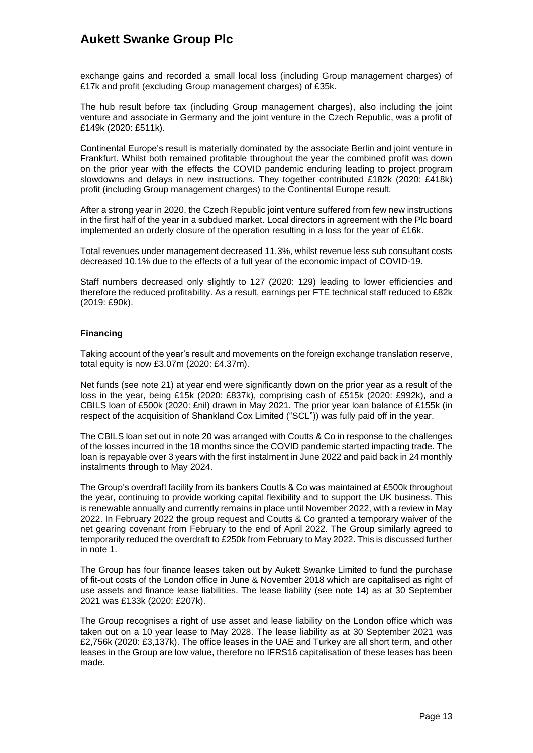exchange gains and recorded a small local loss (including Group management charges) of £17k and profit (excluding Group management charges) of £35k.

The hub result before tax (including Group management charges), also including the joint venture and associate in Germany and the joint venture in the Czech Republic, was a profit of £149k (2020: £511k).

Continental Europe's result is materially dominated by the associate Berlin and joint venture in Frankfurt. Whilst both remained profitable throughout the year the combined profit was down on the prior year with the effects the COVID pandemic enduring leading to project program slowdowns and delays in new instructions. They together contributed £182k (2020: £418k) profit (including Group management charges) to the Continental Europe result.

After a strong year in 2020, the Czech Republic joint venture suffered from few new instructions in the first half of the year in a subdued market. Local directors in agreement with the Plc board implemented an orderly closure of the operation resulting in a loss for the year of £16k.

Total revenues under management decreased 11.3%, whilst revenue less sub consultant costs decreased 10.1% due to the effects of a full year of the economic impact of COVID-19.

Staff numbers decreased only slightly to 127 (2020: 129) leading to lower efficiencies and therefore the reduced profitability. As a result, earnings per FTE technical staff reduced to £82k (2019: £90k).

**Financing**

Taking account of the year's result and movements on the foreign exchange translation reserve, total equity is now £3.07m (2020: £4.37m).

Net funds (see note 21) at year end were significantly down on the prior year as a result of the loss in the year, being £15k (2020: £837k), comprising cash of £515k (2020: £992k), and a CBILS loan of £500k (2020: £nil) drawn in May 2021. The prior year loan balance of £155k (in respect of the acquisition of Shankland Cox Limited ("SCL")) was fully paid off in the year.

The CBILS loan set out in note 20 was arranged with Coutts & Co in response to the challenges of the losses incurred in the 18 months since the COVID pandemic started impacting trade. The loan is repayable over 3 years with the first instalment in June 2022 and paid back in 24 monthly instalments through to May 2024.

The Group's overdraft facility from its bankers Coutts & Co was maintained at £500k throughout the year, continuing to provide working capital flexibility and to support the UK business. This is renewable annually and currently remains in place until November 2022, with a review in May 2022. In February 2022 the group request and Coutts & Co granted a temporary waiver of the net gearing covenant from February to the end of April 2022. The Group similarly agreed to temporarily reduced the overdraft to £250k from February to May 2022. This is discussed further in note 1.

The Group has four finance leases taken out by Aukett Swanke Limited to fund the purchase of fit-out costs of the London office in June & November 2018 which are capitalised as right of use assets and finance lease liabilities. The lease liability (see note 14) as at 30 September 2021 was £133k (2020: £207k).

The Group recognises a right of use asset and lease liability on the London office which was taken out on a 10 year lease to May 2028. The lease liability as at 30 September 2021 was £2,756k (2020: £3,137k). The office leases in the UAE and Turkey are all short term, and other leases in the Group are low value, therefore no IFRS16 capitalisation of these leases has been made.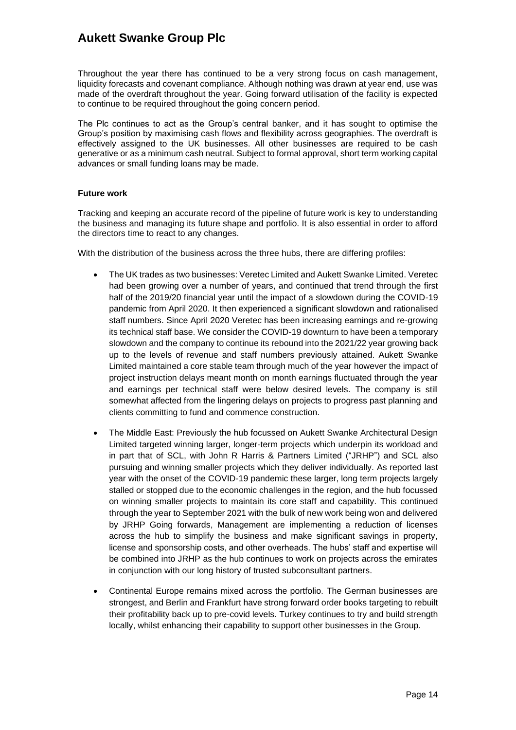Throughout the year there has continued to be a very strong focus on cash management, liquidity forecasts and covenant compliance. Although nothing was drawn at year end, use was made of the overdraft throughout the year. Going forward utilisation of the facility is expected to continue to be required throughout the going concern period.

The Plc continues to act as the Group's central banker, and it has sought to optimise the Group's position by maximising cash flows and flexibility across geographies. The overdraft is effectively assigned to the UK businesses. All other businesses are required to be cash generative or as a minimum cash neutral. Subject to formal approval, short term working capital advances or small funding loans may be made.

**Future work**

Tracking and keeping an accurate record of the pipeline of future work is key to understanding the business and managing its future shape and portfolio. It is also essential in order to afford the directors time to react to any changes.

With the distribution of the business across the three hubs, there are differing profiles:

- The UK trades as two businesses: Veretec Limited and Aukett Swanke Limited. Veretec had been growing over a number of years, and continued that trend through the first half of the 2019/20 financial year until the impact of a slowdown during the COVID-19 pandemic from April 2020. It then experienced a significant slowdown and rationalised staff numbers. Since April 2020 Veretec has been increasing earnings and re-growing its technical staff base. We consider the COVID-19 downturn to have been a temporary slowdown and the company to continue its rebound into the 2021/22 year growing back up to the levels of revenue and staff numbers previously attained. Aukett Swanke Limited maintained a core stable team through much of the year however the impact of project instruction delays meant month on month earnings fluctuated through the year and earnings per technical staff were below desired levels. The company is still somewhat affected from the lingering delays on projects to progress past planning and clients committing to fund and commence construction.

- The Middle East: Previously the hub focussed on Aukett Swanke Architectural Design Limited targeted winning larger, longer-term projects which underpin its workload and in part that of SCL, with John R Harris & Partners Limited ("JRHP") and SCL also pursuing and winning smaller projects which they deliver individually. As reported last year with the onset of the COVID-19 pandemic these larger, long term projects largely stalled or stopped due to the economic challenges in the region, and the hub focussed on winning smaller projects to maintain its core staff and capability. This continued through the year to September 2021 with the bulk of new work being won and delivered by JRHP Going forwards, Management are implementing a reduction of licenses across the hub to simplify the business and make significant savings in property, license and sponsorship costs, and other overheads. The hubs' staff and expertise will be combined into JRHP as the hub continues to work on projects across the emirates in conjunction with our long history of trusted subconsultant partners.

- Continental Europe remains mixed across the portfolio. The German businesses are strongest, and Berlin and Frankfurt have strong forward order books targeting to rebuilt their profitability back up to pre-covid levels. Turkey continues to try and build strength locally, whilst enhancing their capability to support other businesses in the Group.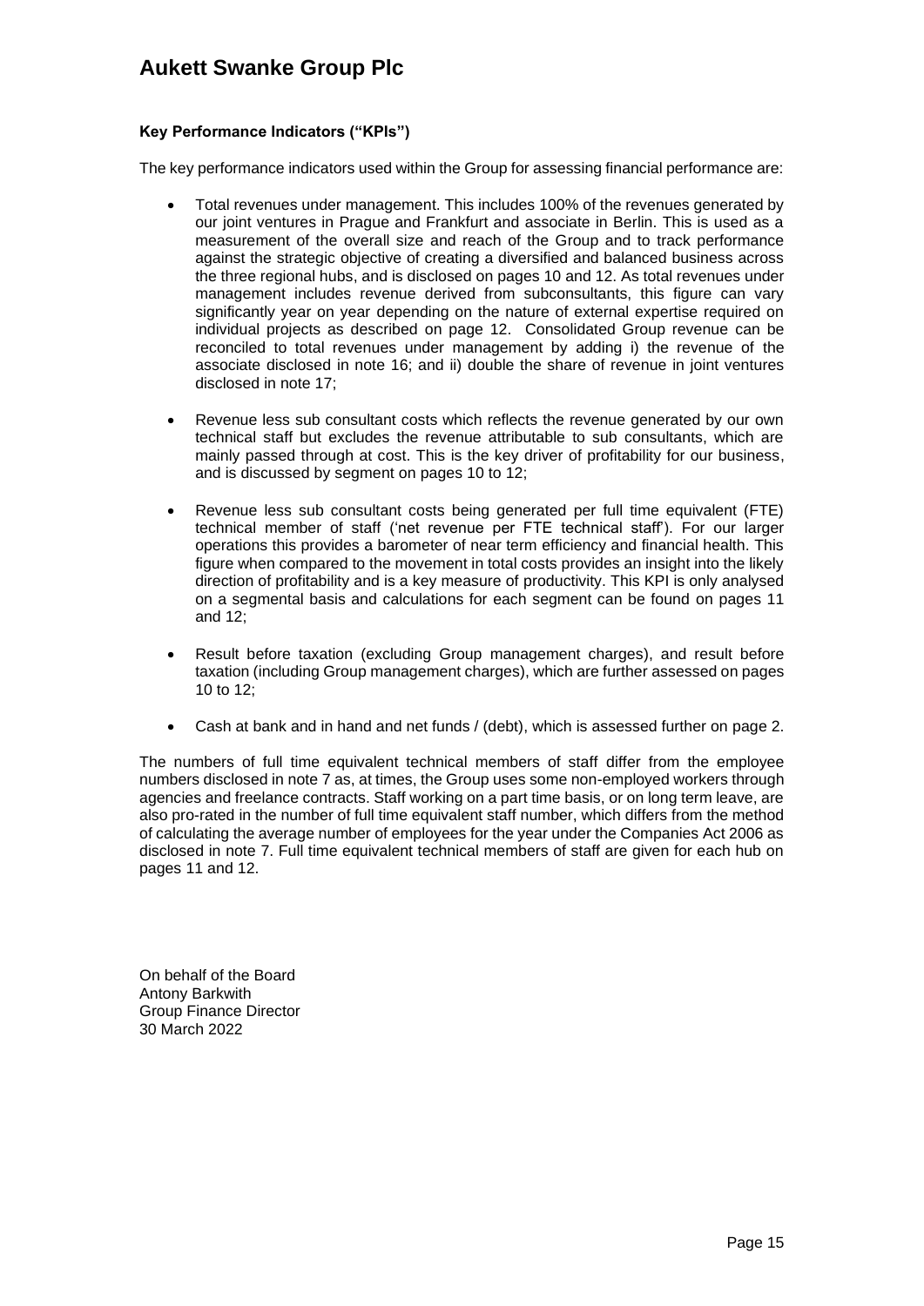### Key Performance Indicators ("KPIs")

The key performance indicators used within the Group for assessing financial performance are:

- Total revenues under management. This includes 100% of the revenues generated by our joint ventures in Prague and Frankfurt and associate in Berlin. This is used as a measurement of the overall size and reach of the Group and to track performance against the strategic objective of creating a diversified and balanced business across the three regional hubs, and is disclosed on pages 10 and 12. As total revenues under management includes revenue derived from subconsultants, this figure can vary significantly year on year depending on the nature of external expertise required on individual projects as described on page 12. Consolidated Group revenue can be reconciled to total revenues under management by adding i) the revenue of the associate disclosed in note 16; and ii) double the share of revenue in joint ventures disclosed in note 17;

- Revenue less sub consultant costs which reflects the revenue generated by our own technical staff but excludes the revenue attributable to sub consultants, which are mainly passed through at cost. This is the key driver of profitability for our business, and is discussed by segment on pages 10 to 12;

- Revenue less sub consultant costs being generated per full time equivalent (FTE) technical member of staff ('net revenue per FTE technical staff'). For our larger operations this provides a barometer of near term efficiency and financial health. This figure when compared to the movement in total costs provides an insight into the likely direction of profitability and is a key measure of productivity. This KPI is only analysed on a segmental basis and calculations for each segment can be found on pages 11 and 12;

- Result before taxation (excluding Group management charges), and result before taxation (including Group management charges), which are further assessed on pages 10 to 12;

- Cash at bank and in hand and net funds / (debt), which is assessed further on page 2.

The numbers of full time equivalent technical members of staff differ from the employee numbers disclosed in note 7 as, at times, the Group uses some non-employed workers through agencies and freelance contracts. Staff working on a part time basis, or on long term leave, are also pro-rated in the number of full time equivalent staff number, which differs from the method of calculating the average number of employees for the year under the Companies Act 2006 as disclosed in note 7. Full time equivalent technical members of staff are given for each hub on pages 11 and 12.

On behalf of the Board
Antony Barkwith
Group Finance Director
30 March 2022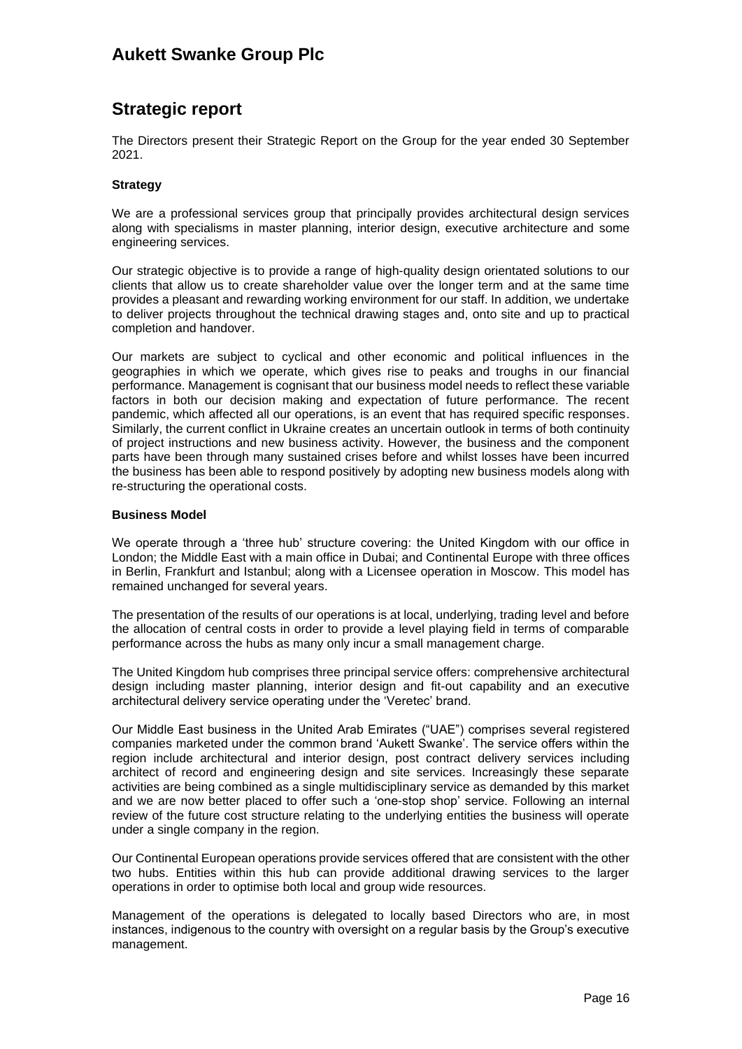# Aukett Swanke Group Plc

## Strategic report

The Directors present their Strategic Report on the Group for the year ended 30 September 2021.

**Strategy**

We are a professional services group that principally provides architectural design services along with specialisms in master planning, interior design, executive architecture and some engineering services.

Our strategic objective is to provide a range of high-quality design orientated solutions to our clients that allow us to create shareholder value over the longer term and at the same time provides a pleasant and rewarding working environment for our staff. In addition, we undertake to deliver projects throughout the technical drawing stages and, onto site and up to practical completion and handover.

Our markets are subject to cyclical and other economic and political influences in the geographies in which we operate, which gives rise to peaks and troughs in our financial performance. Management is cognisant that our business model needs to reflect these variable factors in both our decision making and expectation of future performance. The recent pandemic, which affected all our operations, is an event that has required specific responses. Similarly, the current conflict in Ukraine creates an uncertain outlook in terms of both continuity of project instructions and new business activity. However, the business and the component parts have been through many sustained crises before and whilst losses have been incurred the business has been able to respond positively by adopting new business models along with re-structuring the operational costs.

**Business Model**

We operate through a 'three hub' structure covering: the United Kingdom with our office in London; the Middle East with a main office in Dubai; and Continental Europe with three offices in Berlin, Frankfurt and Istanbul; along with a Licensee operation in Moscow. This model has remained unchanged for several years.

The presentation of the results of our operations is at local, underlying, trading level and before the allocation of central costs in order to provide a level playing field in terms of comparable performance across the hubs as many only incur a small management charge.

The United Kingdom hub comprises three principal service offers: comprehensive architectural design including master planning, interior design and fit-out capability and an executive architectural delivery service operating under the 'Veretec' brand.

Our Middle East business in the United Arab Emirates ("UAE") comprises several registered companies marketed under the common brand 'Aukett Swanke'. The service offers within the region include architectural and interior design, post contract delivery services including architect of record and engineering design and site services. Increasingly these separate activities are being combined as a single multidisciplinary service as demanded by this market and we are now better placed to offer such a 'one-stop shop' service. Following an internal review of the future cost structure relating to the underlying entities the business will operate under a single company in the region.

Our Continental European operations provide services offered that are consistent with the other two hubs. Entities within this hub can provide additional drawing services to the larger operations in order to optimise both local and group wide resources.

Management of the operations is delegated to locally based Directors who are, in most instances, indigenous to the country with oversight on a regular basis by the Group's executive management.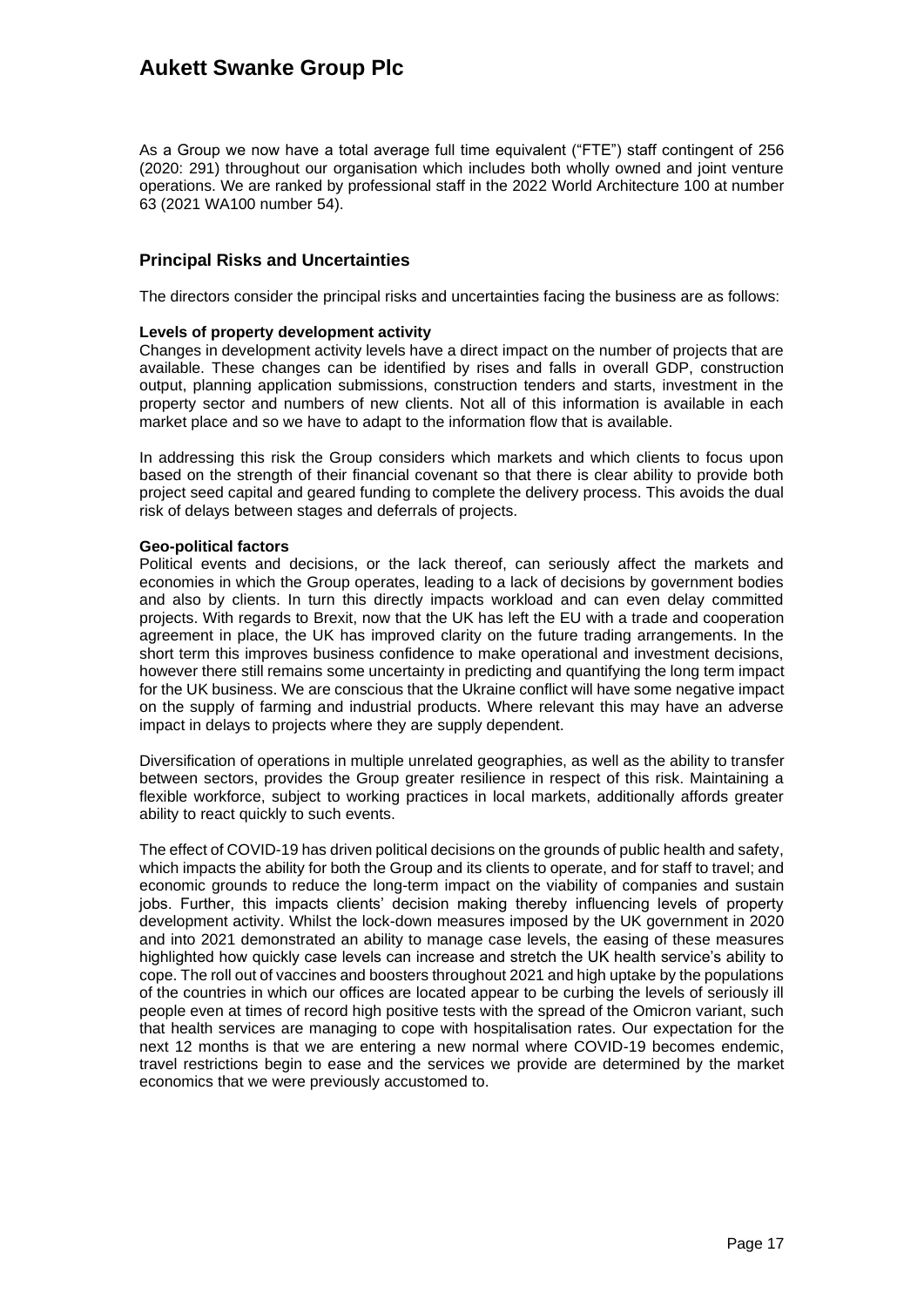As a Group we now have a total average full time equivalent ("FTE") staff contingent of 256 (2020: 291) throughout our organisation which includes both wholly owned and joint venture operations. We are ranked by professional staff in the 2022 World Architecture 100 at number 63 (2021 WA100 number 54).

## Principal Risks and Uncertainties

The directors consider the principal risks and uncertainties facing the business are as follows:

**Levels of property development activity**

Changes in development activity levels have a direct impact on the number of projects that are available. These changes can be identified by rises and falls in overall GDP, construction output, planning application submissions, construction tenders and starts, investment in the property sector and numbers of new clients. Not all of this information is available in each market place and so we have to adapt to the information flow that is available.

In addressing this risk the Group considers which markets and which clients to focus upon based on the strength of their financial covenant so that there is clear ability to provide both project seed capital and geared funding to complete the delivery process. This avoids the dual risk of delays between stages and deferrals of projects.

**Geo-political factors**

Political events and decisions, or the lack thereof, can seriously affect the markets and economies in which the Group operates, leading to a lack of decisions by government bodies and also by clients. In turn this directly impacts workload and can even delay committed projects. With regards to Brexit, now that the UK has left the EU with a trade and cooperation agreement in place, the UK has improved clarity on the future trading arrangements. In the short term this improves business confidence to make operational and investment decisions, however there still remains some uncertainty in predicting and quantifying the long term impact for the UK business. We are conscious that the Ukraine conflict will have some negative impact on the supply of farming and industrial products. Where relevant this may have an adverse impact in delays to projects where they are supply dependent.

Diversification of operations in multiple unrelated geographies, as well as the ability to transfer between sectors, provides the Group greater resilience in respect of this risk. Maintaining a flexible workforce, subject to working practices in local markets, additionally affords greater ability to react quickly to such events.

The effect of COVID-19 has driven political decisions on the grounds of public health and safety, which impacts the ability for both the Group and its clients to operate, and for staff to travel; and economic grounds to reduce the long-term impact on the viability of companies and sustain jobs. Further, this impacts clients' decision making thereby influencing levels of property development activity. Whilst the lock-down measures imposed by the UK government in 2020 and into 2021 demonstrated an ability to manage case levels, the easing of these measures highlighted how quickly case levels can increase and stretch the UK health service's ability to cope. The roll out of vaccines and boosters throughout 2021 and high uptake by the populations of the countries in which our offices are located appear to be curbing the levels of seriously ill people even at times of record high positive tests with the spread of the Omicron variant, such that health services are managing to cope with hospitalisation rates. Our expectation for the next 12 months is that we are entering a new normal where COVID-19 becomes endemic, travel restrictions begin to ease and the services we provide are determined by the market economics that we were previously accustomed to.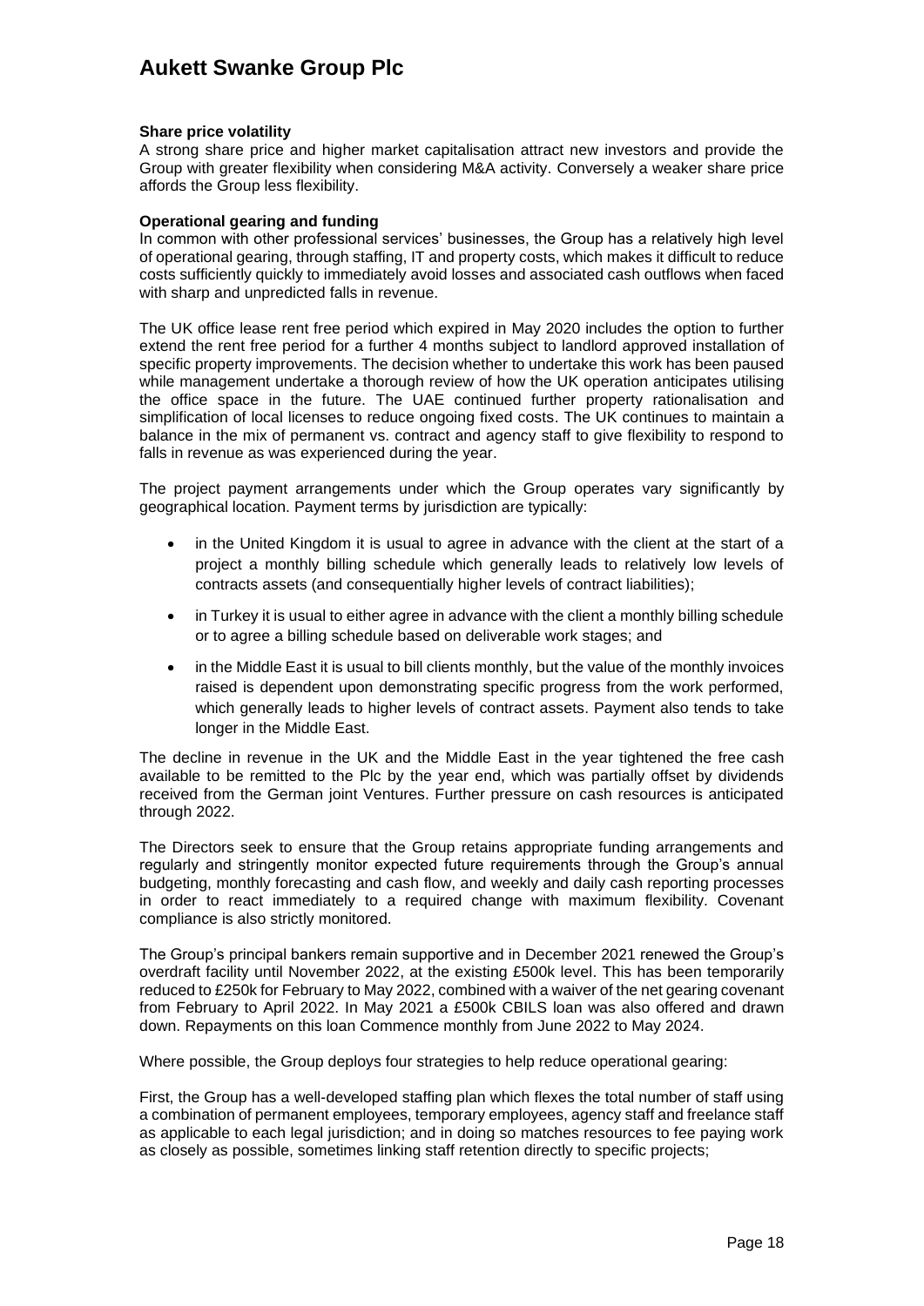**Share price volatility**

A strong share price and higher market capitalisation attract new investors and provide the Group with greater flexibility when considering M&A activity. Conversely a weaker share price affords the Group less flexibility.

**Operational gearing and funding**

In common with other professional services' businesses, the Group has a relatively high level of operational gearing, through staffing, IT and property costs, which makes it difficult to reduce costs sufficiently quickly to immediately avoid losses and associated cash outflows when faced with sharp and unpredicted falls in revenue.

The UK office lease rent free period which expired in May 2020 includes the option to further extend the rent free period for a further 4 months subject to landlord approved installation of specific property improvements. The decision whether to undertake this work has been paused while management undertake a thorough review of how the UK operation anticipates utilising the office space in the future. The UAE continued further property rationalisation and simplification of local licenses to reduce ongoing fixed costs. The UK continues to maintain a balance in the mix of permanent vs. contract and agency staff to give flexibility to respond to falls in revenue as was experienced during the year.

The project payment arrangements under which the Group operates vary significantly by geographical location. Payment terms by jurisdiction are typically:

- in the United Kingdom it is usual to agree in advance with the client at the start of a project a monthly billing schedule which generally leads to relatively low levels of contracts assets (and consequentially higher levels of contract liabilities);
- in Turkey it is usual to either agree in advance with the client a monthly billing schedule or to agree a billing schedule based on deliverable work stages; and
- in the Middle East it is usual to bill clients monthly, but the value of the monthly invoices raised is dependent upon demonstrating specific progress from the work performed, which generally leads to higher levels of contract assets. Payment also tends to take longer in the Middle East.

The decline in revenue in the UK and the Middle East in the year tightened the free cash available to be remitted to the Plc by the year end, which was partially offset by dividends received from the German joint Ventures. Further pressure on cash resources is anticipated through 2022.

The Directors seek to ensure that the Group retains appropriate funding arrangements and regularly and stringently monitor expected future requirements through the Group's annual budgeting, monthly forecasting and cash flow, and weekly and daily cash reporting processes in order to react immediately to a required change with maximum flexibility. Covenant compliance is also strictly monitored.

The Group's principal bankers remain supportive and in December 2021 renewed the Group's overdraft facility until November 2022, at the existing £500k level. This has been temporarily reduced to £250k for February to May 2022, combined with a waiver of the net gearing covenant from February to April 2022. In May 2021 a £500k CBILS loan was also offered and drawn down. Repayments on this loan Commence monthly from June 2022 to May 2024.

Where possible, the Group deploys four strategies to help reduce operational gearing:

First, the Group has a well-developed staffing plan which flexes the total number of staff using a combination of permanent employees, temporary employees, agency staff and freelance staff as applicable to each legal jurisdiction; and in doing so matches resources to fee paying work as closely as possible, sometimes linking staff retention directly to specific projects;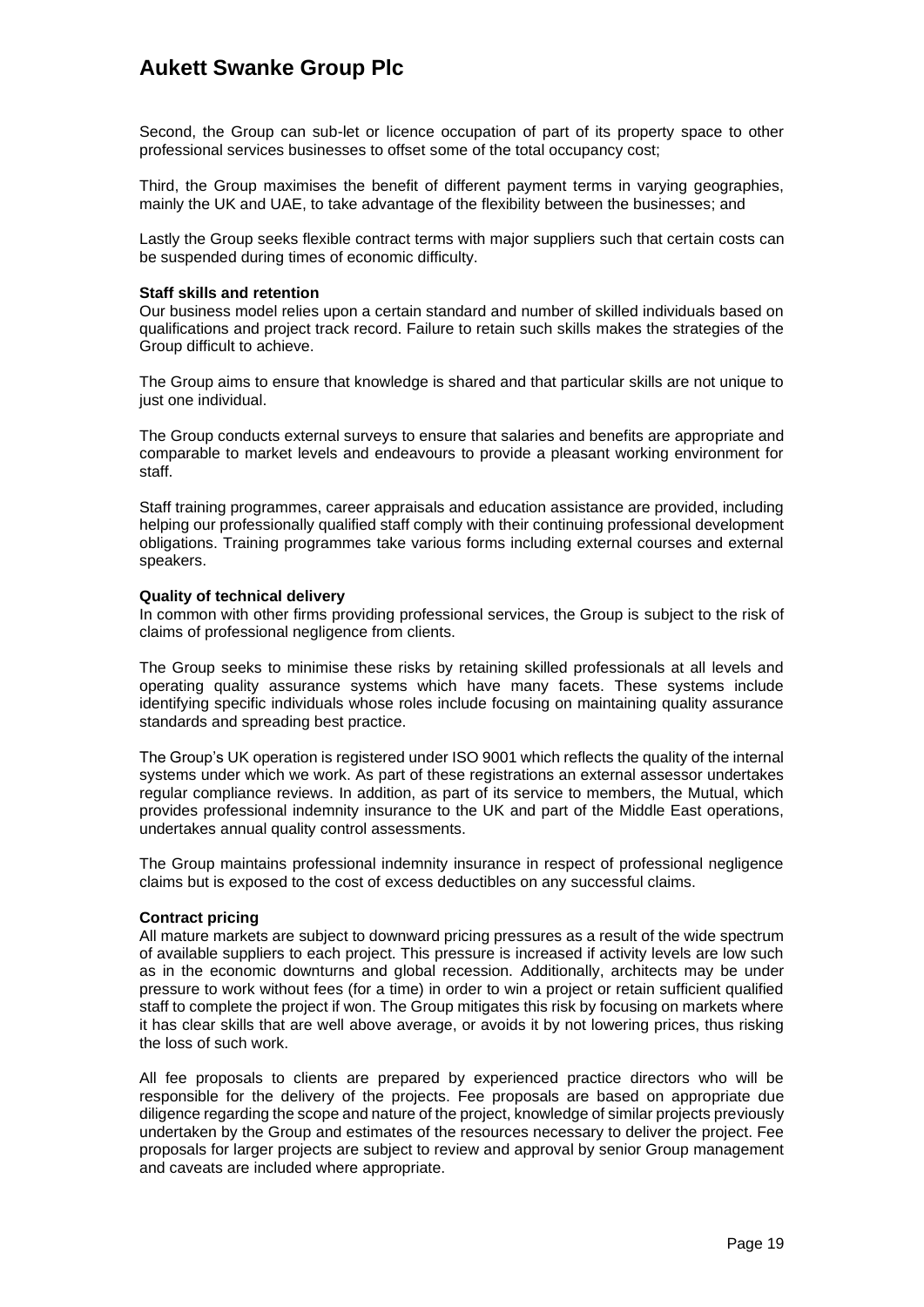Second, the Group can sub-let or licence occupation of part of its property space to other professional services businesses to offset some of the total occupancy cost;

Third, the Group maximises the benefit of different payment terms in varying geographies, mainly the UK and UAE, to take advantage of the flexibility between the businesses; and

Lastly the Group seeks flexible contract terms with major suppliers such that certain costs can be suspended during times of economic difficulty.

**Staff skills and retention**

Our business model relies upon a certain standard and number of skilled individuals based on qualifications and project track record. Failure to retain such skills makes the strategies of the Group difficult to achieve.

The Group aims to ensure that knowledge is shared and that particular skills are not unique to just one individual.

The Group conducts external surveys to ensure that salaries and benefits are appropriate and comparable to market levels and endeavours to provide a pleasant working environment for staff.

Staff training programmes, career appraisals and education assistance are provided, including helping our professionally qualified staff comply with their continuing professional development obligations. Training programmes take various forms including external courses and external speakers.

**Quality of technical delivery**

In common with other firms providing professional services, the Group is subject to the risk of claims of professional negligence from clients.

The Group seeks to minimise these risks by retaining skilled professionals at all levels and operating quality assurance systems which have many facets. These systems include identifying specific individuals whose roles include focusing on maintaining quality assurance standards and spreading best practice.

The Group's UK operation is registered under ISO 9001 which reflects the quality of the internal systems under which we work. As part of these registrations an external assessor undertakes regular compliance reviews. In addition, as part of its service to members, the Mutual, which provides professional indemnity insurance to the UK and part of the Middle East operations, undertakes annual quality control assessments.

The Group maintains professional indemnity insurance in respect of professional negligence claims but is exposed to the cost of excess deductibles on any successful claims.

**Contract pricing**

All mature markets are subject to downward pricing pressures as a result of the wide spectrum of available suppliers to each project. This pressure is increased if activity levels are low such as in the economic downturns and global recession. Additionally, architects may be under pressure to work without fees (for a time) in order to win a project or retain sufficient qualified staff to complete the project if won. The Group mitigates this risk by focusing on markets where it has clear skills that are well above average, or avoids it by not lowering prices, thus risking the loss of such work.

All fee proposals to clients are prepared by experienced practice directors who will be responsible for the delivery of the projects. Fee proposals are based on appropriate due diligence regarding the scope and nature of the project, knowledge of similar projects previously undertaken by the Group and estimates of the resources necessary to deliver the project. Fee proposals for larger projects are subject to review and approval by senior Group management and caveats are included where appropriate.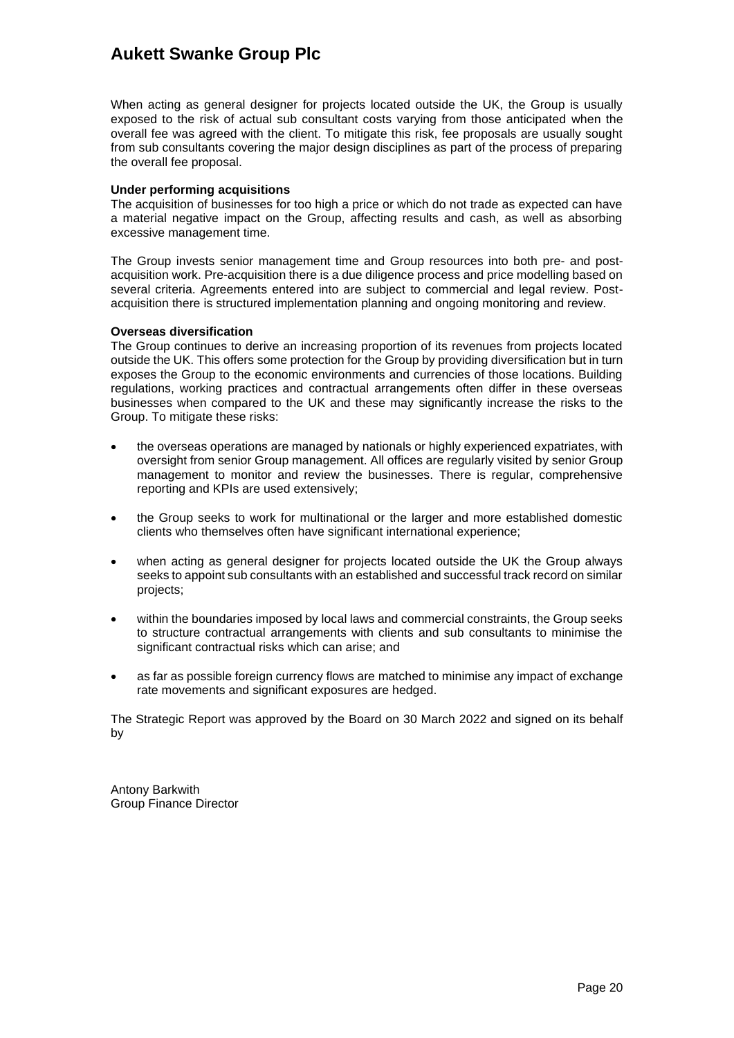When acting as general designer for projects located outside the UK, the Group is usually exposed to the risk of actual sub consultant costs varying from those anticipated when the overall fee was agreed with the client. To mitigate this risk, fee proposals are usually sought from sub consultants covering the major design disciplines as part of the process of preparing the overall fee proposal.

**Under performing acquisitions**

The acquisition of businesses for too high a price or which do not trade as expected can have a material negative impact on the Group, affecting results and cash, as well as absorbing excessive management time.

The Group invests senior management time and Group resources into both pre- and post-acquisition work. Pre-acquisition there is a due diligence process and price modelling based on several criteria. Agreements entered into are subject to commercial and legal review. Post-acquisition there is structured implementation planning and ongoing monitoring and review.

**Overseas diversification**

The Group continues to derive an increasing proportion of its revenues from projects located outside the UK. This offers some protection for the Group by providing diversification but in turn exposes the Group to the economic environments and currencies of those locations. Building regulations, working practices and contractual arrangements often differ in these overseas businesses when compared to the UK and these may significantly increase the risks to the Group. To mitigate these risks:

- the overseas operations are managed by nationals or highly experienced expatriates, with oversight from senior Group management. All offices are regularly visited by senior Group management to monitor and review the businesses. There is regular, comprehensive reporting and KPIs are used extensively;

- the Group seeks to work for multinational or the larger and more established domestic clients who themselves often have significant international experience;

- when acting as general designer for projects located outside the UK the Group always seeks to appoint sub consultants with an established and successful track record on similar projects;

- within the boundaries imposed by local laws and commercial constraints, the Group seeks to structure contractual arrangements with clients and sub consultants to minimise the significant contractual risks which can arise; and

- as far as possible foreign currency flows are matched to minimise any impact of exchange rate movements and significant exposures are hedged.

The Strategic Report was approved by the Board on 30 March 2022 and signed on its behalf by

Antony Barkwith
Group Finance Director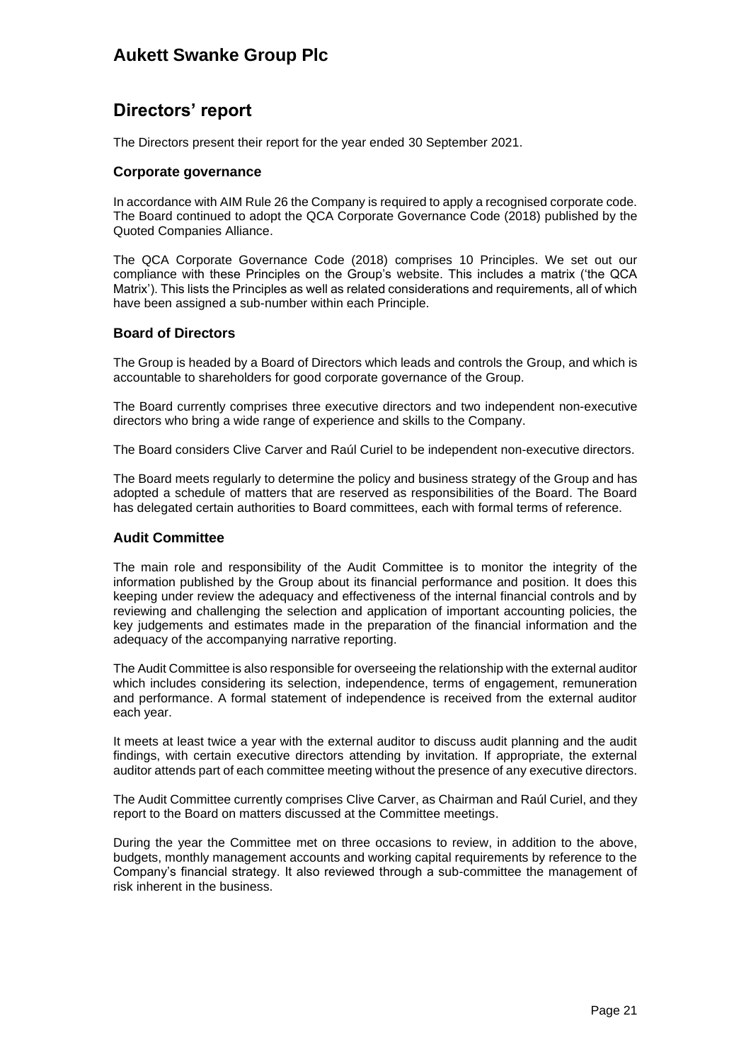# Directors' report

The Directors present their report for the year ended 30 September 2021.

### Corporate governance

In accordance with AIM Rule 26 the Company is required to apply a recognised corporate code. The Board continued to adopt the QCA Corporate Governance Code (2018) published by the Quoted Companies Alliance.

The QCA Corporate Governance Code (2018) comprises 10 Principles. We set out our compliance with these Principles on the Group's website. This includes a matrix ('the QCA Matrix'). This lists the Principles as well as related considerations and requirements, all of which have been assigned a sub-number within each Principle.

### Board of Directors

The Group is headed by a Board of Directors which leads and controls the Group, and which is accountable to shareholders for good corporate governance of the Group.

The Board currently comprises three executive directors and two independent non-executive directors who bring a wide range of experience and skills to the Company.

The Board considers Clive Carver and Raúl Curiel to be independent non-executive directors.

The Board meets regularly to determine the policy and business strategy of the Group and has adopted a schedule of matters that are reserved as responsibilities of the Board. The Board has delegated certain authorities to Board committees, each with formal terms of reference.

### Audit Committee

The main role and responsibility of the Audit Committee is to monitor the integrity of the information published by the Group about its financial performance and position. It does this keeping under review the adequacy and effectiveness of the internal financial controls and by reviewing and challenging the selection and application of important accounting policies, the key judgements and estimates made in the preparation of the financial information and the adequacy of the accompanying narrative reporting.

The Audit Committee is also responsible for overseeing the relationship with the external auditor which includes considering its selection, independence, terms of engagement, remuneration and performance. A formal statement of independence is received from the external auditor each year.

It meets at least twice a year with the external auditor to discuss audit planning and the audit findings, with certain executive directors attending by invitation. If appropriate, the external auditor attends part of each committee meeting without the presence of any executive directors.

The Audit Committee currently comprises Clive Carver, as Chairman and Raúl Curiel, and they report to the Board on matters discussed at the Committee meetings.

During the year the Committee met on three occasions to review, in addition to the above, budgets, monthly management accounts and working capital requirements by reference to the Company's financial strategy. It also reviewed through a sub-committee the management of risk inherent in the business.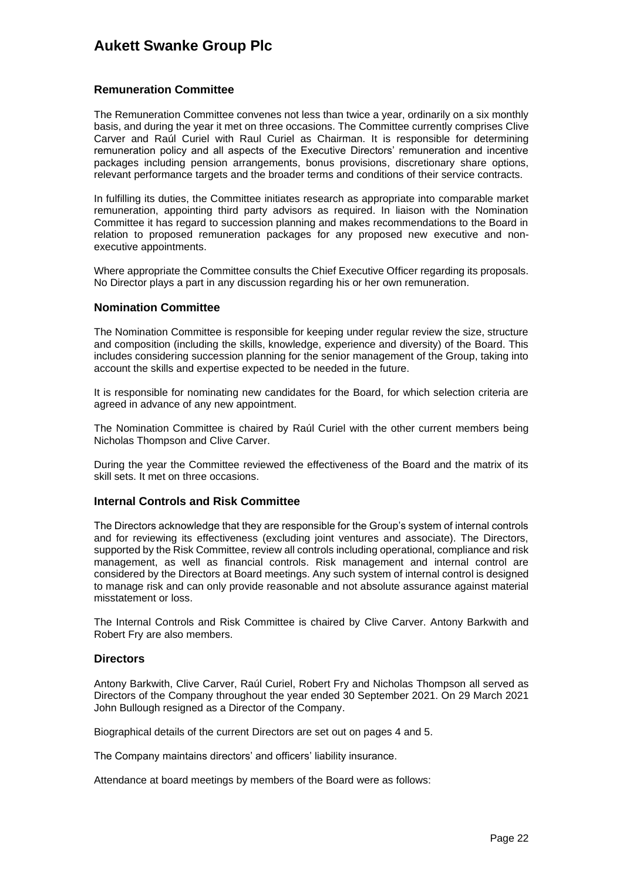## Remuneration Committee

The Remuneration Committee convenes not less than twice a year, ordinarily on a six monthly basis, and during the year it met on three occasions. The Committee currently comprises Clive Carver and Raúl Curiel with Raul Curiel as Chairman. It is responsible for determining remuneration policy and all aspects of the Executive Directors' remuneration and incentive packages including pension arrangements, bonus provisions, discretionary share options, relevant performance targets and the broader terms and conditions of their service contracts.

In fulfilling its duties, the Committee initiates research as appropriate into comparable market remuneration, appointing third party advisors as required. In liaison with the Nomination Committee it has regard to succession planning and makes recommendations to the Board in relation to proposed remuneration packages for any proposed new executive and non-executive appointments.

Where appropriate the Committee consults the Chief Executive Officer regarding its proposals. No Director plays a part in any discussion regarding his or her own remuneration.

## Nomination Committee

The Nomination Committee is responsible for keeping under regular review the size, structure and composition (including the skills, knowledge, experience and diversity) of the Board. This includes considering succession planning for the senior management of the Group, taking into account the skills and expertise expected to be needed in the future.

It is responsible for nominating new candidates for the Board, for which selection criteria are agreed in advance of any new appointment.

The Nomination Committee is chaired by Raúl Curiel with the other current members being Nicholas Thompson and Clive Carver.

During the year the Committee reviewed the effectiveness of the Board and the matrix of its skill sets. It met on three occasions.

## Internal Controls and Risk Committee

The Directors acknowledge that they are responsible for the Group's system of internal controls and for reviewing its effectiveness (excluding joint ventures and associate). The Directors, supported by the Risk Committee, review all controls including operational, compliance and risk management, as well as financial controls. Risk management and internal control are considered by the Directors at Board meetings. Any such system of internal control is designed to manage risk and can only provide reasonable and not absolute assurance against material misstatement or loss.

The Internal Controls and Risk Committee is chaired by Clive Carver. Antony Barkwith and Robert Fry are also members.

## Directors

Antony Barkwith, Clive Carver, Raúl Curiel, Robert Fry and Nicholas Thompson all served as Directors of the Company throughout the year ended 30 September 2021. On 29 March 2021 John Bullough resigned as a Director of the Company.

Biographical details of the current Directors are set out on pages 4 and 5.

The Company maintains directors' and officers' liability insurance.

Attendance at board meetings by members of the Board were as follows: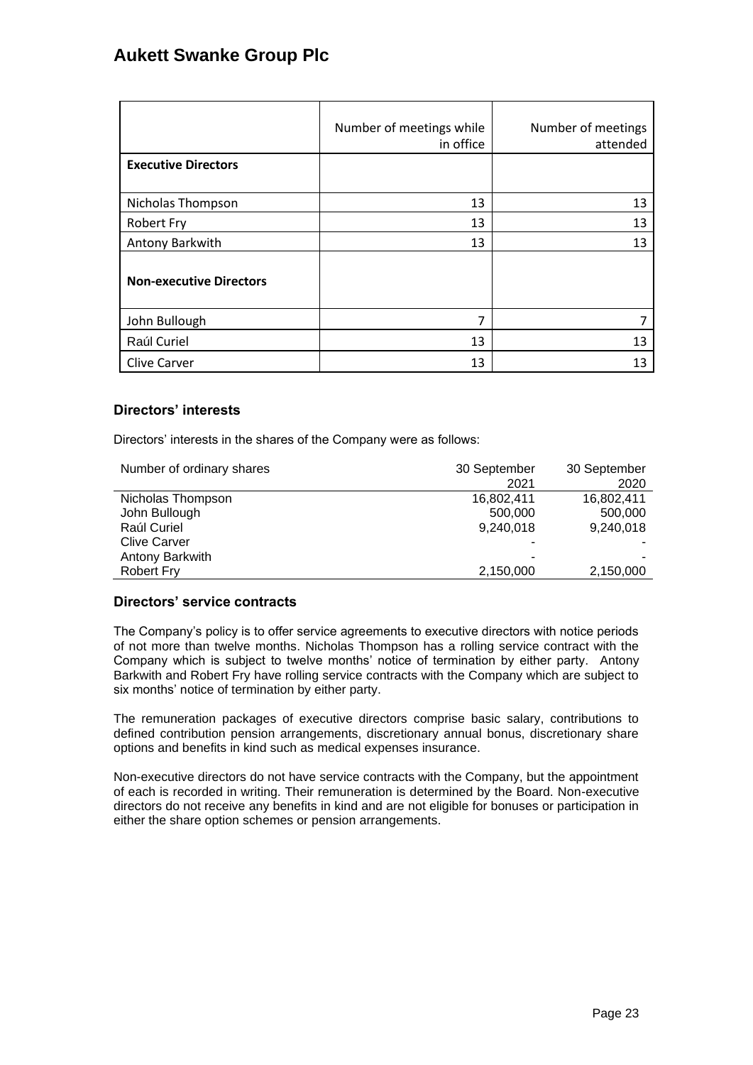| | Number of meetings while in office | Number of meetings attended |
|---|---|---|
| **Executive Directors** | | |
| Nicholas Thompson | 13 | 13 |
| Robert Fry | 13 | 13 |
| Antony Barkwith | 13 | 13 |
| **Non-executive Directors** | | |
| John Bullough | 7 | 7 |
| Raúl Curiel | 13 | 13 |
| Clive Carver | 13 | 13 |

### Directors' interests

Directors' interests in the shares of the Company were as follows:

| Number of ordinary shares | 30 September 2021 | 30 September 2020 |
|---|---|---|
| Nicholas Thompson | 16,802,411 | 16,802,411 |
| John Bullough | 500,000 | 500,000 |
| Raúl Curiel | 9,240,018 | 9,240,018 |
| Clive Carver | - | - |
| Antony Barkwith | - | - |
| Robert Fry | 2,150,000 | 2,150,000 |

### Directors' service contracts

The Company's policy is to offer service agreements to executive directors with notice periods of not more than twelve months. Nicholas Thompson has a rolling service contract with the Company which is subject to twelve months' notice of termination by either party. Antony Barkwith and Robert Fry have rolling service contracts with the Company which are subject to six months' notice of termination by either party.

The remuneration packages of executive directors comprise basic salary, contributions to defined contribution pension arrangements, discretionary annual bonus, discretionary share options and benefits in kind such as medical expenses insurance.

Non-executive directors do not have service contracts with the Company, but the appointment of each is recorded in writing. Their remuneration is determined by the Board. Non-executive directors do not receive any benefits in kind and are not eligible for bonuses or participation in either the share option schemes or pension arrangements.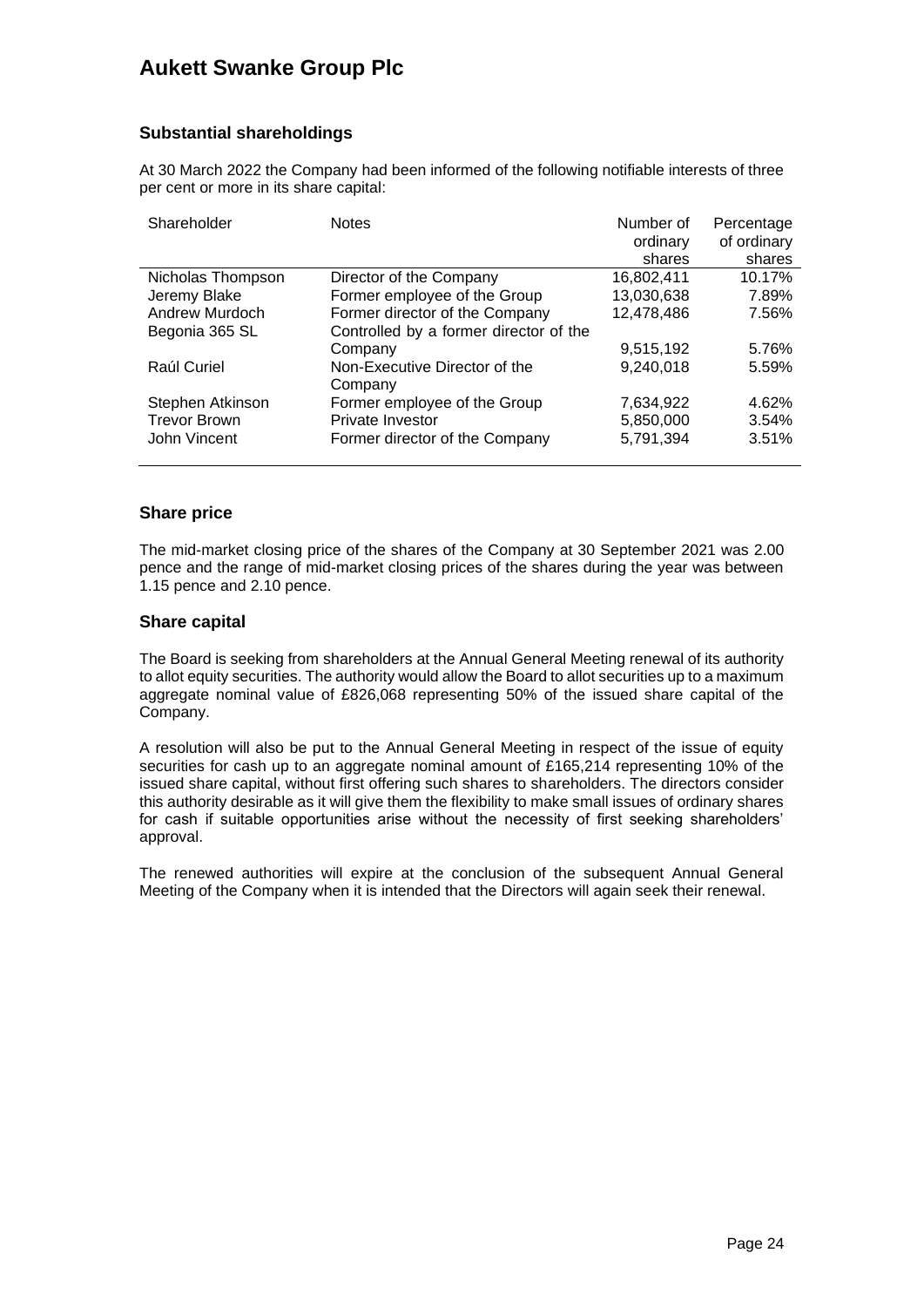# Aukett Swanke Group Plc

## Substantial shareholdings

At 30 March 2022 the Company had been informed of the following notifiable interests of three per cent or more in its share capital:

| Shareholder | Notes | Number of ordinary shares | Percentage of ordinary shares |
|---|---|---|---|
| Nicholas Thompson | Director of the Company | 16,802,411 | 10.17% |
| Jeremy Blake | Former employee of the Group | 13,030,638 | 7.89% |
| Andrew Murdoch | Former director of the Company | 12,478,486 | 7.56% |
| Begonia 365 SL | Controlled by a former director of the Company | 9,515,192 | 5.76% |
| Raúl Curiel | Non-Executive Director of the Company | 9,240,018 | 5.59% |
| Stephen Atkinson | Former employee of the Group | 7,634,922 | 4.62% |
| Trevor Brown | Private Investor | 5,850,000 | 3.54% |
| John Vincent | Former director of the Company | 5,791,394 | 3.51% |

## Share price

The mid-market closing price of the shares of the Company at 30 September 2021 was 2.00 pence and the range of mid-market closing prices of the shares during the year was between 1.15 pence and 2.10 pence.

## Share capital

The Board is seeking from shareholders at the Annual General Meeting renewal of its authority to allot equity securities. The authority would allow the Board to allot securities up to a maximum aggregate nominal value of £826,068 representing 50% of the issued share capital of the Company.

A resolution will also be put to the Annual General Meeting in respect of the issue of equity securities for cash up to an aggregate nominal amount of £165,214 representing 10% of the issued share capital, without first offering such shares to shareholders. The directors consider this authority desirable as it will give them the flexibility to make small issues of ordinary shares for cash if suitable opportunities arise without the necessity of first seeking shareholders' approval.

The renewed authorities will expire at the conclusion of the subsequent Annual General Meeting of the Company when it is intended that the Directors will again seek their renewal.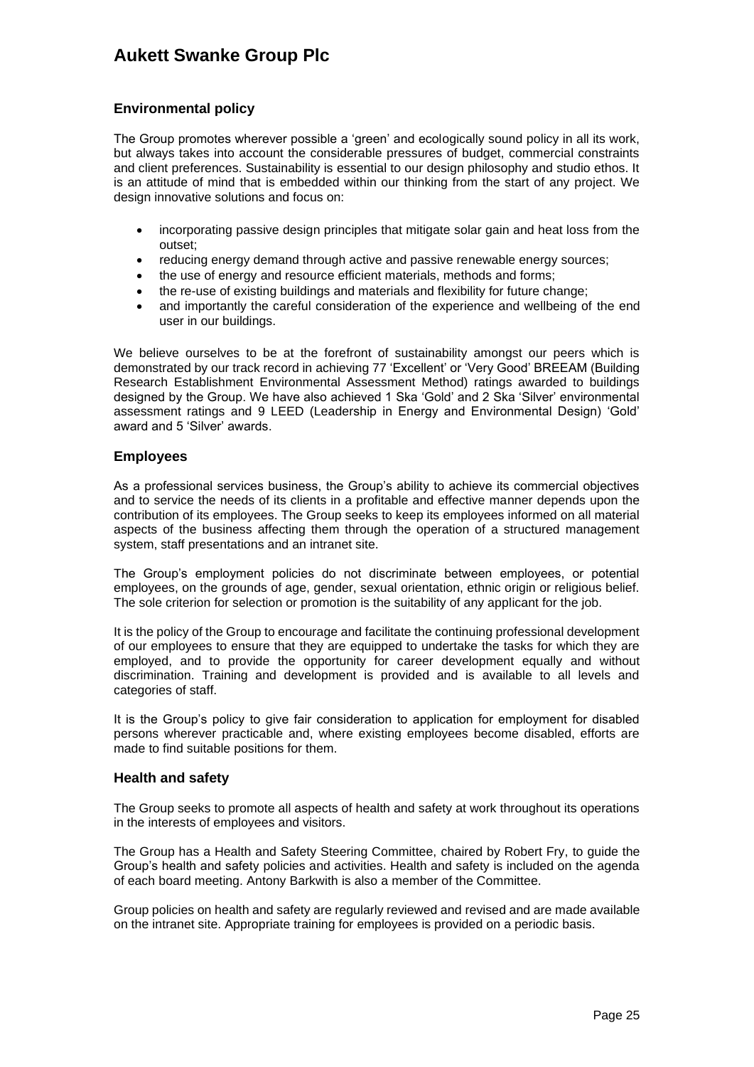## Environmental policy

The Group promotes wherever possible a 'green' and ecologically sound policy in all its work, but always takes into account the considerable pressures of budget, commercial constraints and client preferences. Sustainability is essential to our design philosophy and studio ethos. It is an attitude of mind that is embedded within our thinking from the start of any project. We design innovative solutions and focus on:

- incorporating passive design principles that mitigate solar gain and heat loss from the outset;
- reducing energy demand through active and passive renewable energy sources;
- the use of energy and resource efficient materials, methods and forms;
- the re-use of existing buildings and materials and flexibility for future change;
- and importantly the careful consideration of the experience and wellbeing of the end user in our buildings.

We believe ourselves to be at the forefront of sustainability amongst our peers which is demonstrated by our track record in achieving 77 'Excellent' or 'Very Good' BREEAM (Building Research Establishment Environmental Assessment Method) ratings awarded to buildings designed by the Group. We have also achieved 1 Ska 'Gold' and 2 Ska 'Silver' environmental assessment ratings and 9 LEED (Leadership in Energy and Environmental Design) 'Gold' award and 5 'Silver' awards.

## Employees

As a professional services business, the Group's ability to achieve its commercial objectives and to service the needs of its clients in a profitable and effective manner depends upon the contribution of its employees. The Group seeks to keep its employees informed on all material aspects of the business affecting them through the operation of a structured management system, staff presentations and an intranet site.

The Group's employment policies do not discriminate between employees, or potential employees, on the grounds of age, gender, sexual orientation, ethnic origin or religious belief. The sole criterion for selection or promotion is the suitability of any applicant for the job.

It is the policy of the Group to encourage and facilitate the continuing professional development of our employees to ensure that they are equipped to undertake the tasks for which they are employed, and to provide the opportunity for career development equally and without discrimination. Training and development is provided and is available to all levels and categories of staff.

It is the Group's policy to give fair consideration to application for employment for disabled persons wherever practicable and, where existing employees become disabled, efforts are made to find suitable positions for them.

## Health and safety

The Group seeks to promote all aspects of health and safety at work throughout its operations in the interests of employees and visitors.

The Group has a Health and Safety Steering Committee, chaired by Robert Fry, to guide the Group's health and safety policies and activities. Health and safety is included on the agenda of each board meeting. Antony Barkwith is also a member of the Committee.

Group policies on health and safety are regularly reviewed and revised and are made available on the intranet site. Appropriate training for employees is provided on a periodic basis.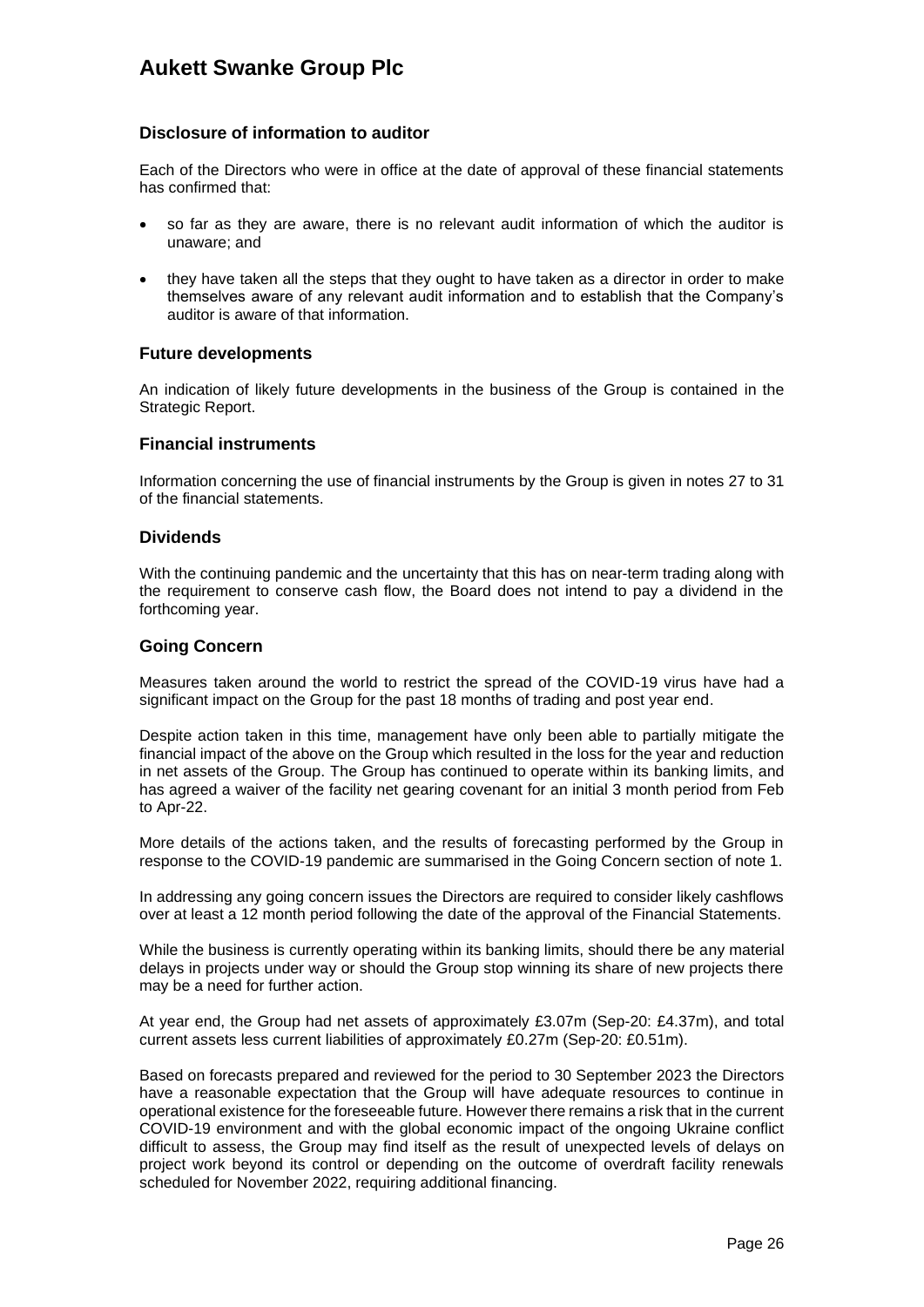## Disclosure of information to auditor

Each of the Directors who were in office at the date of approval of these financial statements has confirmed that:

- so far as they are aware, there is no relevant audit information of which the auditor is unaware; and
- they have taken all the steps that they ought to have taken as a director in order to make themselves aware of any relevant audit information and to establish that the Company's auditor is aware of that information.

## Future developments

An indication of likely future developments in the business of the Group is contained in the Strategic Report.

## Financial instruments

Information concerning the use of financial instruments by the Group is given in notes 27 to 31 of the financial statements.

## Dividends

With the continuing pandemic and the uncertainty that this has on near-term trading along with the requirement to conserve cash flow, the Board does not intend to pay a dividend in the forthcoming year.

## Going Concern

Measures taken around the world to restrict the spread of the COVID-19 virus have had a significant impact on the Group for the past 18 months of trading and post year end.

Despite action taken in this time, management have only been able to partially mitigate the financial impact of the above on the Group which resulted in the loss for the year and reduction in net assets of the Group. The Group has continued to operate within its banking limits, and has agreed a waiver of the facility net gearing covenant for an initial 3 month period from Feb to Apr-22.

More details of the actions taken, and the results of forecasting performed by the Group in response to the COVID-19 pandemic are summarised in the Going Concern section of note 1.

In addressing any going concern issues the Directors are required to consider likely cashflows over at least a 12 month period following the date of the approval of the Financial Statements.

While the business is currently operating within its banking limits, should there be any material delays in projects under way or should the Group stop winning its share of new projects there may be a need for further action.

At year end, the Group had net assets of approximately £3.07m (Sep-20: £4.37m), and total current assets less current liabilities of approximately £0.27m (Sep-20: £0.51m).

Based on forecasts prepared and reviewed for the period to 30 September 2023 the Directors have a reasonable expectation that the Group will have adequate resources to continue in operational existence for the foreseeable future. However there remains a risk that in the current COVID-19 environment and with the global economic impact of the ongoing Ukraine conflict difficult to assess, the Group may find itself as the result of unexpected levels of delays on project work beyond its control or depending on the outcome of overdraft facility renewals scheduled for November 2022, requiring additional financing.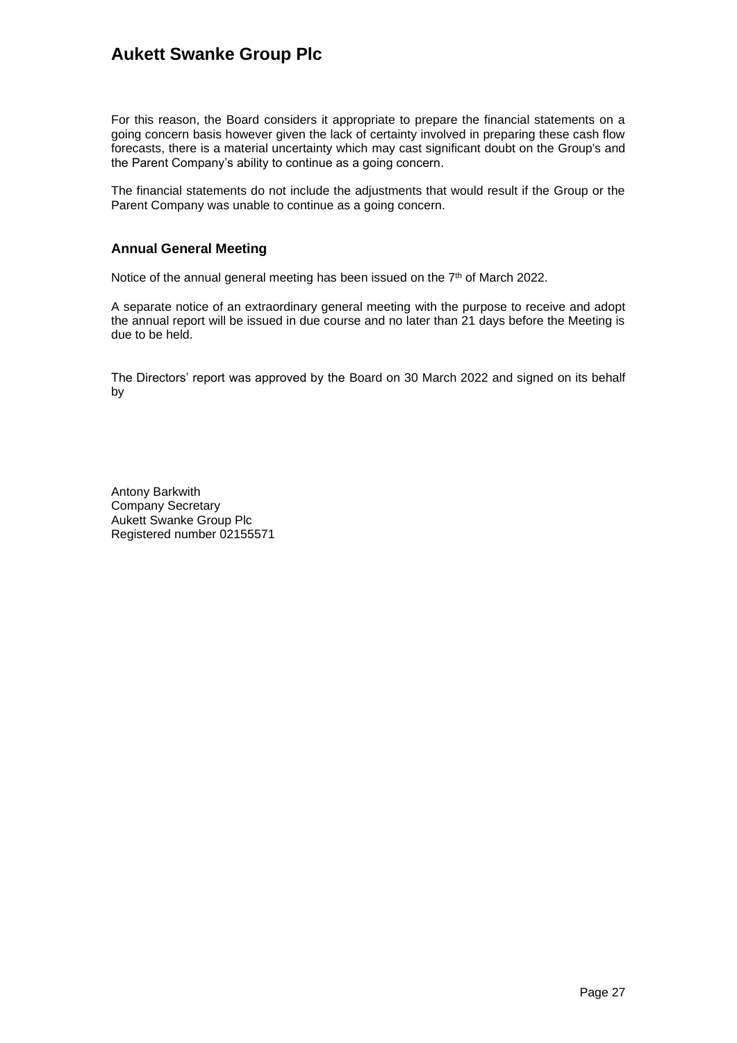For this reason, the Board considers it appropriate to prepare the financial statements on a going concern basis however given the lack of certainty involved in preparing these cash flow forecasts, there is a material uncertainty which may cast significant doubt on the Group's and the Parent Company's ability to continue as a going concern.

The financial statements do not include the adjustments that would result if the Group or the Parent Company was unable to continue as a going concern.

### Annual General Meeting

Notice of the annual general meeting has been issued on the 7th of March 2022.

A separate notice of an extraordinary general meeting with the purpose to receive and adopt the annual report will be issued in due course and no later than 21 days before the Meeting is due to be held.

The Directors' report was approved by the Board on 30 March 2022 and signed on its behalf by

Antony Barkwith
Company Secretary
Aukett Swanke Group Plc
Registered number 02155571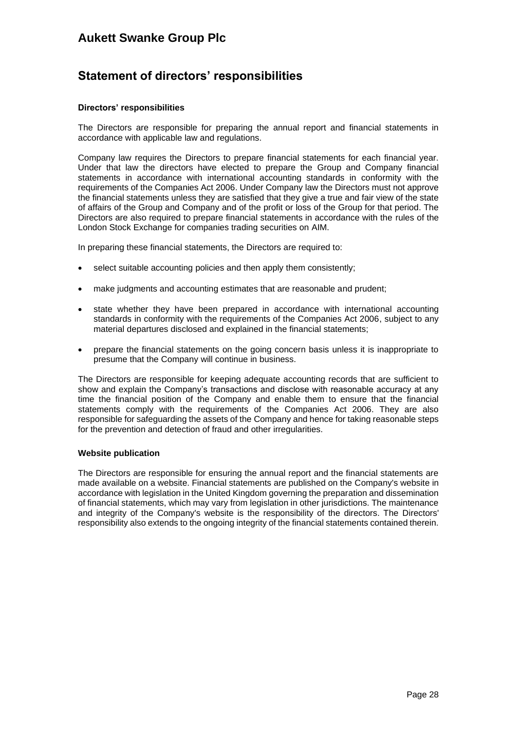# Aukett Swanke Group Plc

## Statement of directors' responsibilities

### Directors' responsibilities

The Directors are responsible for preparing the annual report and financial statements in accordance with applicable law and regulations.

Company law requires the Directors to prepare financial statements for each financial year. Under that law the directors have elected to prepare the Group and Company financial statements in accordance with international accounting standards in conformity with the requirements of the Companies Act 2006. Under Company law the Directors must not approve the financial statements unless they are satisfied that they give a true and fair view of the state of affairs of the Group and Company and of the profit or loss of the Group for that period. The Directors are also required to prepare financial statements in accordance with the rules of the London Stock Exchange for companies trading securities on AIM.

In preparing these financial statements, the Directors are required to:

- select suitable accounting policies and then apply them consistently;
- make judgments and accounting estimates that are reasonable and prudent;
- state whether they have been prepared in accordance with international accounting standards in conformity with the requirements of the Companies Act 2006, subject to any material departures disclosed and explained in the financial statements;
- prepare the financial statements on the going concern basis unless it is inappropriate to presume that the Company will continue in business.

The Directors are responsible for keeping adequate accounting records that are sufficient to show and explain the Company's transactions and disclose with reasonable accuracy at any time the financial position of the Company and enable them to ensure that the financial statements comply with the requirements of the Companies Act 2006. They are also responsible for safeguarding the assets of the Company and hence for taking reasonable steps for the prevention and detection of fraud and other irregularities.

### Website publication

The Directors are responsible for ensuring the annual report and the financial statements are made available on a website. Financial statements are published on the Company's website in accordance with legislation in the United Kingdom governing the preparation and dissemination of financial statements, which may vary from legislation in other jurisdictions. The maintenance and integrity of the Company's website is the responsibility of the directors. The Directors' responsibility also extends to the ongoing integrity of the financial statements contained therein.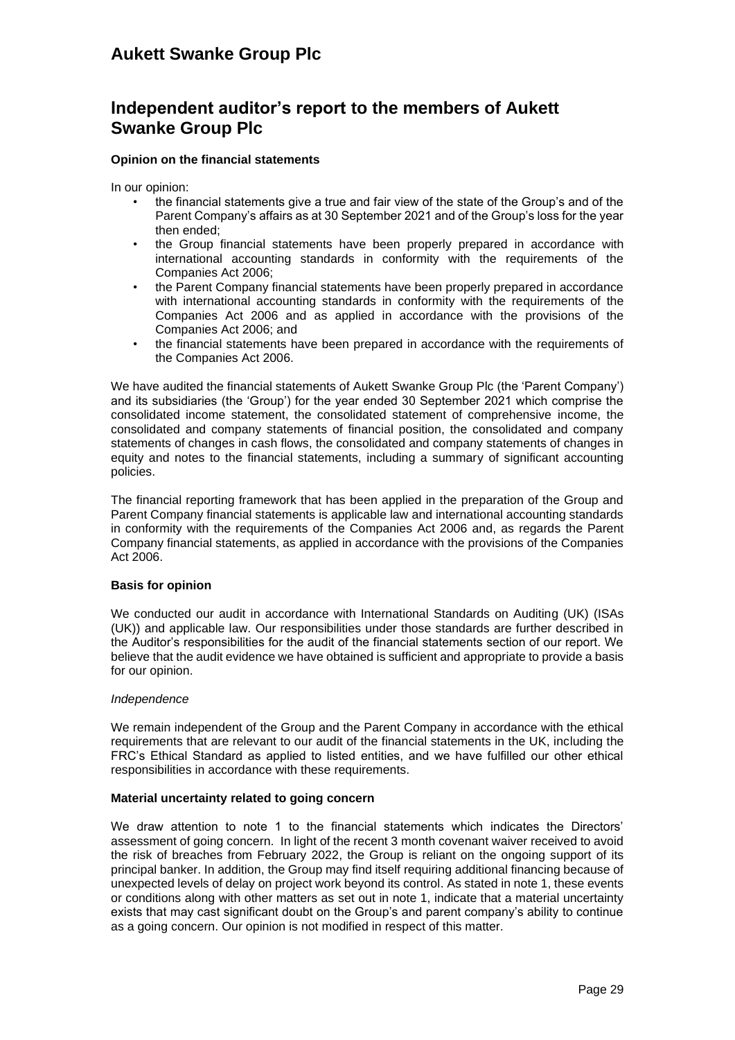# Independent auditor's report to the members of Aukett Swanke Group Plc

**Opinion on the financial statements**

In our opinion:

- the financial statements give a true and fair view of the state of the Group's and of the Parent Company's affairs as at 30 September 2021 and of the Group's loss for the year then ended;
- the Group financial statements have been properly prepared in accordance with international accounting standards in conformity with the requirements of the Companies Act 2006;
- the Parent Company financial statements have been properly prepared in accordance with international accounting standards in conformity with the requirements of the Companies Act 2006 and as applied in accordance with the provisions of the Companies Act 2006; and
- the financial statements have been prepared in accordance with the requirements of the Companies Act 2006.

We have audited the financial statements of Aukett Swanke Group Plc (the 'Parent Company') and its subsidiaries (the 'Group') for the year ended 30 September 2021 which comprise the consolidated income statement, the consolidated statement of comprehensive income, the consolidated and company statements of financial position, the consolidated and company statements of changes in cash flows, the consolidated and company statements of changes in equity and notes to the financial statements, including a summary of significant accounting policies.

The financial reporting framework that has been applied in the preparation of the Group and Parent Company financial statements is applicable law and international accounting standards in conformity with the requirements of the Companies Act 2006 and, as regards the Parent Company financial statements, as applied in accordance with the provisions of the Companies Act 2006.

**Basis for opinion**

We conducted our audit in accordance with International Standards on Auditing (UK) (ISAs (UK)) and applicable law. Our responsibilities under those standards are further described in the Auditor's responsibilities for the audit of the financial statements section of our report. We believe that the audit evidence we have obtained is sufficient and appropriate to provide a basis for our opinion.

*Independence*

We remain independent of the Group and the Parent Company in accordance with the ethical requirements that are relevant to our audit of the financial statements in the UK, including the FRC's Ethical Standard as applied to listed entities, and we have fulfilled our other ethical responsibilities in accordance with these requirements.

**Material uncertainty related to going concern**

We draw attention to note 1 to the financial statements which indicates the Directors' assessment of going concern. In light of the recent 3 month covenant waiver received to avoid the risk of breaches from February 2022, the Group is reliant on the ongoing support of its principal banker. In addition, the Group may find itself requiring additional financing because of unexpected levels of delay on project work beyond its control. As stated in note 1, these events or conditions along with other matters as set out in note 1, indicate that a material uncertainty exists that may cast significant doubt on the Group's and parent company's ability to continue as a going concern. Our opinion is not modified in respect of this matter.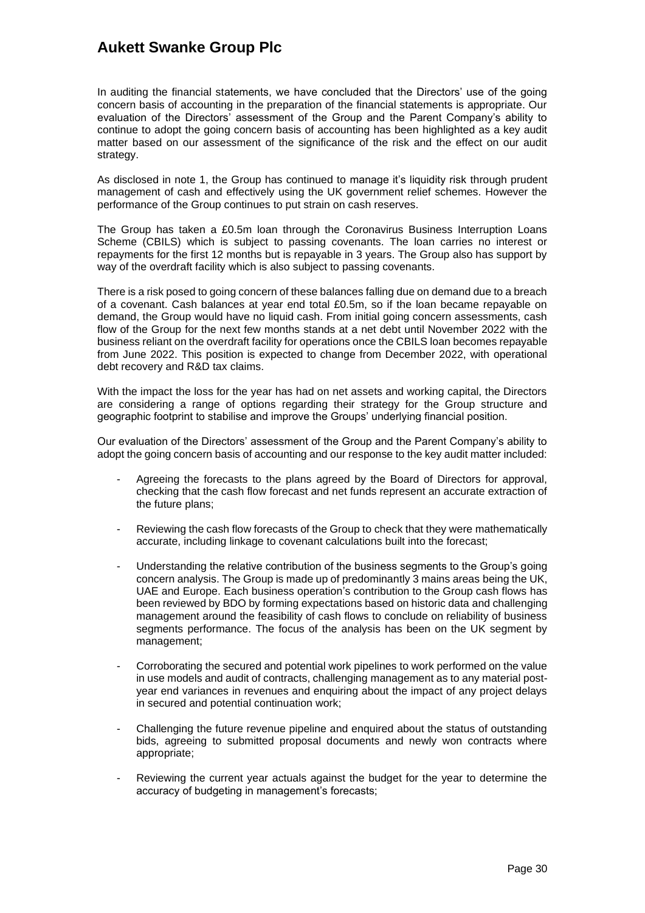In auditing the financial statements, we have concluded that the Directors' use of the going concern basis of accounting in the preparation of the financial statements is appropriate. Our evaluation of the Directors' assessment of the Group and the Parent Company's ability to continue to adopt the going concern basis of accounting has been highlighted as a key audit matter based on our assessment of the significance of the risk and the effect on our audit strategy.

As disclosed in note 1, the Group has continued to manage it's liquidity risk through prudent management of cash and effectively using the UK government relief schemes. However the performance of the Group continues to put strain on cash reserves.

The Group has taken a £0.5m loan through the Coronavirus Business Interruption Loans Scheme (CBILS) which is subject to passing covenants. The loan carries no interest or repayments for the first 12 months but is repayable in 3 years. The Group also has support by way of the overdraft facility which is also subject to passing covenants.

There is a risk posed to going concern of these balances falling due on demand due to a breach of a covenant. Cash balances at year end total £0.5m, so if the loan became repayable on demand, the Group would have no liquid cash. From initial going concern assessments, cash flow of the Group for the next few months stands at a net debt until November 2022 with the business reliant on the overdraft facility for operations once the CBILS loan becomes repayable from June 2022. This position is expected to change from December 2022, with operational debt recovery and R&D tax claims.

With the impact the loss for the year has had on net assets and working capital, the Directors are considering a range of options regarding their strategy for the Group structure and geographic footprint to stabilise and improve the Groups' underlying financial position.

Our evaluation of the Directors' assessment of the Group and the Parent Company's ability to adopt the going concern basis of accounting and our response to the key audit matter included:

- Agreeing the forecasts to the plans agreed by the Board of Directors for approval, checking that the cash flow forecast and net funds represent an accurate extraction of the future plans;
- Reviewing the cash flow forecasts of the Group to check that they were mathematically accurate, including linkage to covenant calculations built into the forecast;
- Understanding the relative contribution of the business segments to the Group's going concern analysis. The Group is made up of predominantly 3 mains areas being the UK, UAE and Europe. Each business operation's contribution to the Group cash flows has been reviewed by BDO by forming expectations based on historic data and challenging management around the feasibility of cash flows to conclude on reliability of business segments performance. The focus of the analysis has been on the UK segment by management;
- Corroborating the secured and potential work pipelines to work performed on the value in use models and audit of contracts, challenging management as to any material post-year end variances in revenues and enquiring about the impact of any project delays in secured and potential continuation work;
- Challenging the future revenue pipeline and enquired about the status of outstanding bids, agreeing to submitted proposal documents and newly won contracts where appropriate;
- Reviewing the current year actuals against the budget for the year to determine the accuracy of budgeting in management's forecasts;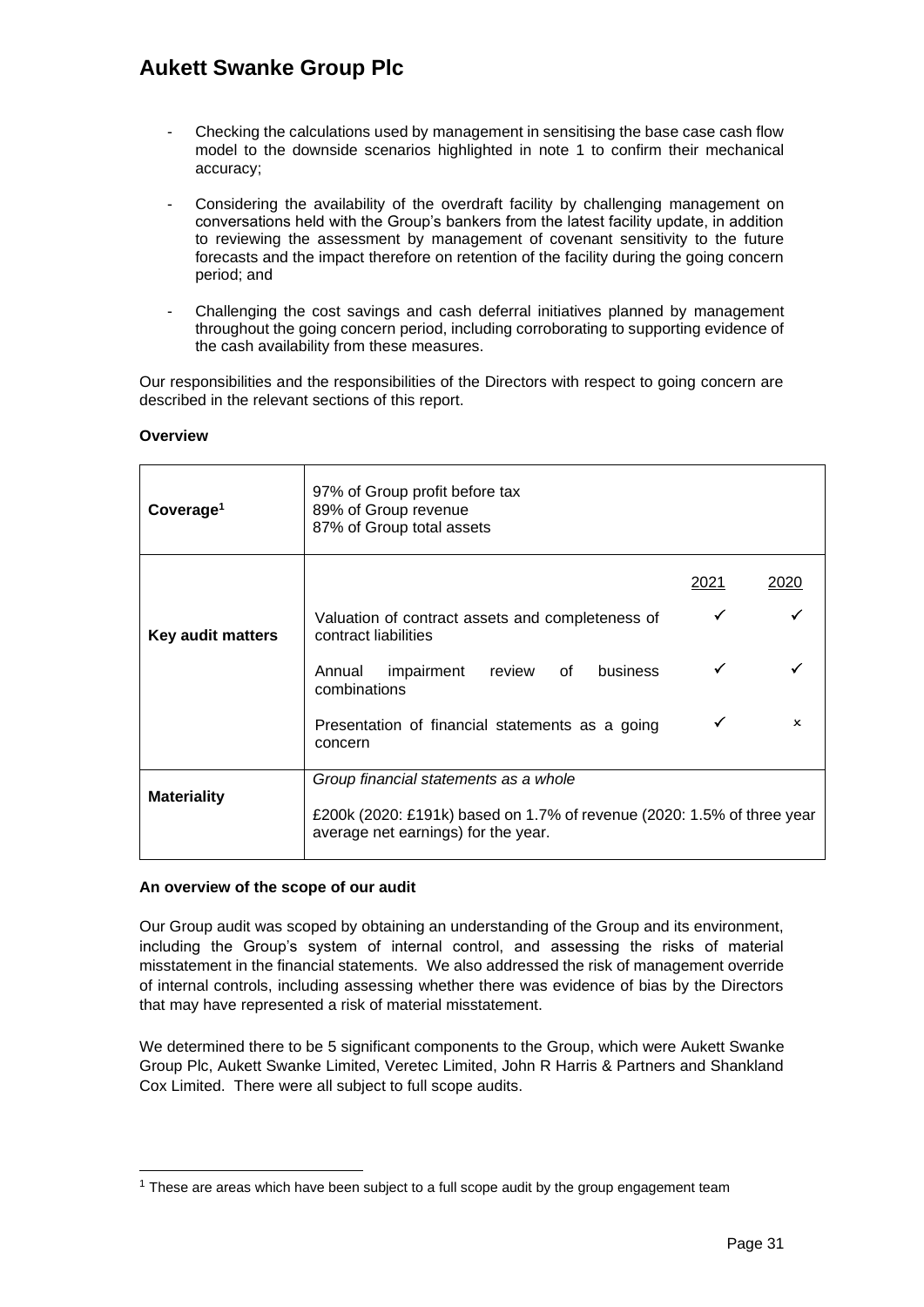- Checking the calculations used by management in sensitising the base case cash flow model to the downside scenarios highlighted in note 1 to confirm their mechanical accuracy;

- Considering the availability of the overdraft facility by challenging management on conversations held with the Group's bankers from the latest facility update, in addition to reviewing the assessment by management of covenant sensitivity to the future forecasts and the impact therefore on retention of the facility during the going concern period; and

- Challenging the cost savings and cash deferral initiatives planned by management throughout the going concern period, including corroborating to supporting evidence of the cash availability from these measures.

Our responsibilities and the responsibilities of the Directors with respect to going concern are described in the relevant sections of this report.

**Overview**

| | | | |
|---|---|---|---|
| **Coverage**[1] | 97% of Group profit before tax<br>89% of Group revenue<br>87% of Group total assets | | |
| **Key audit matters** | | 2021 | 2020 |
| | Valuation of contract assets and completeness of contract liabilities | ✓ | ✓ |
| | Annual impairment review of business combinations | ✓ | ✓ |
| | Presentation of financial statements as a going concern | ✓ | × |
| **Materiality** | *Group financial statements as a whole*<br><br>£200k (2020: £191k) based on 1.7% of revenue (2020: 1.5% of three year average net earnings) for the year. | | |

**An overview of the scope of our audit**

Our Group audit was scoped by obtaining an understanding of the Group and its environment, including the Group's system of internal control, and assessing the risks of material misstatement in the financial statements. We also addressed the risk of management override of internal controls, including assessing whether there was evidence of bias by the Directors that may have represented a risk of material misstatement.

We determined there to be 5 significant components to the Group, which were Aukett Swanke Group Plc, Aukett Swanke Limited, Veretec Limited, John R Harris & Partners and Shankland Cox Limited. There were all subject to full scope audits.

[1] These are areas which have been subject to a full scope audit by the group engagement team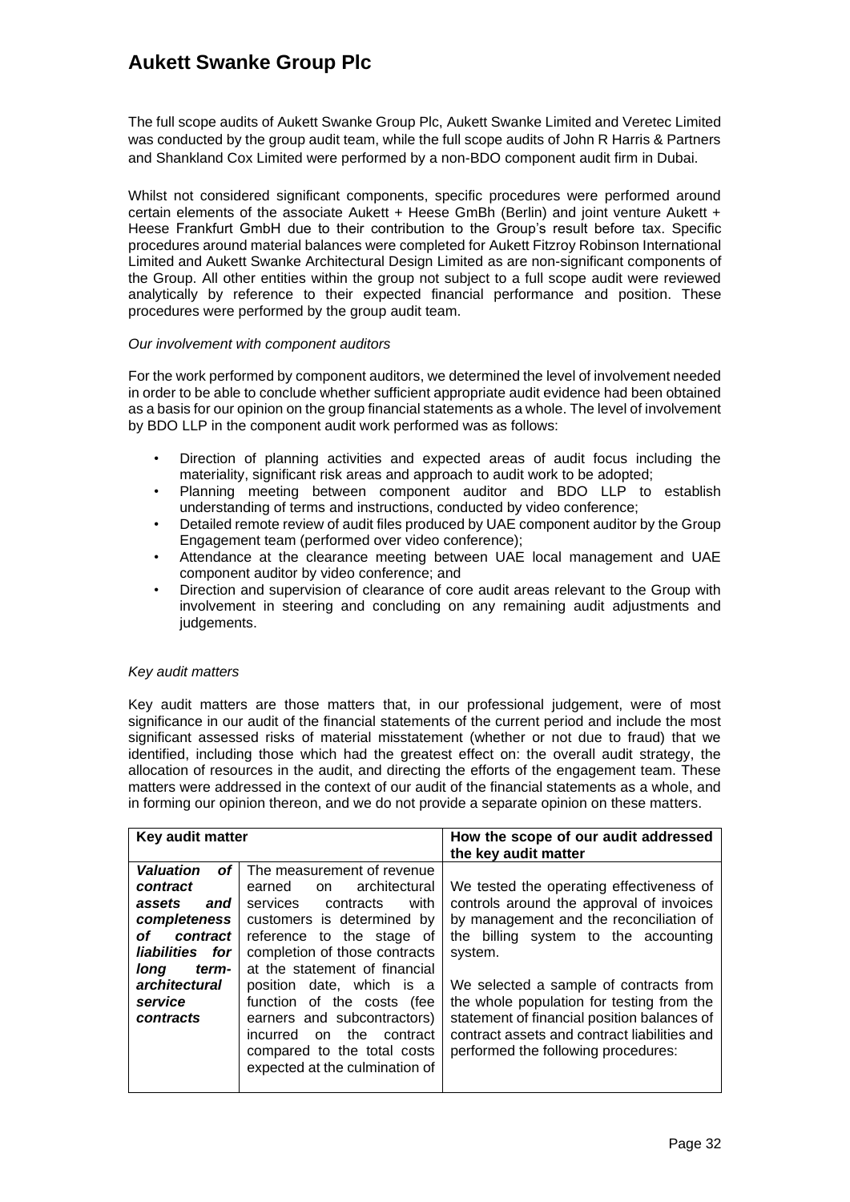The full scope audits of Aukett Swanke Group Plc, Aukett Swanke Limited and Veretec Limited was conducted by the group audit team, while the full scope audits of John R Harris & Partners and Shankland Cox Limited were performed by a non-BDO component audit firm in Dubai.

Whilst not considered significant components, specific procedures were performed around certain elements of the associate Aukett + Heese GmBh (Berlin) and joint venture Aukett + Heese Frankfurt GmbH due to their contribution to the Group's result before tax. Specific procedures around material balances were completed for Aukett Fitzroy Robinson International Limited and Aukett Swanke Architectural Design Limited as are non-significant components of the Group. All other entities within the group not subject to a full scope audit were reviewed analytically by reference to their expected financial performance and position. These procedures were performed by the group audit team.

*Our involvement with component auditors*

For the work performed by component auditors, we determined the level of involvement needed in order to be able to conclude whether sufficient appropriate audit evidence had been obtained as a basis for our opinion on the group financial statements as a whole. The level of involvement by BDO LLP in the component audit work performed was as follows:

- Direction of planning activities and expected areas of audit focus including the materiality, significant risk areas and approach to audit work to be adopted;
- Planning meeting between component auditor and BDO LLP to establish understanding of terms and instructions, conducted by video conference;
- Detailed remote review of audit files produced by UAE component auditor by the Group Engagement team (performed over video conference);
- Attendance at the clearance meeting between UAE local management and UAE component auditor by video conference; and
- Direction and supervision of clearance of core audit areas relevant to the Group with involvement in steering and concluding on any remaining audit adjustments and judgements.

*Key audit matters*

Key audit matters are those matters that, in our professional judgement, were of most significance in our audit of the financial statements of the current period and include the most significant assessed risks of material misstatement (whether or not due to fraud) that we identified, including those which had the greatest effect on: the overall audit strategy, the allocation of resources in the audit, and directing the efforts of the engagement team. These matters were addressed in the context of our audit of the financial statements as a whole, and in forming our opinion thereon, and we do not provide a separate opinion on these matters.

| Key audit matter | | How the scope of our audit addressed the key audit matter |
|---|---|---|
| ***Valuation of contract assets and completeness of contract liabilities for long term-architectural service contracts*** | The measurement of revenue earned on architectural services contracts with customers is determined by reference to the stage of completion of those contracts at the statement of financial position date, which is a function of the costs (fee earners and subcontractors) incurred on the contract compared to the total costs expected at the culmination of | We tested the operating effectiveness of controls around the approval of invoices by management and the reconciliation of the billing system to the accounting system.<br><br>We selected a sample of contracts from the whole population for testing from the statement of financial position balances of contract assets and contract liabilities and performed the following procedures: |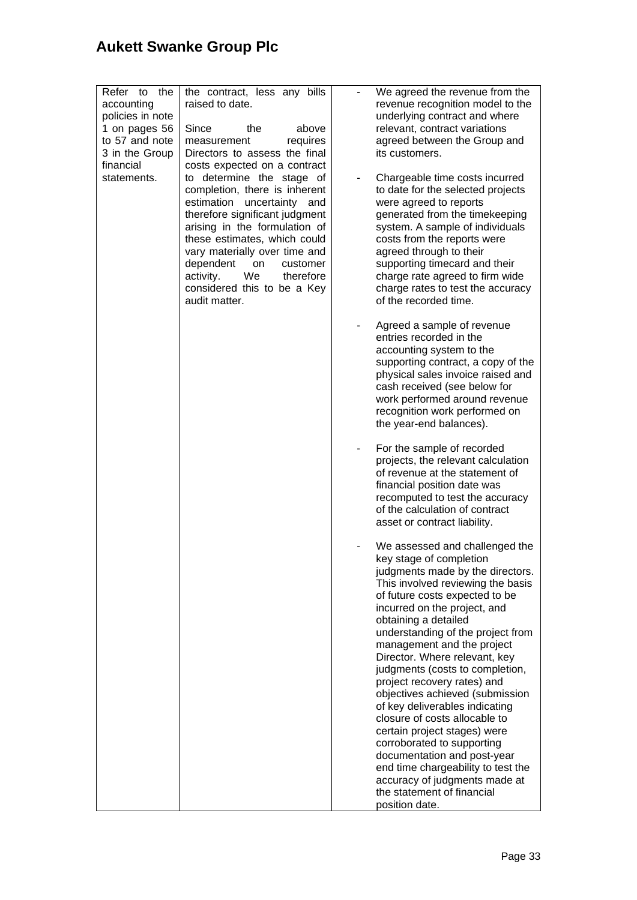| | | |
|---|---|---|
| Refer to the accounting policies in note 1 on pages 56 to 57 and note 3 in the Group financial statements. | the contract, less any bills raised to date.<br><br>Since the above measurement requires Directors to assess the final costs expected on a contract to determine the stage of completion, there is inherent estimation uncertainty and therefore significant judgment arising in the formulation of these estimates, which could vary materially over time and dependent on customer activity. We therefore considered this to be a Key audit matter. | - We agreed the revenue from the revenue recognition model to the underlying contract and where relevant, contract variations agreed between the Group and its customers.<br><br>- Chargeable time costs incurred to date for the selected projects were agreed to reports generated from the timekeeping system. A sample of individuals costs from the reports were agreed through to their supporting timecard and their charge rate agreed to firm wide charge rates to test the accuracy of the recorded time.<br><br>- Agreed a sample of revenue entries recorded in the accounting system to the supporting contract, a copy of the physical sales invoice raised and cash received (see below for work performed around revenue recognition work performed on the year-end balances).<br><br>- For the sample of recorded projects, the relevant calculation of revenue at the statement of financial position date was recomputed to test the accuracy of the calculation of contract asset or contract liability.<br><br>- We assessed and challenged the key stage of completion judgments made by the directors. This involved reviewing the basis of future costs expected to be incurred on the project, and obtaining a detailed understanding of the project from management and the project Director. Where relevant, key judgments (costs to completion, project recovery rates) and objectives achieved (submission of key deliverables indicating closure of costs allocable to certain project stages) were corroborated to supporting documentation and post-year end time chargeability to test the accuracy of judgments made at the statement of financial position date. |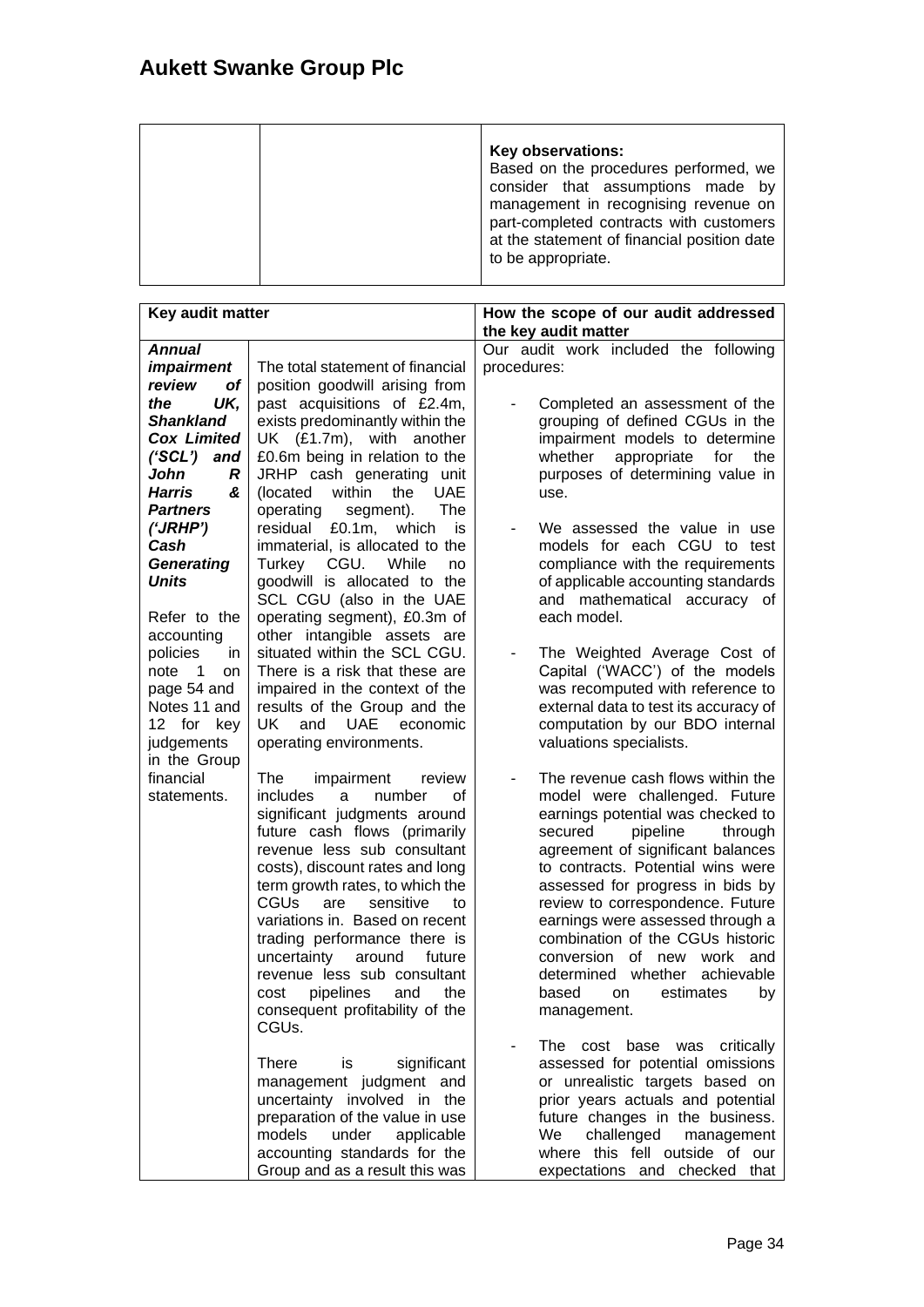| | | **Key observations:** Based on the procedures performed, we consider that assumptions made by management in recognising revenue on part-completed contracts with customers at the statement of financial position date to be appropriate. |
|---|---|---|

| Key audit matter | | How the scope of our audit addressed the key audit matter |
|---|---|---|
| ***Annual impairment review of the UK, Shankland Cox Limited ('SCL') and John R Harris & Partners ('JRHP') Cash Generating Units*** <br><br> Refer to the accounting policies in note 1 on page 54 and Notes 11 and 12 for key judgements in the Group financial statements. | The total statement of financial position goodwill arising from past acquisitions of £2.4m, exists predominantly within the UK (£1.7m), with another £0.6m being in relation to the JRHP cash generating unit (located within the UAE operating segment). The residual £0.1m, which is immaterial, is allocated to the Turkey CGU. While no goodwill is allocated to the SCL CGU (also in the UAE operating segment), £0.3m of other intangible assets are situated within the SCL CGU. There is a risk that these are impaired in the context of the results of the Group and the UK and UAE economic operating environments. <br><br> The impairment review includes a number of significant judgments around future cash flows (primarily revenue less sub consultant costs), discount rates and long term growth rates, to which the CGUs are sensitive to variations in. Based on recent trading performance there is uncertainty around future revenue less sub consultant cost pipelines and the consequent profitability of the CGUs. <br><br> There is significant management judgment and uncertainty involved in the preparation of the value in use models under applicable accounting standards for the Group and as a result this was | Our audit work included the following procedures: <br><br> - Completed an assessment of the grouping of defined CGUs in the impairment models to determine whether appropriate for the purposes of determining value in use. <br><br> - We assessed the value in use models for each CGU to test compliance with the requirements of applicable accounting standards and mathematical accuracy of each model. <br><br> - The Weighted Average Cost of Capital ('WACC') of the models was recomputed with reference to external data to test its accuracy of computation by our BDO internal valuations specialists. <br><br> - The revenue cash flows within the model were challenged. Future earnings potential was checked to secured pipeline through agreement of significant balances to contracts. Potential wins were assessed for progress in bids by review to correspondence. Future earnings were assessed through a combination of the CGUs historic conversion of new work and determined whether achievable based on estimates by management. <br><br> - The cost base was critically assessed for potential omissions or unrealistic targets based on prior years actuals and potential future changes in the business. We challenged management where this fell outside of our expectations and checked that |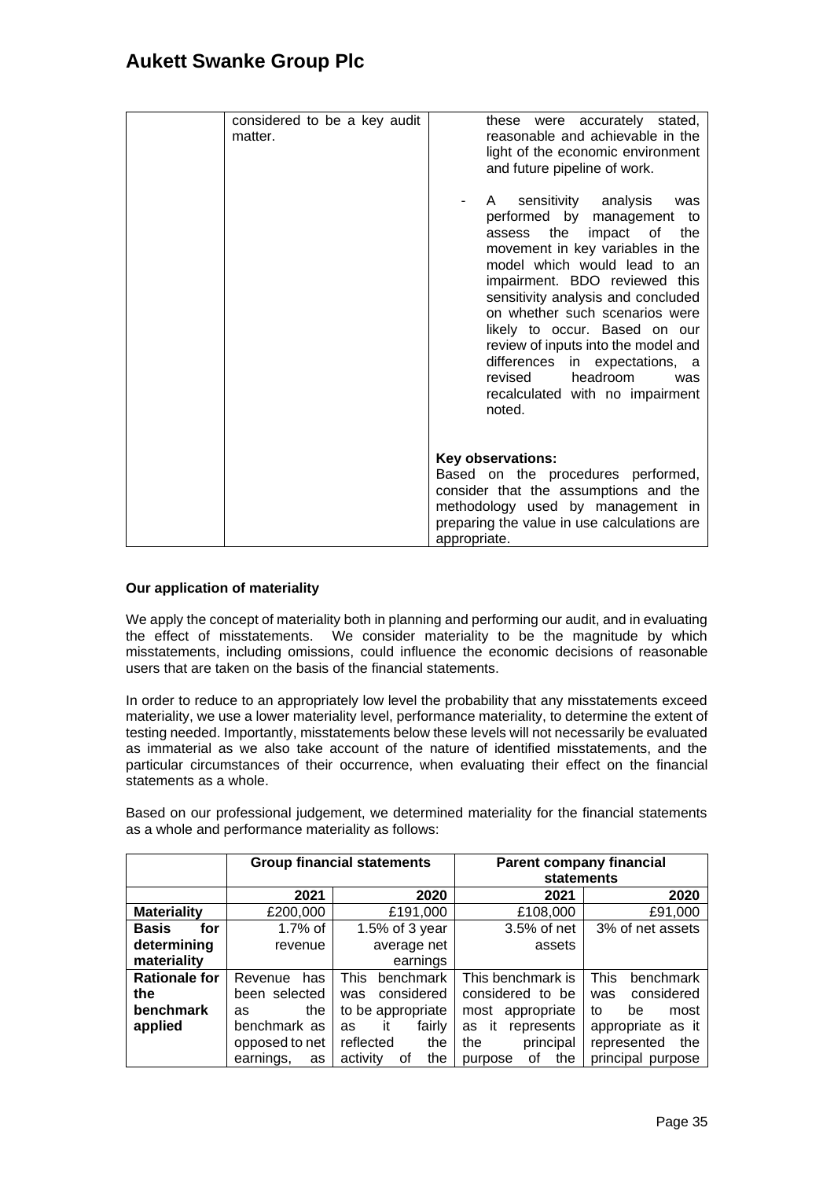| | considered to be a key audit matter. | these were accurately stated, reasonable and achievable in the light of the economic environment and future pipeline of work.<br><br>- A sensitivity analysis was performed by management to assess the impact of the movement in key variables in the model which would lead to an impairment. BDO reviewed this sensitivity analysis and concluded on whether such scenarios were likely to occur. Based on our review of inputs into the model and differences in expectations, a revised headroom was recalculated with no impairment noted.<br><br>**Key observations:**<br>Based on the procedures performed, consider that the assumptions and the methodology used by management in preparing the value in use calculations are appropriate. |
|---|---|---|

**Our application of materiality**

We apply the concept of materiality both in planning and performing our audit, and in evaluating the effect of misstatements. We consider materiality to be the magnitude by which misstatements, including omissions, could influence the economic decisions of reasonable users that are taken on the basis of the financial statements.

In order to reduce to an appropriately low level the probability that any misstatements exceed materiality, we use a lower materiality level, performance materiality, to determine the extent of testing needed. Importantly, misstatements below these levels will not necessarily be evaluated as immaterial as we also take account of the nature of identified misstatements, and the particular circumstances of their occurrence, when evaluating their effect on the financial statements as a whole.

Based on our professional judgement, we determined materiality for the financial statements as a whole and performance materiality as follows:

| | Group financial statements | | Parent company financial statements | |
|---|---|---|---|---|
| | 2021 | 2020 | 2021 | 2020 |
| **Materiality** | £200,000 | £191,000 | £108,000 | £91,000 |
| **Basis for determining materiality** | 1.7% of revenue | 1.5% of 3 year average net earnings | 3.5% of net assets | 3% of net assets |
| **Rationale for the benchmark applied** | Revenue has been selected as the benchmark as opposed to net earnings, as | This benchmark was considered to be appropriate as it fairly reflected the activity of the | This benchmark is considered to be most appropriate as it represents the principal purpose of the | This benchmark was considered to be most appropriate as it represented the principal purpose |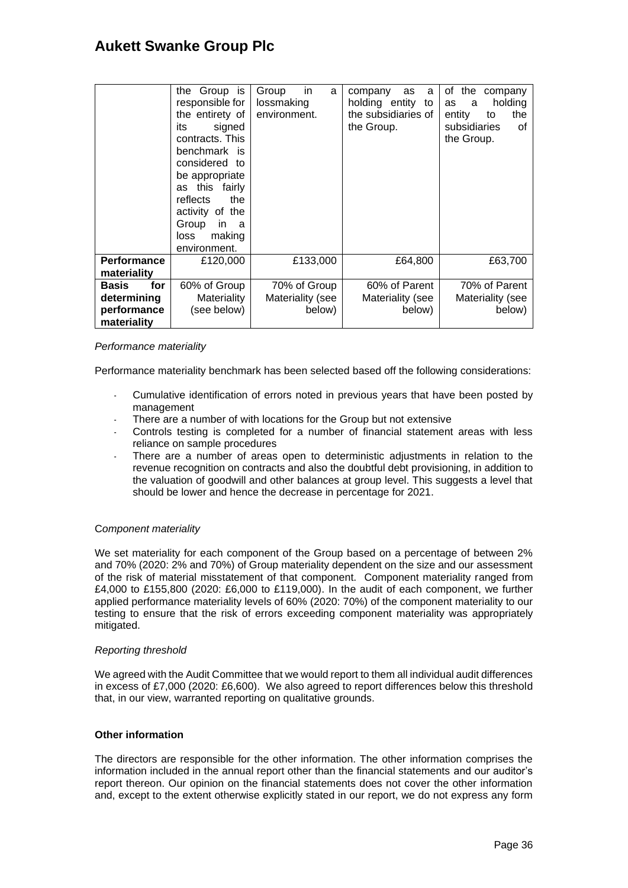| | the Group is responsible for the entirety of its signed contracts. This benchmark is considered to be appropriate as this fairly reflects the activity of the Group in a loss making environment. | Group in a lossmaking environment. | company as a holding entity to the subsidiaries of the Group. | of the company as a holding entity to the subsidiaries of the Group. |
|---|---|---|---|---|
| **Performance materiality** | £120,000 | £133,000 | £64,800 | £63,700 |
| **Basis for determining performance materiality** | 60% of Group Materiality (see below) | 70% of Group Materiality (see below) | 60% of Parent Materiality (see below) | 70% of Parent Materiality (see below) |

*Performance materiality*

Performance materiality benchmark has been selected based off the following considerations:

- Cumulative identification of errors noted in previous years that have been posted by management
- There are a number of with locations for the Group but not extensive
- Controls testing is completed for a number of financial statement areas with less reliance on sample procedures
- There are a number of areas open to deterministic adjustments in relation to the revenue recognition on contracts and also the doubtful debt provisioning, in addition to the valuation of goodwill and other balances at group level. This suggests a level that should be lower and hence the decrease in percentage for 2021.

C*omponent materiality*

We set materiality for each component of the Group based on a percentage of between 2% and 70% (2020: 2% and 70%) of Group materiality dependent on the size and our assessment of the risk of material misstatement of that component. Component materiality ranged from £4,000 to £155,800 (2020: £6,000 to £119,000). In the audit of each component, we further applied performance materiality levels of 60% (2020: 70%) of the component materiality to our testing to ensure that the risk of errors exceeding component materiality was appropriately mitigated.

*Reporting threshold*

We agreed with the Audit Committee that we would report to them all individual audit differences in excess of £7,000 (2020: £6,600). We also agreed to report differences below this threshold that, in our view, warranted reporting on qualitative grounds.

**Other information**

The directors are responsible for the other information. The other information comprises the information included in the annual report other than the financial statements and our auditor's report thereon. Our opinion on the financial statements does not cover the other information and, except to the extent otherwise explicitly stated in our report, we do not express any form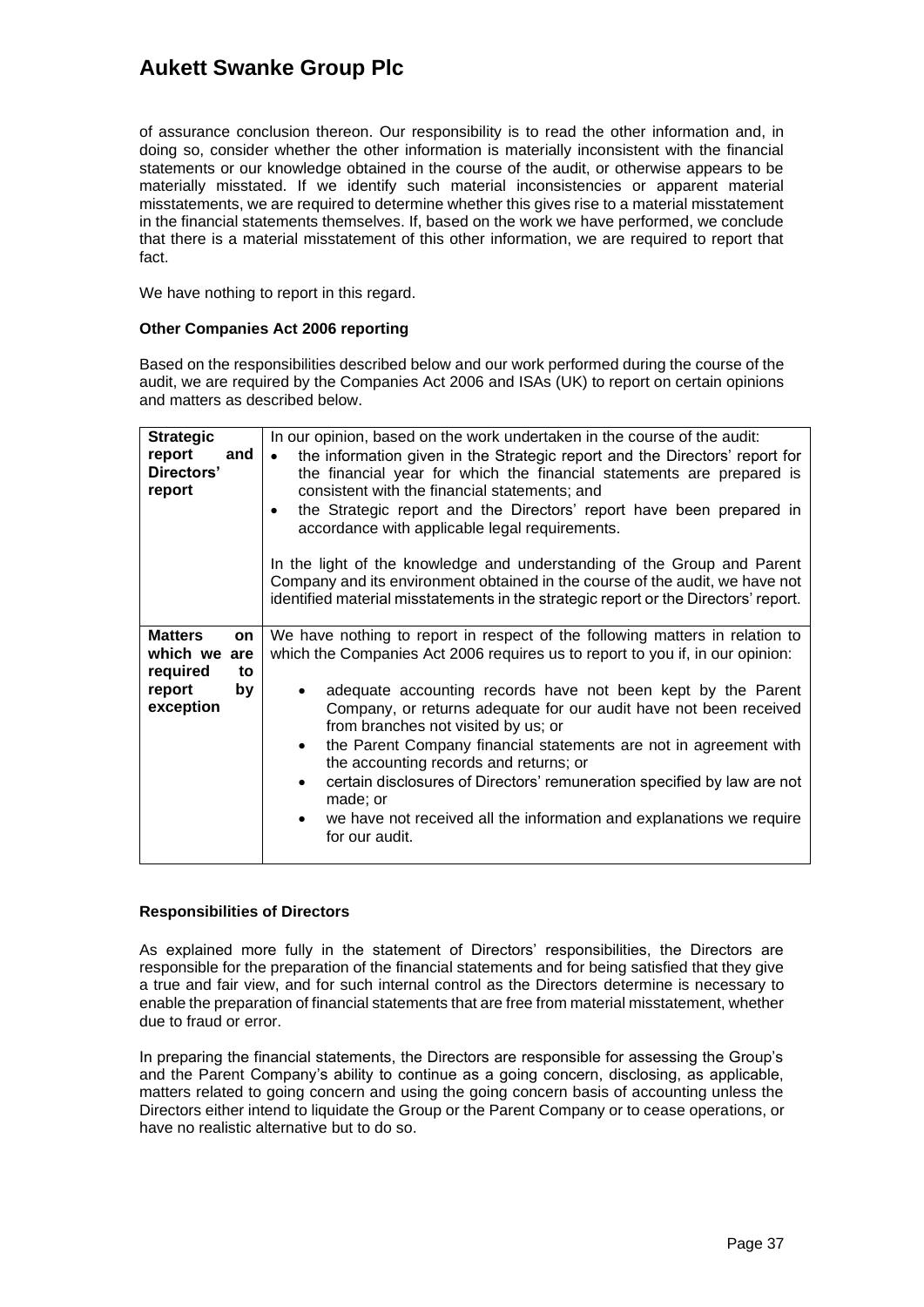of assurance conclusion thereon. Our responsibility is to read the other information and, in doing so, consider whether the other information is materially inconsistent with the financial statements or our knowledge obtained in the course of the audit, or otherwise appears to be materially misstated. If we identify such material inconsistencies or apparent material misstatements, we are required to determine whether this gives rise to a material misstatement in the financial statements themselves. If, based on the work we have performed, we conclude that there is a material misstatement of this other information, we are required to report that fact.

We have nothing to report in this regard.

**Other Companies Act 2006 reporting**

Based on the responsibilities described below and our work performed during the course of the audit, we are required by the Companies Act 2006 and ISAs (UK) to report on certain opinions and matters as described below.

| | |
|---|---|
| **Strategic report and Directors' report** | In our opinion, based on the work undertaken in the course of the audit:<br>• the information given in the Strategic report and the Directors' report for the financial year for which the financial statements are prepared is consistent with the financial statements; and<br>• the Strategic report and the Directors' report have been prepared in accordance with applicable legal requirements.<br><br>In the light of the knowledge and understanding of the Group and Parent Company and its environment obtained in the course of the audit, we have not identified material misstatements in the strategic report or the Directors' report. |
| **Matters on which we are required to report by exception** | We have nothing to report in respect of the following matters in relation to which the Companies Act 2006 requires us to report to you if, in our opinion:<br>• adequate accounting records have not been kept by the Parent Company, or returns adequate for our audit have not been received from branches not visited by us; or<br>• the Parent Company financial statements are not in agreement with the accounting records and returns; or<br>• certain disclosures of Directors' remuneration specified by law are not made; or<br>• we have not received all the information and explanations we require for our audit. |

**Responsibilities of Directors**

As explained more fully in the statement of Directors' responsibilities, the Directors are responsible for the preparation of the financial statements and for being satisfied that they give a true and fair view, and for such internal control as the Directors determine is necessary to enable the preparation of financial statements that are free from material misstatement, whether due to fraud or error.

In preparing the financial statements, the Directors are responsible for assessing the Group's and the Parent Company's ability to continue as a going concern, disclosing, as applicable, matters related to going concern and using the going concern basis of accounting unless the Directors either intend to liquidate the Group or the Parent Company or to cease operations, or have no realistic alternative but to do so.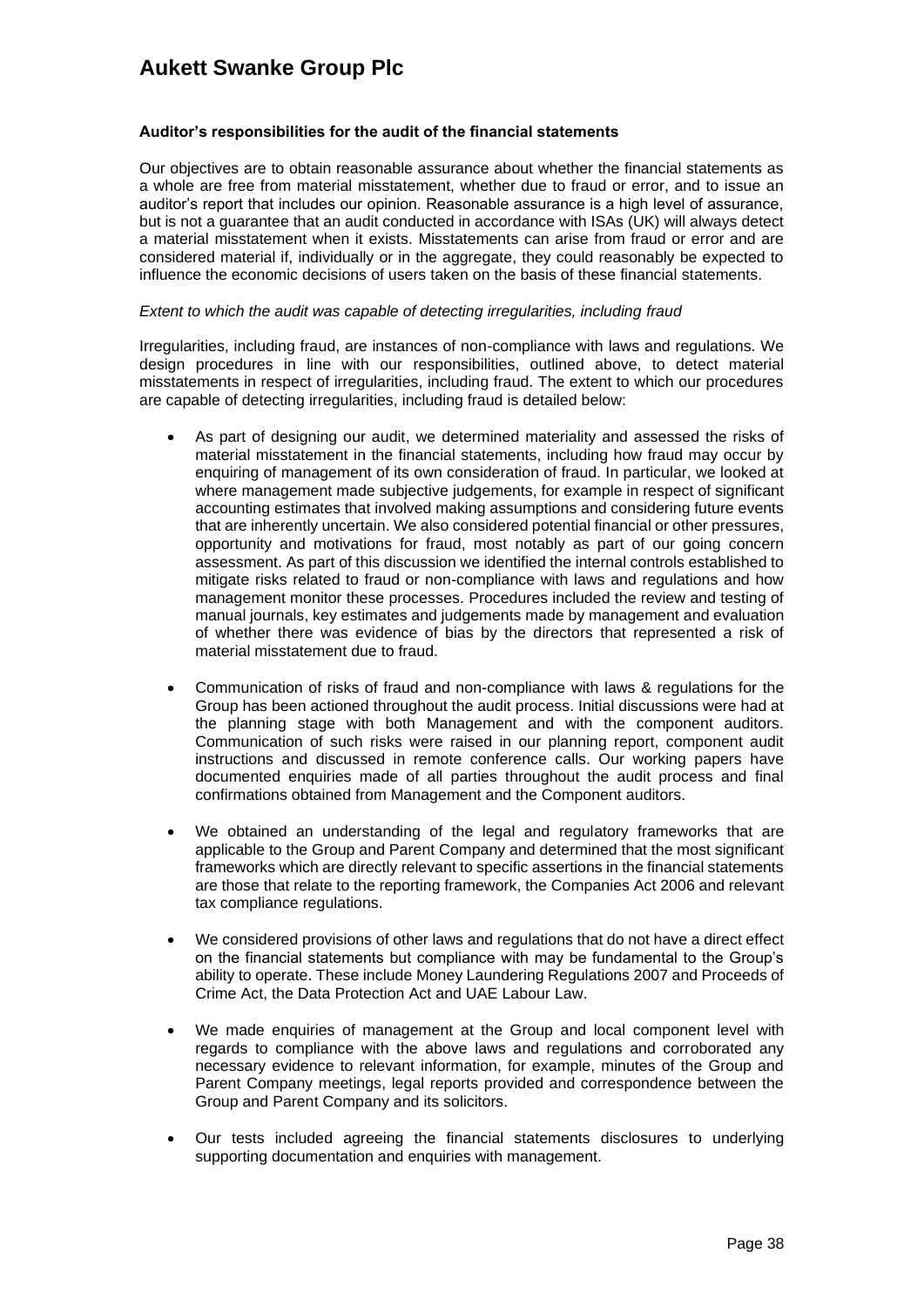**Auditor's responsibilities for the audit of the financial statements**

Our objectives are to obtain reasonable assurance about whether the financial statements as a whole are free from material misstatement, whether due to fraud or error, and to issue an auditor's report that includes our opinion. Reasonable assurance is a high level of assurance, but is not a guarantee that an audit conducted in accordance with ISAs (UK) will always detect a material misstatement when it exists. Misstatements can arise from fraud or error and are considered material if, individually or in the aggregate, they could reasonably be expected to influence the economic decisions of users taken on the basis of these financial statements.

*Extent to which the audit was capable of detecting irregularities, including fraud*

Irregularities, including fraud, are instances of non-compliance with laws and regulations. We design procedures in line with our responsibilities, outlined above, to detect material misstatements in respect of irregularities, including fraud. The extent to which our procedures are capable of detecting irregularities, including fraud is detailed below:

- As part of designing our audit, we determined materiality and assessed the risks of material misstatement in the financial statements, including how fraud may occur by enquiring of management of its own consideration of fraud. In particular, we looked at where management made subjective judgements, for example in respect of significant accounting estimates that involved making assumptions and considering future events that are inherently uncertain. We also considered potential financial or other pressures, opportunity and motivations for fraud, most notably as part of our going concern assessment. As part of this discussion we identified the internal controls established to mitigate risks related to fraud or non-compliance with laws and regulations and how management monitor these processes. Procedures included the review and testing of manual journals, key estimates and judgements made by management and evaluation of whether there was evidence of bias by the directors that represented a risk of material misstatement due to fraud.

- Communication of risks of fraud and non-compliance with laws & regulations for the Group has been actioned throughout the audit process. Initial discussions were had at the planning stage with both Management and with the component auditors. Communication of such risks were raised in our planning report, component audit instructions and discussed in remote conference calls. Our working papers have documented enquiries made of all parties throughout the audit process and final confirmations obtained from Management and the Component auditors.

- We obtained an understanding of the legal and regulatory frameworks that are applicable to the Group and Parent Company and determined that the most significant frameworks which are directly relevant to specific assertions in the financial statements are those that relate to the reporting framework, the Companies Act 2006 and relevant tax compliance regulations.

- We considered provisions of other laws and regulations that do not have a direct effect on the financial statements but compliance with may be fundamental to the Group's ability to operate. These include Money Laundering Regulations 2007 and Proceeds of Crime Act, the Data Protection Act and UAE Labour Law.

- We made enquiries of management at the Group and local component level with regards to compliance with the above laws and regulations and corroborated any necessary evidence to relevant information, for example, minutes of the Group and Parent Company meetings, legal reports provided and correspondence between the Group and Parent Company and its solicitors.

- Our tests included agreeing the financial statements disclosures to underlying supporting documentation and enquiries with management.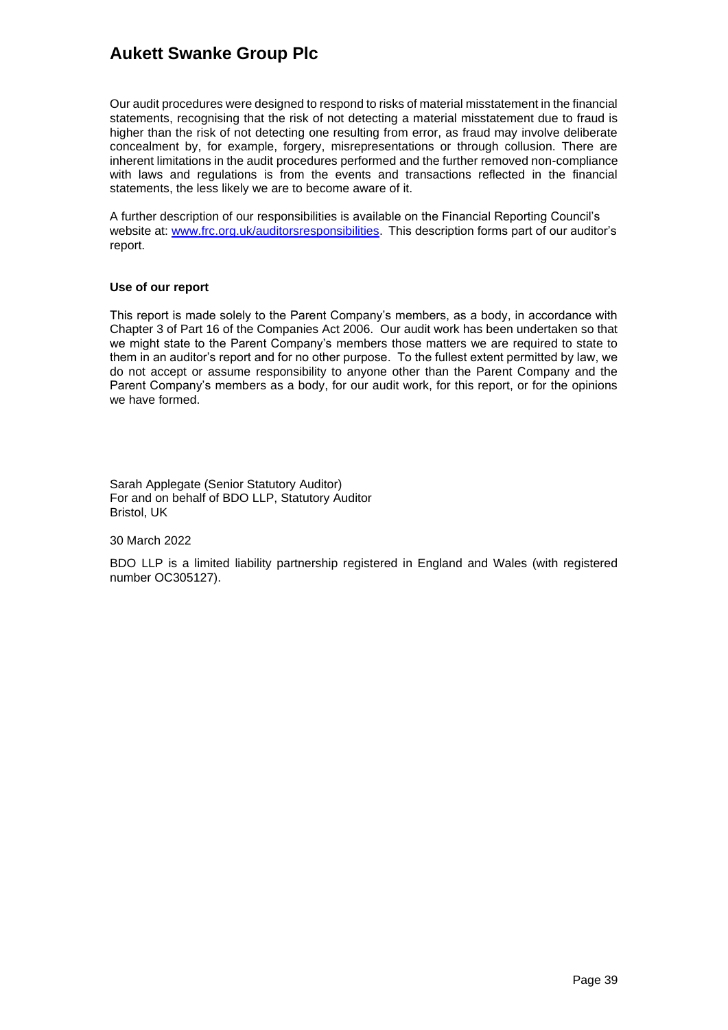Our audit procedures were designed to respond to risks of material misstatement in the financial statements, recognising that the risk of not detecting a material misstatement due to fraud is higher than the risk of not detecting one resulting from error, as fraud may involve deliberate concealment by, for example, forgery, misrepresentations or through collusion. There are inherent limitations in the audit procedures performed and the further removed non-compliance with laws and regulations is from the events and transactions reflected in the financial statements, the less likely we are to become aware of it.

A further description of our responsibilities is available on the Financial Reporting Council's website at: [www.frc.org.uk/auditorsresponsibilities](http://www.frc.org.uk/auditorsresponsibilities). This description forms part of our auditor's report.

**Use of our report**

This report is made solely to the Parent Company's members, as a body, in accordance with Chapter 3 of Part 16 of the Companies Act 2006. Our audit work has been undertaken so that we might state to the Parent Company's members those matters we are required to state to them in an auditor's report and for no other purpose. To the fullest extent permitted by law, we do not accept or assume responsibility to anyone other than the Parent Company and the Parent Company's members as a body, for our audit work, for this report, or for the opinions we have formed.

Sarah Applegate (Senior Statutory Auditor)
For and on behalf of BDO LLP, Statutory Auditor
Bristol, UK

30 March 2022

BDO LLP is a limited liability partnership registered in England and Wales (with registered number OC305127).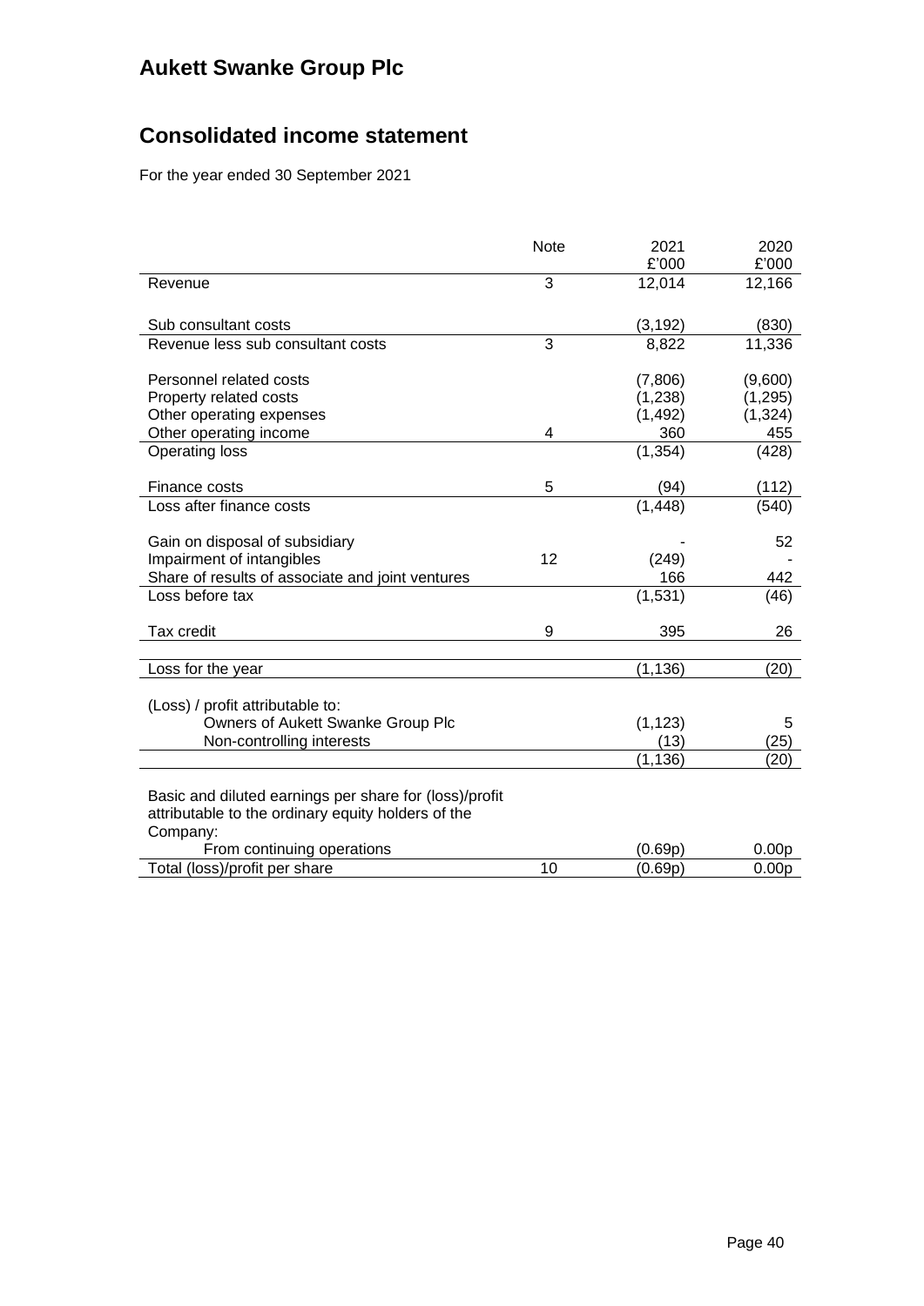# Aukett Swanke Group Plc

## Consolidated income statement

For the year ended 30 September 2021

| | Note | 2021<br>£'000 | 2020<br>£'000 |
|---|---|---|---|
| Revenue | 3 | 12,014 | 12,166 |
| | | | |
| Sub consultant costs | | (3,192) | (830) |
| Revenue less sub consultant costs | 3 | 8,822 | 11,336 |
| | | | |
| Personnel related costs | | (7,806) | (9,600) |
| Property related costs | | (1,238) | (1,295) |
| Other operating expenses | | (1,492) | (1,324) |
| Other operating income | 4 | 360 | 455 |
| Operating loss | | (1,354) | (428) |
| | | | |
| Finance costs | 5 | (94) | (112) |
| Loss after finance costs | | (1,448) | (540) |
| | | | |
| Gain on disposal of subsidiary | | - | 52 |
| Impairment of intangibles | 12 | (249) | - |
| Share of results of associate and joint ventures | | 166 | 442 |
| Loss before tax | | (1,531) | (46) |
| | | | |
| Tax credit | 9 | 395 | 26 |
| | | | |
| Loss for the year | | (1,136) | (20) |
| | | | |
| (Loss) / profit attributable to: | | | |
| Owners of Aukett Swanke Group Plc | | (1,123) | 5 |
| Non-controlling interests | | (13) | (25) |
| | | (1,136) | (20) |
| | | | |
| Basic and diluted earnings per share for (loss)/profit attributable to the ordinary equity holders of the Company: | | | |
| From continuing operations | | (0.69p) | 0.00p |
| Total (loss)/profit per share | 10 | (0.69p) | 0.00p |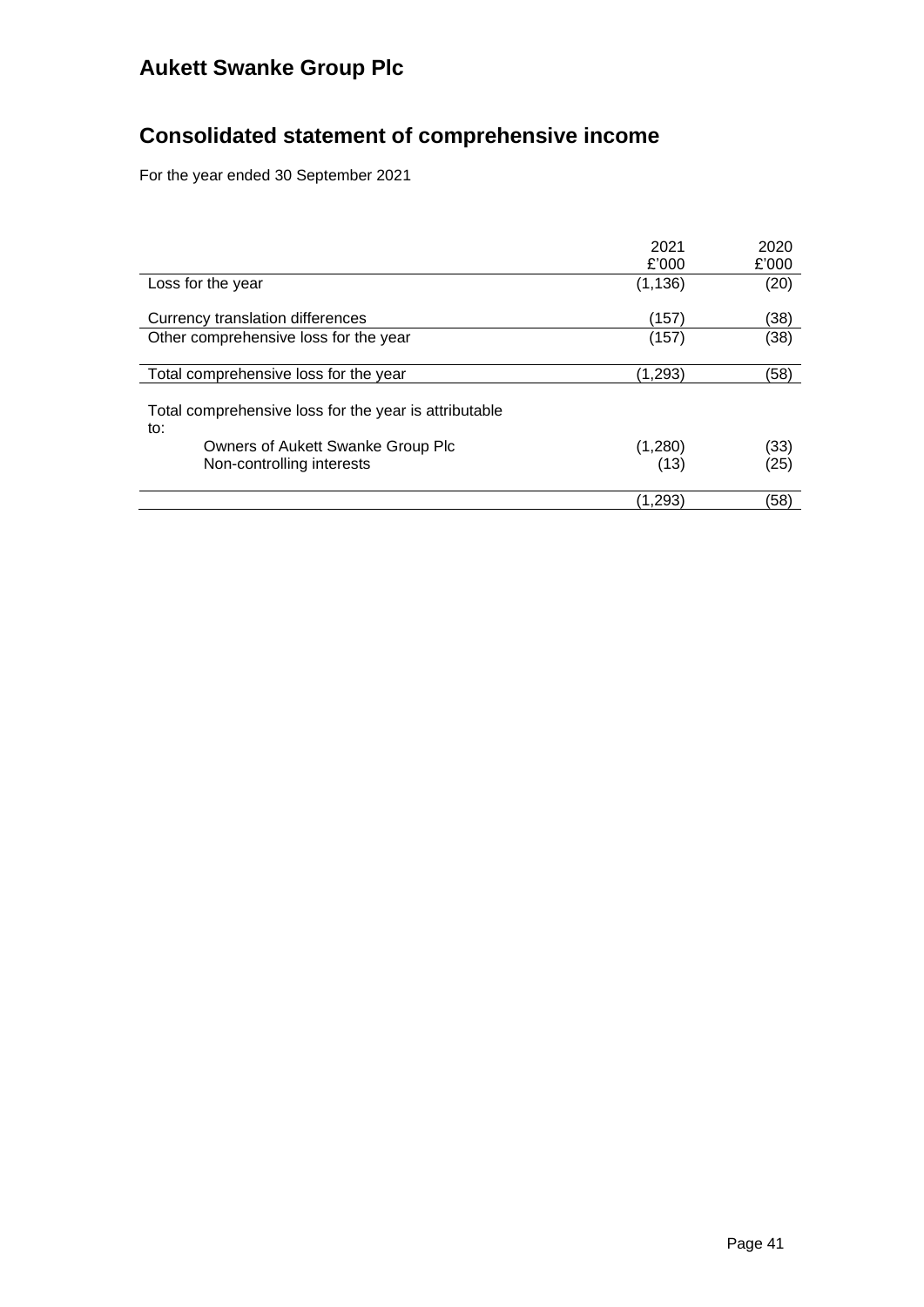# Aukett Swanke Group Plc

## Consolidated statement of comprehensive income

For the year ended 30 September 2021

| | 2021 £'000 | 2020 £'000 |
|---|---|---|
| Loss for the year | (1,136) | (20) |
| Currency translation differences | (157) | (38) |
| Other comprehensive loss for the year | (157) | (38) |
| Total comprehensive loss for the year | (1,293) | (58) |
| Total comprehensive loss for the year is attributable to: | | |
| Owners of Aukett Swanke Group Plc | (1,280) | (33) |
| Non-controlling interests | (13) | (25) |
| | (1,293) | (58) |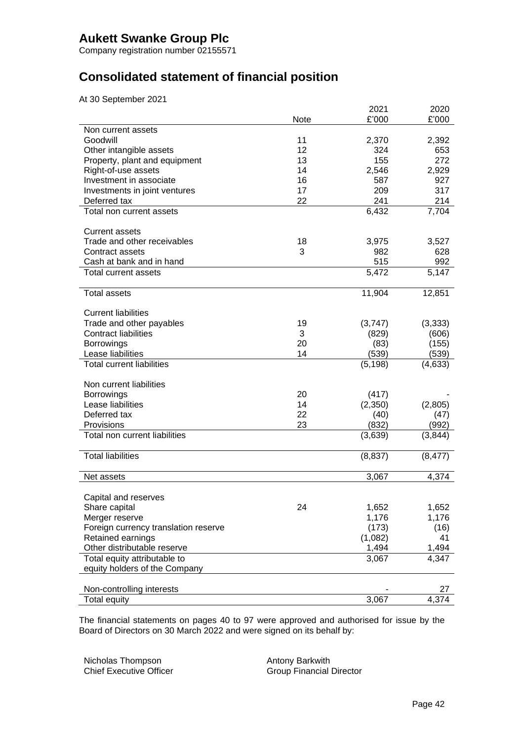# Aukett Swanke Group Plc

Company registration number 02155571

## Consolidated statement of financial position

At 30 September 2021

| | Note | 2021 £'000 | 2020 £'000 |
|---|---|---|---|
| **Non current assets** | | | |
| Goodwill | 11 | 2,370 | 2,392 |
| Other intangible assets | 12 | 324 | 653 |
| Property, plant and equipment | 13 | 155 | 272 |
| Right-of-use assets | 14 | 2,546 | 2,929 |
| Investment in associate | 16 | 587 | 927 |
| Investments in joint ventures | 17 | 209 | 317 |
| Deferred tax | 22 | 241 | 214 |
| Total non current assets | | 6,432 | 7,704 |
| **Current assets** | | | |
| Trade and other receivables | 18 | 3,975 | 3,527 |
| Contract assets | 3 | 982 | 628 |
| Cash at bank and in hand | | 515 | 992 |
| Total current assets | | 5,472 | 5,147 |
| Total assets | | 11,904 | 12,851 |
| **Current liabilities** | | | |
| Trade and other payables | 19 | (3,747) | (3,333) |
| Contract liabilities | 3 | (829) | (606) |
| Borrowings | 20 | (83) | (155) |
| Lease liabilities | 14 | (539) | (539) |
| Total current liabilities | | (5,198) | (4,633) |
| **Non current liabilities** | | | |
| Borrowings | 20 | (417) | - |
| Lease liabilities | 14 | (2,350) | (2,805) |
| Deferred tax | 22 | (40) | (47) |
| Provisions | 23 | (832) | (992) |
| Total non current liabilities | | (3,639) | (3,844) |
| Total liabilities | | (8,837) | (8,477) |
| Net assets | | 3,067 | 4,374 |
| **Capital and reserves** | | | |
| Share capital | 24 | 1,652 | 1,652 |
| Merger reserve | | 1,176 | 1,176 |
| Foreign currency translation reserve | | (173) | (16) |
| Retained earnings | | (1,082) | 41 |
| Other distributable reserve | | 1,494 | 1,494 |
| Total equity attributable to equity holders of the Company | | 3,067 | 4,347 |
| Non-controlling interests | | - | 27 |
| Total equity | | 3,067 | 4,374 |

The financial statements on pages 40 to 97 were approved and authorised for issue by the Board of Directors on 30 March 2022 and were signed on its behalf by:

Nicholas Thompson
Chief Executive Officer

Antony Barkwith
Group Financial Director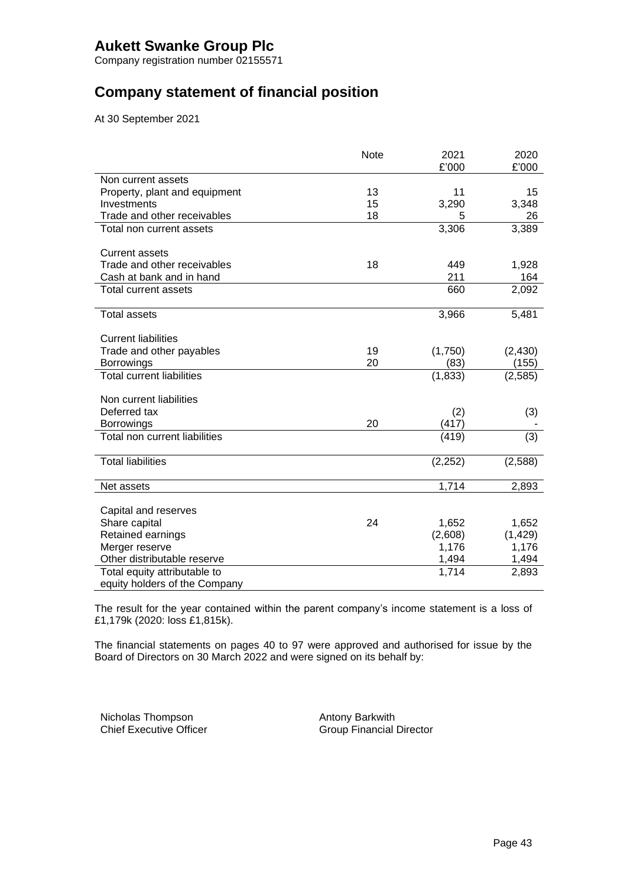# Aukett Swanke Group Plc

Company registration number 02155571

## Company statement of financial position

At 30 September 2021

| | Note | 2021<br>£'000 | 2020<br>£'000 |
|---|---|---|---|
| Non current assets | | | |
| Property, plant and equipment | 13 | 11 | 15 |
| Investments | 15 | 3,290 | 3,348 |
| Trade and other receivables | 18 | 5 | 26 |
| Total non current assets | | 3,306 | 3,389 |
| | | | |
| Current assets | | | |
| Trade and other receivables | 18 | 449 | 1,928 |
| Cash at bank and in hand | | 211 | 164 |
| Total current assets | | 660 | 2,092 |
| | | | |
| Total assets | | 3,966 | 5,481 |
| | | | |
| Current liabilities | | | |
| Trade and other payables | 19 | (1,750) | (2,430) |
| Borrowings | 20 | (83) | (155) |
| Total current liabilities | | (1,833) | (2,585) |
| | | | |
| Non current liabilities | | | |
| Deferred tax | | (2) | (3) |
| Borrowings | 20 | (417) | - |
| Total non current liabilities | | (419) | (3) |
| | | | |
| Total liabilities | | (2,252) | (2,588) |
| | | | |
| Net assets | | 1,714 | 2,893 |
| | | | |
| Capital and reserves | | | |
| Share capital | 24 | 1,652 | 1,652 |
| Retained earnings | | (2,608) | (1,429) |
| Merger reserve | | 1,176 | 1,176 |
| Other distributable reserve | | 1,494 | 1,494 |
| Total equity attributable to equity holders of the Company | | 1,714 | 2,893 |

The result for the year contained within the parent company's income statement is a loss of £1,179k (2020: loss £1,815k).

The financial statements on pages 40 to 97 were approved and authorised for issue by the Board of Directors on 30 March 2022 and were signed on its behalf by:

Nicholas Thompson
Chief Executive Officer

Antony Barkwith
Group Financial Director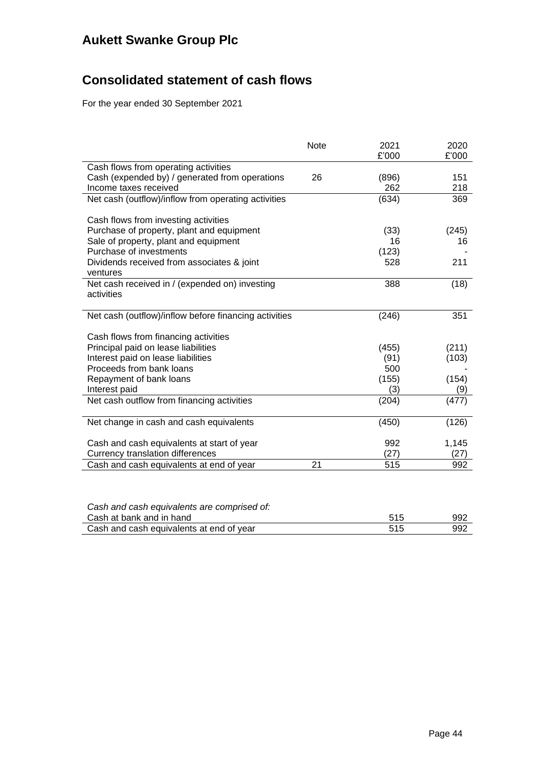# Aukett Swanke Group Plc

## Consolidated statement of cash flows

For the year ended 30 September 2021

| | Note | 2021 £'000 | 2020 £'000 |
|---|---|---|---|
| Cash flows from operating activities | | | |
| Cash (expended by) / generated from operations | 26 | (896) | 151 |
| Income taxes received | | 262 | 218 |
| Net cash (outflow)/inflow from operating activities | | (634) | 369 |
| | | | |
| Cash flows from investing activities | | | |
| Purchase of property, plant and equipment | | (33) | (245) |
| Sale of property, plant and equipment | | 16 | 16 |
| Purchase of investments | | (123) | - |
| Dividends received from associates & joint ventures | | 528 | 211 |
| Net cash received in / (expended on) investing activities | | 388 | (18) |
| | | | |
| Net cash (outflow)/inflow before financing activities | | (246) | 351 |
| | | | |
| Cash flows from financing activities | | | |
| Principal paid on lease liabilities | | (455) | (211) |
| Interest paid on lease liabilities | | (91) | (103) |
| Proceeds from bank loans | | 500 | - |
| Repayment of bank loans | | (155) | (154) |
| Interest paid | | (3) | (9) |
| Net cash outflow from financing activities | | (204) | (477) |
| | | | |
| Net change in cash and cash equivalents | | (450) | (126) |
| | | | |
| Cash and cash equivalents at start of year | | 992 | 1,145 |
| Currency translation differences | | (27) | (27) |
| Cash and cash equivalents at end of year | 21 | 515 | 992 |

| *Cash and cash equivalents are comprised of:* | | |
|---|---|---|
| Cash at bank and in hand | 515 | 992 |
| Cash and cash equivalents at end of year | 515 | 992 |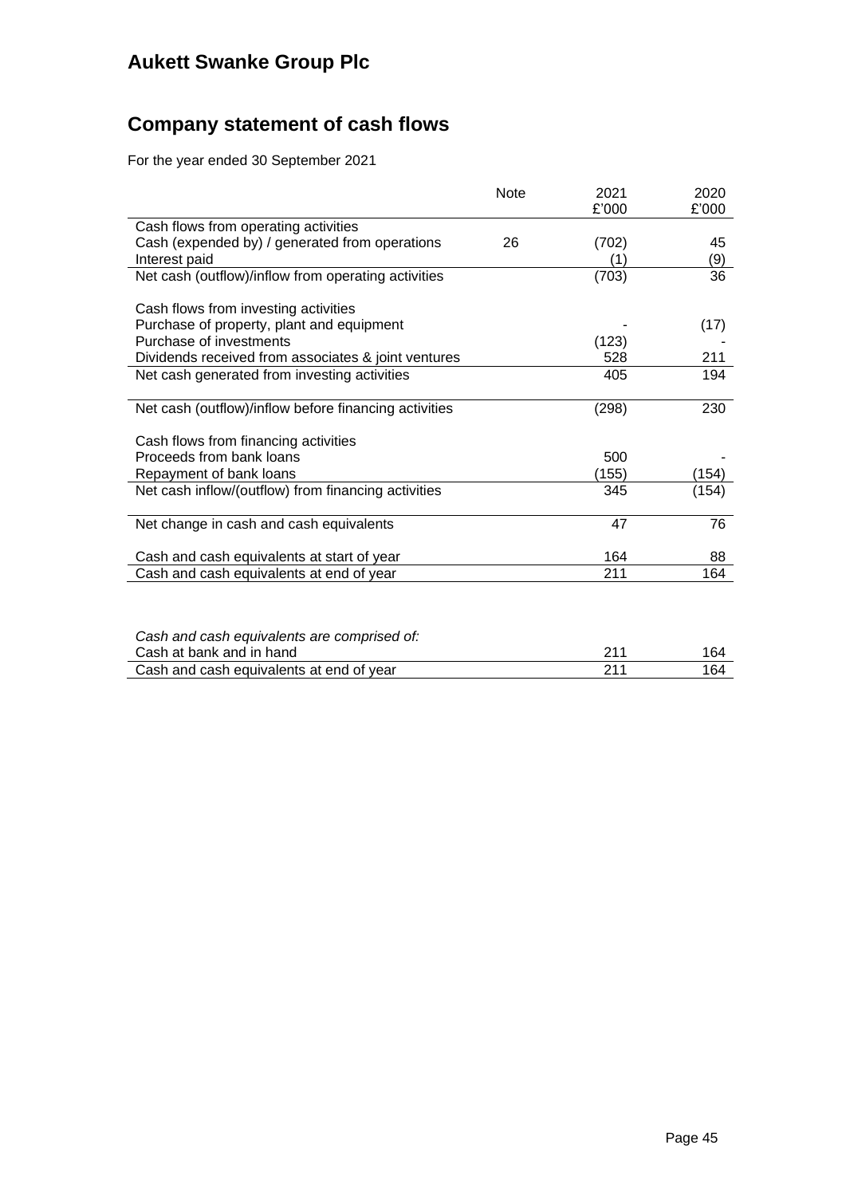# Aukett Swanke Group Plc

## Company statement of cash flows

For the year ended 30 September 2021

| | Note | 2021<br>£'000 | 2020<br>£'000 |
|---|---|---|---|
| Cash flows from operating activities | | | |
| Cash (expended by) / generated from operations | 26 | (702) | 45 |
| Interest paid | | (1) | (9) |
| Net cash (outflow)/inflow from operating activities | | (703) | 36 |
| | | | |
| Cash flows from investing activities | | | |
| Purchase of property, plant and equipment | | - | (17) |
| Purchase of investments | | (123) | - |
| Dividends received from associates & joint ventures | | 528 | 211 |
| Net cash generated from investing activities | | 405 | 194 |
| | | | |
| Net cash (outflow)/inflow before financing activities | | (298) | 230 |
| | | | |
| Cash flows from financing activities | | | |
| Proceeds from bank loans | | 500 | - |
| Repayment of bank loans | | (155) | (154) |
| Net cash inflow/(outflow) from financing activities | | 345 | (154) |
| | | | |
| Net change in cash and cash equivalents | | 47 | 76 |
| | | | |
| Cash and cash equivalents at start of year | | 164 | 88 |
| Cash and cash equivalents at end of year | | 211 | 164 |

| | 2021 | 2020 |
|---|---|---|
| *Cash and cash equivalents are comprised of:* | | |
| Cash at bank and in hand | 211 | 164 |
| Cash and cash equivalents at end of year | 211 | 164 |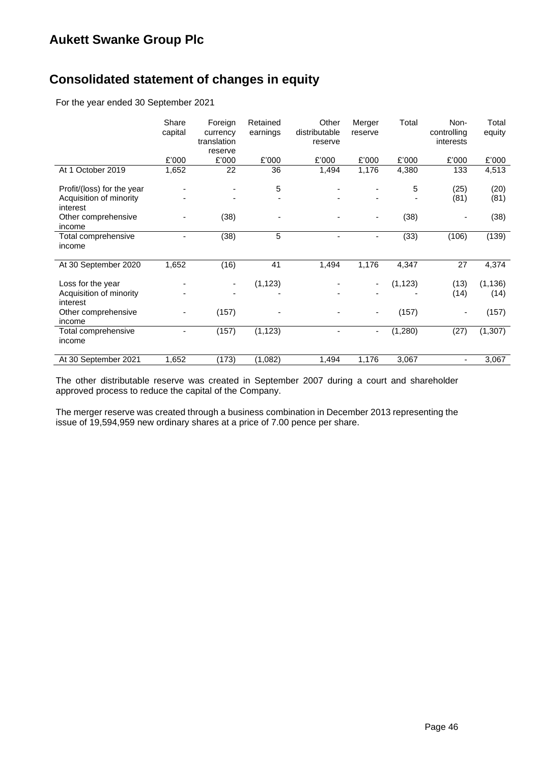# Aukett Swanke Group Plc

## Consolidated statement of changes in equity

For the year ended 30 September 2021

| | Share capital | Foreign currency translation reserve | Retained earnings | Other distributable reserve | Merger reserve | Total | Non-controlling interests | Total equity |
|---|---|---|---|---|---|---|---|---|
| | £'000 | £'000 | £'000 | £'000 | £'000 | £'000 | £'000 | £'000 |
| At 1 October 2019 | 1,652 | 22 | 36 | 1,494 | 1,176 | 4,380 | 133 | 4,513 |
| Profit/(loss) for the year | - | - | 5 | - | - | 5 | (25) | (20) |
| Acquisition of minority interest | - | - | - | - | - | - | (81) | (81) |
| Other comprehensive income | - | (38) | - | - | - | (38) | - | (38) |
| Total comprehensive income | - | (38) | 5 | - | - | (33) | (106) | (139) |
| At 30 September 2020 | 1,652 | (16) | 41 | 1,494 | 1,176 | 4,347 | 27 | 4,374 |
| Loss for the year | - | - | (1,123) | - | - | (1,123) | (13) | (1,136) |
| Acquisition of minority interest | - | - | - | - | - | - | (14) | (14) |
| Other comprehensive income | - | (157) | - | - | - | (157) | - | (157) |
| Total comprehensive income | - | (157) | (1,123) | - | - | (1,280) | (27) | (1,307) |
| At 30 September 2021 | 1,652 | (173) | (1,082) | 1,494 | 1,176 | 3,067 | - | 3,067 |

The other distributable reserve was created in September 2007 during a court and shareholder approved process to reduce the capital of the Company.

The merger reserve was created through a business combination in December 2013 representing the issue of 19,594,959 new ordinary shares at a price of 7.00 pence per share.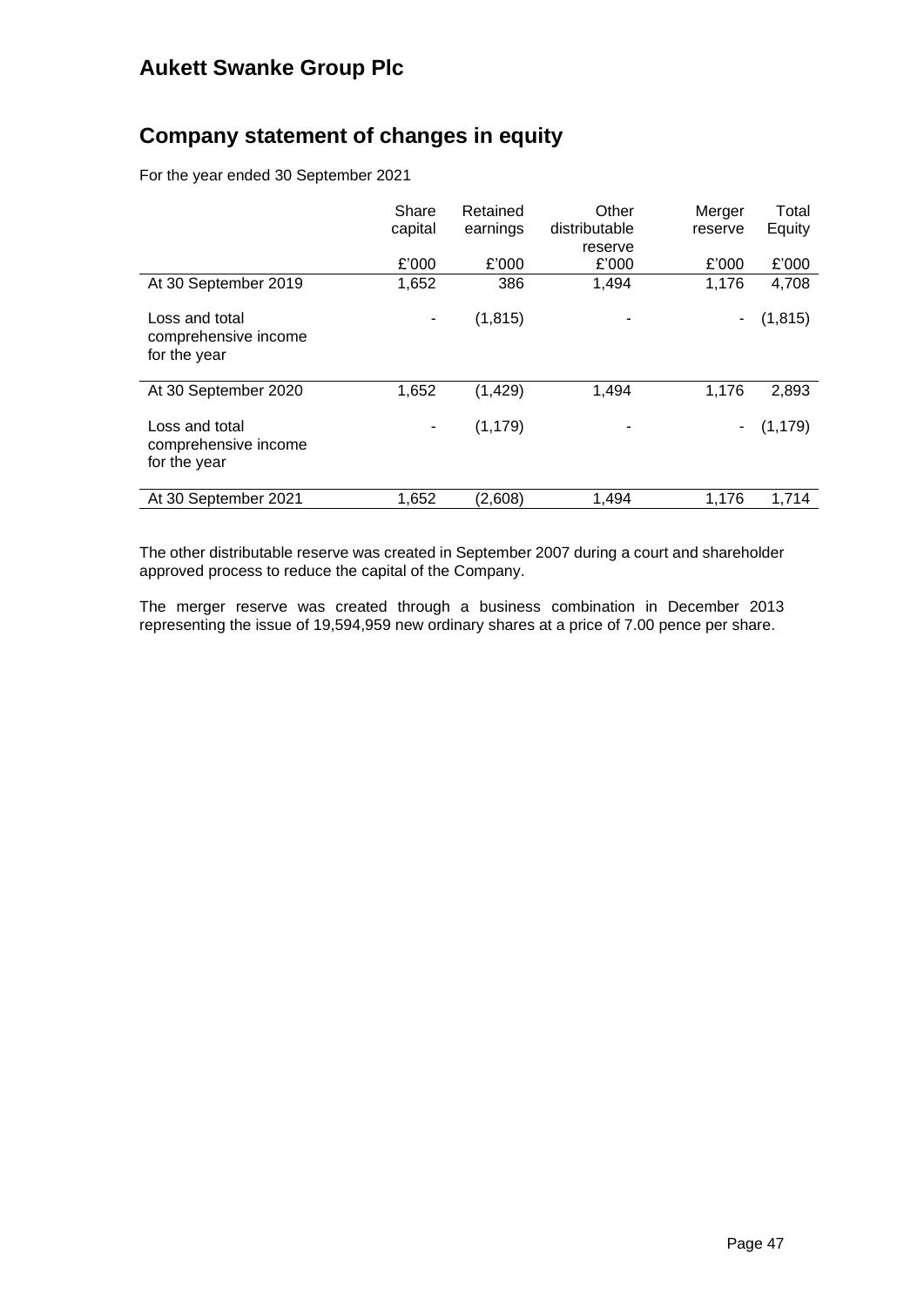# Aukett Swanke Group Plc

## Company statement of changes in equity

For the year ended 30 September 2021

| | Share capital | Retained earnings | Other distributable reserve | Merger reserve | Total Equity |
|---|---|---|---|---|---|
| | £'000 | £'000 | £'000 | £'000 | £'000 |
| At 30 September 2019 | 1,652 | 386 | 1,494 | 1,176 | 4,708 |
| Loss and total comprehensive income for the year | - | (1,815) | - | - | (1,815) |
| At 30 September 2020 | 1,652 | (1,429) | 1,494 | 1,176 | 2,893 |
| Loss and total comprehensive income for the year | - | (1,179) | - | - | (1,179) |
| At 30 September 2021 | 1,652 | (2,608) | 1,494 | 1,176 | 1,714 |

The other distributable reserve was created in September 2007 during a court and shareholder approved process to reduce the capital of the Company.

The merger reserve was created through a business combination in December 2013 representing the issue of 19,594,959 new ordinary shares at a price of 7.00 pence per share.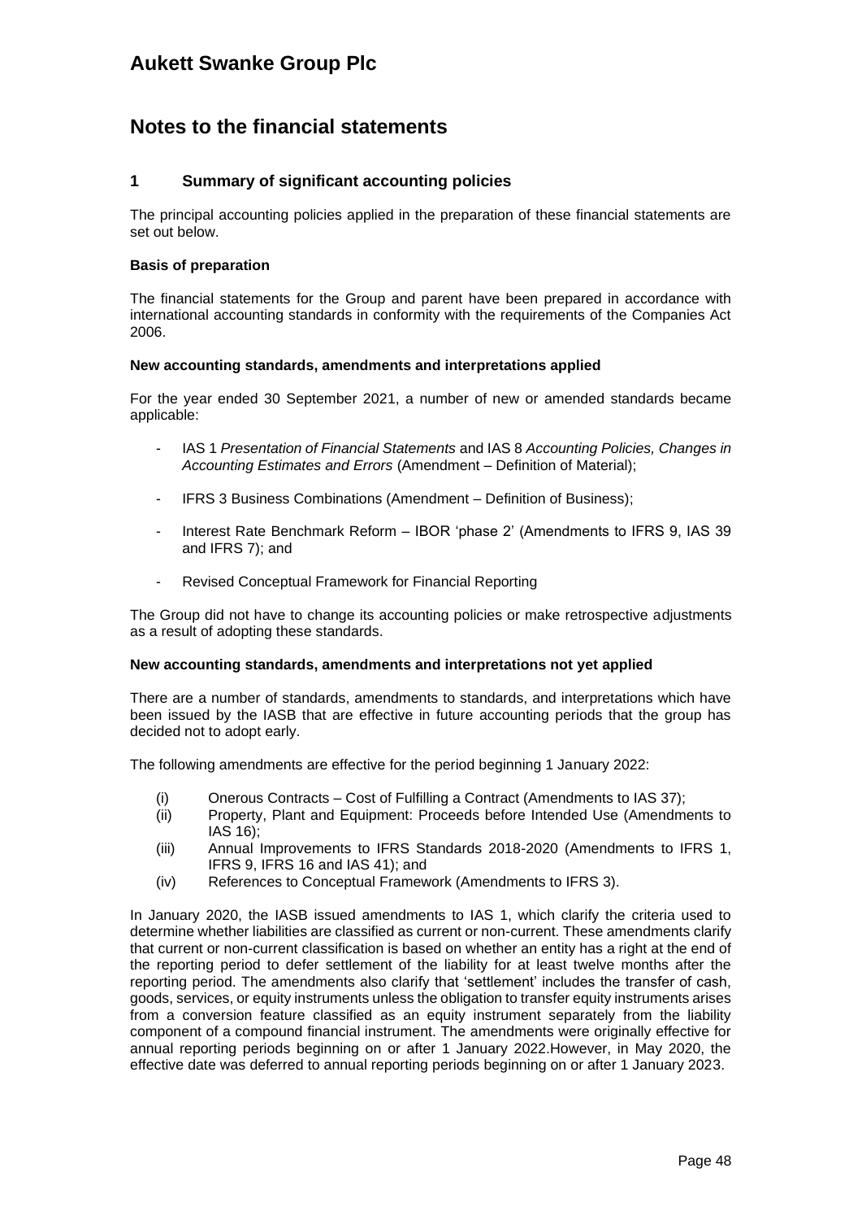# Aukett Swanke Group Plc

## Notes to the financial statements

### 1 Summary of significant accounting policies

The principal accounting policies applied in the preparation of these financial statements are set out below.

**Basis of preparation**

The financial statements for the Group and parent have been prepared in accordance with international accounting standards in conformity with the requirements of the Companies Act 2006.

**New accounting standards, amendments and interpretations applied**

For the year ended 30 September 2021, a number of new or amended standards became applicable:

- IAS 1 *Presentation of Financial Statements* and IAS 8 *Accounting Policies, Changes in Accounting Estimates and Errors* (Amendment – Definition of Material);

- IFRS 3 Business Combinations (Amendment – Definition of Business);

- Interest Rate Benchmark Reform – IBOR 'phase 2' (Amendments to IFRS 9, IAS 39 and IFRS 7); and

- Revised Conceptual Framework for Financial Reporting

The Group did not have to change its accounting policies or make retrospective adjustments as a result of adopting these standards.

**New accounting standards, amendments and interpretations not yet applied**

There are a number of standards, amendments to standards, and interpretations which have been issued by the IASB that are effective in future accounting periods that the group has decided not to adopt early.

The following amendments are effective for the period beginning 1 January 2022:

(i) Onerous Contracts – Cost of Fulfilling a Contract (Amendments to IAS 37);
(ii) Property, Plant and Equipment: Proceeds before Intended Use (Amendments to IAS 16);
(iii) Annual Improvements to IFRS Standards 2018-2020 (Amendments to IFRS 1, IFRS 9, IFRS 16 and IAS 41); and
(iv) References to Conceptual Framework (Amendments to IFRS 3).

In January 2020, the IASB issued amendments to IAS 1, which clarify the criteria used to determine whether liabilities are classified as current or non-current. These amendments clarify that current or non-current classification is based on whether an entity has a right at the end of the reporting period to defer settlement of the liability for at least twelve months after the reporting period. The amendments also clarify that 'settlement' includes the transfer of cash, goods, services, or equity instruments unless the obligation to transfer equity instruments arises from a conversion feature classified as an equity instrument separately from the liability component of a compound financial instrument. The amendments were originally effective for annual reporting periods beginning on or after 1 January 2022.However, in May 2020, the effective date was deferred to annual reporting periods beginning on or after 1 January 2023.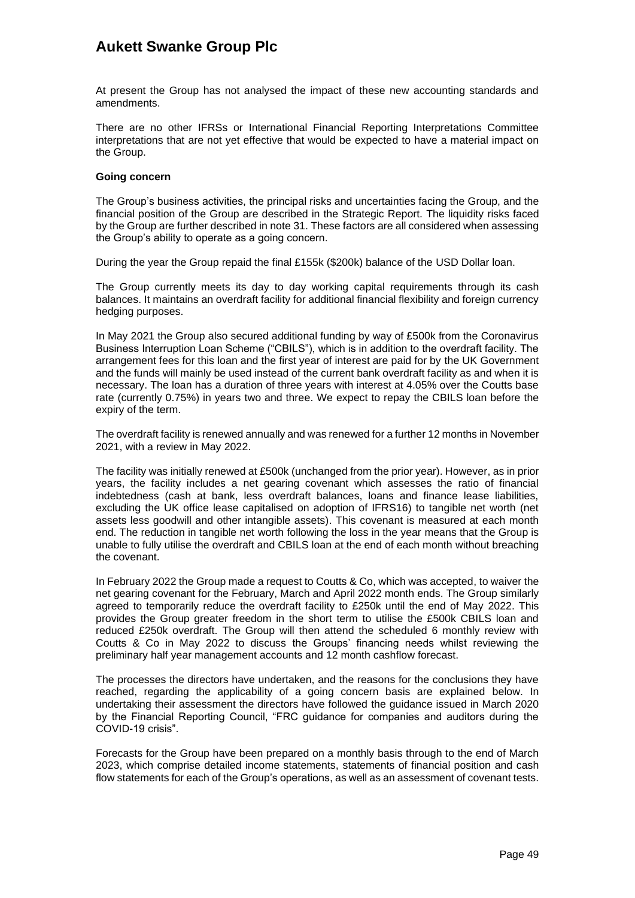At present the Group has not analysed the impact of these new accounting standards and amendments.

There are no other IFRSs or International Financial Reporting Interpretations Committee interpretations that are not yet effective that would be expected to have a material impact on the Group.

**Going concern**

The Group's business activities, the principal risks and uncertainties facing the Group, and the financial position of the Group are described in the Strategic Report. The liquidity risks faced by the Group are further described in note 31. These factors are all considered when assessing the Group's ability to operate as a going concern.

During the year the Group repaid the final £155k ($200k) balance of the USD Dollar loan.

The Group currently meets its day to day working capital requirements through its cash balances. It maintains an overdraft facility for additional financial flexibility and foreign currency hedging purposes.

In May 2021 the Group also secured additional funding by way of £500k from the Coronavirus Business Interruption Loan Scheme ("CBILS"), which is in addition to the overdraft facility. The arrangement fees for this loan and the first year of interest are paid for by the UK Government and the funds will mainly be used instead of the current bank overdraft facility as and when it is necessary. The loan has a duration of three years with interest at 4.05% over the Coutts base rate (currently 0.75%) in years two and three. We expect to repay the CBILS loan before the expiry of the term.

The overdraft facility is renewed annually and was renewed for a further 12 months in November 2021, with a review in May 2022.

The facility was initially renewed at £500k (unchanged from the prior year). However, as in prior years, the facility includes a net gearing covenant which assesses the ratio of financial indebtedness (cash at bank, less overdraft balances, loans and finance lease liabilities, excluding the UK office lease capitalised on adoption of IFRS16) to tangible net worth (net assets less goodwill and other intangible assets). This covenant is measured at each month end. The reduction in tangible net worth following the loss in the year means that the Group is unable to fully utilise the overdraft and CBILS loan at the end of each month without breaching the covenant.

In February 2022 the Group made a request to Coutts & Co, which was accepted, to waiver the net gearing covenant for the February, March and April 2022 month ends. The Group similarly agreed to temporarily reduce the overdraft facility to £250k until the end of May 2022. This provides the Group greater freedom in the short term to utilise the £500k CBILS loan and reduced £250k overdraft. The Group will then attend the scheduled 6 monthly review with Coutts & Co in May 2022 to discuss the Groups' financing needs whilst reviewing the preliminary half year management accounts and 12 month cashflow forecast.

The processes the directors have undertaken, and the reasons for the conclusions they have reached, regarding the applicability of a going concern basis are explained below. In undertaking their assessment the directors have followed the guidance issued in March 2020 by the Financial Reporting Council, "FRC guidance for companies and auditors during the COVID-19 crisis".

Forecasts for the Group have been prepared on a monthly basis through to the end of March 2023, which comprise detailed income statements, statements of financial position and cash flow statements for each of the Group's operations, as well as an assessment of covenant tests.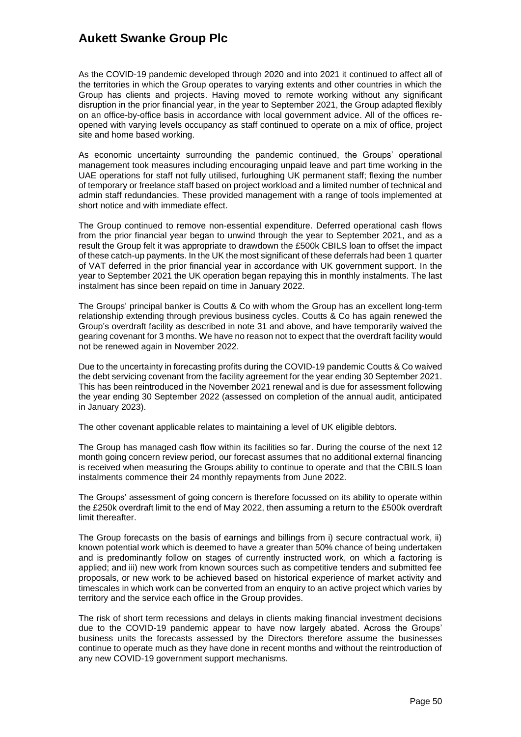As the COVID-19 pandemic developed through 2020 and into 2021 it continued to affect all of the territories in which the Group operates to varying extents and other countries in which the Group has clients and projects. Having moved to remote working without any significant disruption in the prior financial year, in the year to September 2021, the Group adapted flexibly on an office-by-office basis in accordance with local government advice. All of the offices re-opened with varying levels occupancy as staff continued to operate on a mix of office, project site and home based working.

As economic uncertainty surrounding the pandemic continued, the Groups' operational management took measures including encouraging unpaid leave and part time working in the UAE operations for staff not fully utilised, furloughing UK permanent staff; flexing the number of temporary or freelance staff based on project workload and a limited number of technical and admin staff redundancies. These provided management with a range of tools implemented at short notice and with immediate effect.

The Group continued to remove non-essential expenditure. Deferred operational cash flows from the prior financial year began to unwind through the year to September 2021, and as a result the Group felt it was appropriate to drawdown the £500k CBILS loan to offset the impact of these catch-up payments. In the UK the most significant of these deferrals had been 1 quarter of VAT deferred in the prior financial year in accordance with UK government support. In the year to September 2021 the UK operation began repaying this in monthly instalments. The last instalment has since been repaid on time in January 2022.

The Groups' principal banker is Coutts & Co with whom the Group has an excellent long-term relationship extending through previous business cycles. Coutts & Co has again renewed the Group's overdraft facility as described in note 31 and above, and have temporarily waived the gearing covenant for 3 months. We have no reason not to expect that the overdraft facility would not be renewed again in November 2022.

Due to the uncertainty in forecasting profits during the COVID-19 pandemic Coutts & Co waived the debt servicing covenant from the facility agreement for the year ending 30 September 2021. This has been reintroduced in the November 2021 renewal and is due for assessment following the year ending 30 September 2022 (assessed on completion of the annual audit, anticipated in January 2023).

The other covenant applicable relates to maintaining a level of UK eligible debtors.

The Group has managed cash flow within its facilities so far. During the course of the next 12 month going concern review period, our forecast assumes that no additional external financing is received when measuring the Groups ability to continue to operate and that the CBILS loan instalments commence their 24 monthly repayments from June 2022.

The Groups' assessment of going concern is therefore focussed on its ability to operate within the £250k overdraft limit to the end of May 2022, then assuming a return to the £500k overdraft limit thereafter.

The Group forecasts on the basis of earnings and billings from i) secure contractual work, ii) known potential work which is deemed to have a greater than 50% chance of being undertaken and is predominantly follow on stages of currently instructed work, on which a factoring is applied; and iii) new work from known sources such as competitive tenders and submitted fee proposals, or new work to be achieved based on historical experience of market activity and timescales in which work can be converted from an enquiry to an active project which varies by territory and the service each office in the Group provides.

The risk of short term recessions and delays in clients making financial investment decisions due to the COVID-19 pandemic appear to have now largely abated. Across the Groups' business units the forecasts assessed by the Directors therefore assume the businesses continue to operate much as they have done in recent months and without the reintroduction of any new COVID-19 government support mechanisms.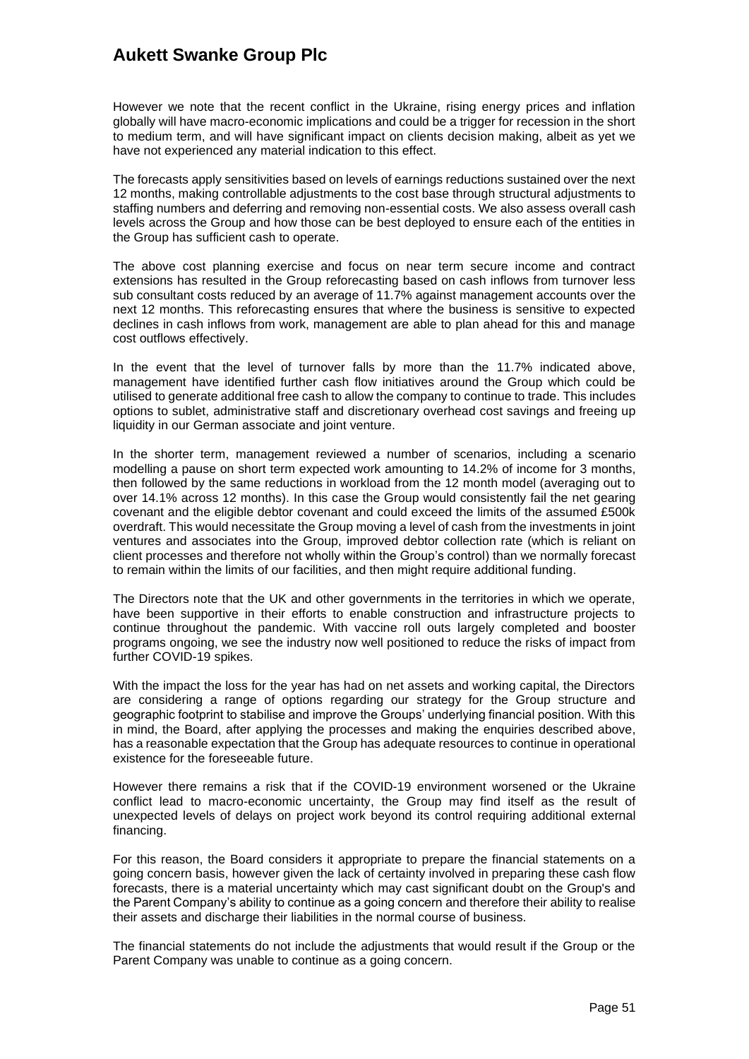However we note that the recent conflict in the Ukraine, rising energy prices and inflation globally will have macro-economic implications and could be a trigger for recession in the short to medium term, and will have significant impact on clients decision making, albeit as yet we have not experienced any material indication to this effect.

The forecasts apply sensitivities based on levels of earnings reductions sustained over the next 12 months, making controllable adjustments to the cost base through structural adjustments to staffing numbers and deferring and removing non-essential costs. We also assess overall cash levels across the Group and how those can be best deployed to ensure each of the entities in the Group has sufficient cash to operate.

The above cost planning exercise and focus on near term secure income and contract extensions has resulted in the Group reforecasting based on cash inflows from turnover less sub consultant costs reduced by an average of 11.7% against management accounts over the next 12 months. This reforecasting ensures that where the business is sensitive to expected declines in cash inflows from work, management are able to plan ahead for this and manage cost outflows effectively.

In the event that the level of turnover falls by more than the 11.7% indicated above, management have identified further cash flow initiatives around the Group which could be utilised to generate additional free cash to allow the company to continue to trade. This includes options to sublet, administrative staff and discretionary overhead cost savings and freeing up liquidity in our German associate and joint venture.

In the shorter term, management reviewed a number of scenarios, including a scenario modelling a pause on short term expected work amounting to 14.2% of income for 3 months, then followed by the same reductions in workload from the 12 month model (averaging out to over 14.1% across 12 months). In this case the Group would consistently fail the net gearing covenant and the eligible debtor covenant and could exceed the limits of the assumed £500k overdraft. This would necessitate the Group moving a level of cash from the investments in joint ventures and associates into the Group, improved debtor collection rate (which is reliant on client processes and therefore not wholly within the Group's control) than we normally forecast to remain within the limits of our facilities, and then might require additional funding.

The Directors note that the UK and other governments in the territories in which we operate, have been supportive in their efforts to enable construction and infrastructure projects to continue throughout the pandemic. With vaccine roll outs largely completed and booster programs ongoing, we see the industry now well positioned to reduce the risks of impact from further COVID-19 spikes.

With the impact the loss for the year has had on net assets and working capital, the Directors are considering a range of options regarding our strategy for the Group structure and geographic footprint to stabilise and improve the Groups' underlying financial position. With this in mind, the Board, after applying the processes and making the enquiries described above, has a reasonable expectation that the Group has adequate resources to continue in operational existence for the foreseeable future.

However there remains a risk that if the COVID-19 environment worsened or the Ukraine conflict lead to macro-economic uncertainty, the Group may find itself as the result of unexpected levels of delays on project work beyond its control requiring additional external financing.

For this reason, the Board considers it appropriate to prepare the financial statements on a going concern basis, however given the lack of certainty involved in preparing these cash flow forecasts, there is a material uncertainty which may cast significant doubt on the Group's and the Parent Company's ability to continue as a going concern and therefore their ability to realise their assets and discharge their liabilities in the normal course of business.

The financial statements do not include the adjustments that would result if the Group or the Parent Company was unable to continue as a going concern.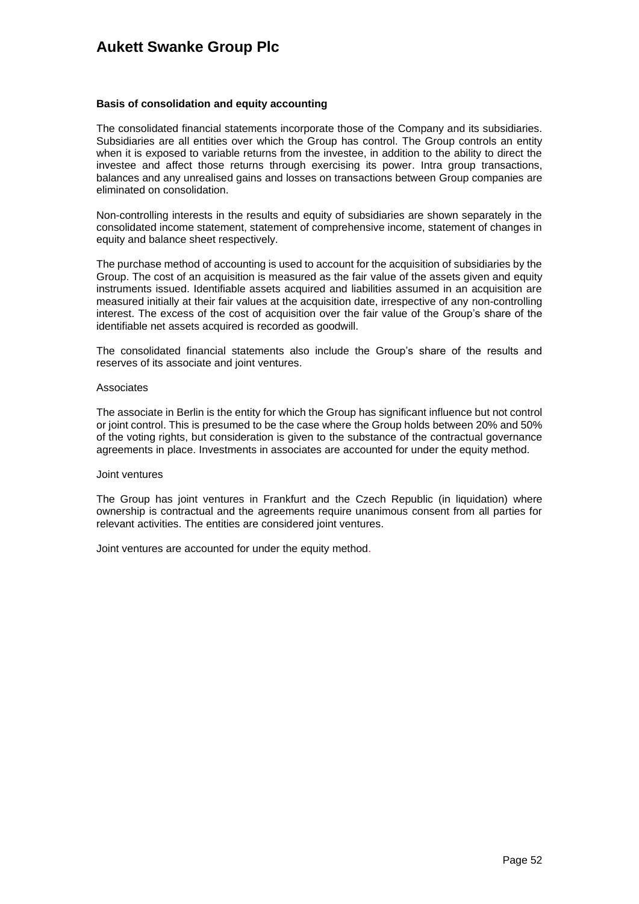### Basis of consolidation and equity accounting

The consolidated financial statements incorporate those of the Company and its subsidiaries. Subsidiaries are all entities over which the Group has control. The Group controls an entity when it is exposed to variable returns from the investee, in addition to the ability to direct the investee and affect those returns through exercising its power. Intra group transactions, balances and any unrealised gains and losses on transactions between Group companies are eliminated on consolidation.

Non-controlling interests in the results and equity of subsidiaries are shown separately in the consolidated income statement, statement of comprehensive income, statement of changes in equity and balance sheet respectively.

The purchase method of accounting is used to account for the acquisition of subsidiaries by the Group. The cost of an acquisition is measured as the fair value of the assets given and equity instruments issued. Identifiable assets acquired and liabilities assumed in an acquisition are measured initially at their fair values at the acquisition date, irrespective of any non-controlling interest. The excess of the cost of acquisition over the fair value of the Group's share of the identifiable net assets acquired is recorded as goodwill.

The consolidated financial statements also include the Group's share of the results and reserves of its associate and joint ventures.

Associates

The associate in Berlin is the entity for which the Group has significant influence but not control or joint control. This is presumed to be the case where the Group holds between 20% and 50% of the voting rights, but consideration is given to the substance of the contractual governance agreements in place. Investments in associates are accounted for under the equity method.

Joint ventures

The Group has joint ventures in Frankfurt and the Czech Republic (in liquidation) where ownership is contractual and the agreements require unanimous consent from all parties for relevant activities. The entities are considered joint ventures.

Joint ventures are accounted for under the equity method.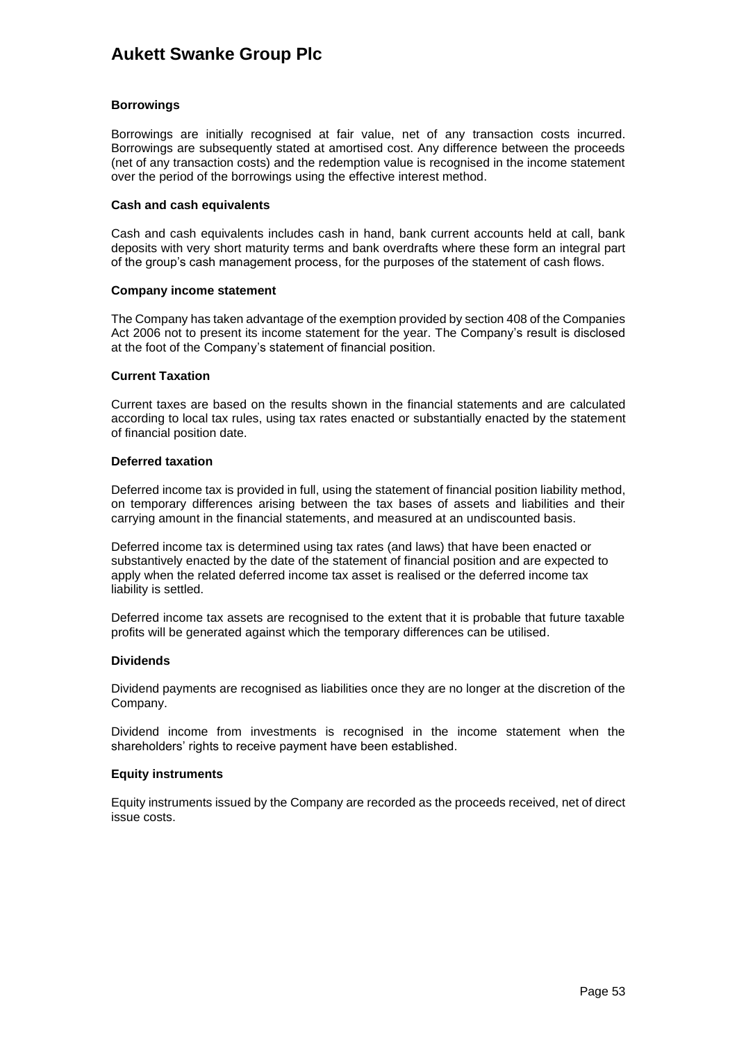**Borrowings**

Borrowings are initially recognised at fair value, net of any transaction costs incurred. Borrowings are subsequently stated at amortised cost. Any difference between the proceeds (net of any transaction costs) and the redemption value is recognised in the income statement over the period of the borrowings using the effective interest method.

**Cash and cash equivalents**

Cash and cash equivalents includes cash in hand, bank current accounts held at call, bank deposits with very short maturity terms and bank overdrafts where these form an integral part of the group's cash management process, for the purposes of the statement of cash flows.

**Company income statement**

The Company has taken advantage of the exemption provided by section 408 of the Companies Act 2006 not to present its income statement for the year. The Company's result is disclosed at the foot of the Company's statement of financial position.

**Current Taxation**

Current taxes are based on the results shown in the financial statements and are calculated according to local tax rules, using tax rates enacted or substantially enacted by the statement of financial position date.

**Deferred taxation**

Deferred income tax is provided in full, using the statement of financial position liability method, on temporary differences arising between the tax bases of assets and liabilities and their carrying amount in the financial statements, and measured at an undiscounted basis.

Deferred income tax is determined using tax rates (and laws) that have been enacted or substantively enacted by the date of the statement of financial position and are expected to apply when the related deferred income tax asset is realised or the deferred income tax liability is settled.

Deferred income tax assets are recognised to the extent that it is probable that future taxable profits will be generated against which the temporary differences can be utilised.

**Dividends**

Dividend payments are recognised as liabilities once they are no longer at the discretion of the Company.

Dividend income from investments is recognised in the income statement when the shareholders' rights to receive payment have been established.

**Equity instruments**

Equity instruments issued by the Company are recorded as the proceeds received, net of direct issue costs.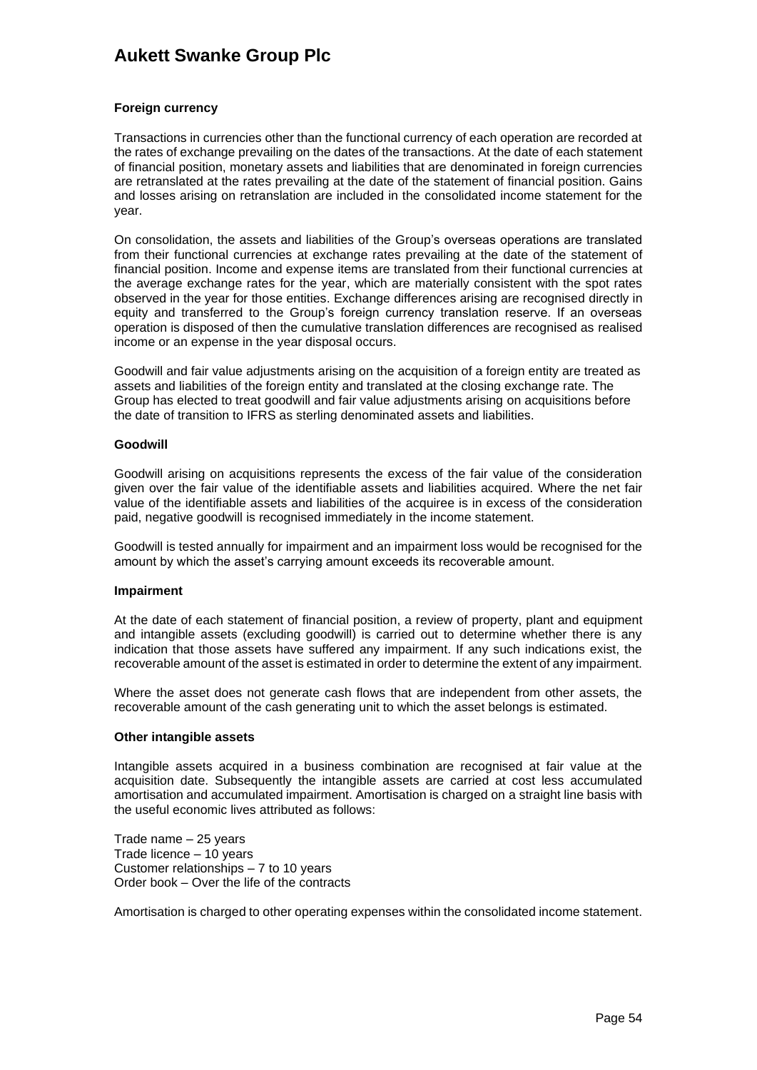**Foreign currency**

Transactions in currencies other than the functional currency of each operation are recorded at the rates of exchange prevailing on the dates of the transactions. At the date of each statement of financial position, monetary assets and liabilities that are denominated in foreign currencies are retranslated at the rates prevailing at the date of the statement of financial position. Gains and losses arising on retranslation are included in the consolidated income statement for the year.

On consolidation, the assets and liabilities of the Group's overseas operations are translated from their functional currencies at exchange rates prevailing at the date of the statement of financial position. Income and expense items are translated from their functional currencies at the average exchange rates for the year, which are materially consistent with the spot rates observed in the year for those entities. Exchange differences arising are recognised directly in equity and transferred to the Group's foreign currency translation reserve. If an overseas operation is disposed of then the cumulative translation differences are recognised as realised income or an expense in the year disposal occurs.

Goodwill and fair value adjustments arising on the acquisition of a foreign entity are treated as assets and liabilities of the foreign entity and translated at the closing exchange rate. The Group has elected to treat goodwill and fair value adjustments arising on acquisitions before the date of transition to IFRS as sterling denominated assets and liabilities.

**Goodwill**

Goodwill arising on acquisitions represents the excess of the fair value of the consideration given over the fair value of the identifiable assets and liabilities acquired. Where the net fair value of the identifiable assets and liabilities of the acquiree is in excess of the consideration paid, negative goodwill is recognised immediately in the income statement.

Goodwill is tested annually for impairment and an impairment loss would be recognised for the amount by which the asset's carrying amount exceeds its recoverable amount.

**Impairment**

At the date of each statement of financial position, a review of property, plant and equipment and intangible assets (excluding goodwill) is carried out to determine whether there is any indication that those assets have suffered any impairment. If any such indications exist, the recoverable amount of the asset is estimated in order to determine the extent of any impairment.

Where the asset does not generate cash flows that are independent from other assets, the recoverable amount of the cash generating unit to which the asset belongs is estimated.

**Other intangible assets**

Intangible assets acquired in a business combination are recognised at fair value at the acquisition date. Subsequently the intangible assets are carried at cost less accumulated amortisation and accumulated impairment. Amortisation is charged on a straight line basis with the useful economic lives attributed as follows:

Trade name – 25 years
Trade licence – 10 years
Customer relationships – 7 to 10 years
Order book – Over the life of the contracts

Amortisation is charged to other operating expenses within the consolidated income statement.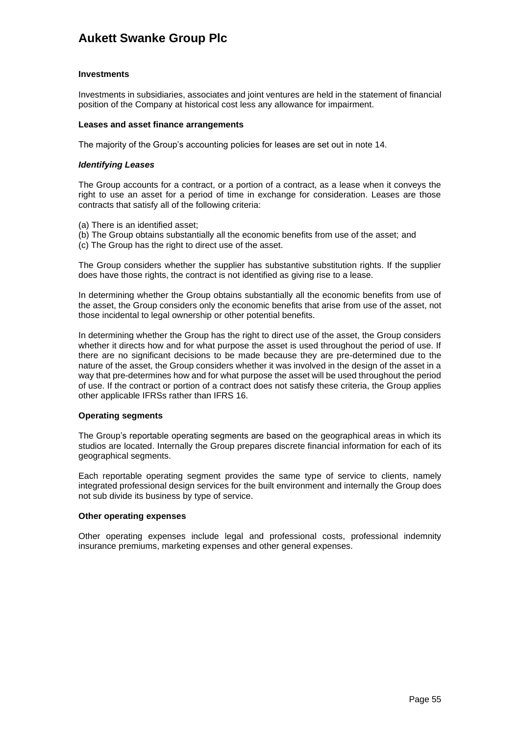#### Investments

Investments in subsidiaries, associates and joint ventures are held in the statement of financial position of the Company at historical cost less any allowance for impairment.

#### Leases and asset finance arrangements

The majority of the Group's accounting policies for leases are set out in note 14.

***Identifying Leases***

The Group accounts for a contract, or a portion of a contract, as a lease when it conveys the right to use an asset for a period of time in exchange for consideration. Leases are those contracts that satisfy all of the following criteria:

(a) There is an identified asset;
(b) The Group obtains substantially all the economic benefits from use of the asset; and
(c) The Group has the right to direct use of the asset.

The Group considers whether the supplier has substantive substitution rights. If the supplier does have those rights, the contract is not identified as giving rise to a lease.

In determining whether the Group obtains substantially all the economic benefits from use of the asset, the Group considers only the economic benefits that arise from use of the asset, not those incidental to legal ownership or other potential benefits.

In determining whether the Group has the right to direct use of the asset, the Group considers whether it directs how and for what purpose the asset is used throughout the period of use. If there are no significant decisions to be made because they are pre-determined due to the nature of the asset, the Group considers whether it was involved in the design of the asset in a way that pre-determines how and for what purpose the asset will be used throughout the period of use. If the contract or portion of a contract does not satisfy these criteria, the Group applies other applicable IFRSs rather than IFRS 16.

#### Operating segments

The Group's reportable operating segments are based on the geographical areas in which its studios are located. Internally the Group prepares discrete financial information for each of its geographical segments.

Each reportable operating segment provides the same type of service to clients, namely integrated professional design services for the built environment and internally the Group does not sub divide its business by type of service.

#### Other operating expenses

Other operating expenses include legal and professional costs, professional indemnity insurance premiums, marketing expenses and other general expenses.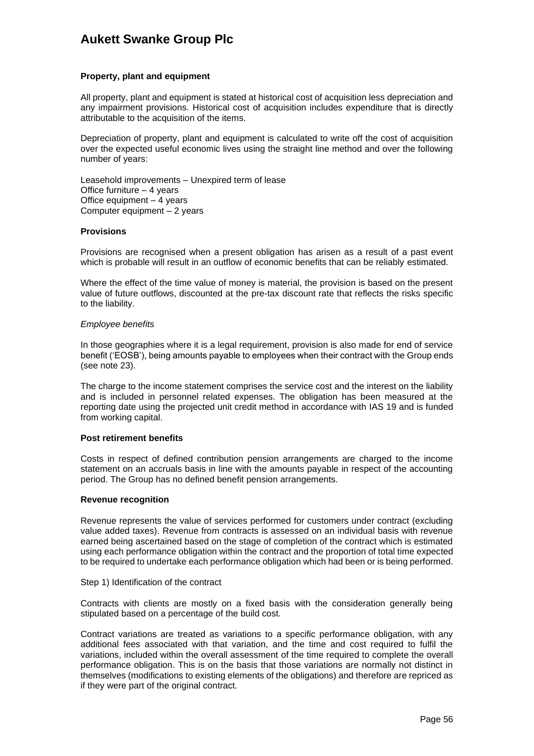**Property, plant and equipment**

All property, plant and equipment is stated at historical cost of acquisition less depreciation and any impairment provisions. Historical cost of acquisition includes expenditure that is directly attributable to the acquisition of the items.

Depreciation of property, plant and equipment is calculated to write off the cost of acquisition over the expected useful economic lives using the straight line method and over the following number of years:

Leasehold improvements – Unexpired term of lease
Office furniture – 4 years
Office equipment – 4 years
Computer equipment – 2 years

**Provisions**

Provisions are recognised when a present obligation has arisen as a result of a past event which is probable will result in an outflow of economic benefits that can be reliably estimated.

Where the effect of the time value of money is material, the provision is based on the present value of future outflows, discounted at the pre-tax discount rate that reflects the risks specific to the liability.

*Employee benefits*

In those geographies where it is a legal requirement, provision is also made for end of service benefit ('EOSB'), being amounts payable to employees when their contract with the Group ends (see note 23).

The charge to the income statement comprises the service cost and the interest on the liability and is included in personnel related expenses. The obligation has been measured at the reporting date using the projected unit credit method in accordance with IAS 19 and is funded from working capital.

**Post retirement benefits**

Costs in respect of defined contribution pension arrangements are charged to the income statement on an accruals basis in line with the amounts payable in respect of the accounting period. The Group has no defined benefit pension arrangements.

**Revenue recognition**

Revenue represents the value of services performed for customers under contract (excluding value added taxes). Revenue from contracts is assessed on an individual basis with revenue earned being ascertained based on the stage of completion of the contract which is estimated using each performance obligation within the contract and the proportion of total time expected to be required to undertake each performance obligation which had been or is being performed.

Step 1) Identification of the contract

Contracts with clients are mostly on a fixed basis with the consideration generally being stipulated based on a percentage of the build cost.

Contract variations are treated as variations to a specific performance obligation, with any additional fees associated with that variation, and the time and cost required to fulfil the variations, included within the overall assessment of the time required to complete the overall performance obligation. This is on the basis that those variations are normally not distinct in themselves (modifications to existing elements of the obligations) and therefore are repriced as if they were part of the original contract.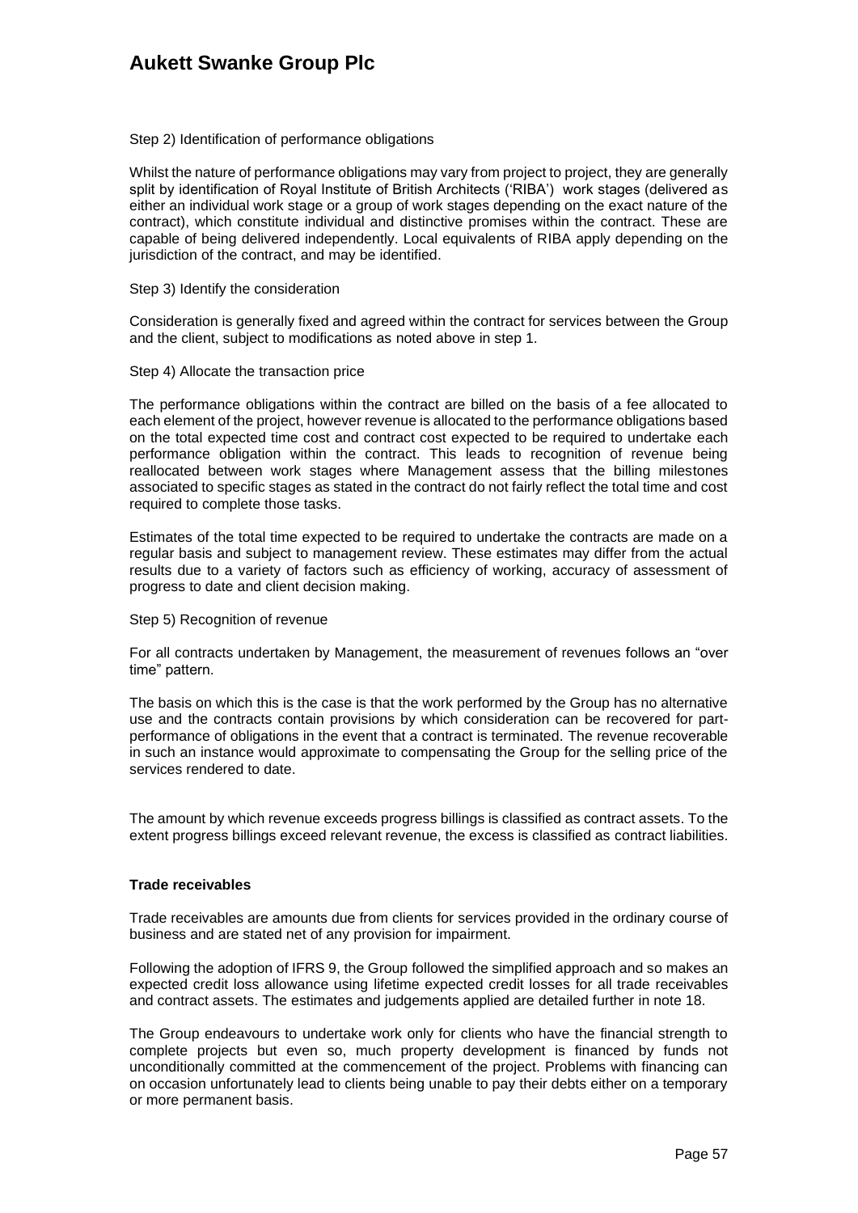Step 2) Identification of performance obligations

Whilst the nature of performance obligations may vary from project to project, they are generally split by identification of Royal Institute of British Architects ('RIBA') work stages (delivered as either an individual work stage or a group of work stages depending on the exact nature of the contract), which constitute individual and distinctive promises within the contract. These are capable of being delivered independently. Local equivalents of RIBA apply depending on the jurisdiction of the contract, and may be identified.

Step 3) Identify the consideration

Consideration is generally fixed and agreed within the contract for services between the Group and the client, subject to modifications as noted above in step 1.

Step 4) Allocate the transaction price

The performance obligations within the contract are billed on the basis of a fee allocated to each element of the project, however revenue is allocated to the performance obligations based on the total expected time cost and contract cost expected to be required to undertake each performance obligation within the contract. This leads to recognition of revenue being reallocated between work stages where Management assess that the billing milestones associated to specific stages as stated in the contract do not fairly reflect the total time and cost required to complete those tasks.

Estimates of the total time expected to be required to undertake the contracts are made on a regular basis and subject to management review. These estimates may differ from the actual results due to a variety of factors such as efficiency of working, accuracy of assessment of progress to date and client decision making.

Step 5) Recognition of revenue

For all contracts undertaken by Management, the measurement of revenues follows an "over time" pattern.

The basis on which this is the case is that the work performed by the Group has no alternative use and the contracts contain provisions by which consideration can be recovered for part-performance of obligations in the event that a contract is terminated. The revenue recoverable in such an instance would approximate to compensating the Group for the selling price of the services rendered to date.

The amount by which revenue exceeds progress billings is classified as contract assets. To the extent progress billings exceed relevant revenue, the excess is classified as contract liabilities.

**Trade receivables**

Trade receivables are amounts due from clients for services provided in the ordinary course of business and are stated net of any provision for impairment.

Following the adoption of IFRS 9, the Group followed the simplified approach and so makes an expected credit loss allowance using lifetime expected credit losses for all trade receivables and contract assets. The estimates and judgements applied are detailed further in note 18.

The Group endeavours to undertake work only for clients who have the financial strength to complete projects but even so, much property development is financed by funds not unconditionally committed at the commencement of the project. Problems with financing can on occasion unfortunately lead to clients being unable to pay their debts either on a temporary or more permanent basis.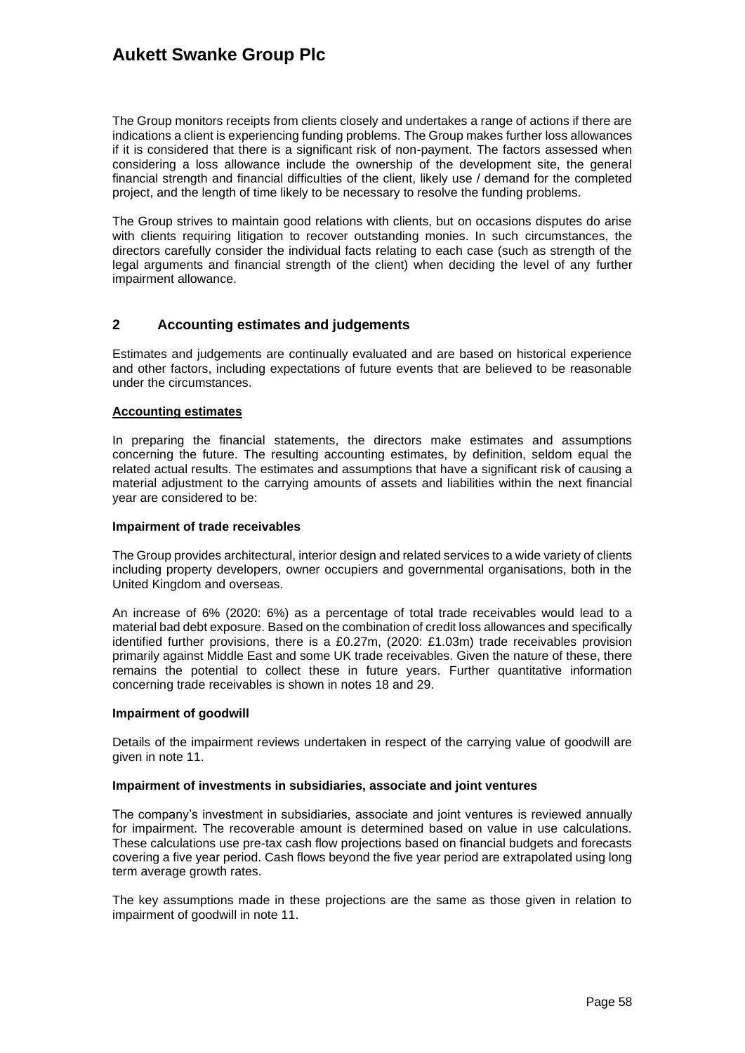The Group monitors receipts from clients closely and undertakes a range of actions if there are indications a client is experiencing funding problems. The Group makes further loss allowances if it is considered that there is a significant risk of non-payment. The factors assessed when considering a loss allowance include the ownership of the development site, the general financial strength and financial difficulties of the client, likely use / demand for the completed project, and the length of time likely to be necessary to resolve the funding problems.

The Group strives to maintain good relations with clients, but on occasions disputes do arise with clients requiring litigation to recover outstanding monies. In such circumstances, the directors carefully consider the individual facts relating to each case (such as strength of the legal arguments and financial strength of the client) when deciding the level of any further impairment allowance.

## 2 Accounting estimates and judgements

Estimates and judgements are continually evaluated and are based on historical experience and other factors, including expectations of future events that are believed to be reasonable under the circumstances.

**Accounting estimates**

In preparing the financial statements, the directors make estimates and assumptions concerning the future. The resulting accounting estimates, by definition, seldom equal the related actual results. The estimates and assumptions that have a significant risk of causing a material adjustment to the carrying amounts of assets and liabilities within the next financial year are considered to be:

**Impairment of trade receivables**

The Group provides architectural, interior design and related services to a wide variety of clients including property developers, owner occupiers and governmental organisations, both in the United Kingdom and overseas.

An increase of 6% (2020: 6%) as a percentage of total trade receivables would lead to a material bad debt exposure. Based on the combination of credit loss allowances and specifically identified further provisions, there is a £0.27m, (2020: £1.03m) trade receivables provision primarily against Middle East and some UK trade receivables. Given the nature of these, there remains the potential to collect these in future years. Further quantitative information concerning trade receivables is shown in notes 18 and 29.

**Impairment of goodwill**

Details of the impairment reviews undertaken in respect of the carrying value of goodwill are given in note 11.

**Impairment of investments in subsidiaries, associate and joint ventures**

The company's investment in subsidiaries, associate and joint ventures is reviewed annually for impairment. The recoverable amount is determined based on value in use calculations. These calculations use pre-tax cash flow projections based on financial budgets and forecasts covering a five year period. Cash flows beyond the five year period are extrapolated using long term average growth rates.

The key assumptions made in these projections are the same as those given in relation to impairment of goodwill in note 11.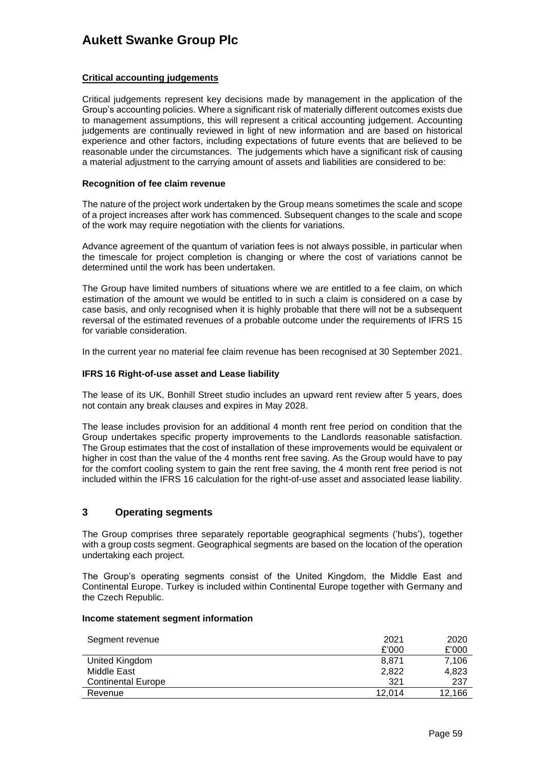**Critical accounting judgements**

Critical judgements represent key decisions made by management in the application of the Group's accounting policies. Where a significant risk of materially different outcomes exists due to management assumptions, this will represent a critical accounting judgement. Accounting judgements are continually reviewed in light of new information and are based on historical experience and other factors, including expectations of future events that are believed to be reasonable under the circumstances. The judgements which have a significant risk of causing a material adjustment to the carrying amount of assets and liabilities are considered to be:

**Recognition of fee claim revenue**

The nature of the project work undertaken by the Group means sometimes the scale and scope of a project increases after work has commenced. Subsequent changes to the scale and scope of the work may require negotiation with the clients for variations.

Advance agreement of the quantum of variation fees is not always possible, in particular when the timescale for project completion is changing or where the cost of variations cannot be determined until the work has been undertaken.

The Group have limited numbers of situations where we are entitled to a fee claim, on which estimation of the amount we would be entitled to in such a claim is considered on a case by case basis, and only recognised when it is highly probable that there will not be a subsequent reversal of the estimated revenues of a probable outcome under the requirements of IFRS 15 for variable consideration.

In the current year no material fee claim revenue has been recognised at 30 September 2021.

**IFRS 16 Right-of-use asset and Lease liability**

The lease of its UK, Bonhill Street studio includes an upward rent review after 5 years, does not contain any break clauses and expires in May 2028.

The lease includes provision for an additional 4 month rent free period on condition that the Group undertakes specific property improvements to the Landlords reasonable satisfaction. The Group estimates that the cost of installation of these improvements would be equivalent or higher in cost than the value of the 4 months rent free saving. As the Group would have to pay for the comfort cooling system to gain the rent free saving, the 4 month rent free period is not included within the IFRS 16 calculation for the right-of-use asset and associated lease liability.

## 3 Operating segments

The Group comprises three separately reportable geographical segments ('hubs'), together with a group costs segment. Geographical segments are based on the location of the operation undertaking each project.

The Group's operating segments consist of the United Kingdom, the Middle East and Continental Europe. Turkey is included within Continental Europe together with Germany and the Czech Republic.

**Income statement segment information**

| Segment revenue | 2021<br>£'000 | 2020<br>£'000 |
|---|---|---|
| United Kingdom | 8,871 | 7,106 |
| Middle East | 2,822 | 4,823 |
| Continental Europe | 321 | 237 |
| Revenue | 12,014 | 12,166 |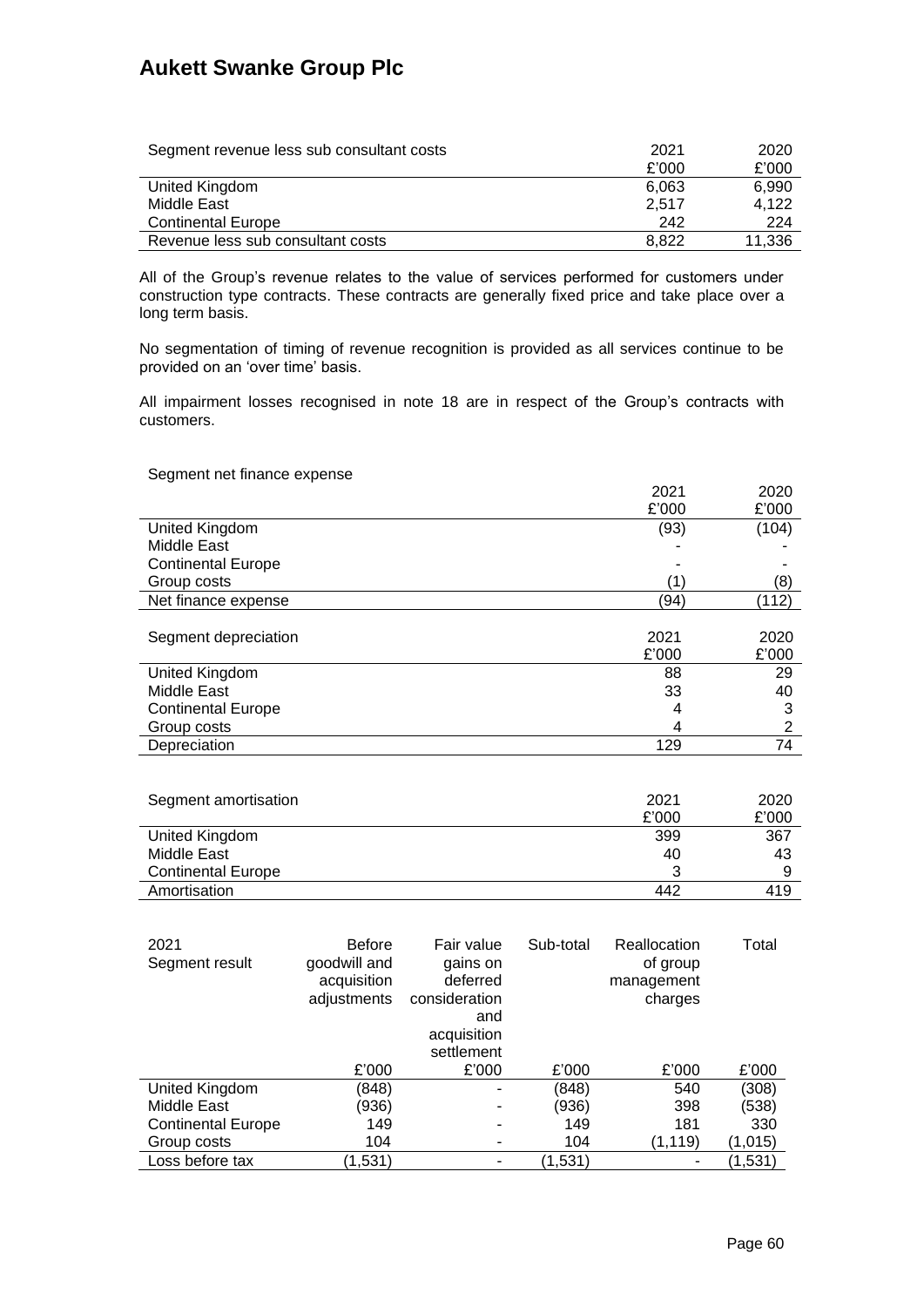| Segment revenue less sub consultant costs | 2021 | 2020 |
|---|---|---|
| | £'000 | £'000 |
| United Kingdom | 6,063 | 6,990 |
| Middle East | 2,517 | 4,122 |
| Continental Europe | 242 | 224 |
| Revenue less sub consultant costs | 8,822 | 11,336 |

All of the Group's revenue relates to the value of services performed for customers under construction type contracts. These contracts are generally fixed price and take place over a long term basis.

No segmentation of timing of revenue recognition is provided as all services continue to be provided on an 'over time' basis.

All impairment losses recognised in note 18 are in respect of the Group's contracts with customers.

Segment net finance expense

| | 2021 | 2020 |
|---|---|---|
| | £'000 | £'000 |
| United Kingdom | (93) | (104) |
| Middle East | - | - |
| Continental Europe | - | - |
| Group costs | (1) | (8) |
| Net finance expense | (94) | (112) |

| Segment depreciation | 2021 | 2020 |
|---|---|---|
| | £'000 | £'000 |
| United Kingdom | 88 | 29 |
| Middle East | 33 | 40 |
| Continental Europe | 4 | 3 |
| Group costs | 4 | 2 |
| Depreciation | 129 | 74 |

| Segment amortisation | 2021 | 2020 |
|---|---|---|
| | £'000 | £'000 |
| United Kingdom | 399 | 367 |
| Middle East | 40 | 43 |
| Continental Europe | 3 | 9 |
| Amortisation | 442 | 419 |

| 2021 Segment result | Before goodwill and acquisition adjustments | Fair value gains on deferred consideration and acquisition settlement | Sub-total | Reallocation of group management charges | Total |
|---|---|---|---|---|---|
| | £'000 | £'000 | £'000 | £'000 | £'000 |
| United Kingdom | (848) | - | (848) | 540 | (308) |
| Middle East | (936) | - | (936) | 398 | (538) |
| Continental Europe | 149 | - | 149 | 181 | 330 |
| Group costs | 104 | - | 104 | (1,119) | (1,015) |
| Loss before tax | (1,531) | - | (1,531) | - | (1,531) |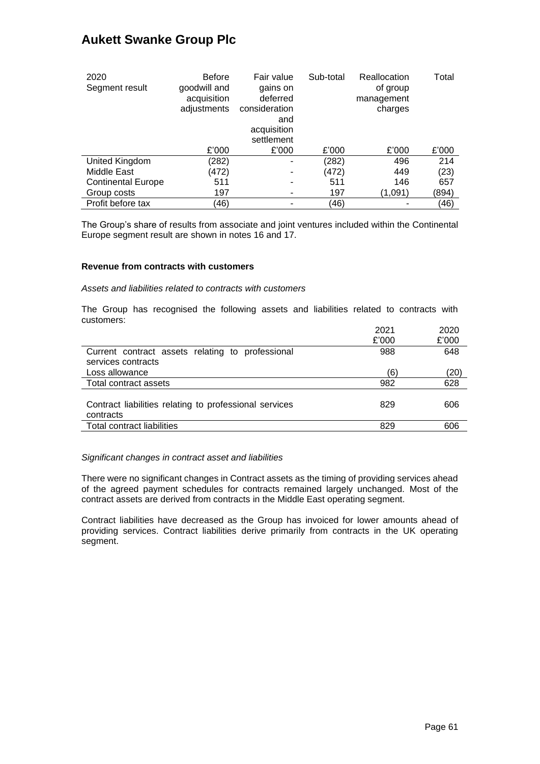| 2020 Segment result | Before goodwill and acquisition adjustments | Fair value gains on deferred consideration and acquisition settlement | Sub-total | Reallocation of group management charges | Total |
|---|---|---|---|---|---|
| | £'000 | £'000 | £'000 | £'000 | £'000 |
| United Kingdom | (282) | - | (282) | 496 | 214 |
| Middle East | (472) | - | (472) | 449 | (23) |
| Continental Europe | 511 | - | 511 | 146 | 657 |
| Group costs | 197 | - | 197 | (1,091) | (894) |
| Profit before tax | (46) | - | (46) | - | (46) |

The Group's share of results from associate and joint ventures included within the Continental Europe segment result are shown in notes 16 and 17.

**Revenue from contracts with customers**

*Assets and liabilities related to contracts with customers*

The Group has recognised the following assets and liabilities related to contracts with customers:

| | 2021 £'000 | 2020 £'000 |
|---|---|---|
| Current contract assets relating to professional services contracts | 988 | 648 |
| Loss allowance | (6) | (20) |
| Total contract assets | 982 | 628 |
| | | |
| Contract liabilities relating to professional services contracts | 829 | 606 |
| Total contract liabilities | 829 | 606 |

*Significant changes in contract asset and liabilities*

There were no significant changes in Contract assets as the timing of providing services ahead of the agreed payment schedules for contracts remained largely unchanged. Most of the contract assets are derived from contracts in the Middle East operating segment.

Contract liabilities have decreased as the Group has invoiced for lower amounts ahead of providing services. Contract liabilities derive primarily from contracts in the UK operating segment.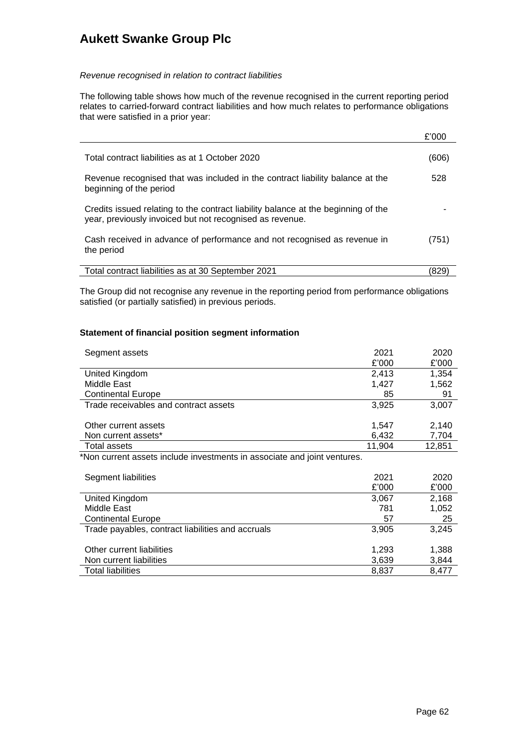*Revenue recognised in relation to contract liabilities*

The following table shows how much of the revenue recognised in the current reporting period relates to carried-forward contract liabilities and how much relates to performance obligations that were satisfied in a prior year:

| | £'000 |
|---|---|
| Total contract liabilities as at 1 October 2020 | (606) |
| Revenue recognised that was included in the contract liability balance at the beginning of the period | 528 |
| Credits issued relating to the contract liability balance at the beginning of the year, previously invoiced but not recognised as revenue. | - |
| Cash received in advance of performance and not recognised as revenue in the period | (751) |
| Total contract liabilities as at 30 September 2021 | (829) |

The Group did not recognise any revenue in the reporting period from performance obligations satisfied (or partially satisfied) in previous periods.

**Statement of financial position segment information**

| Segment assets | 2021 £'000 | 2020 £'000 |
|---|---|---|
| United Kingdom | 2,413 | 1,354 |
| Middle East | 1,427 | 1,562 |
| Continental Europe | 85 | 91 |
| Trade receivables and contract assets | 3,925 | 3,007 |
| | | |
| Other current assets | 1,547 | 2,140 |
| Non current assets* | 6,432 | 7,704 |
| Total assets | 11,904 | 12,851 |

*Non current assets include investments in associate and joint ventures.

| Segment liabilities | 2021 £'000 | 2020 £'000 |
|---|---|---|
| United Kingdom | 3,067 | 2,168 |
| Middle East | 781 | 1,052 |
| Continental Europe | 57 | 25 |
| Trade payables, contract liabilities and accruals | 3,905 | 3,245 |
| | | |
| Other current liabilities | 1,293 | 1,388 |
| Non current liabilities | 3,639 | 3,844 |
| Total liabilities | 8,837 | 8,477 |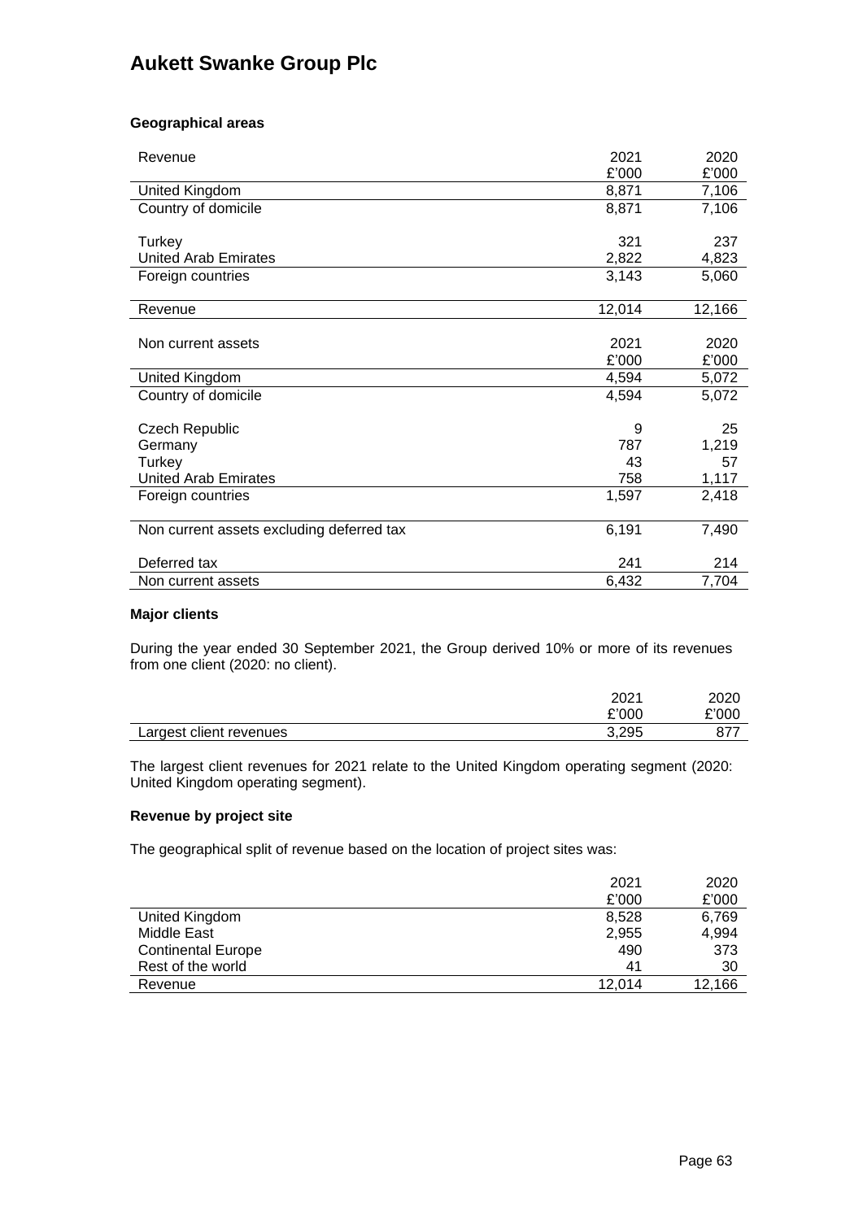### Geographical areas

| Revenue | 2021<br>£'000 | 2020<br>£'000 |
|---|---|---|
| United Kingdom | 8,871 | 7,106 |
| Country of domicile | 8,871 | 7,106 |
| | | |
| Turkey | 321 | 237 |
| United Arab Emirates | 2,822 | 4,823 |
| Foreign countries | 3,143 | 5,060 |
| | | |
| Revenue | 12,014 | 12,166 |

| Non current assets | 2021<br>£'000 | 2020<br>£'000 |
|---|---|---|
| United Kingdom | 4,594 | 5,072 |
| Country of domicile | 4,594 | 5,072 |
| | | |
| Czech Republic | 9 | 25 |
| Germany | 787 | 1,219 |
| Turkey | 43 | 57 |
| United Arab Emirates | 758 | 1,117 |
| Foreign countries | 1,597 | 2,418 |
| | | |
| Non current assets excluding deferred tax | 6,191 | 7,490 |
| | | |
| Deferred tax | 241 | 214 |
| Non current assets | 6,432 | 7,704 |

### Major clients

During the year ended 30 September 2021, the Group derived 10% or more of its revenues from one client (2020: no client).

| | 2021<br>£'000 | 2020<br>£'000 |
|---|---|---|
| Largest client revenues | 3,295 | 877 |

The largest client revenues for 2021 relate to the United Kingdom operating segment (2020: United Kingdom operating segment).

### Revenue by project site

The geographical split of revenue based on the location of project sites was:

| | 2021<br>£'000 | 2020<br>£'000 |
|---|---|---|
| United Kingdom | 8,528 | 6,769 |
| Middle East | 2,955 | 4,994 |
| Continental Europe | 490 | 373 |
| Rest of the world | 41 | 30 |
| Revenue | 12,014 | 12,166 |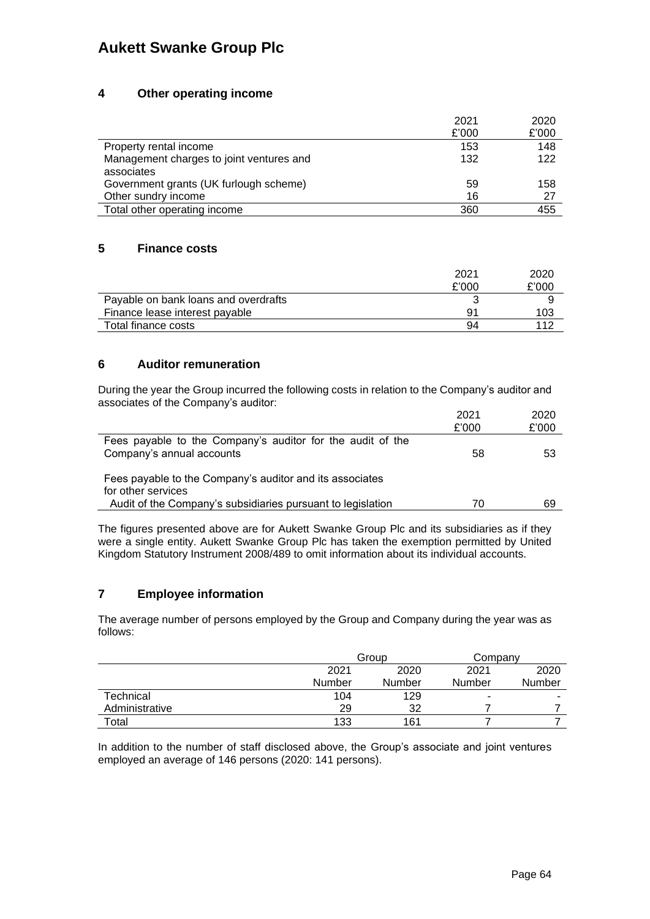## 4 Other operating income

| | 2021 £'000 | 2020 £'000 |
|---|---|---|
| Property rental income | 153 | 148 |
| Management charges to joint ventures and associates | 132 | 122 |
| Government grants (UK furlough scheme) | 59 | 158 |
| Other sundry income | 16 | 27 |
| Total other operating income | 360 | 455 |

## 5 Finance costs

| | 2021 £'000 | 2020 £'000 |
|---|---|---|
| Payable on bank loans and overdrafts | 3 | 9 |
| Finance lease interest payable | 91 | 103 |
| Total finance costs | 94 | 112 |

## 6 Auditor remuneration

During the year the Group incurred the following costs in relation to the Company's auditor and associates of the Company's auditor:

| | 2021 £'000 | 2020 £'000 |
|---|---|---|
| Fees payable to the Company's auditor for the audit of the Company's annual accounts | 58 | 53 |
| Fees payable to the Company's auditor and its associates for other services | | |
| Audit of the Company's subsidiaries pursuant to legislation | 70 | 69 |

The figures presented above are for Aukett Swanke Group Plc and its subsidiaries as if they were a single entity. Aukett Swanke Group Plc has taken the exemption permitted by United Kingdom Statutory Instrument 2008/489 to omit information about its individual accounts.

## 7 Employee information

The average number of persons employed by the Group and Company during the year was as follows:

| | Group | | Company | |
|---|---|---|---|---|
| | 2021 Number | 2020 Number | 2021 Number | 2020 Number |
| Technical | 104 | 129 | - | - |
| Administrative | 29 | 32 | 7 | 7 |
| Total | 133 | 161 | 7 | 7 |

In addition to the number of staff disclosed above, the Group's associate and joint ventures employed an average of 146 persons (2020: 141 persons).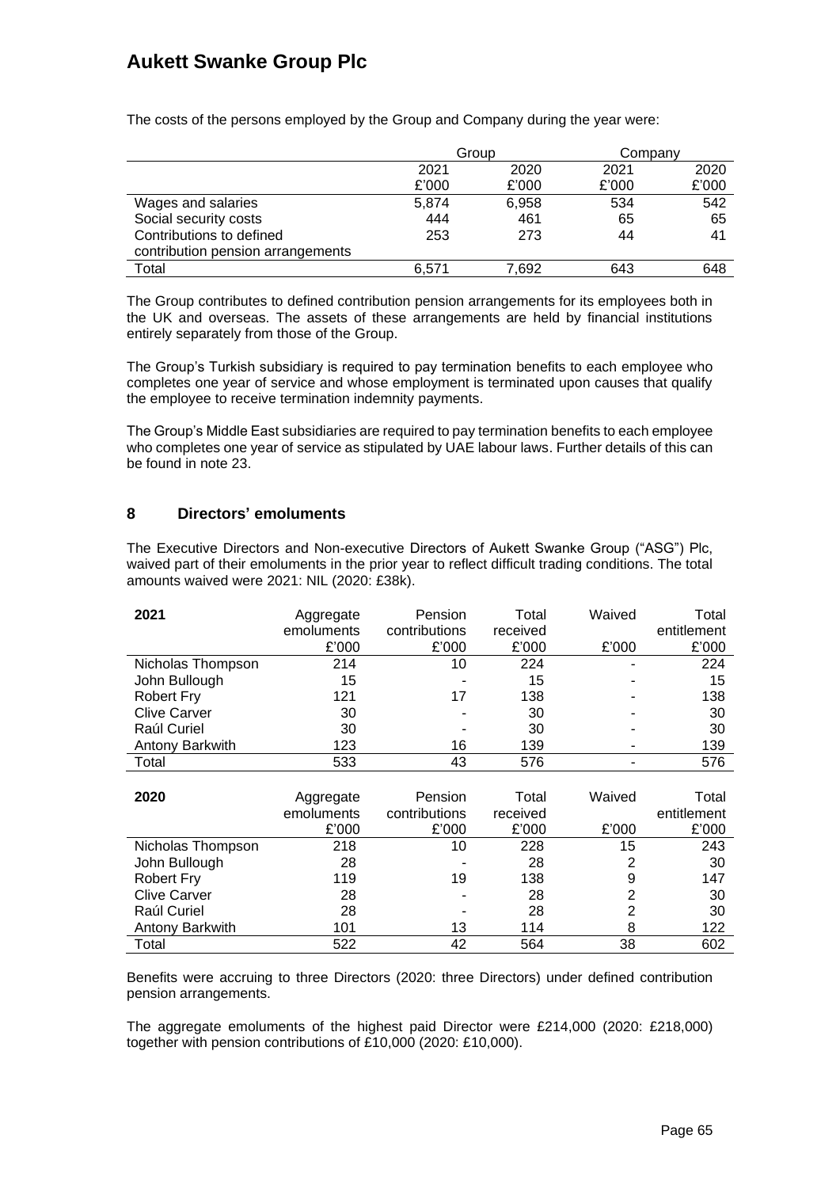The costs of the persons employed by the Group and Company during the year were:

| | Group | | Company | |
|---|---|---|---|---|
| | 2021 | 2020 | 2021 | 2020 |
| | £'000 | £'000 | £'000 | £'000 |
| Wages and salaries | 5,874 | 6,958 | 534 | 542 |
| Social security costs | 444 | 461 | 65 | 65 |
| Contributions to defined contribution pension arrangements | 253 | 273 | 44 | 41 |
| Total | 6,571 | 7,692 | 643 | 648 |

The Group contributes to defined contribution pension arrangements for its employees both in the UK and overseas. The assets of these arrangements are held by financial institutions entirely separately from those of the Group.

The Group's Turkish subsidiary is required to pay termination benefits to each employee who completes one year of service and whose employment is terminated upon causes that qualify the employee to receive termination indemnity payments.

The Group's Middle East subsidiaries are required to pay termination benefits to each employee who completes one year of service as stipulated by UAE labour laws. Further details of this can be found in note 23.

## 8 Directors' emoluments

The Executive Directors and Non-executive Directors of Aukett Swanke Group ("ASG") Plc, waived part of their emoluments in the prior year to reflect difficult trading conditions. The total amounts waived were 2021: NIL (2020: £38k).

| 2021 | Aggregate emoluments | Pension contributions | Total received | Waived | Total entitlement |
|---|---|---|---|---|---|
| | £'000 | £'000 | £'000 | £'000 | £'000 |
| Nicholas Thompson | 214 | 10 | 224 | - | 224 |
| John Bullough | 15 | - | 15 | - | 15 |
| Robert Fry | 121 | 17 | 138 | - | 138 |
| Clive Carver | 30 | - | 30 | - | 30 |
| Raúl Curiel | 30 | - | 30 | - | 30 |
| Antony Barkwith | 123 | 16 | 139 | - | 139 |
| Total | 533 | 43 | 576 | - | 576 |

| 2020 | Aggregate emoluments | Pension contributions | Total received | Waived | Total entitlement |
|---|---|---|---|---|---|
| | £'000 | £'000 | £'000 | £'000 | £'000 |
| Nicholas Thompson | 218 | 10 | 228 | 15 | 243 |
| John Bullough | 28 | - | 28 | 2 | 30 |
| Robert Fry | 119 | 19 | 138 | 9 | 147 |
| Clive Carver | 28 | - | 28 | 2 | 30 |
| Raúl Curiel | 28 | - | 28 | 2 | 30 |
| Antony Barkwith | 101 | 13 | 114 | 8 | 122 |
| Total | 522 | 42 | 564 | 38 | 602 |

Benefits were accruing to three Directors (2020: three Directors) under defined contribution pension arrangements.

The aggregate emoluments of the highest paid Director were £214,000 (2020: £218,000) together with pension contributions of £10,000 (2020: £10,000).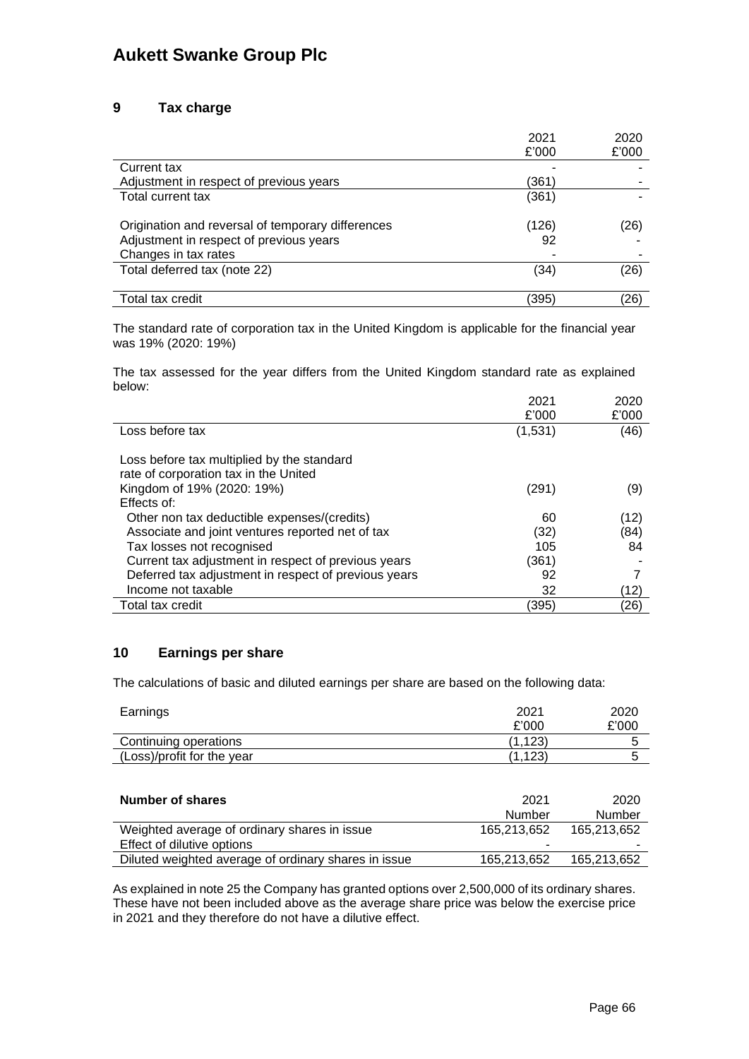## 9 Tax charge

| | 2021<br>£'000 | 2020<br>£'000 |
|---|---|---|
| Current tax | - | - |
| Adjustment in respect of previous years | (361) | - |
| Total current tax | (361) | - |
| | | |
| Origination and reversal of temporary differences | (126) | (26) |
| Adjustment in respect of previous years | 92 | - |
| Changes in tax rates | - | - |
| Total deferred tax (note 22) | (34) | (26) |
| | | |
| Total tax credit | (395) | (26) |

The standard rate of corporation tax in the United Kingdom is applicable for the financial year was 19% (2020: 19%)

The tax assessed for the year differs from the United Kingdom standard rate as explained below:

| | 2021<br>£'000 | 2020<br>£'000 |
|---|---|---|
| Loss before tax | (1,531) | (46) |
| | | |
| Loss before tax multiplied by the standard rate of corporation tax in the United Kingdom of 19% (2020: 19%) | (291) | (9) |
| Effects of: | | |
| Other non tax deductible expenses/(credits) | 60 | (12) |
| Associate and joint ventures reported net of tax | (32) | (84) |
| Tax losses not recognised | 105 | 84 |
| Current tax adjustment in respect of previous years | (361) | - |
| Deferred tax adjustment in respect of previous years | 92 | 7 |
| Income not taxable | 32 | (12) |
| Total tax credit | (395) | (26) |

## 10 Earnings per share

The calculations of basic and diluted earnings per share are based on the following data:

| Earnings | 2021<br>£'000 | 2020<br>£'000 |
|---|---|---|
| Continuing operations | (1,123) | 5 |
| (Loss)/profit for the year | (1,123) | 5 |

| **Number of shares** | 2021<br>Number | 2020<br>Number |
|---|---|---|
| Weighted average of ordinary shares in issue | 165,213,652 | 165,213,652 |
| Effect of dilutive options | - | - |
| Diluted weighted average of ordinary shares in issue | 165,213,652 | 165,213,652 |

As explained in note 25 the Company has granted options over 2,500,000 of its ordinary shares. These have not been included above as the average share price was below the exercise price in 2021 and they therefore do not have a dilutive effect.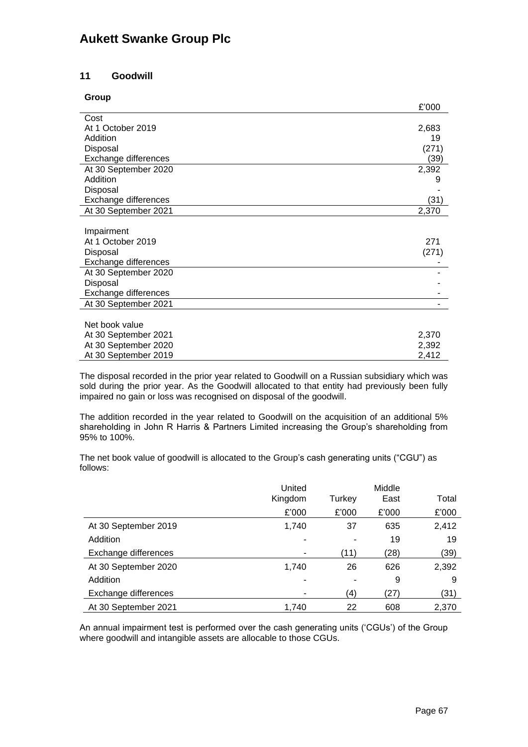## 11 Goodwill

**Group**

| | £'000 |
|---|---|
| Cost | |
| At 1 October 2019 | 2,683 |
| Addition | 19 |
| Disposal | (271) |
| Exchange differences | (39) |
| At 30 September 2020 | 2,392 |
| Addition | 9 |
| Disposal | - |
| Exchange differences | (31) |
| At 30 September 2021 | 2,370 |
| | |
| Impairment | |
| At 1 October 2019 | 271 |
| Disposal | (271) |
| Exchange differences | - |
| At 30 September 2020 | - |
| Disposal | - |
| Exchange differences | - |
| At 30 September 2021 | - |
| | |
| Net book value | |
| At 30 September 2021 | 2,370 |
| At 30 September 2020 | 2,392 |
| At 30 September 2019 | 2,412 |

The disposal recorded in the prior year related to Goodwill on a Russian subsidiary which was sold during the prior year. As the Goodwill allocated to that entity had previously been fully impaired no gain or loss was recognised on disposal of the goodwill.

The addition recorded in the year related to Goodwill on the acquisition of an additional 5% shareholding in John R Harris & Partners Limited increasing the Group's shareholding from 95% to 100%.

The net book value of goodwill is allocated to the Group's cash generating units ("CGU") as follows:

| | United Kingdom | Turkey | Middle East | Total |
|---|---|---|---|---|
| | £'000 | £'000 | £'000 | £'000 |
| At 30 September 2019 | 1,740 | 37 | 635 | 2,412 |
| Addition | - | - | 19 | 19 |
| Exchange differences | - | (11) | (28) | (39) |
| At 30 September 2020 | 1,740 | 26 | 626 | 2,392 |
| Addition | - | - | 9 | 9 |
| Exchange differences | - | (4) | (27) | (31) |
| At 30 September 2021 | 1,740 | 22 | 608 | 2,370 |

An annual impairment test is performed over the cash generating units ('CGUs') of the Group where goodwill and intangible assets are allocable to those CGUs.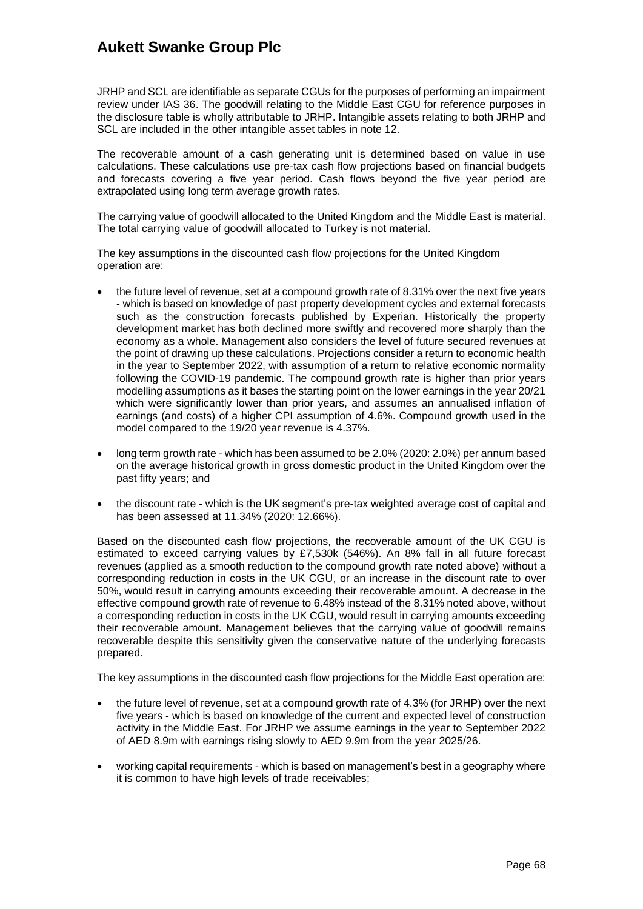JRHP and SCL are identifiable as separate CGUs for the purposes of performing an impairment review under IAS 36. The goodwill relating to the Middle East CGU for reference purposes in the disclosure table is wholly attributable to JRHP. Intangible assets relating to both JRHP and SCL are included in the other intangible asset tables in note 12.

The recoverable amount of a cash generating unit is determined based on value in use calculations. These calculations use pre-tax cash flow projections based on financial budgets and forecasts covering a five year period. Cash flows beyond the five year period are extrapolated using long term average growth rates.

The carrying value of goodwill allocated to the United Kingdom and the Middle East is material. The total carrying value of goodwill allocated to Turkey is not material.

The key assumptions in the discounted cash flow projections for the United Kingdom operation are:

- the future level of revenue, set at a compound growth rate of 8.31% over the next five years - which is based on knowledge of past property development cycles and external forecasts such as the construction forecasts published by Experian. Historically the property development market has both declined more swiftly and recovered more sharply than the economy as a whole. Management also considers the level of future secured revenues at the point of drawing up these calculations. Projections consider a return to economic health in the year to September 2022, with assumption of a return to relative economic normality following the COVID-19 pandemic. The compound growth rate is higher than prior years modelling assumptions as it bases the starting point on the lower earnings in the year 20/21 which were significantly lower than prior years, and assumes an annualised inflation of earnings (and costs) of a higher CPI assumption of 4.6%. Compound growth used in the model compared to the 19/20 year revenue is 4.37%.
- long term growth rate - which has been assumed to be 2.0% (2020: 2.0%) per annum based on the average historical growth in gross domestic product in the United Kingdom over the past fifty years; and
- the discount rate - which is the UK segment's pre-tax weighted average cost of capital and has been assessed at 11.34% (2020: 12.66%).

Based on the discounted cash flow projections, the recoverable amount of the UK CGU is estimated to exceed carrying values by £7,530k (546%). An 8% fall in all future forecast revenues (applied as a smooth reduction to the compound growth rate noted above) without a corresponding reduction in costs in the UK CGU, or an increase in the discount rate to over 50%, would result in carrying amounts exceeding their recoverable amount. A decrease in the effective compound growth rate of revenue to 6.48% instead of the 8.31% noted above, without a corresponding reduction in costs in the UK CGU, would result in carrying amounts exceeding their recoverable amount. Management believes that the carrying value of goodwill remains recoverable despite this sensitivity given the conservative nature of the underlying forecasts prepared.

The key assumptions in the discounted cash flow projections for the Middle East operation are:

- the future level of revenue, set at a compound growth rate of 4.3% (for JRHP) over the next five years - which is based on knowledge of the current and expected level of construction activity in the Middle East. For JRHP we assume earnings in the year to September 2022 of AED 8.9m with earnings rising slowly to AED 9.9m from the year 2025/26.
- working capital requirements - which is based on management's best in a geography where it is common to have high levels of trade receivables;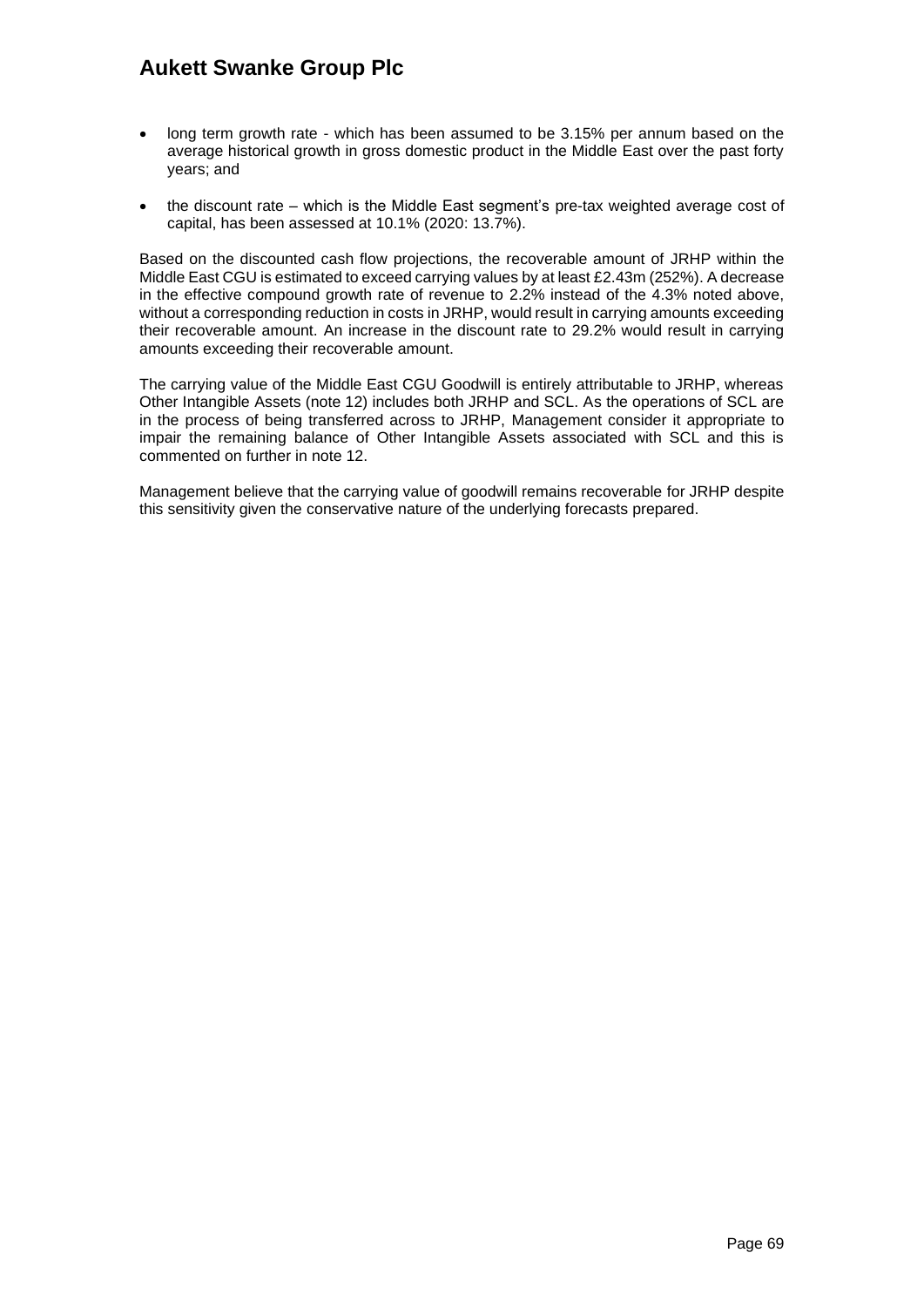- long term growth rate - which has been assumed to be 3.15% per annum based on the average historical growth in gross domestic product in the Middle East over the past forty years; and
- the discount rate – which is the Middle East segment's pre-tax weighted average cost of capital, has been assessed at 10.1% (2020: 13.7%).

Based on the discounted cash flow projections, the recoverable amount of JRHP within the Middle East CGU is estimated to exceed carrying values by at least £2.43m (252%). A decrease in the effective compound growth rate of revenue to 2.2% instead of the 4.3% noted above, without a corresponding reduction in costs in JRHP, would result in carrying amounts exceeding their recoverable amount. An increase in the discount rate to 29.2% would result in carrying amounts exceeding their recoverable amount.

The carrying value of the Middle East CGU Goodwill is entirely attributable to JRHP, whereas Other Intangible Assets (note 12) includes both JRHP and SCL. As the operations of SCL are in the process of being transferred across to JRHP, Management consider it appropriate to impair the remaining balance of Other Intangible Assets associated with SCL and this is commented on further in note 12.

Management believe that the carrying value of goodwill remains recoverable for JRHP despite this sensitivity given the conservative nature of the underlying forecasts prepared.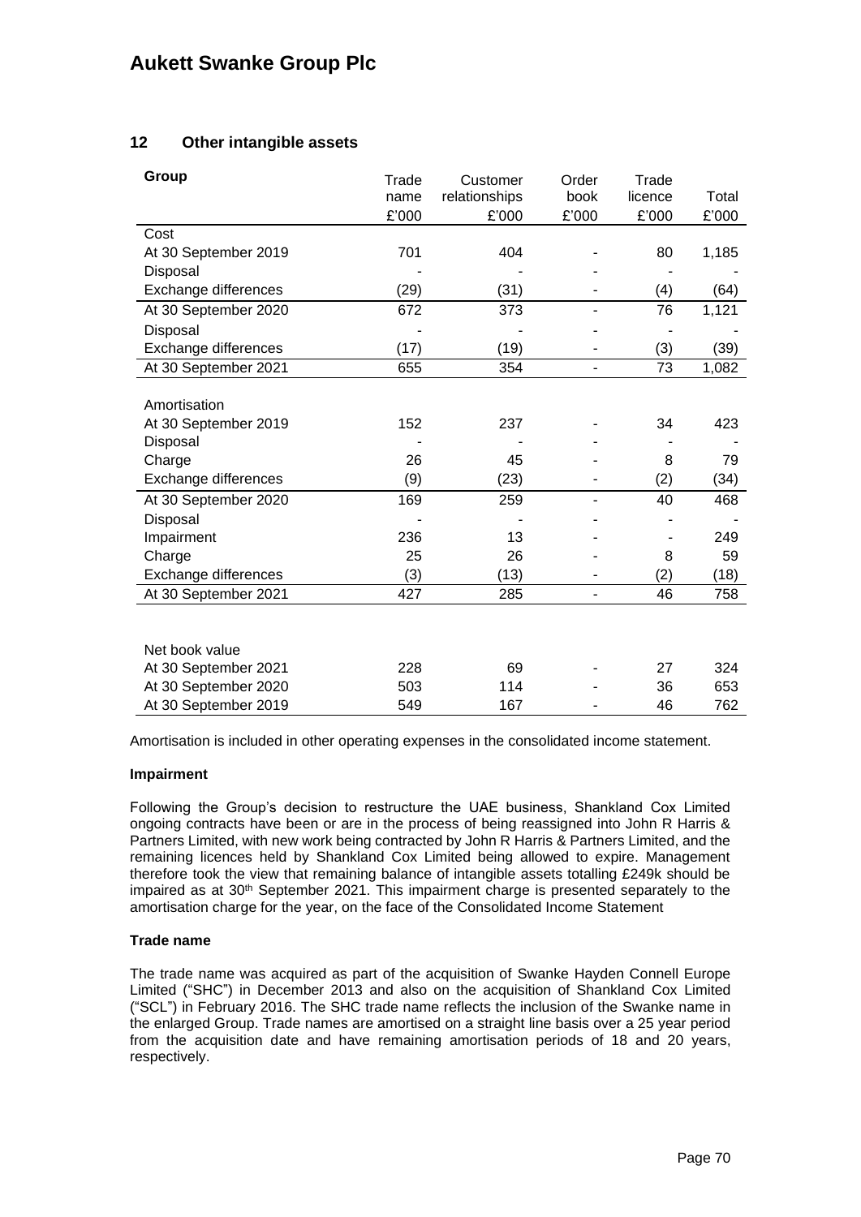## 12 Other intangible assets

| Group | Trade name £'000 | Customer relationships £'000 | Order book £'000 | Trade licence £'000 | Total £'000 |
|---|---|---|---|---|---|
| Cost | | | | | |
| At 30 September 2019 | 701 | 404 | - | 80 | 1,185 |
| Disposal | - | - | - | - | - |
| Exchange differences | (29) | (31) | - | (4) | (64) |
| At 30 September 2020 | 672 | 373 | - | 76 | 1,121 |
| Disposal | - | - | - | - | - |
| Exchange differences | (17) | (19) | - | (3) | (39) |
| At 30 September 2021 | 655 | 354 | - | 73 | 1,082 |
| | | | | | |
| Amortisation | | | | | |
| At 30 September 2019 | 152 | 237 | - | 34 | 423 |
| Disposal | - | - | - | - | - |
| Charge | 26 | 45 | - | 8 | 79 |
| Exchange differences | (9) | (23) | - | (2) | (34) |
| At 30 September 2020 | 169 | 259 | - | 40 | 468 |
| Disposal | - | - | - | - | - |
| Impairment | 236 | 13 | - | - | 249 |
| Charge | 25 | 26 | - | 8 | 59 |
| Exchange differences | (3) | (13) | - | (2) | (18) |
| At 30 September 2021 | 427 | 285 | - | 46 | 758 |
| | | | | | |
| Net book value | | | | | |
| At 30 September 2021 | 228 | 69 | - | 27 | 324 |
| At 30 September 2020 | 503 | 114 | - | 36 | 653 |
| At 30 September 2019 | 549 | 167 | - | 46 | 762 |

Amortisation is included in other operating expenses in the consolidated income statement.

**Impairment**

Following the Group's decision to restructure the UAE business, Shankland Cox Limited ongoing contracts have been or are in the process of being reassigned into John R Harris & Partners Limited, with new work being contracted by John R Harris & Partners Limited, and the remaining licences held by Shankland Cox Limited being allowed to expire. Management therefore took the view that remaining balance of intangible assets totalling £249k should be impaired as at 30th September 2021. This impairment charge is presented separately to the amortisation charge for the year, on the face of the Consolidated Income Statement

**Trade name**

The trade name was acquired as part of the acquisition of Swanke Hayden Connell Europe Limited ("SHC") in December 2013 and also on the acquisition of Shankland Cox Limited ("SCL") in February 2016. The SHC trade name reflects the inclusion of the Swanke name in the enlarged Group. Trade names are amortised on a straight line basis over a 25 year period from the acquisition date and have remaining amortisation periods of 18 and 20 years, respectively.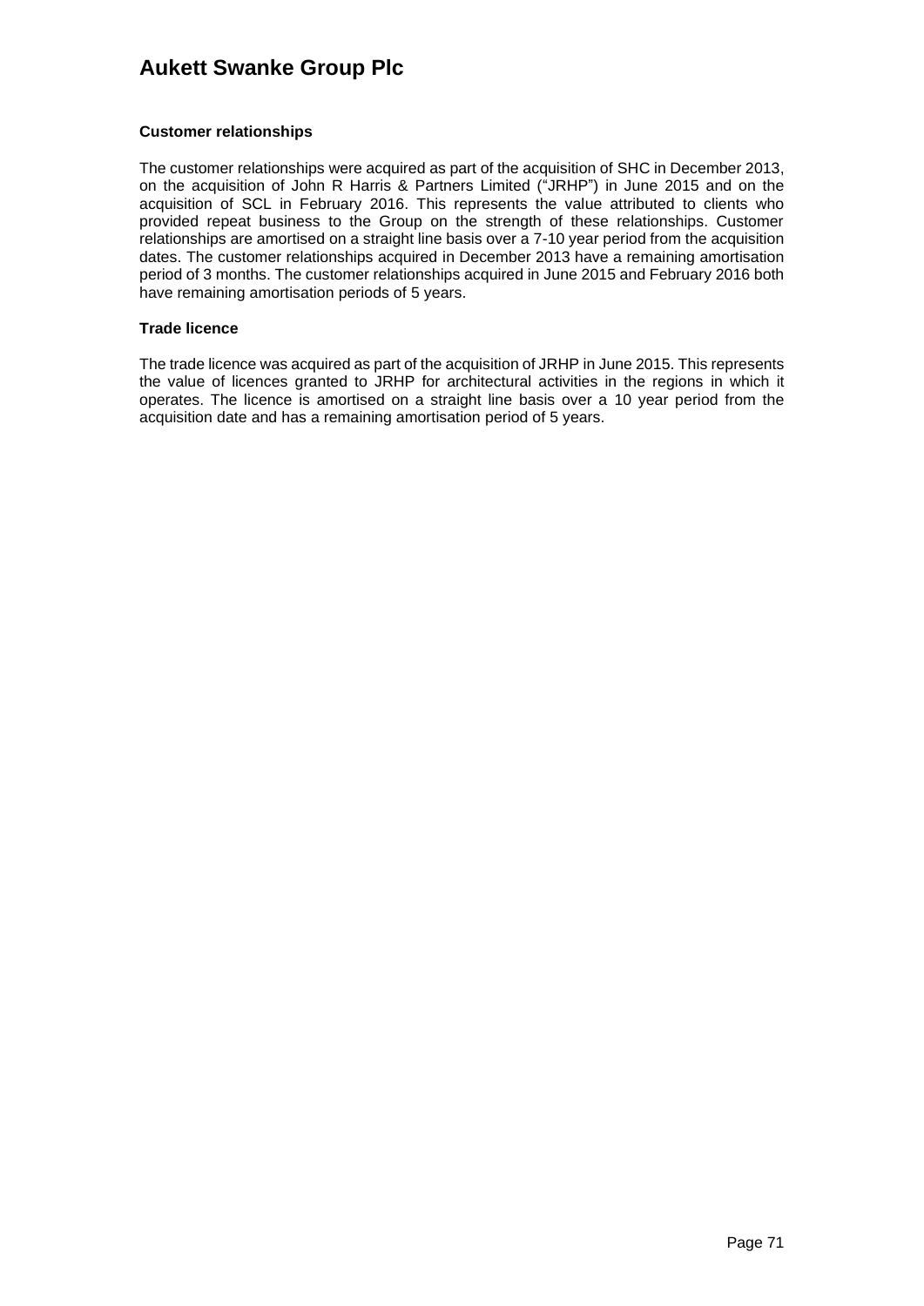**Customer relationships**

The customer relationships were acquired as part of the acquisition of SHC in December 2013, on the acquisition of John R Harris & Partners Limited ("JRHP") in June 2015 and on the acquisition of SCL in February 2016. This represents the value attributed to clients who provided repeat business to the Group on the strength of these relationships. Customer relationships are amortised on a straight line basis over a 7-10 year period from the acquisition dates. The customer relationships acquired in December 2013 have a remaining amortisation period of 3 months. The customer relationships acquired in June 2015 and February 2016 both have remaining amortisation periods of 5 years.

**Trade licence**

The trade licence was acquired as part of the acquisition of JRHP in June 2015. This represents the value of licences granted to JRHP for architectural activities in the regions in which it operates. The licence is amortised on a straight line basis over a 10 year period from the acquisition date and has a remaining amortisation period of 5 years.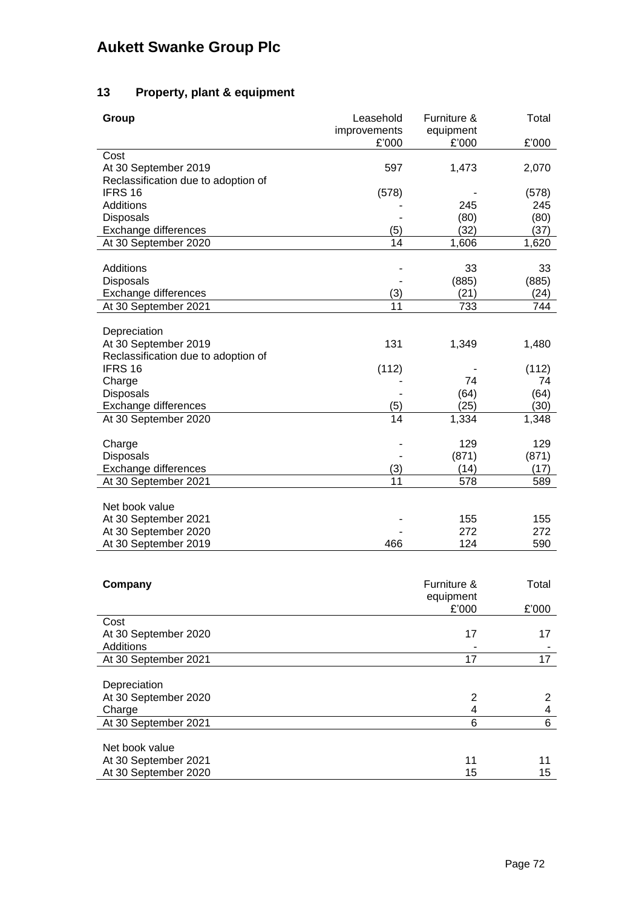# Aukett Swanke Group Plc

## 13 Property, plant & equipment

| Group | Leasehold improvements £'000 | Furniture & equipment £'000 | Total £'000 |
|---|---|---|---|
| Cost | | | |
| At 30 September 2019 | 597 | 1,473 | 2,070 |
| Reclassification due to adoption of IFRS 16 | (578) | - | (578) |
| Additions | - | 245 | 245 |
| Disposals | - | (80) | (80) |
| Exchange differences | (5) | (32) | (37) |
| At 30 September 2020 | 14 | 1,606 | 1,620 |
| | | | |
| Additions | - | 33 | 33 |
| Disposals | - | (885) | (885) |
| Exchange differences | (3) | (21) | (24) |
| At 30 September 2021 | 11 | 733 | 744 |
| | | | |
| Depreciation | | | |
| At 30 September 2019 | 131 | 1,349 | 1,480 |
| Reclassification due to adoption of IFRS 16 | (112) | - | (112) |
| Charge | - | 74 | 74 |
| Disposals | - | (64) | (64) |
| Exchange differences | (5) | (25) | (30) |
| At 30 September 2020 | 14 | 1,334 | 1,348 |
| | | | |
| Charge | - | 129 | 129 |
| Disposals | - | (871) | (871) |
| Exchange differences | (3) | (14) | (17) |
| At 30 September 2021 | 11 | 578 | 589 |
| | | | |
| Net book value | | | |
| At 30 September 2021 | - | 155 | 155 |
| At 30 September 2020 | - | 272 | 272 |
| At 30 September 2019 | 466 | 124 | 590 |

| Company | Furniture & equipment £'000 | Total £'000 |
|---|---|---|
| Cost | | |
| At 30 September 2020 | 17 | 17 |
| Additions | - | - |
| At 30 September 2021 | 17 | 17 |
| | | |
| Depreciation | | |
| At 30 September 2020 | 2 | 2 |
| Charge | 4 | 4 |
| At 30 September 2021 | 6 | 6 |
| | | |
| Net book value | | |
| At 30 September 2021 | 11 | 11 |
| At 30 September 2020 | 15 | 15 |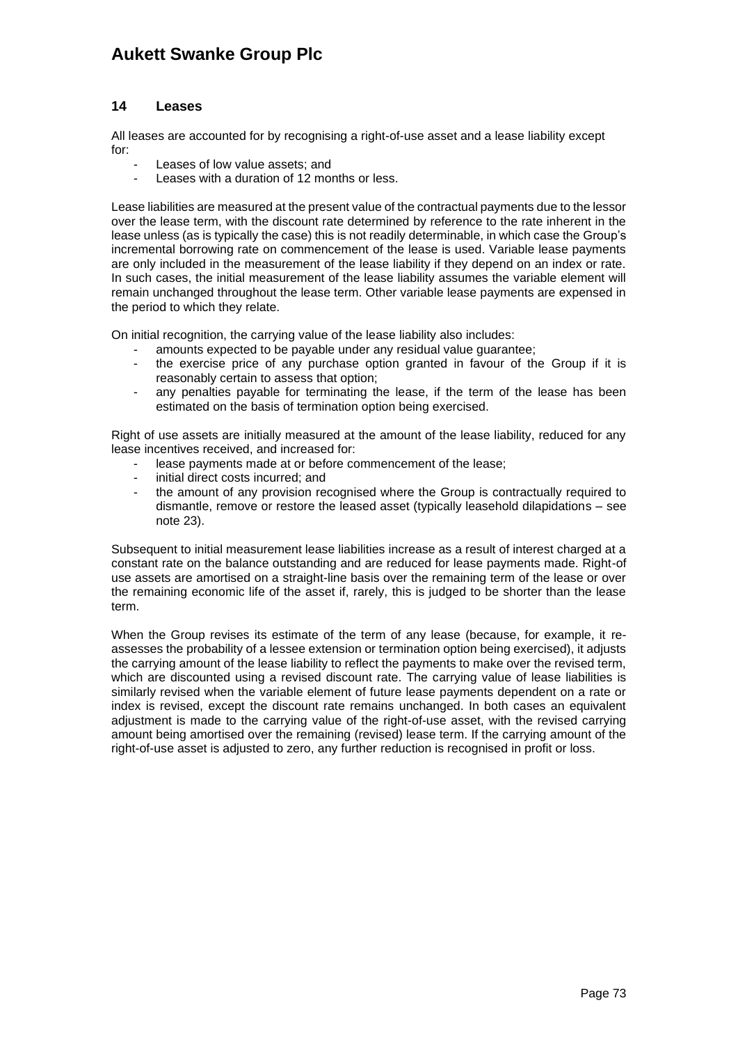## 14 Leases

All leases are accounted for by recognising a right-of-use asset and a lease liability except for:

- Leases of low value assets; and
- Leases with a duration of 12 months or less.

Lease liabilities are measured at the present value of the contractual payments due to the lessor over the lease term, with the discount rate determined by reference to the rate inherent in the lease unless (as is typically the case) this is not readily determinable, in which case the Group's incremental borrowing rate on commencement of the lease is used. Variable lease payments are only included in the measurement of the lease liability if they depend on an index or rate. In such cases, the initial measurement of the lease liability assumes the variable element will remain unchanged throughout the lease term. Other variable lease payments are expensed in the period to which they relate.

On initial recognition, the carrying value of the lease liability also includes:

- amounts expected to be payable under any residual value guarantee;
- the exercise price of any purchase option granted in favour of the Group if it is reasonably certain to assess that option;
- any penalties payable for terminating the lease, if the term of the lease has been estimated on the basis of termination option being exercised.

Right of use assets are initially measured at the amount of the lease liability, reduced for any lease incentives received, and increased for:

- lease payments made at or before commencement of the lease;
- initial direct costs incurred; and
- the amount of any provision recognised where the Group is contractually required to dismantle, remove or restore the leased asset (typically leasehold dilapidations – see note 23).

Subsequent to initial measurement lease liabilities increase as a result of interest charged at a constant rate on the balance outstanding and are reduced for lease payments made. Right-of use assets are amortised on a straight-line basis over the remaining term of the lease or over the remaining economic life of the asset if, rarely, this is judged to be shorter than the lease term.

When the Group revises its estimate of the term of any lease (because, for example, it re-assesses the probability of a lessee extension or termination option being exercised), it adjusts the carrying amount of the lease liability to reflect the payments to make over the revised term, which are discounted using a revised discount rate. The carrying value of lease liabilities is similarly revised when the variable element of future lease payments dependent on a rate or index is revised, except the discount rate remains unchanged. In both cases an equivalent adjustment is made to the carrying value of the right-of-use asset, with the revised carrying amount being amortised over the remaining (revised) lease term. If the carrying amount of the right-of-use asset is adjusted to zero, any further reduction is recognised in profit or loss.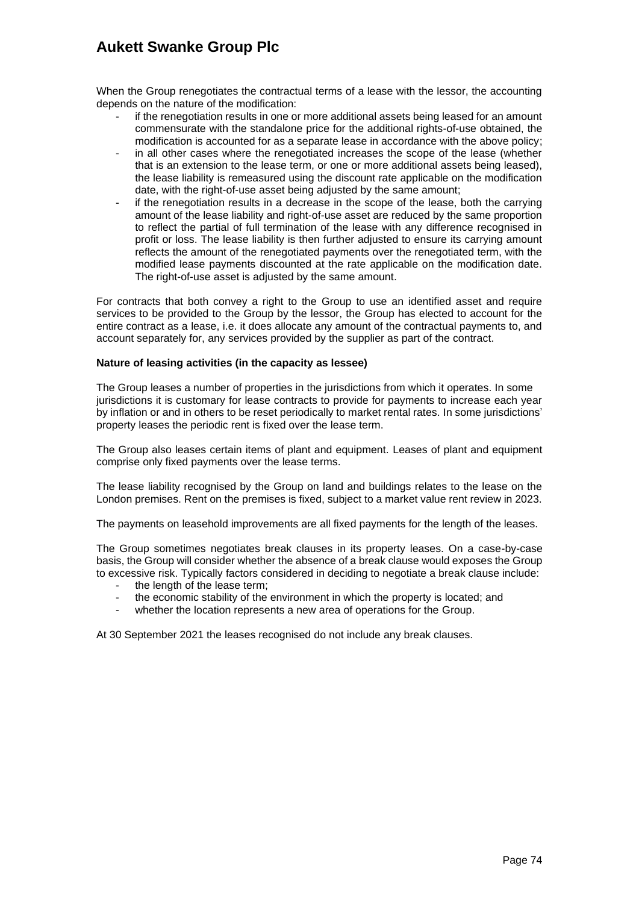When the Group renegotiates the contractual terms of a lease with the lessor, the accounting depends on the nature of the modification:

- if the renegotiation results in one or more additional assets being leased for an amount commensurate with the standalone price for the additional rights-of-use obtained, the modification is accounted for as a separate lease in accordance with the above policy;
- in all other cases where the renegotiated increases the scope of the lease (whether that is an extension to the lease term, or one or more additional assets being leased), the lease liability is remeasured using the discount rate applicable on the modification date, with the right-of-use asset being adjusted by the same amount;
- if the renegotiation results in a decrease in the scope of the lease, both the carrying amount of the lease liability and right-of-use asset are reduced by the same proportion to reflect the partial of full termination of the lease with any difference recognised in profit or loss. The lease liability is then further adjusted to ensure its carrying amount reflects the amount of the renegotiated payments over the renegotiated term, with the modified lease payments discounted at the rate applicable on the modification date. The right-of-use asset is adjusted by the same amount.

For contracts that both convey a right to the Group to use an identified asset and require services to be provided to the Group by the lessor, the Group has elected to account for the entire contract as a lease, i.e. it does allocate any amount of the contractual payments to, and account separately for, any services provided by the supplier as part of the contract.

**Nature of leasing activities (in the capacity as lessee)**

The Group leases a number of properties in the jurisdictions from which it operates. In some jurisdictions it is customary for lease contracts to provide for payments to increase each year by inflation or and in others to be reset periodically to market rental rates. In some jurisdictions' property leases the periodic rent is fixed over the lease term.

The Group also leases certain items of plant and equipment. Leases of plant and equipment comprise only fixed payments over the lease terms.

The lease liability recognised by the Group on land and buildings relates to the lease on the London premises. Rent on the premises is fixed, subject to a market value rent review in 2023.

The payments on leasehold improvements are all fixed payments for the length of the leases.

The Group sometimes negotiates break clauses in its property leases. On a case-by-case basis, the Group will consider whether the absence of a break clause would exposes the Group to excessive risk. Typically factors considered in deciding to negotiate a break clause include:

- the length of the lease term;
- the economic stability of the environment in which the property is located; and
- whether the location represents a new area of operations for the Group.

At 30 September 2021 the leases recognised do not include any break clauses.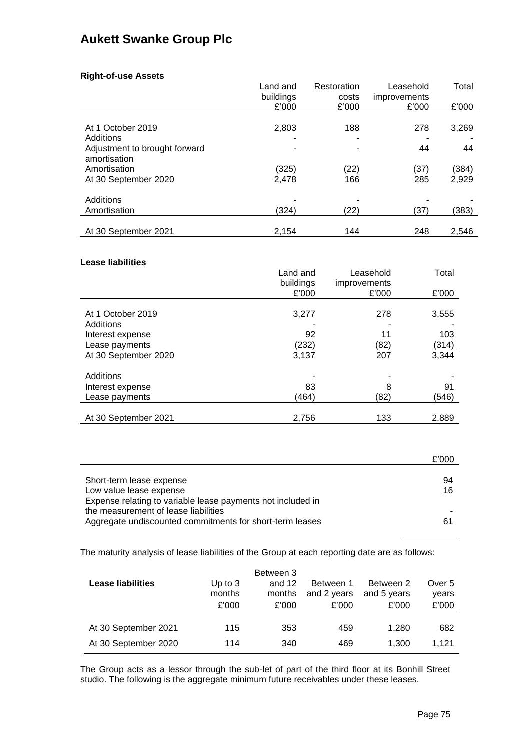**Right-of-use Assets**

| | Land and buildings £'000 | Restoration costs £'000 | Leasehold improvements £'000 | Total £'000 |
|---|---|---|---|---|
| At 1 October 2019 | 2,803 | 188 | 278 | 3,269 |
| Additions | - | - | - | - |
| Adjustment to brought forward amortisation | - | - | 44 | 44 |
| Amortisation | (325) | (22) | (37) | (384) |
| At 30 September 2020 | 2,478 | 166 | 285 | 2,929 |
| Additions | - | - | - | - |
| Amortisation | (324) | (22) | (37) | (383) |
| At 30 September 2021 | 2,154 | 144 | 248 | 2,546 |

**Lease liabilities**

| | Land and buildings £'000 | Leasehold improvements £'000 | Total £'000 |
|---|---|---|---|
| At 1 October 2019 | 3,277 | 278 | 3,555 |
| Additions | - | - | - |
| Interest expense | 92 | 11 | 103 |
| Lease payments | (232) | (82) | (314) |
| At 30 September 2020 | 3,137 | 207 | 3,344 |
| Additions | - | - | - |
| Interest expense | 83 | 8 | 91 |
| Lease payments | (464) | (82) | (546) |
| At 30 September 2021 | 2,756 | 133 | 2,889 |

| | £'000 |
|---|---|
| Short-term lease expense | 94 |
| Low value lease expense | 16 |
| Expense relating to variable lease payments not included in the measurement of lease liabilities | - |
| Aggregate undiscounted commitments for short-term leases | 61 |

The maturity analysis of lease liabilities of the Group at each reporting date are as follows:

| Lease liabilities | Up to 3 months £'000 | Between 3 and 12 months £'000 | Between 1 and 2 years £'000 | Between 2 and 5 years £'000 | Over 5 years £'000 |
|---|---|---|---|---|---|
| At 30 September 2021 | 115 | 353 | 459 | 1,280 | 682 |
| At 30 September 2020 | 114 | 340 | 469 | 1,300 | 1,121 |

The Group acts as a lessor through the sub-let of part of the third floor at its Bonhill Street studio. The following is the aggregate minimum future receivables under these leases.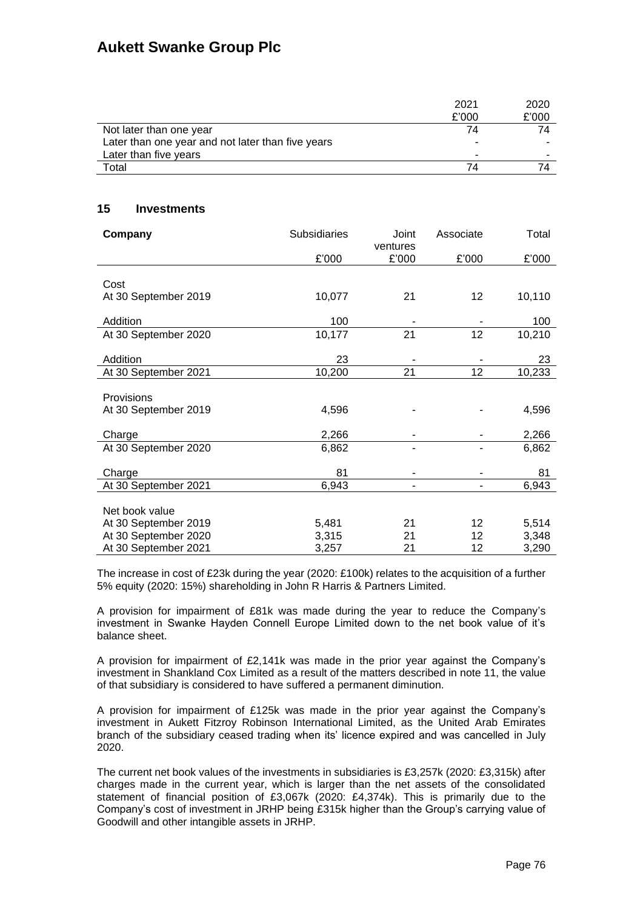|  | 2021 | 2020 |
|---|---|---|
|  | £'000 | £'000 |
| Not later than one year | 74 | 74 |
| Later than one year and not later than five years | - | - |
| Later than five years | - | - |
| Total | 74 | 74 |

## 15 Investments

| Company | Subsidiaries | Joint ventures | Associate | Total |
|---|---|---|---|---|
|  | £'000 | £'000 | £'000 | £'000 |
| **Cost** |  |  |  |  |
| At 30 September 2019 | 10,077 | 21 | 12 | 10,110 |
| Addition | 100 | - | - | 100 |
| At 30 September 2020 | 10,177 | 21 | 12 | 10,210 |
| Addition | 23 | - | - | 23 |
| At 30 September 2021 | 10,200 | 21 | 12 | 10,233 |
| **Provisions** |  |  |  |  |
| At 30 September 2019 | 4,596 | - | - | 4,596 |
| Charge | 2,266 | - | - | 2,266 |
| At 30 September 2020 | 6,862 | - | - | 6,862 |
| Charge | 81 | - | - | 81 |
| At 30 September 2021 | 6,943 | - | - | 6,943 |
| **Net book value** |  |  |  |  |
| At 30 September 2019 | 5,481 | 21 | 12 | 5,514 |
| At 30 September 2020 | 3,315 | 21 | 12 | 3,348 |
| At 30 September 2021 | 3,257 | 21 | 12 | 3,290 |

The increase in cost of £23k during the year (2020: £100k) relates to the acquisition of a further 5% equity (2020: 15%) shareholding in John R Harris & Partners Limited.

A provision for impairment of £81k was made during the year to reduce the Company's investment in Swanke Hayden Connell Europe Limited down to the net book value of it's balance sheet.

A provision for impairment of £2,141k was made in the prior year against the Company's investment in Shankland Cox Limited as a result of the matters described in note 11, the value of that subsidiary is considered to have suffered a permanent diminution.

A provision for impairment of £125k was made in the prior year against the Company's investment in Aukett Fitzroy Robinson International Limited, as the United Arab Emirates branch of the subsidiary ceased trading when its' licence expired and was cancelled in July 2020.

The current net book values of the investments in subsidiaries is £3,257k (2020: £3,315k) after charges made in the current year, which is larger than the net assets of the consolidated statement of financial position of £3,067k (2020: £4,374k). This is primarily due to the Company's cost of investment in JRHP being £315k higher than the Group's carrying value of Goodwill and other intangible assets in JRHP.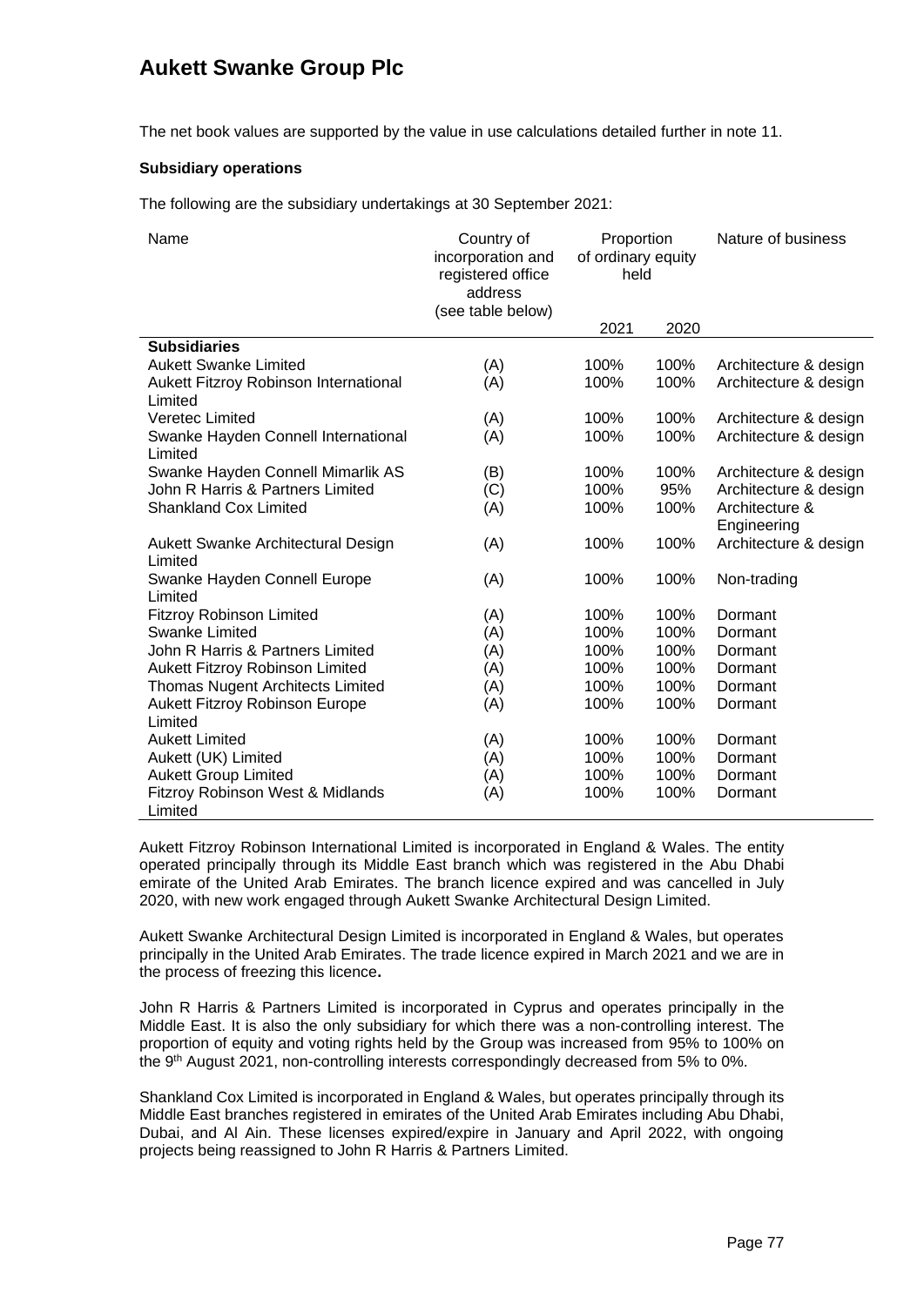The net book values are supported by the value in use calculations detailed further in note 11.

**Subsidiary operations**

The following are the subsidiary undertakings at 30 September 2021:

| Name | Country of incorporation and registered office address (see table below) | Proportion of ordinary equity held | | Nature of business |
|---|---|---|---|---|
| | | 2021 | 2020 | |
| **Subsidiaries** | | | | |
| Aukett Swanke Limited | (A) | 100% | 100% | Architecture & design |
| Aukett Fitzroy Robinson International Limited | (A) | 100% | 100% | Architecture & design |
| Veretec Limited | (A) | 100% | 100% | Architecture & design |
| Swanke Hayden Connell International Limited | (A) | 100% | 100% | Architecture & design |
| Swanke Hayden Connell Mimarlik AS | (B) | 100% | 100% | Architecture & design |
| John R Harris & Partners Limited | (C) | 100% | 95% | Architecture & design |
| Shankland Cox Limited | (A) | 100% | 100% | Architecture & Engineering |
| Aukett Swanke Architectural Design Limited | (A) | 100% | 100% | Architecture & design |
| Swanke Hayden Connell Europe Limited | (A) | 100% | 100% | Non-trading |
| Fitzroy Robinson Limited | (A) | 100% | 100% | Dormant |
| Swanke Limited | (A) | 100% | 100% | Dormant |
| John R Harris & Partners Limited | (A) | 100% | 100% | Dormant |
| Aukett Fitzroy Robinson Limited | (A) | 100% | 100% | Dormant |
| Thomas Nugent Architects Limited | (A) | 100% | 100% | Dormant |
| Aukett Fitzroy Robinson Europe Limited | (A) | 100% | 100% | Dormant |
| Aukett Limited | (A) | 100% | 100% | Dormant |
| Aukett (UK) Limited | (A) | 100% | 100% | Dormant |
| Aukett Group Limited | (A) | 100% | 100% | Dormant |
| Fitzroy Robinson West & Midlands Limited | (A) | 100% | 100% | Dormant |

Aukett Fitzroy Robinson International Limited is incorporated in England & Wales. The entity operated principally through its Middle East branch which was registered in the Abu Dhabi emirate of the United Arab Emirates. The branch licence expired and was cancelled in July 2020, with new work engaged through Aukett Swanke Architectural Design Limited.

Aukett Swanke Architectural Design Limited is incorporated in England & Wales, but operates principally in the United Arab Emirates. The trade licence expired in March 2021 and we are in the process of freezing this licence**.**

John R Harris & Partners Limited is incorporated in Cyprus and operates principally in the Middle East. It is also the only subsidiary for which there was a non-controlling interest. The proportion of equity and voting rights held by the Group was increased from 95% to 100% on the 9th August 2021, non-controlling interests correspondingly decreased from 5% to 0%.

Shankland Cox Limited is incorporated in England & Wales, but operates principally through its Middle East branches registered in emirates of the United Arab Emirates including Abu Dhabi, Dubai, and Al Ain. These licenses expired/expire in January and April 2022, with ongoing projects being reassigned to John R Harris & Partners Limited.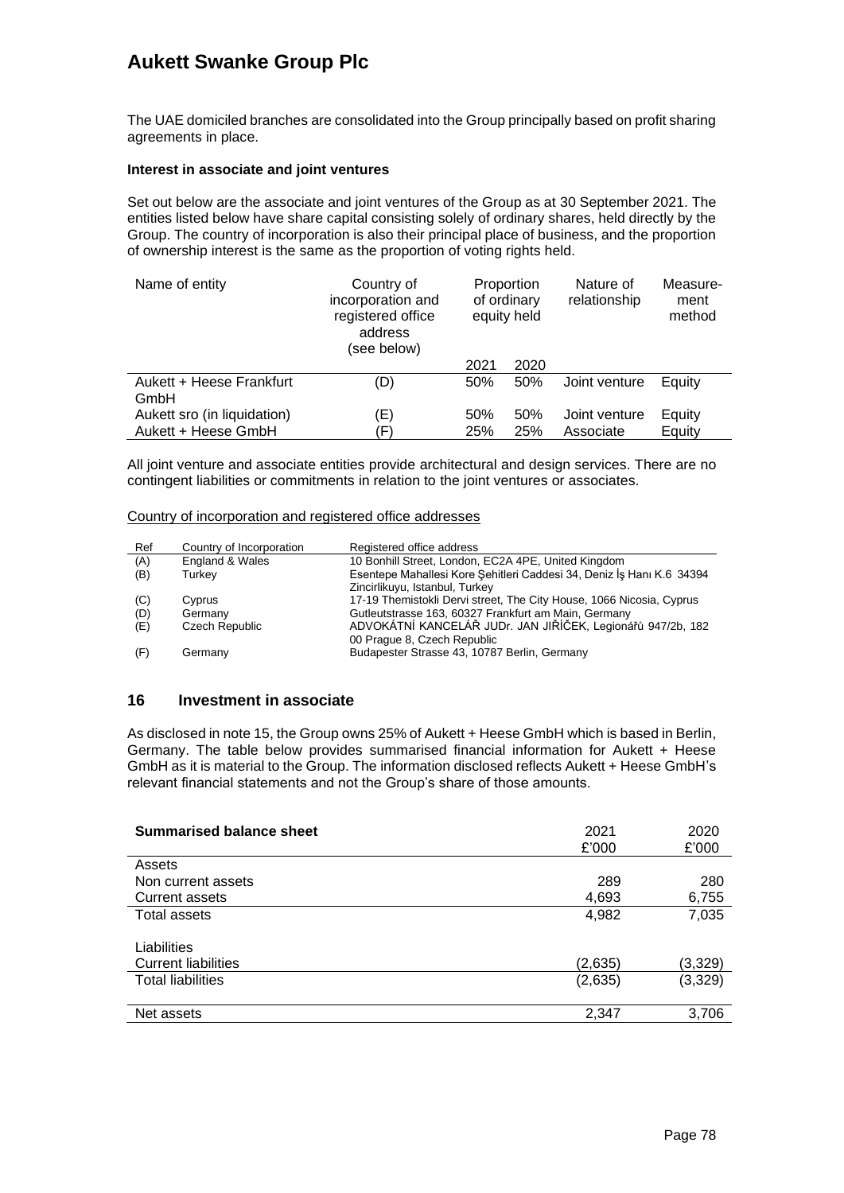The UAE domiciled branches are consolidated into the Group principally based on profit sharing agreements in place.

**Interest in associate and joint ventures**

Set out below are the associate and joint ventures of the Group as at 30 September 2021. The entities listed below have share capital consisting solely of ordinary shares, held directly by the Group. The country of incorporation is also their principal place of business, and the proportion of ownership interest is the same as the proportion of voting rights held.

| Name of entity | Country of incorporation and registered office address (see below) | Proportion of ordinary equity held | | Nature of relationship | Measure-ment method |
|---|---|---|---|---|---|
| | | 2021 | 2020 | | |
| Aukett + Heese Frankfurt GmbH | (D) | 50% | 50% | Joint venture | Equity |
| Aukett sro (in liquidation) | (E) | 50% | 50% | Joint venture | Equity |
| Aukett + Heese GmbH | (F) | 25% | 25% | Associate | Equity |

All joint venture and associate entities provide architectural and design services. There are no contingent liabilities or commitments in relation to the joint ventures or associates.

Country of incorporation and registered office addresses

| Ref | Country of Incorporation | Registered office address |
|---|---|---|
| (A) | England & Wales | 10 Bonhill Street, London, EC2A 4PE, United Kingdom |
| (B) | Turkey | Esentepe Mahallesi Kore Şehitleri Caddesi 34, Deniz İş Hanı K.6 34394 Zincirlikuyu, Istanbul, Turkey |
| (C) | Cyprus | 17-19 Themistokli Dervi street, The City House, 1066 Nicosia, Cyprus |
| (D) | Germany | Gutleutstrasse 163, 60327 Frankfurt am Main, Germany |
| (E) | Czech Republic | ADVOKÁTNÍ KANCELÁŘ JUDr. JAN JIŘÍČEK, Legionářů 947/2b, 182 00 Prague 8, Czech Republic |
| (F) | Germany | Budapester Strasse 43, 10787 Berlin, Germany |

## 16 Investment in associate

As disclosed in note 15, the Group owns 25% of Aukett + Heese GmbH which is based in Berlin, Germany. The table below provides summarised financial information for Aukett + Heese GmbH as it is material to the Group. The information disclosed reflects Aukett + Heese GmbH's relevant financial statements and not the Group's share of those amounts.

| **Summarised balance sheet** | 2021 £'000 | 2020 £'000 |
|---|---|---|
| Assets | | |
| Non current assets | 289 | 280 |
| Current assets | 4,693 | 6,755 |
| Total assets | 4,982 | 7,035 |
| | | |
| Liabilities | | |
| Current liabilities | (2,635) | (3,329) |
| Total liabilities | (2,635) | (3,329) |
| | | |
| Net assets | 2,347 | 3,706 |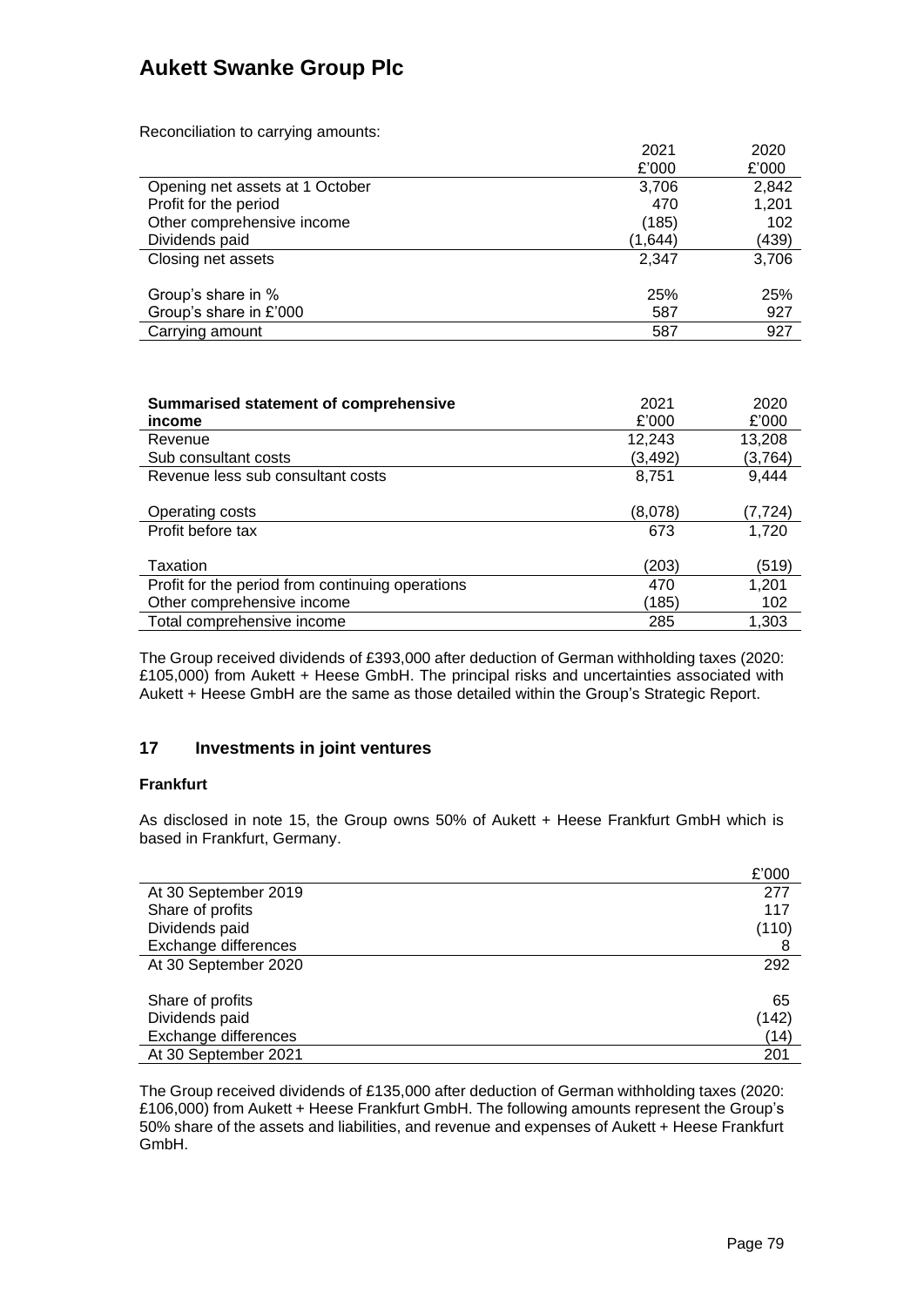Reconciliation to carrying amounts:

| | 2021 | 2020 |
|---|---|---|
| | £'000 | £'000 |
| Opening net assets at 1 October | 3,706 | 2,842 |
| Profit for the period | 470 | 1,201 |
| Other comprehensive income | (185) | 102 |
| Dividends paid | (1,644) | (439) |
| Closing net assets | 2,347 | 3,706 |
| | | |
| Group's share in % | 25% | 25% |
| Group's share in £'000 | 587 | 927 |
| Carrying amount | 587 | 927 |

| **Summarised statement of comprehensive income** | 2021 £'000 | 2020 £'000 |
|---|---|---|
| Revenue | 12,243 | 13,208 |
| Sub consultant costs | (3,492) | (3,764) |
| Revenue less sub consultant costs | 8,751 | 9,444 |
| | | |
| Operating costs | (8,078) | (7,724) |
| Profit before tax | 673 | 1,720 |
| | | |
| Taxation | (203) | (519) |
| Profit for the period from continuing operations | 470 | 1,201 |
| Other comprehensive income | (185) | 102 |
| Total comprehensive income | 285 | 1,303 |

The Group received dividends of £393,000 after deduction of German withholding taxes (2020: £105,000) from Aukett + Heese GmbH. The principal risks and uncertainties associated with Aukett + Heese GmbH are the same as those detailed within the Group's Strategic Report.

## 17 Investments in joint ventures

### Frankfurt

As disclosed in note 15, the Group owns 50% of Aukett + Heese Frankfurt GmbH which is based in Frankfurt, Germany.

| | £'000 |
|---|---|
| At 30 September 2019 | 277 |
| Share of profits | 117 |
| Dividends paid | (110) |
| Exchange differences | 8 |
| At 30 September 2020 | 292 |
| | |
| Share of profits | 65 |
| Dividends paid | (142) |
| Exchange differences | (14) |
| At 30 September 2021 | 201 |

The Group received dividends of £135,000 after deduction of German withholding taxes (2020: £106,000) from Aukett + Heese Frankfurt GmbH. The following amounts represent the Group's 50% share of the assets and liabilities, and revenue and expenses of Aukett + Heese Frankfurt GmbH.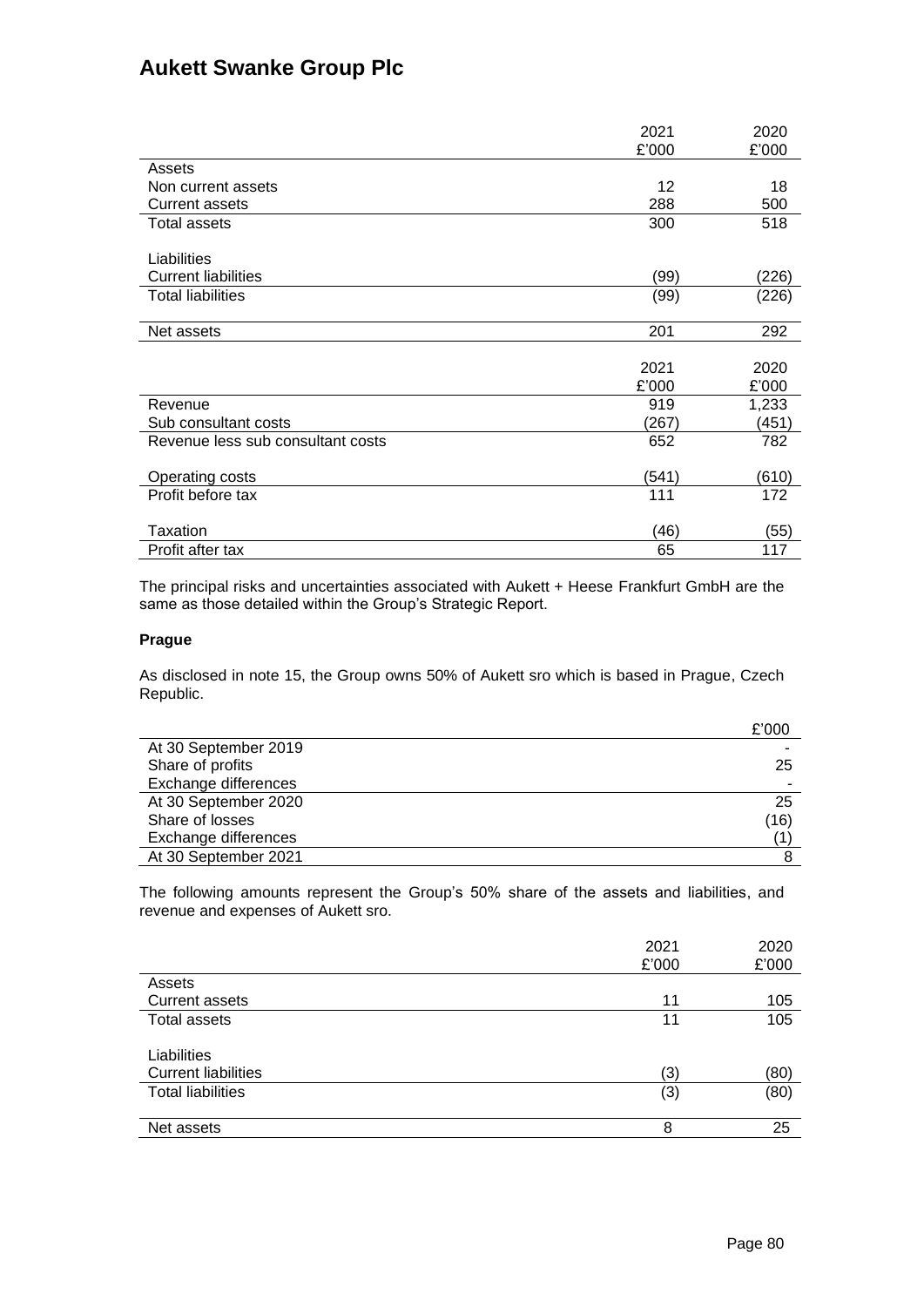# Aukett Swanke Group Plc

| | 2021 £'000 | 2020 £'000 |
|---|---|---|
| Assets | | |
| Non current assets | 12 | 18 |
| Current assets | 288 | 500 |
| Total assets | 300 | 518 |
| | | |
| Liabilities | | |
| Current liabilities | (99) | (226) |
| Total liabilities | (99) | (226) |
| | | |
| Net assets | 201 | 292 |

| | 2021 £'000 | 2020 £'000 |
|---|---|---|
| Revenue | 919 | 1,233 |
| Sub consultant costs | (267) | (451) |
| Revenue less sub consultant costs | 652 | 782 |
| | | |
| Operating costs | (541) | (610) |
| Profit before tax | 111 | 172 |
| | | |
| Taxation | (46) | (55) |
| Profit after tax | 65 | 117 |

The principal risks and uncertainties associated with Aukett + Heese Frankfurt GmbH are the same as those detailed within the Group's Strategic Report.

**Prague**

As disclosed in note 15, the Group owns 50% of Aukett sro which is based in Prague, Czech Republic.

| | £'000 |
|---|---|
| At 30 September 2019 | - |
| Share of profits | 25 |
| Exchange differences | - |
| At 30 September 2020 | 25 |
| Share of losses | (16) |
| Exchange differences | (1) |
| At 30 September 2021 | 8 |

The following amounts represent the Group's 50% share of the assets and liabilities, and revenue and expenses of Aukett sro.

| | 2021 £'000 | 2020 £'000 |
|---|---|---|
| Assets | | |
| Current assets | 11 | 105 |
| Total assets | 11 | 105 |
| | | |
| Liabilities | | |
| Current liabilities | (3) | (80) |
| Total liabilities | (3) | (80) |
| | | |
| Net assets | 8 | 25 |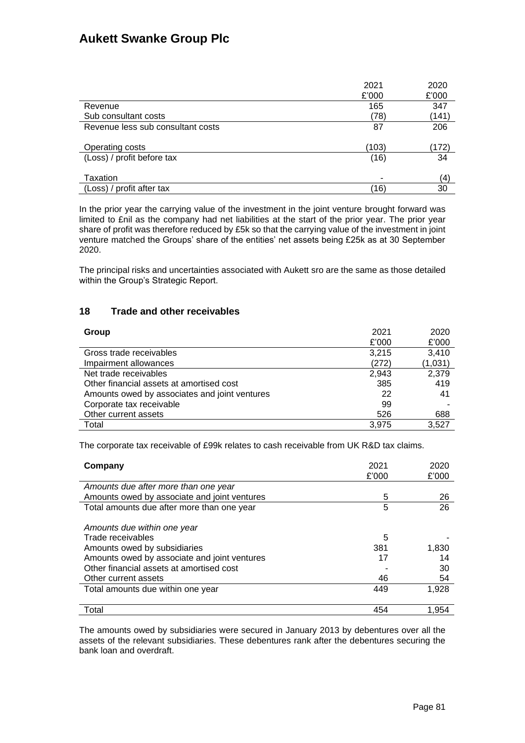|  | 2021 | 2020 |
|---|---|---|
|  | £'000 | £'000 |
| Revenue | 165 | 347 |
| Sub consultant costs | (78) | (141) |
| Revenue less sub consultant costs | 87 | 206 |
| Operating costs | (103) | (172) |
| (Loss) / profit before tax | (16) | 34 |
| Taxation | - | (4) |
| (Loss) / profit after tax | (16) | 30 |

In the prior year the carrying value of the investment in the joint venture brought forward was limited to £nil as the company had net liabilities at the start of the prior year. The prior year share of profit was therefore reduced by £5k so that the carrying value of the investment in joint venture matched the Groups' share of the entities' net assets being £25k as at 30 September 2020.

The principal risks and uncertainties associated with Aukett sro are the same as those detailed within the Group's Strategic Report.

## 18 Trade and other receivables

| **Group** | 2021 | 2020 |
|---|---|---|
|  | £'000 | £'000 |
| Gross trade receivables | 3,215 | 3,410 |
| Impairment allowances | (272) | (1,031) |
| Net trade receivables | 2,943 | 2,379 |
| Other financial assets at amortised cost | 385 | 419 |
| Amounts owed by associates and joint ventures | 22 | 41 |
| Corporate tax receivable | 99 | - |
| Other current assets | 526 | 688 |
| Total | 3,975 | 3,527 |

The corporate tax receivable of £99k relates to cash receivable from UK R&D tax claims.

| **Company** | 2021 | 2020 |
|---|---|---|
|  | £'000 | £'000 |
| *Amounts due after more than one year* |  |  |
| Amounts owed by associate and joint ventures | 5 | 26 |
| Total amounts due after more than one year | 5 | 26 |
| *Amounts due within one year* |  |  |
| Trade receivables | 5 | - |
| Amounts owed by subsidiaries | 381 | 1,830 |
| Amounts owed by associate and joint ventures | 17 | 14 |
| Other financial assets at amortised cost | - | 30 |
| Other current assets | 46 | 54 |
| Total amounts due within one year | 449 | 1,928 |
| Total | 454 | 1,954 |

The amounts owed by subsidiaries were secured in January 2013 by debentures over all the assets of the relevant subsidiaries. These debentures rank after the debentures securing the bank loan and overdraft.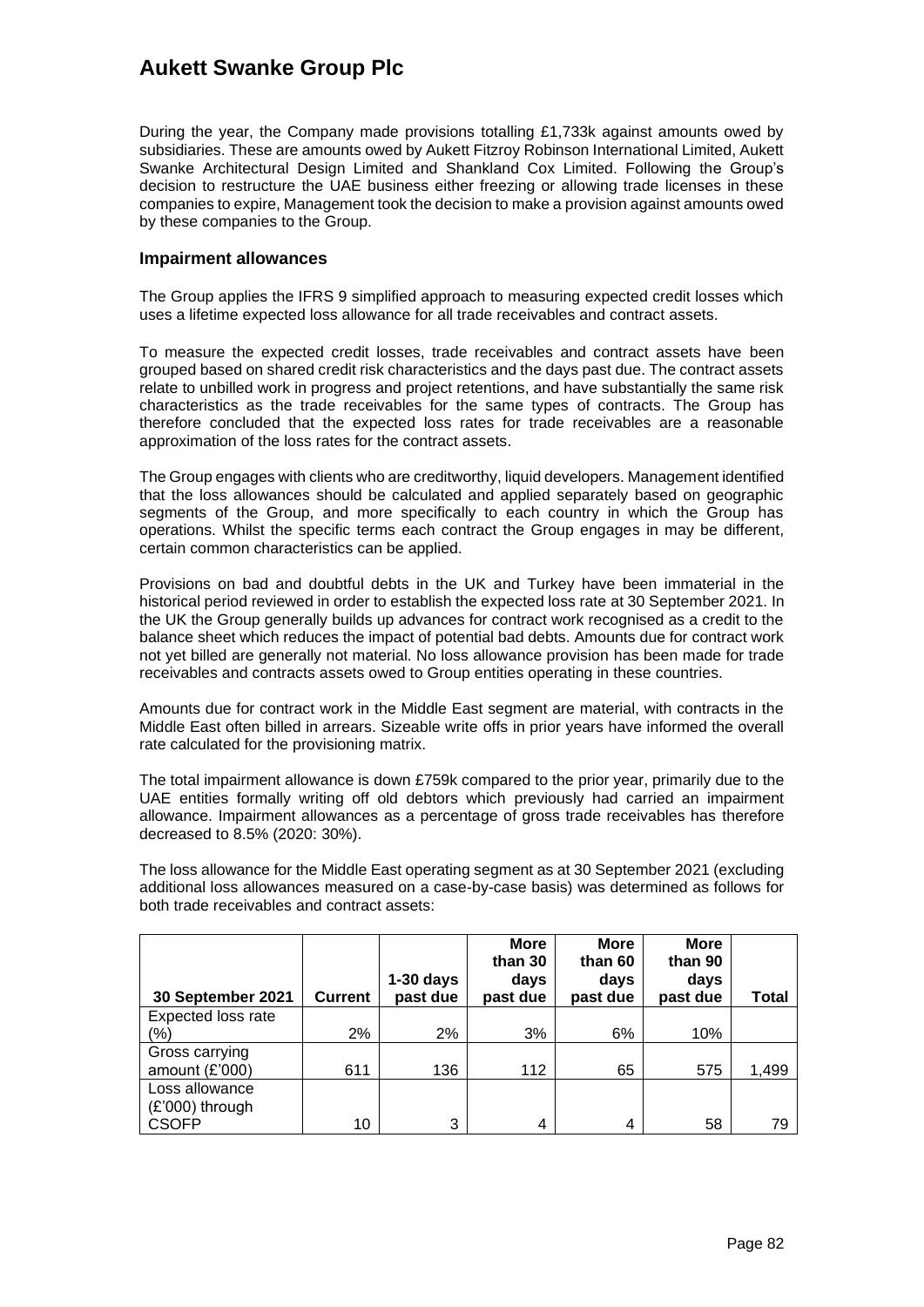During the year, the Company made provisions totalling £1,733k against amounts owed by subsidiaries. These are amounts owed by Aukett Fitzroy Robinson International Limited, Aukett Swanke Architectural Design Limited and Shankland Cox Limited. Following the Group's decision to restructure the UAE business either freezing or allowing trade licenses in these companies to expire, Management took the decision to make a provision against amounts owed by these companies to the Group.

### Impairment allowances

The Group applies the IFRS 9 simplified approach to measuring expected credit losses which uses a lifetime expected loss allowance for all trade receivables and contract assets.

To measure the expected credit losses, trade receivables and contract assets have been grouped based on shared credit risk characteristics and the days past due. The contract assets relate to unbilled work in progress and project retentions, and have substantially the same risk characteristics as the trade receivables for the same types of contracts. The Group has therefore concluded that the expected loss rates for trade receivables are a reasonable approximation of the loss rates for the contract assets.

The Group engages with clients who are creditworthy, liquid developers. Management identified that the loss allowances should be calculated and applied separately based on geographic segments of the Group, and more specifically to each country in which the Group has operations. Whilst the specific terms each contract the Group engages in may be different, certain common characteristics can be applied.

Provisions on bad and doubtful debts in the UK and Turkey have been immaterial in the historical period reviewed in order to establish the expected loss rate at 30 September 2021. In the UK the Group generally builds up advances for contract work recognised as a credit to the balance sheet which reduces the impact of potential bad debts. Amounts due for contract work not yet billed are generally not material. No loss allowance provision has been made for trade receivables and contracts assets owed to Group entities operating in these countries.

Amounts due for contract work in the Middle East segment are material, with contracts in the Middle East often billed in arrears. Sizeable write offs in prior years have informed the overall rate calculated for the provisioning matrix.

The total impairment allowance is down £759k compared to the prior year, primarily due to the UAE entities formally writing off old debtors which previously had carried an impairment allowance. Impairment allowances as a percentage of gross trade receivables has therefore decreased to 8.5% (2020: 30%).

The loss allowance for the Middle East operating segment as at 30 September 2021 (excluding additional loss allowances measured on a case-by-case basis) was determined as follows for both trade receivables and contract assets:

| 30 September 2021 | Current | 1-30 days past due | More than 30 days past due | More than 60 days past due | More than 90 days past due | Total |
|---|---|---|---|---|---|---|
| Expected loss rate (%) | 2% | 2% | 3% | 6% | 10% | |
| Gross carrying amount (£'000) | 611 | 136 | 112 | 65 | 575 | 1,499 |
| Loss allowance (£'000) through CSOFP | 10 | 3 | 4 | 4 | 58 | 79 |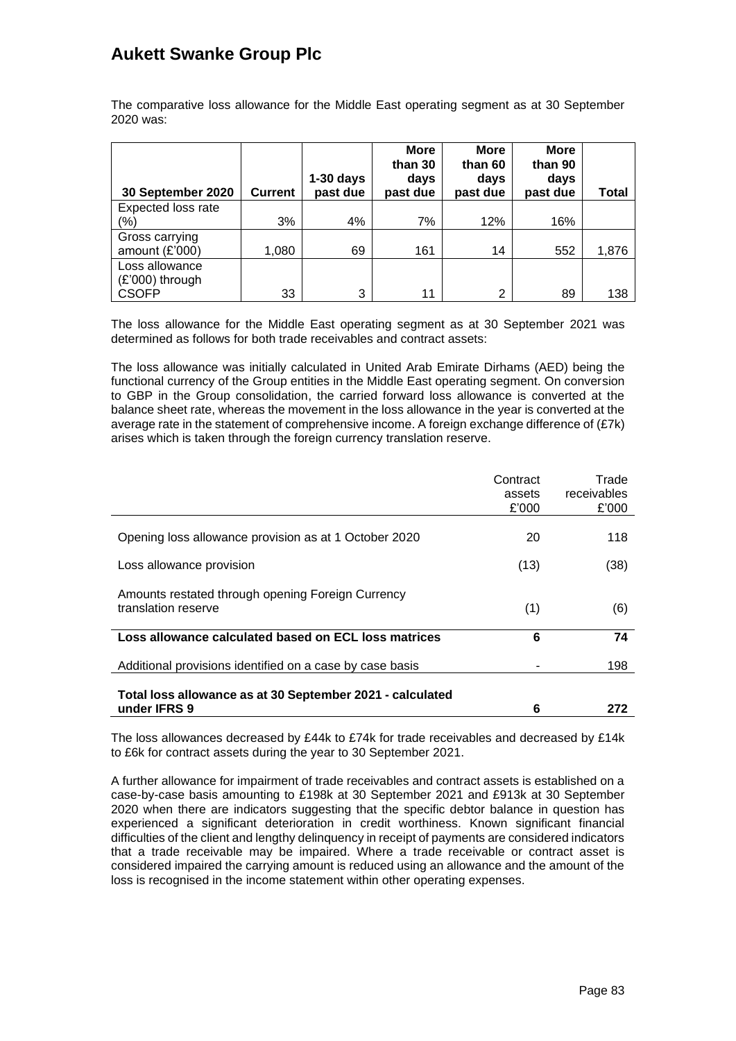The comparative loss allowance for the Middle East operating segment as at 30 September 2020 was:

| 30 September 2020 | Current | 1-30 days past due | More than 30 days past due | More than 60 days past due | More than 90 days past due | Total |
|---|---|---|---|---|---|---|
| Expected loss rate (%) | 3% | 4% | 7% | 12% | 16% | |
| Gross carrying amount (£'000) | 1,080 | 69 | 161 | 14 | 552 | 1,876 |
| Loss allowance (£'000) through CSOFP | 33 | 3 | 11 | 2 | 89 | 138 |

The loss allowance for the Middle East operating segment as at 30 September 2021 was determined as follows for both trade receivables and contract assets:

The loss allowance was initially calculated in United Arab Emirate Dirhams (AED) being the functional currency of the Group entities in the Middle East operating segment. On conversion to GBP in the Group consolidation, the carried forward loss allowance is converted at the balance sheet rate, whereas the movement in the loss allowance in the year is converted at the average rate in the statement of comprehensive income. A foreign exchange difference of (£7k) arises which is taken through the foreign currency translation reserve.

| | Contract assets £'000 | Trade receivables £'000 |
|---|---|---|
| Opening loss allowance provision as at 1 October 2020 | 20 | 118 |
| Loss allowance provision | (13) | (38) |
| Amounts restated through opening Foreign Currency translation reserve | (1) | (6) |
| **Loss allowance calculated based on ECL loss matrices** | **6** | **74** |
| Additional provisions identified on a case by case basis | - | 198 |
| **Total loss allowance as at 30 September 2021 - calculated under IFRS 9** | **6** | **272** |

The loss allowances decreased by £44k to £74k for trade receivables and decreased by £14k to £6k for contract assets during the year to 30 September 2021.

A further allowance for impairment of trade receivables and contract assets is established on a case-by-case basis amounting to £198k at 30 September 2021 and £913k at 30 September 2020 when there are indicators suggesting that the specific debtor balance in question has experienced a significant deterioration in credit worthiness. Known significant financial difficulties of the client and lengthy delinquency in receipt of payments are considered indicators that a trade receivable may be impaired. Where a trade receivable or contract asset is considered impaired the carrying amount is reduced using an allowance and the amount of the loss is recognised in the income statement within other operating expenses.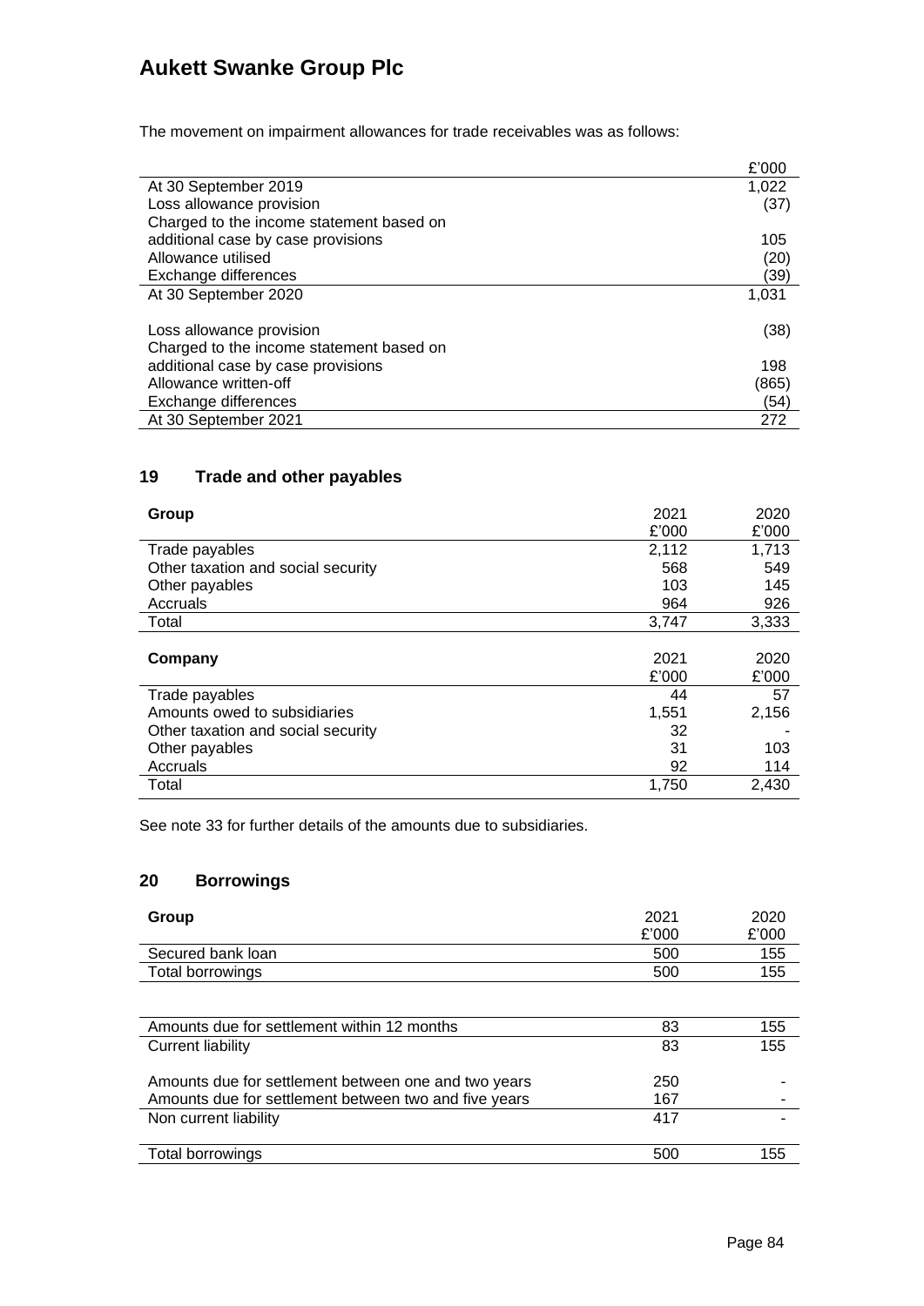The movement on impairment allowances for trade receivables was as follows:

| | £'000 |
|---|---|
| At 30 September 2019 | 1,022 |
| Loss allowance provision | (37) |
| Charged to the income statement based on additional case by case provisions | 105 |
| Allowance utilised | (20) |
| Exchange differences | (39) |
| At 30 September 2020 | 1,031 |
| | |
| Loss allowance provision | (38) |
| Charged to the income statement based on additional case by case provisions | 198 |
| Allowance written-off | (865) |
| Exchange differences | (54) |
| At 30 September 2021 | 272 |

## 19 Trade and other payables

| **Group** | 2021<br>£'000 | 2020<br>£'000 |
|---|---|---|
| Trade payables | 2,112 | 1,713 |
| Other taxation and social security | 568 | 549 |
| Other payables | 103 | 145 |
| Accruals | 964 | 926 |
| Total | 3,747 | 3,333 |

| **Company** | 2021<br>£'000 | 2020<br>£'000 |
|---|---|---|
| Trade payables | 44 | 57 |
| Amounts owed to subsidiaries | 1,551 | 2,156 |
| Other taxation and social security | 32 | - |
| Other payables | 31 | 103 |
| Accruals | 92 | 114 |
| Total | 1,750 | 2,430 |

See note 33 for further details of the amounts due to subsidiaries.

## 20 Borrowings

| **Group** | 2021<br>£'000 | 2020<br>£'000 |
|---|---|---|
| Secured bank loan | 500 | 155 |
| Total borrowings | 500 | 155 |

| | | |
|---|---|---|
| Amounts due for settlement within 12 months | 83 | 155 |
| Current liability | 83 | 155 |
| | | |
| Amounts due for settlement between one and two years | 250 | - |
| Amounts due for settlement between two and five years | 167 | - |
| Non current liability | 417 | - |
| | | |
| Total borrowings | 500 | 155 |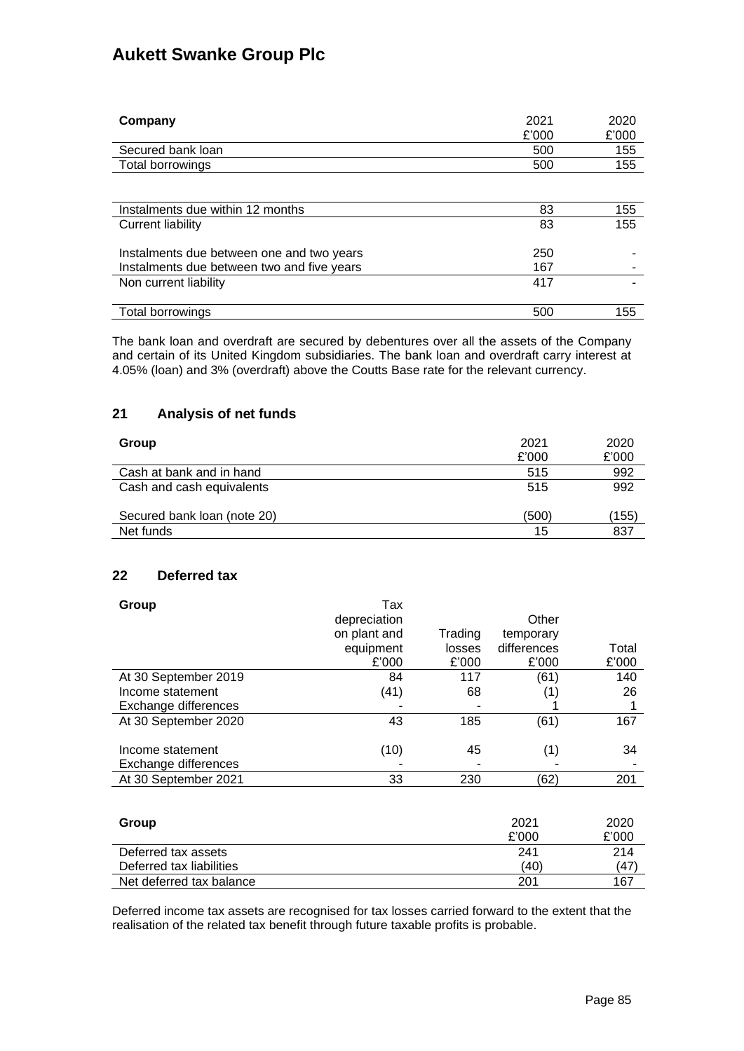| Company | 2021 | 2020 |
|---|---|---|
| | £'000 | £'000 |
| Secured bank loan | 500 | 155 |
| Total borrowings | 500 | 155 |
| | | |
| Instalments due within 12 months | 83 | 155 |
| Current liability | 83 | 155 |
| | | |
| Instalments due between one and two years | 250 | - |
| Instalments due between two and five years | 167 | - |
| Non current liability | 417 | - |
| | | |
| Total borrowings | 500 | 155 |

The bank loan and overdraft are secured by debentures over all the assets of the Company and certain of its United Kingdom subsidiaries. The bank loan and overdraft carry interest at 4.05% (loan) and 3% (overdraft) above the Coutts Base rate for the relevant currency.

## 21 Analysis of net funds

| Group | 2021 | 2020 |
|---|---|---|
| | £'000 | £'000 |
| Cash at bank and in hand | 515 | 992 |
| Cash and cash equivalents | 515 | 992 |
| | | |
| Secured bank loan (note 20) | (500) | (155) |
| Net funds | 15 | 837 |

## 22 Deferred tax

| Group | Tax depreciation on plant and equipment | Trading losses | Other temporary differences | Total |
|---|---|---|---|---|
| | £'000 | £'000 | £'000 | £'000 |
| At 30 September 2019 | 84 | 117 | (61) | 140 |
| Income statement | (41) | 68 | (1) | 26 |
| Exchange differences | - | - | 1 | 1 |
| At 30 September 2020 | 43 | 185 | (61) | 167 |
| | | | | |
| Income statement | (10) | 45 | (1) | 34 |
| Exchange differences | - | - | - | - |
| At 30 September 2021 | 33 | 230 | (62) | 201 |

| Group | 2021 | 2020 |
|---|---|---|
| | £'000 | £'000 |
| Deferred tax assets | 241 | 214 |
| Deferred tax liabilities | (40) | (47) |
| Net deferred tax balance | 201 | 167 |

Deferred income tax assets are recognised for tax losses carried forward to the extent that the realisation of the related tax benefit through future taxable profits is probable.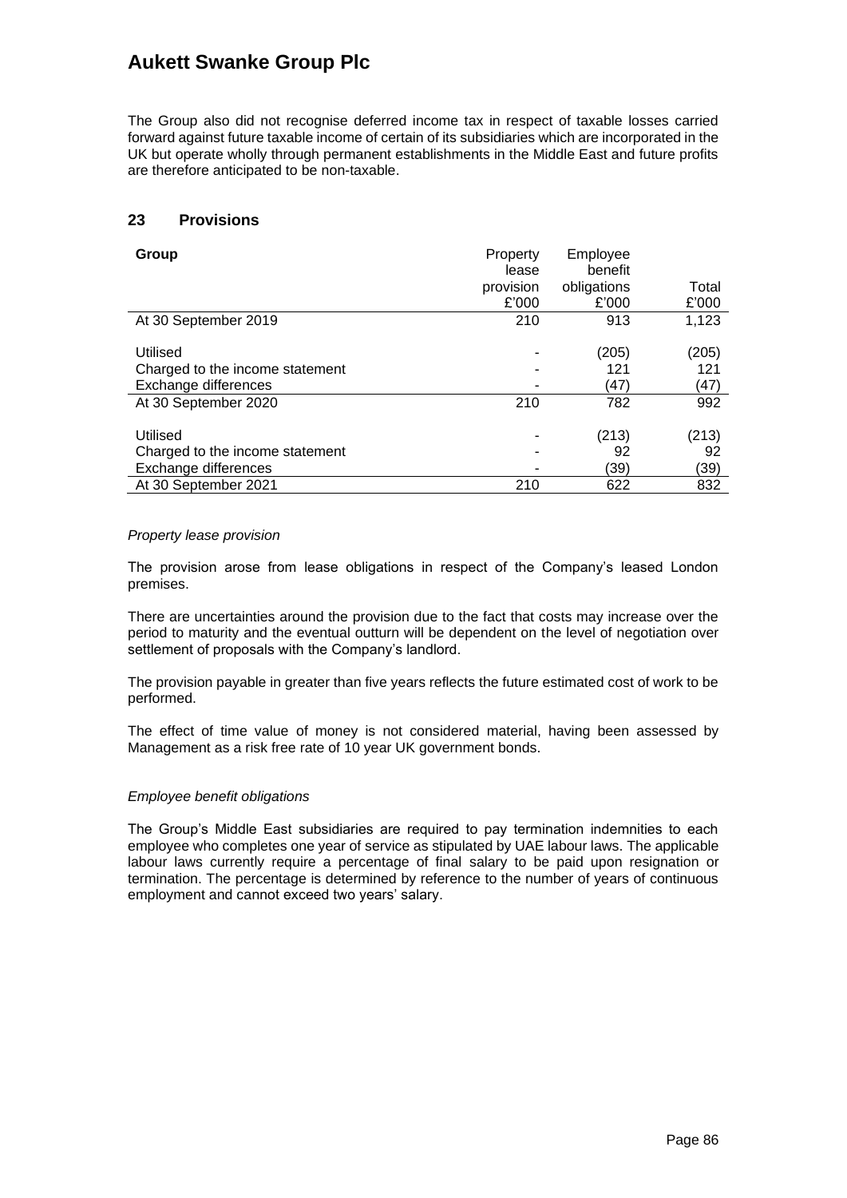The Group also did not recognise deferred income tax in respect of taxable losses carried forward against future taxable income of certain of its subsidiaries which are incorporated in the UK but operate wholly through permanent establishments in the Middle East and future profits are therefore anticipated to be non-taxable.

## 23 Provisions

| Group | Property lease provision £'000 | Employee benefit obligations £'000 | Total £'000 |
|---|---|---|---|
| At 30 September 2019 | 210 | 913 | 1,123 |
| Utilised | - | (205) | (205) |
| Charged to the income statement | - | 121 | 121 |
| Exchange differences | - | (47) | (47) |
| At 30 September 2020 | 210 | 782 | 992 |
| Utilised | - | (213) | (213) |
| Charged to the income statement | - | 92 | 92 |
| Exchange differences | - | (39) | (39) |
| At 30 September 2021 | 210 | 622 | 832 |

*Property lease provision*

The provision arose from lease obligations in respect of the Company's leased London premises.

There are uncertainties around the provision due to the fact that costs may increase over the period to maturity and the eventual outturn will be dependent on the level of negotiation over settlement of proposals with the Company's landlord.

The provision payable in greater than five years reflects the future estimated cost of work to be performed.

The effect of time value of money is not considered material, having been assessed by Management as a risk free rate of 10 year UK government bonds.

*Employee benefit obligations*

The Group's Middle East subsidiaries are required to pay termination indemnities to each employee who completes one year of service as stipulated by UAE labour laws. The applicable labour laws currently require a percentage of final salary to be paid upon resignation or termination. The percentage is determined by reference to the number of years of continuous employment and cannot exceed two years' salary.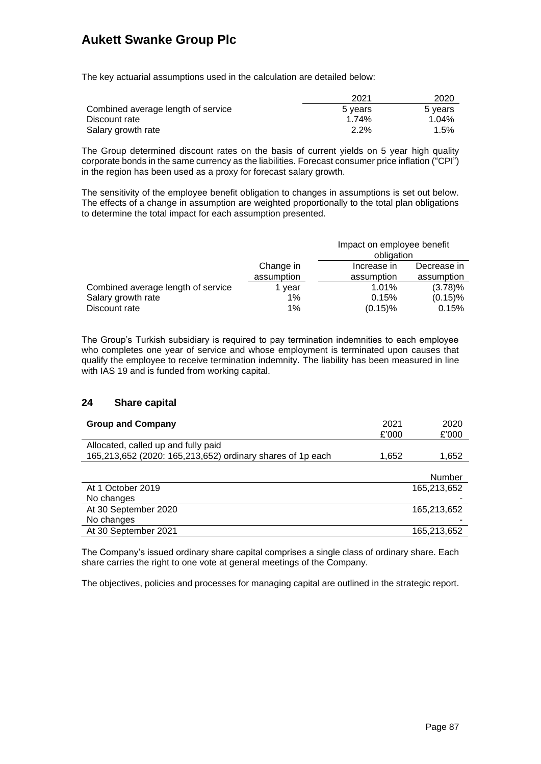The key actuarial assumptions used in the calculation are detailed below:

| | 2021 | 2020 |
|---|---|---|
| Combined average length of service | 5 years | 5 years |
| Discount rate | 1.74% | 1.04% |
| Salary growth rate | 2.2% | 1.5% |

The Group determined discount rates on the basis of current yields on 5 year high quality corporate bonds in the same currency as the liabilities. Forecast consumer price inflation ("CPI") in the region has been used as a proxy for forecast salary growth.

The sensitivity of the employee benefit obligation to changes in assumptions is set out below. The effects of a change in assumption are weighted proportionally to the total plan obligations to determine the total impact for each assumption presented.

| | | Impact on employee benefit obligation | |
|---|---|---|---|
| | Change in assumption | Increase in assumption | Decrease in assumption |
| Combined average length of service | 1 year | 1.01% | (3.78)% |
| Salary growth rate | 1% | 0.15% | (0.15)% |
| Discount rate | 1% | (0.15)% | 0.15% |

The Group's Turkish subsidiary is required to pay termination indemnities to each employee who completes one year of service and whose employment is terminated upon causes that qualify the employee to receive termination indemnity. The liability has been measured in line with IAS 19 and is funded from working capital.

## 24 Share capital

| **Group and Company** | 2021<br>£'000 | 2020<br>£'000 |
|---|---|---|
| Allocated, called up and fully paid | | |
| 165,213,652 (2020: 165,213,652) ordinary shares of 1p each | 1,652 | 1,652 |

| | Number |
|---|---|
| At 1 October 2019 | 165,213,652 |
| No changes | - |
| At 30 September 2020 | 165,213,652 |
| No changes | - |
| At 30 September 2021 | 165,213,652 |

The Company's issued ordinary share capital comprises a single class of ordinary share. Each share carries the right to one vote at general meetings of the Company.

The objectives, policies and processes for managing capital are outlined in the strategic report.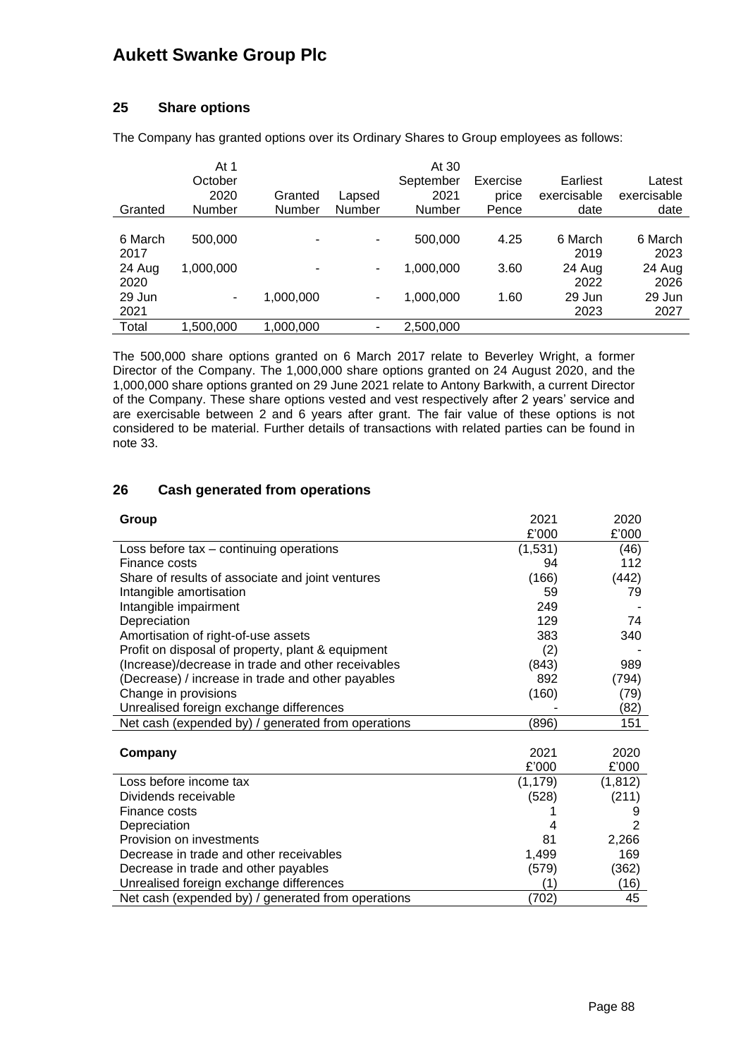## 25 Share options

The Company has granted options over its Ordinary Shares to Group employees as follows:

| Granted | At 1 October 2020 Number | Granted Number | Lapsed Number | At 30 September 2021 Number | Exercise price Pence | Earliest exercisable date | Latest exercisable date |
|---|---|---|---|---|---|---|---|
| 6 March 2017 | 500,000 | - | - | 500,000 | 4.25 | 6 March 2019 | 6 March 2023 |
| 24 Aug 2020 | 1,000,000 | - | - | 1,000,000 | 3.60 | 24 Aug 2022 | 24 Aug 2026 |
| 29 Jun 2021 | - | 1,000,000 | - | 1,000,000 | 1.60 | 29 Jun 2023 | 29 Jun 2027 |
| Total | 1,500,000 | 1,000,000 | - | 2,500,000 | | | |

The 500,000 share options granted on 6 March 2017 relate to Beverley Wright, a former Director of the Company. The 1,000,000 share options granted on 24 August 2020, and the 1,000,000 share options granted on 29 June 2021 relate to Antony Barkwith, a current Director of the Company. These share options vested and vest respectively after 2 years' service and are exercisable between 2 and 6 years after grant. The fair value of these options is not considered to be material. Further details of transactions with related parties can be found in note 33.

## 26 Cash generated from operations

| Group | 2021 £'000 | 2020 £'000 |
|---|---|---|
| Loss before tax – continuing operations | (1,531) | (46) |
| Finance costs | 94 | 112 |
| Share of results of associate and joint ventures | (166) | (442) |
| Intangible amortisation | 59 | 79 |
| Intangible impairment | 249 | - |
| Depreciation | 129 | 74 |
| Amortisation of right-of-use assets | 383 | 340 |
| Profit on disposal of property, plant & equipment | (2) | - |
| (Increase)/decrease in trade and other receivables | (843) | 989 |
| (Decrease) / increase in trade and other payables | 892 | (794) |
| Change in provisions | (160) | (79) |
| Unrealised foreign exchange differences | - | (82) |
| Net cash (expended by) / generated from operations | (896) | 151 |

| Company | 2021 £'000 | 2020 £'000 |
|---|---|---|
| Loss before income tax | (1,179) | (1,812) |
| Dividends receivable | (528) | (211) |
| Finance costs | 1 | 9 |
| Depreciation | 4 | 2 |
| Provision on investments | 81 | 2,266 |
| Decrease in trade and other receivables | 1,499 | 169 |
| Decrease in trade and other payables | (579) | (362) |
| Unrealised foreign exchange differences | (1) | (16) |
| Net cash (expended by) / generated from operations | (702) | 45 |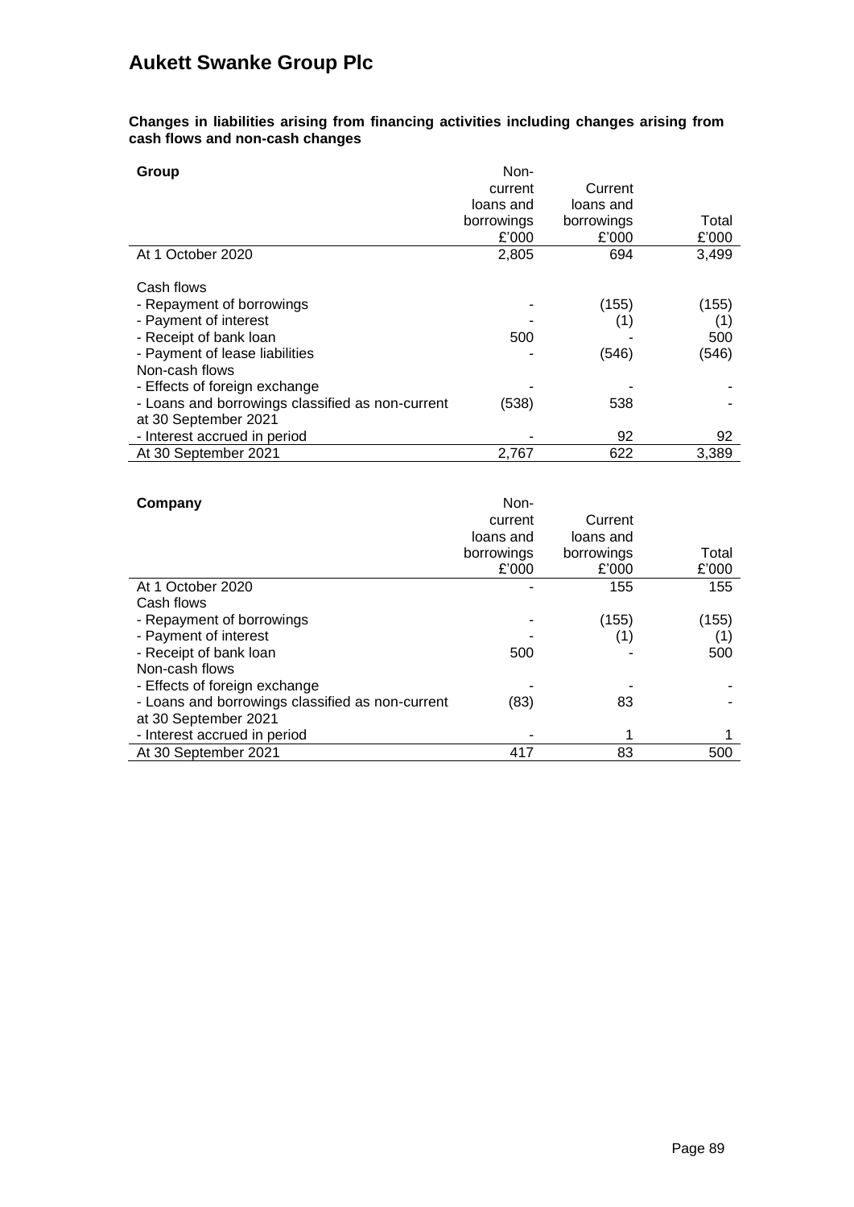# Aukett Swanke Group Plc

**Changes in liabilities arising from financing activities including changes arising from cash flows and non-cash changes**

| **Group** | Non-current loans and borrowings £'000 | Current loans and borrowings £'000 | Total £'000 |
|---|---|---|---|
| At 1 October 2020 | 2,805 | 694 | 3,499 |
| Cash flows | | | |
| - Repayment of borrowings | - | (155) | (155) |
| - Payment of interest | - | (1) | (1) |
| - Receipt of bank loan | 500 | - | 500 |
| - Payment of lease liabilities | - | (546) | (546) |
| Non-cash flows | | | |
| - Effects of foreign exchange | - | - | - |
| - Loans and borrowings classified as non-current at 30 September 2021 | (538) | 538 | - |
| - Interest accrued in period | - | 92 | 92 |
| At 30 September 2021 | 2,767 | 622 | 3,389 |

| **Company** | Non-current loans and borrowings £'000 | Current loans and borrowings £'000 | Total £'000 |
|---|---|---|---|
| At 1 October 2020 | - | 155 | 155 |
| Cash flows | | | |
| - Repayment of borrowings | - | (155) | (155) |
| - Payment of interest | - | (1) | (1) |
| - Receipt of bank loan | 500 | - | 500 |
| Non-cash flows | | | |
| - Effects of foreign exchange | - | - | - |
| - Loans and borrowings classified as non-current at 30 September 2021 | (83) | 83 | - |
| - Interest accrued in period | - | 1 | 1 |
| At 30 September 2021 | 417 | 83 | 500 |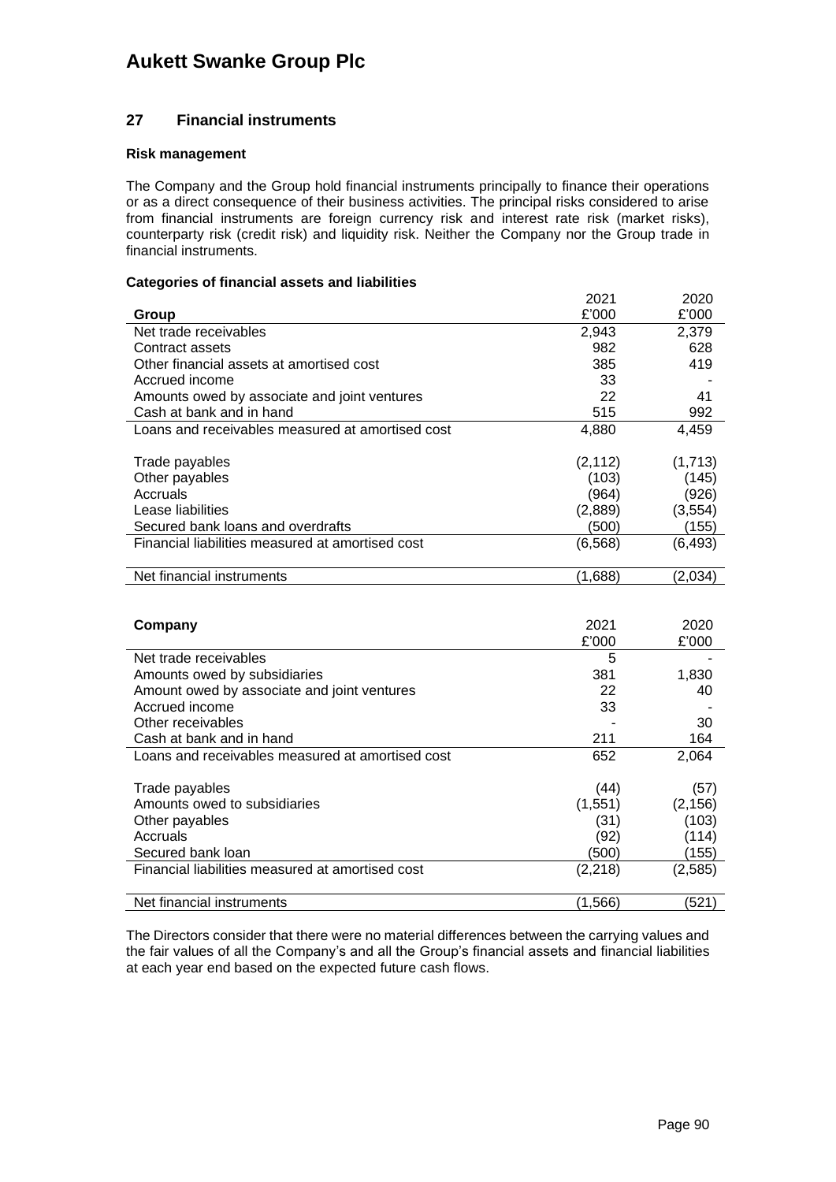## 27 Financial instruments

### Risk management

The Company and the Group hold financial instruments principally to finance their operations or as a direct consequence of their business activities. The principal risks considered to arise from financial instruments are foreign currency risk and interest rate risk (market risks), counterparty risk (credit risk) and liquidity risk. Neither the Company nor the Group trade in financial instruments.

### Categories of financial assets and liabilities

| Group | 2021 £'000 | 2020 £'000 |
|---|---|---|
| Net trade receivables | 2,943 | 2,379 |
| Contract assets | 982 | 628 |
| Other financial assets at amortised cost | 385 | 419 |
| Accrued income | 33 | - |
| Amounts owed by associate and joint ventures | 22 | 41 |
| Cash at bank and in hand | 515 | 992 |
| Loans and receivables measured at amortised cost | 4,880 | 4,459 |
| | | |
| Trade payables | (2,112) | (1,713) |
| Other payables | (103) | (145) |
| Accruals | (964) | (926) |
| Lease liabilities | (2,889) | (3,554) |
| Secured bank loans and overdrafts | (500) | (155) |
| Financial liabilities measured at amortised cost | (6,568) | (6,493) |
| | | |
| Net financial instruments | (1,688) | (2,034) |

| Company | 2021 £'000 | 2020 £'000 |
|---|---|---|
| Net trade receivables | 5 | - |
| Amounts owed by subsidiaries | 381 | 1,830 |
| Amount owed by associate and joint ventures | 22 | 40 |
| Accrued income | 33 | - |
| Other receivables | - | 30 |
| Cash at bank and in hand | 211 | 164 |
| Loans and receivables measured at amortised cost | 652 | 2,064 |
| | | |
| Trade payables | (44) | (57) |
| Amounts owed to subsidiaries | (1,551) | (2,156) |
| Other payables | (31) | (103) |
| Accruals | (92) | (114) |
| Secured bank loan | (500) | (155) |
| Financial liabilities measured at amortised cost | (2,218) | (2,585) |
| | | |
| Net financial instruments | (1,566) | (521) |

The Directors consider that there were no material differences between the carrying values and the fair values of all the Company's and all the Group's financial assets and financial liabilities at each year end based on the expected future cash flows.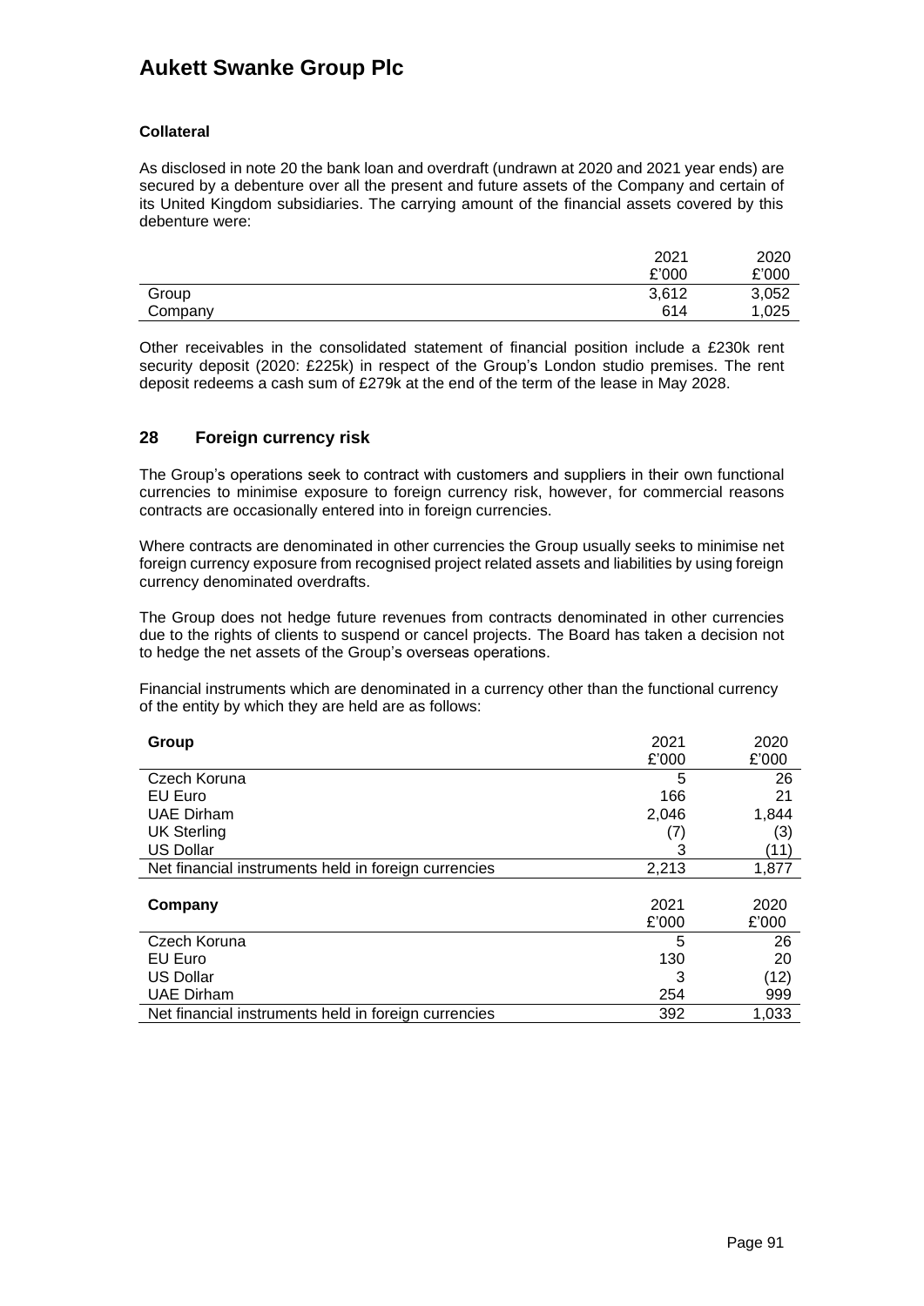### Collateral

As disclosed in note 20 the bank loan and overdraft (undrawn at 2020 and 2021 year ends) are secured by a debenture over all the present and future assets of the Company and certain of its United Kingdom subsidiaries. The carrying amount of the financial assets covered by this debenture were:

| | 2021 £'000 | 2020 £'000 |
|---|---|---|
| Group | 3,612 | 3,052 |
| Company | 614 | 1,025 |

Other receivables in the consolidated statement of financial position include a £230k rent security deposit (2020: £225k) in respect of the Group's London studio premises. The rent deposit redeems a cash sum of £279k at the end of the term of the lease in May 2028.

## 28 Foreign currency risk

The Group's operations seek to contract with customers and suppliers in their own functional currencies to minimise exposure to foreign currency risk, however, for commercial reasons contracts are occasionally entered into in foreign currencies.

Where contracts are denominated in other currencies the Group usually seeks to minimise net foreign currency exposure from recognised project related assets and liabilities by using foreign currency denominated overdrafts.

The Group does not hedge future revenues from contracts denominated in other currencies due to the rights of clients to suspend or cancel projects. The Board has taken a decision not to hedge the net assets of the Group's overseas operations.

Financial instruments which are denominated in a currency other than the functional currency of the entity by which they are held are as follows:

| **Group** | 2021 £'000 | 2020 £'000 |
|---|---|---|
| Czech Koruna | 5 | 26 |
| EU Euro | 166 | 21 |
| UAE Dirham | 2,046 | 1,844 |
| UK Sterling | (7) | (3) |
| US Dollar | 3 | (11) |
| Net financial instruments held in foreign currencies | 2,213 | 1,877 |

| **Company** | 2021 £'000 | 2020 £'000 |
|---|---|---|
| Czech Koruna | 5 | 26 |
| EU Euro | 130 | 20 |
| US Dollar | 3 | (12) |
| UAE Dirham | 254 | 999 |
| Net financial instruments held in foreign currencies | 392 | 1,033 |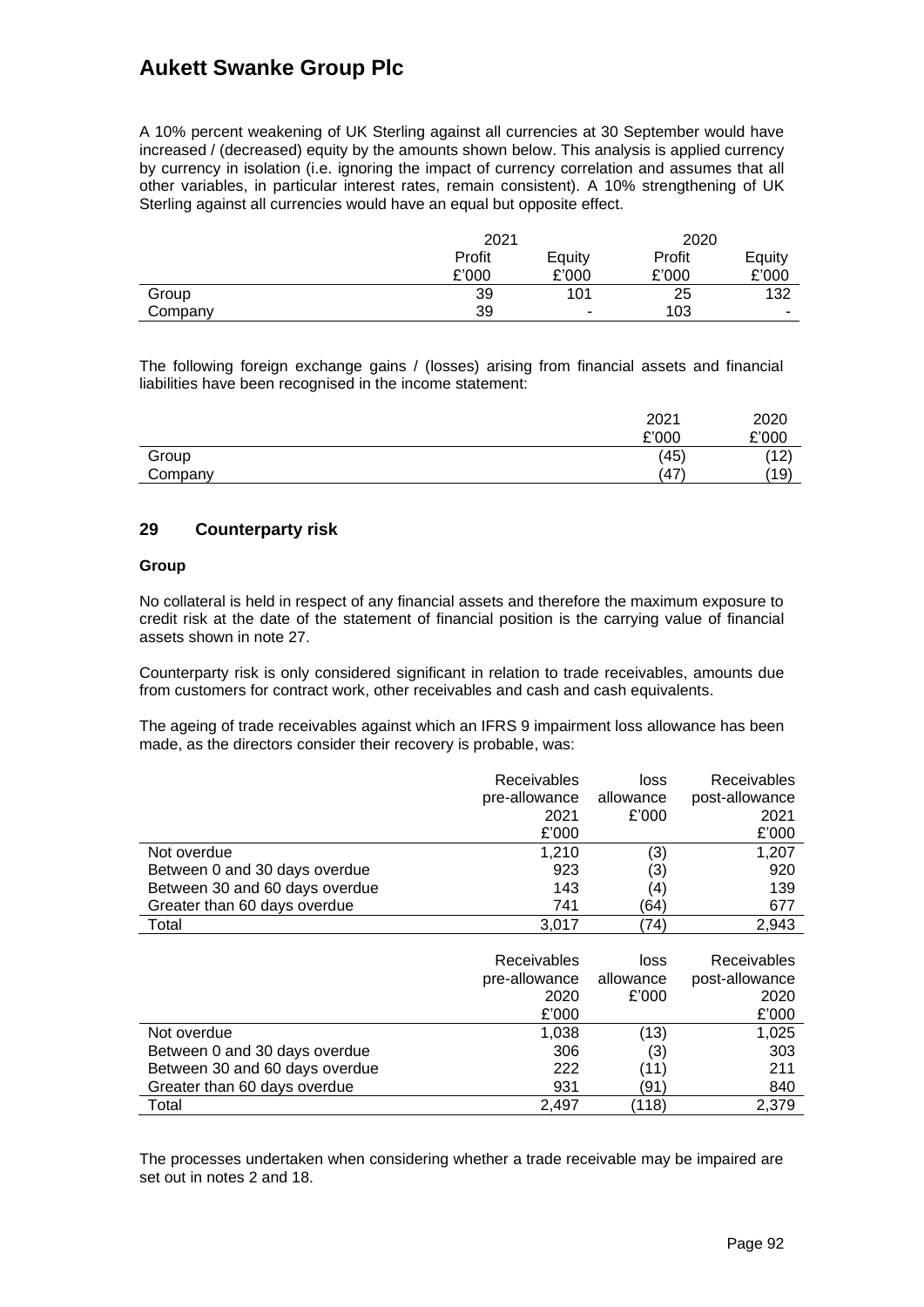A 10% percent weakening of UK Sterling against all currencies at 30 September would have increased / (decreased) equity by the amounts shown below. This analysis is applied currency by currency in isolation (i.e. ignoring the impact of currency correlation and assumes that all other variables, in particular interest rates, remain consistent). A 10% strengthening of UK Sterling against all currencies would have an equal but opposite effect.

| | 2021 | | 2020 | |
|---|---|---|---|---|
| | Profit £'000 | Equity £'000 | Profit £'000 | Equity £'000 |
| Group | 39 | 101 | 25 | 132 |
| Company | 39 | - | 103 | - |

The following foreign exchange gains / (losses) arising from financial assets and financial liabilities have been recognised in the income statement:

| | 2021 £'000 | 2020 £'000 |
|---|---|---|
| Group | (45) | (12) |
| Company | (47) | (19) |

## 29 Counterparty risk

**Group**

No collateral is held in respect of any financial assets and therefore the maximum exposure to credit risk at the date of the statement of financial position is the carrying value of financial assets shown in note 27.

Counterparty risk is only considered significant in relation to trade receivables, amounts due from customers for contract work, other receivables and cash and cash equivalents.

The ageing of trade receivables against which an IFRS 9 impairment loss allowance has been made, as the directors consider their recovery is probable, was:

| | Receivables pre-allowance 2021 £'000 | loss allowance £'000 | Receivables post-allowance 2021 £'000 |
|---|---|---|---|
| Not overdue | 1,210 | (3) | 1,207 |
| Between 0 and 30 days overdue | 923 | (3) | 920 |
| Between 30 and 60 days overdue | 143 | (4) | 139 |
| Greater than 60 days overdue | 741 | (64) | 677 |
| Total | 3,017 | (74) | 2,943 |

| | Receivables pre-allowance 2020 £'000 | loss allowance £'000 | Receivables post-allowance 2020 £'000 |
|---|---|---|---|
| Not overdue | 1,038 | (13) | 1,025 |
| Between 0 and 30 days overdue | 306 | (3) | 303 |
| Between 30 and 60 days overdue | 222 | (11) | 211 |
| Greater than 60 days overdue | 931 | (91) | 840 |
| Total | 2,497 | (118) | 2,379 |

The processes undertaken when considering whether a trade receivable may be impaired are set out in notes 2 and 18.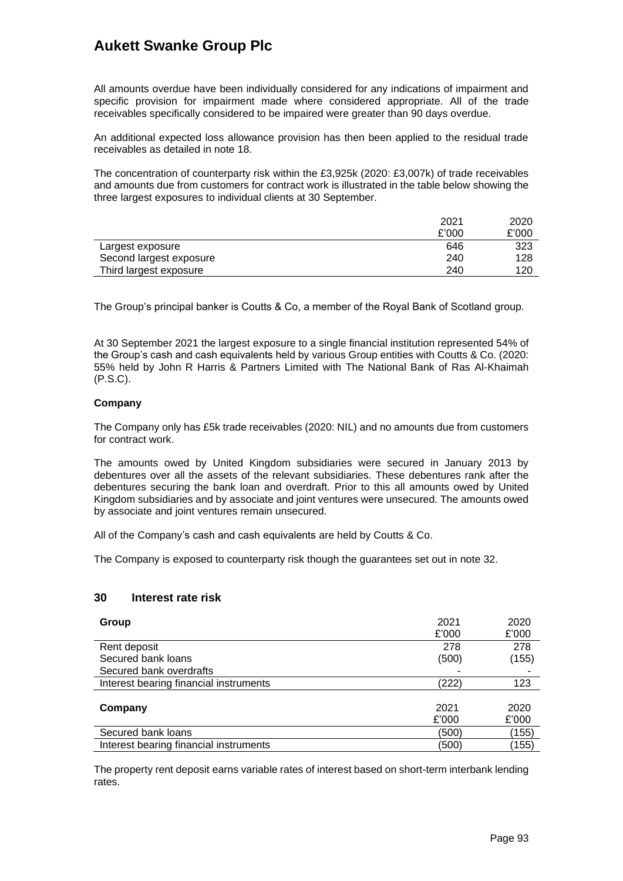All amounts overdue have been individually considered for any indications of impairment and specific provision for impairment made where considered appropriate. All of the trade receivables specifically considered to be impaired were greater than 90 days overdue.

An additional expected loss allowance provision has then been applied to the residual trade receivables as detailed in note 18.

The concentration of counterparty risk within the £3,925k (2020: £3,007k) of trade receivables and amounts due from customers for contract work is illustrated in the table below showing the three largest exposures to individual clients at 30 September.

| | 2021 £'000 | 2020 £'000 |
|---|---|---|
| Largest exposure | 646 | 323 |
| Second largest exposure | 240 | 128 |
| Third largest exposure | 240 | 120 |

The Group's principal banker is Coutts & Co, a member of the Royal Bank of Scotland group.

At 30 September 2021 the largest exposure to a single financial institution represented 54% of the Group's cash and cash equivalents held by various Group entities with Coutts & Co. (2020: 55% held by John R Harris & Partners Limited with The National Bank of Ras Al-Khaimah (P.S.C).

**Company**

The Company only has £5k trade receivables (2020: NIL) and no amounts due from customers for contract work.

The amounts owed by United Kingdom subsidiaries were secured in January 2013 by debentures over all the assets of the relevant subsidiaries. These debentures rank after the debentures securing the bank loan and overdraft. Prior to this all amounts owed by United Kingdom subsidiaries and by associate and joint ventures were unsecured. The amounts owed by associate and joint ventures remain unsecured.

All of the Company's cash and cash equivalents are held by Coutts & Co.

The Company is exposed to counterparty risk though the guarantees set out in note 32.

## 30 Interest rate risk

| Group | 2021 £'000 | 2020 £'000 |
|---|---|---|
| Rent deposit | 278 | 278 |
| Secured bank loans | (500) | (155) |
| Secured bank overdrafts | - | - |
| Interest bearing financial instruments | (222) | 123 |

| Company | 2021 £'000 | 2020 £'000 |
|---|---|---|
| Secured bank loans | (500) | (155) |
| Interest bearing financial instruments | (500) | (155) |

The property rent deposit earns variable rates of interest based on short-term interbank lending rates.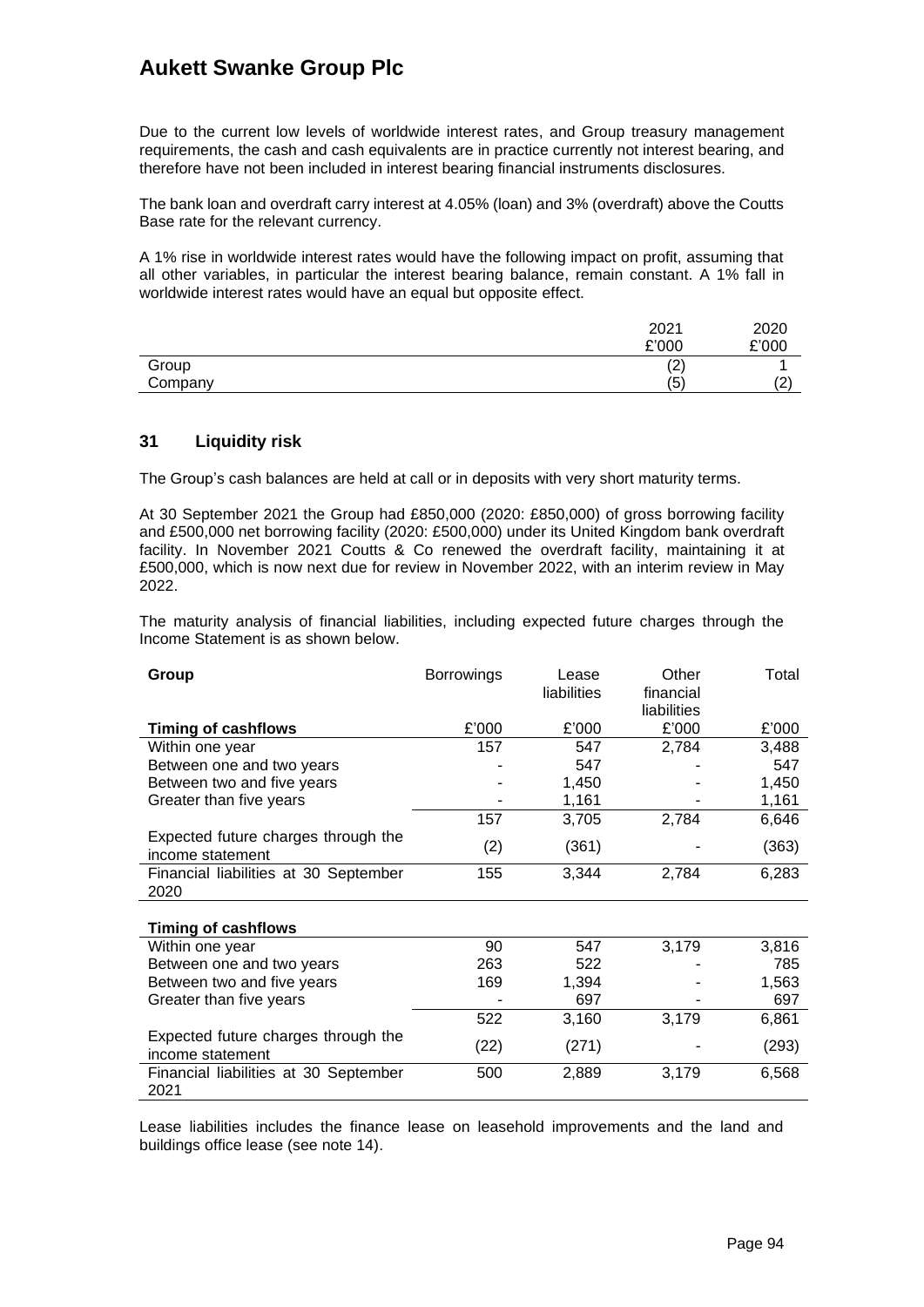Due to the current low levels of worldwide interest rates, and Group treasury management requirements, the cash and cash equivalents are in practice currently not interest bearing, and therefore have not been included in interest bearing financial instruments disclosures.

The bank loan and overdraft carry interest at 4.05% (loan) and 3% (overdraft) above the Coutts Base rate for the relevant currency.

A 1% rise in worldwide interest rates would have the following impact on profit, assuming that all other variables, in particular the interest bearing balance, remain constant. A 1% fall in worldwide interest rates would have an equal but opposite effect.

| | 2021 | 2020 |
|---|---|---|
| | £'000 | £'000 |
| Group | (2) | 1 |
| Company | (5) | (2) |

## 31 Liquidity risk

The Group's cash balances are held at call or in deposits with very short maturity terms.

At 30 September 2021 the Group had £850,000 (2020: £850,000) of gross borrowing facility and £500,000 net borrowing facility (2020: £500,000) under its United Kingdom bank overdraft facility. In November 2021 Coutts & Co renewed the overdraft facility, maintaining it at £500,000, which is now next due for review in November 2022, with an interim review in May 2022.

The maturity analysis of financial liabilities, including expected future charges through the Income Statement is as shown below.

| **Group** | Borrowings | Lease liabilities | Other financial liabilities | Total |
|---|---|---|---|---|
| **Timing of cashflows** | £'000 | £'000 | £'000 | £'000 |
| Within one year | 157 | 547 | 2,784 | 3,488 |
| Between one and two years | - | 547 | - | 547 |
| Between two and five years | - | 1,450 | - | 1,450 |
| Greater than five years | - | 1,161 | - | 1,161 |
| | 157 | 3,705 | 2,784 | 6,646 |
| Expected future charges through the income statement | (2) | (361) | - | (363) |
| Financial liabilities at 30 September 2020 | 155 | 3,344 | 2,784 | 6,283 |
| | | | | |
| **Timing of cashflows** | | | | |
| Within one year | 90 | 547 | 3,179 | 3,816 |
| Between one and two years | 263 | 522 | - | 785 |
| Between two and five years | 169 | 1,394 | - | 1,563 |
| Greater than five years | - | 697 | - | 697 |
| | 522 | 3,160 | 3,179 | 6,861 |
| Expected future charges through the income statement | (22) | (271) | - | (293) |
| Financial liabilities at 30 September 2021 | 500 | 2,889 | 3,179 | 6,568 |

Lease liabilities includes the finance lease on leasehold improvements and the land and buildings office lease (see note 14).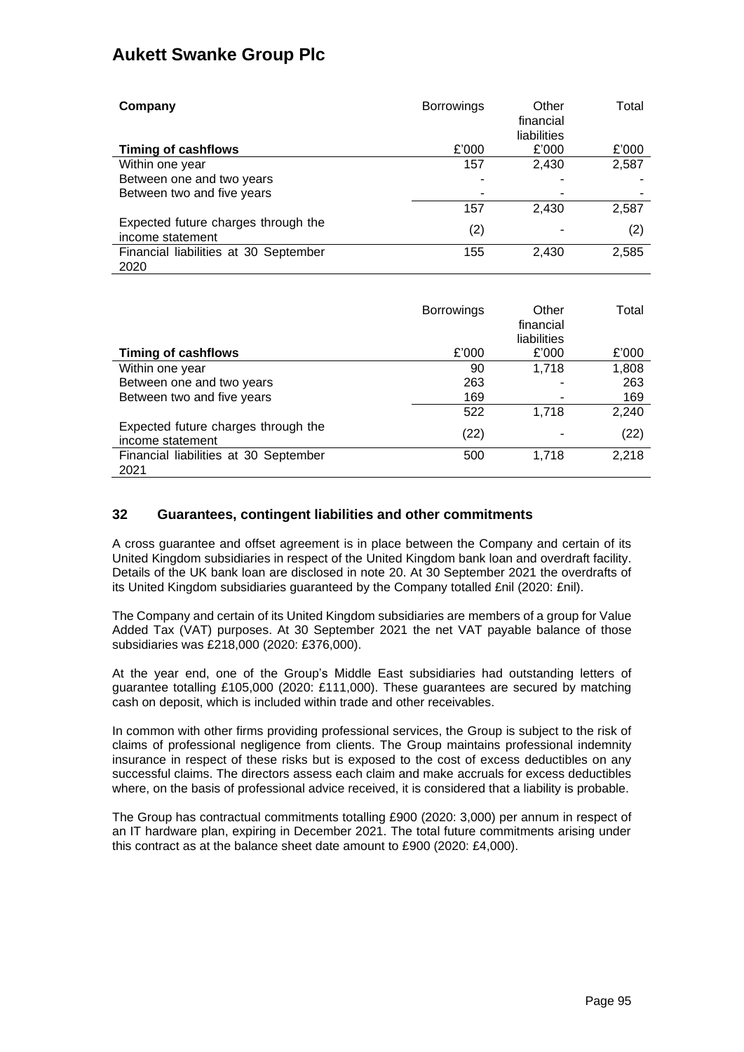**Company**

| Timing of cashflows | Borrowings £'000 | Other financial liabilities £'000 | Total £'000 |
|---|---|---|---|
| Within one year | 157 | 2,430 | 2,587 |
| Between one and two years | - | - | - |
| Between two and five years | - | - | - |
| | 157 | 2,430 | 2,587 |
| Expected future charges through the income statement | (2) | - | (2) |
| Financial liabilities at 30 September 2020 | 155 | 2,430 | 2,585 |

| Timing of cashflows | Borrowings £'000 | Other financial liabilities £'000 | Total £'000 |
|---|---|---|---|
| Within one year | 90 | 1,718 | 1,808 |
| Between one and two years | 263 | - | 263 |
| Between two and five years | 169 | - | 169 |
| | 522 | 1,718 | 2,240 |
| Expected future charges through the income statement | (22) | - | (22) |
| Financial liabilities at 30 September 2021 | 500 | 1,718 | 2,218 |

## 32 Guarantees, contingent liabilities and other commitments

A cross guarantee and offset agreement is in place between the Company and certain of its United Kingdom subsidiaries in respect of the United Kingdom bank loan and overdraft facility. Details of the UK bank loan are disclosed in note 20. At 30 September 2021 the overdrafts of its United Kingdom subsidiaries guaranteed by the Company totalled £nil (2020: £nil).

The Company and certain of its United Kingdom subsidiaries are members of a group for Value Added Tax (VAT) purposes. At 30 September 2021 the net VAT payable balance of those subsidiaries was £218,000 (2020: £376,000).

At the year end, one of the Group's Middle East subsidiaries had outstanding letters of guarantee totalling £105,000 (2020: £111,000). These guarantees are secured by matching cash on deposit, which is included within trade and other receivables.

In common with other firms providing professional services, the Group is subject to the risk of claims of professional negligence from clients. The Group maintains professional indemnity insurance in respect of these risks but is exposed to the cost of excess deductibles on any successful claims. The directors assess each claim and make accruals for excess deductibles where, on the basis of professional advice received, it is considered that a liability is probable.

The Group has contractual commitments totalling £900 (2020: 3,000) per annum in respect of an IT hardware plan, expiring in December 2021. The total future commitments arising under this contract as at the balance sheet date amount to £900 (2020: £4,000).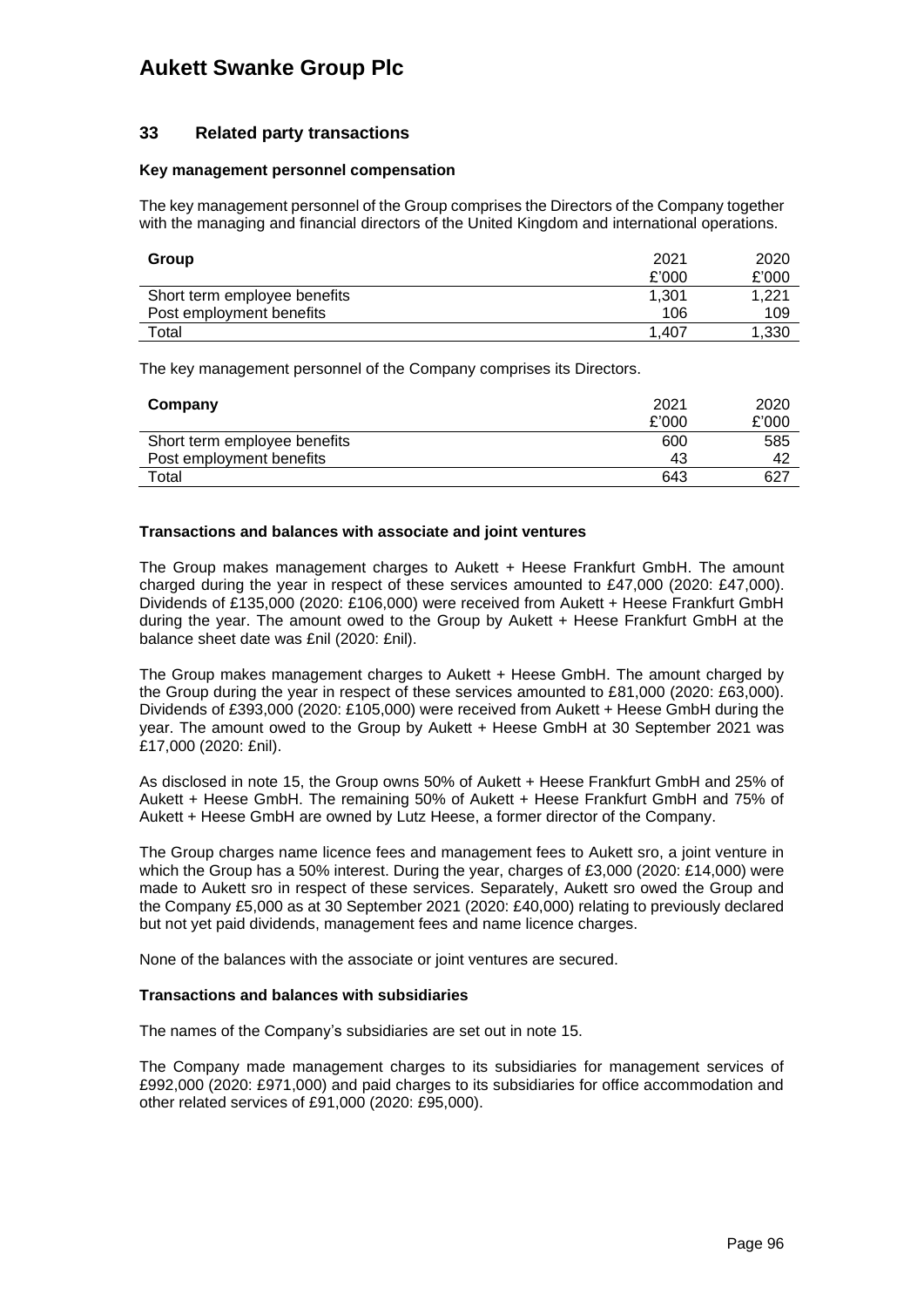## 33 Related party transactions

### Key management personnel compensation

The key management personnel of the Group comprises the Directors of the Company together with the managing and financial directors of the United Kingdom and international operations.

| Group | 2021 | 2020 |
| --- | --- | --- |
| | £'000 | £'000 |
| Short term employee benefits | 1,301 | 1,221 |
| Post employment benefits | 106 | 109 |
| Total | 1,407 | 1,330 |

The key management personnel of the Company comprises its Directors.

| Company | 2021 | 2020 |
| --- | --- | --- |
| | £'000 | £'000 |
| Short term employee benefits | 600 | 585 |
| Post employment benefits | 43 | 42 |
| Total | 643 | 627 |

### Transactions and balances with associate and joint ventures

The Group makes management charges to Aukett + Heese Frankfurt GmbH. The amount charged during the year in respect of these services amounted to £47,000 (2020: £47,000). Dividends of £135,000 (2020: £106,000) were received from Aukett + Heese Frankfurt GmbH during the year. The amount owed to the Group by Aukett + Heese Frankfurt GmbH at the balance sheet date was £nil (2020: £nil).

The Group makes management charges to Aukett + Heese GmbH. The amount charged by the Group during the year in respect of these services amounted to £81,000 (2020: £63,000). Dividends of £393,000 (2020: £105,000) were received from Aukett + Heese GmbH during the year. The amount owed to the Group by Aukett + Heese GmbH at 30 September 2021 was £17,000 (2020: £nil).

As disclosed in note 15, the Group owns 50% of Aukett + Heese Frankfurt GmbH and 25% of Aukett + Heese GmbH. The remaining 50% of Aukett + Heese Frankfurt GmbH and 75% of Aukett + Heese GmbH are owned by Lutz Heese, a former director of the Company.

The Group charges name licence fees and management fees to Aukett sro, a joint venture in which the Group has a 50% interest. During the year, charges of £3,000 (2020: £14,000) were made to Aukett sro in respect of these services. Separately, Aukett sro owed the Group and the Company £5,000 as at 30 September 2021 (2020: £40,000) relating to previously declared but not yet paid dividends, management fees and name licence charges.

None of the balances with the associate or joint ventures are secured.

### Transactions and balances with subsidiaries

The names of the Company's subsidiaries are set out in note 15.

The Company made management charges to its subsidiaries for management services of £992,000 (2020: £971,000) and paid charges to its subsidiaries for office accommodation and other related services of £91,000 (2020: £95,000).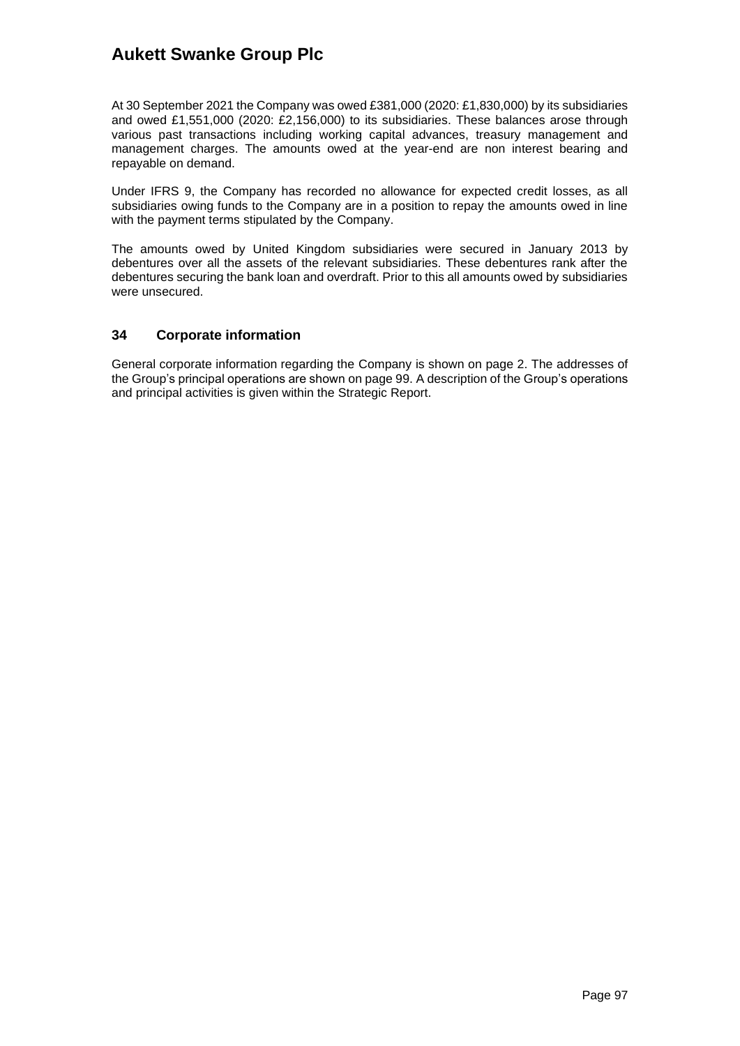At 30 September 2021 the Company was owed £381,000 (2020: £1,830,000) by its subsidiaries and owed £1,551,000 (2020: £2,156,000) to its subsidiaries. These balances arose through various past transactions including working capital advances, treasury management and management charges. The amounts owed at the year-end are non interest bearing and repayable on demand.

Under IFRS 9, the Company has recorded no allowance for expected credit losses, as all subsidiaries owing funds to the Company are in a position to repay the amounts owed in line with the payment terms stipulated by the Company.

The amounts owed by United Kingdom subsidiaries were secured in January 2013 by debentures over all the assets of the relevant subsidiaries. These debentures rank after the debentures securing the bank loan and overdraft. Prior to this all amounts owed by subsidiaries were unsecured.

## 34 Corporate information

General corporate information regarding the Company is shown on page 2. The addresses of the Group's principal operations are shown on page 99. A description of the Group's operations and principal activities is given within the Strategic Report.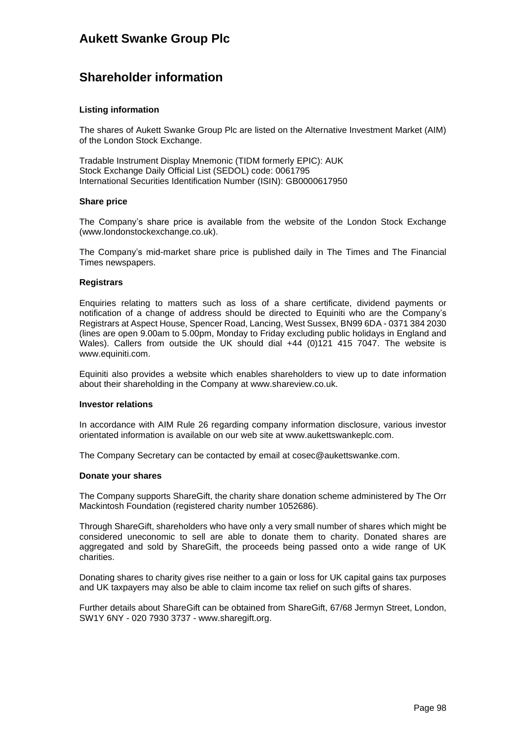# Aukett Swanke Group Plc

## Shareholder information

### Listing information

The shares of Aukett Swanke Group Plc are listed on the Alternative Investment Market (AIM) of the London Stock Exchange.

Tradable Instrument Display Mnemonic (TIDM formerly EPIC): AUK
Stock Exchange Daily Official List (SEDOL) code: 0061795
International Securities Identification Number (ISIN): GB0000617950

### Share price

The Company's share price is available from the website of the London Stock Exchange (www.londonstockexchange.co.uk).

The Company's mid-market share price is published daily in The Times and The Financial Times newspapers.

### Registrars

Enquiries relating to matters such as loss of a share certificate, dividend payments or notification of a change of address should be directed to Equiniti who are the Company's Registrars at Aspect House, Spencer Road, Lancing, West Sussex, BN99 6DA - 0371 384 2030 (lines are open 9.00am to 5.00pm, Monday to Friday excluding public holidays in England and Wales). Callers from outside the UK should dial +44 (0)121 415 7047. The website is www.equiniti.com.

Equiniti also provides a website which enables shareholders to view up to date information about their shareholding in the Company at www.shareview.co.uk.

### Investor relations

In accordance with AIM Rule 26 regarding company information disclosure, various investor orientated information is available on our web site at www.aukettswankeplc.com.

The Company Secretary can be contacted by email at cosec@aukettswanke.com.

### Donate your shares

The Company supports ShareGift, the charity share donation scheme administered by The Orr Mackintosh Foundation (registered charity number 1052686).

Through ShareGift, shareholders who have only a very small number of shares which might be considered uneconomic to sell are able to donate them to charity. Donated shares are aggregated and sold by ShareGift, the proceeds being passed onto a wide range of UK charities.

Donating shares to charity gives rise neither to a gain or loss for UK capital gains tax purposes and UK taxpayers may also be able to claim income tax relief on such gifts of shares.

Further details about ShareGift can be obtained from ShareGift, 67/68 Jermyn Street, London, SW1Y 6NY - 020 7930 3737 - www.sharegift.org.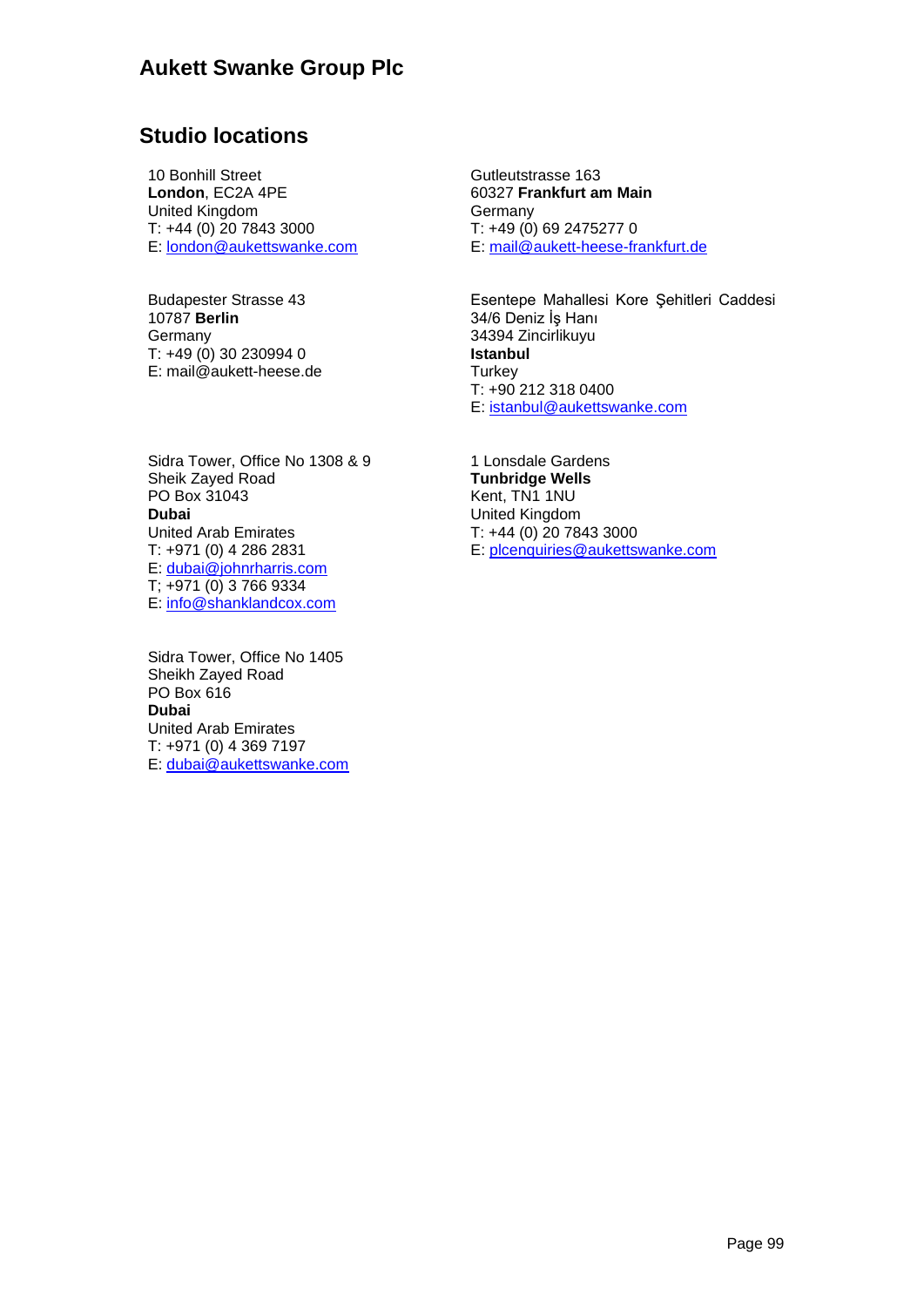# Aukett Swanke Group Plc

## Studio locations

10 Bonhill Street
**London**, EC2A 4PE
United Kingdom
T: +44 (0) 20 7843 3000
E: london@aukettswanke.com

Budapester Strasse 43
10787 **Berlin**
Germany
T: +49 (0) 30 230994 0
E: mail@aukett-heese.de

Sidra Tower, Office No 1308 & 9
Sheik Zayed Road
PO Box 31043
**Dubai**
United Arab Emirates
T: +971 (0) 4 286 2831
E: dubai@johnrharris.com
T; +971 (0) 3 766 9334
E: info@shanklandcox.com

Sidra Tower, Office No 1405
Sheikh Zayed Road
PO Box 616
**Dubai**
United Arab Emirates
T: +971 (0) 4 369 7197
E: dubai@aukettswanke.com

Gutleutstrasse 163
60327 **Frankfurt am Main**
Germany
T: +49 (0) 69 2475277 0
E: mail@aukett-heese-frankfurt.de

Esentepe Mahallesi Kore Şehitleri Caddesi
34/6 Deniz İş Hanı
34394 Zincirlikuyu
**Istanbul**
Turkey
T: +90 212 318 0400
E: istanbul@aukettswanke.com

1 Lonsdale Gardens
**Tunbridge Wells**
Kent, TN1 1NU
United Kingdom
T: +44 (0) 20 7843 3000
E: plcenquiries@aukettswanke.com